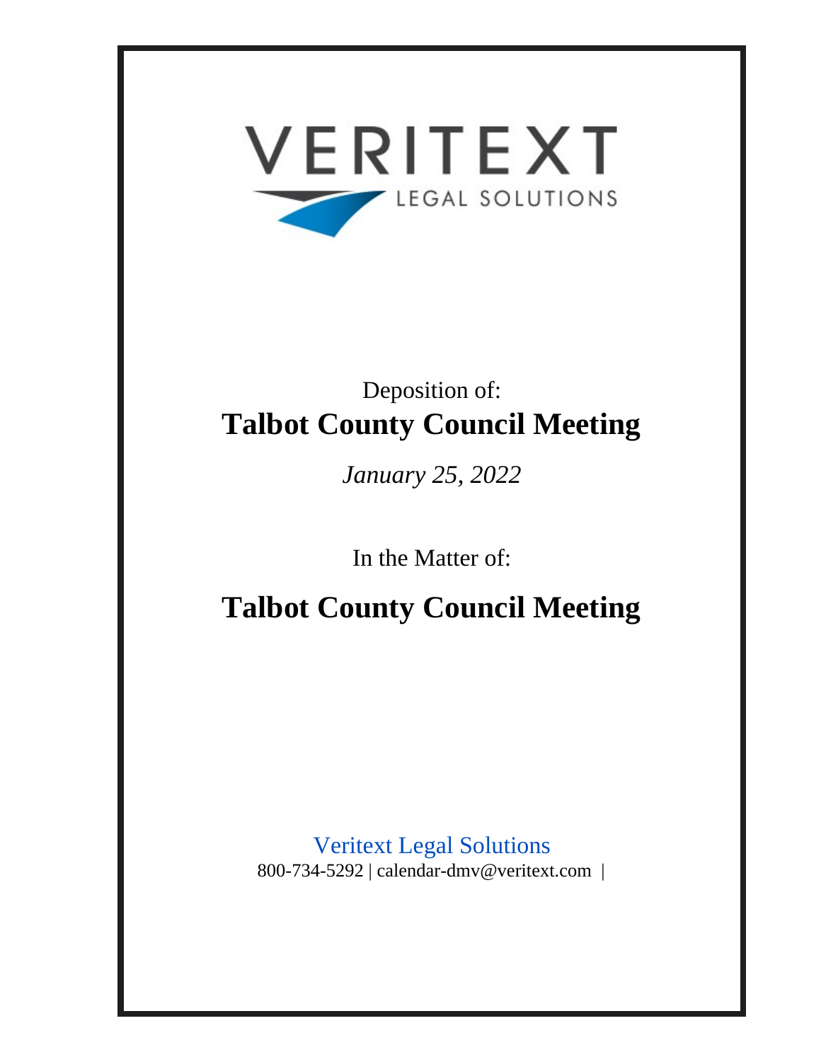VERITEXT
LEGAL SOLUTIONS

Deposition of:

# Talbot County Council Meeting

*January 25, 2022*

In the Matter of:

# Talbot County Council Meeting

Veritext Legal Solutions

800-734-5292 | calendar-dmv@veritext.com |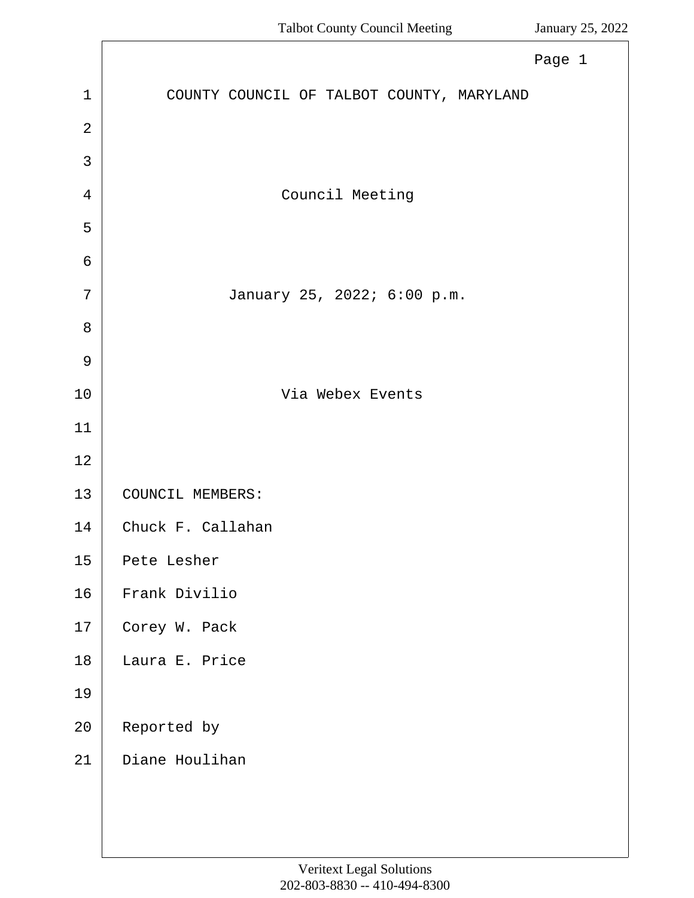COUNTY COUNCIL OF TALBOT COUNTY, MARYLAND

Council Meeting

January 25, 2022; 6:00 p.m.

Via Webex Events

COUNCIL MEMBERS:

Chuck F. Callahan

Pete Lesher

Frank Divilio

Corey W. Pack

Laura E. Price

Reported by

Diane Houlihan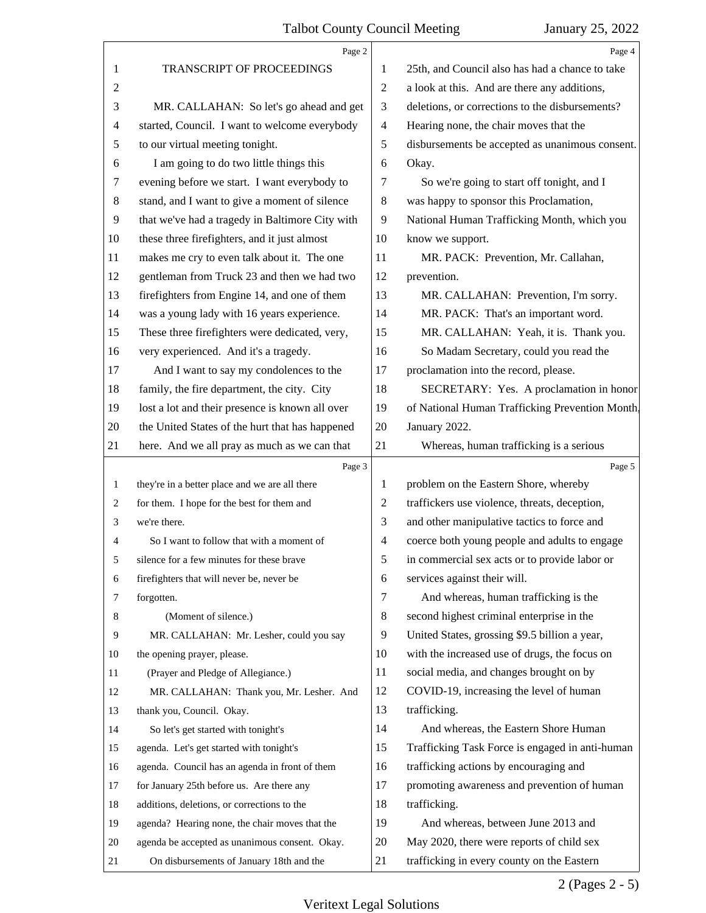## Page 2

TRANSCRIPT OF PROCEEDINGS

MR. CALLAHAN: So let's go ahead and get started, Council. I want to welcome everybody to our virtual meeting tonight.

I am going to do two little things this evening before we start. I want everybody to stand, and I want to give a moment of silence that we've had a tragedy in Baltimore City with these three firefighters, and it just almost makes me cry to even talk about it. The one gentleman from Truck 23 and then we had two firefighters from Engine 14, and one of them was a young lady with 16 years experience. These three firefighters were dedicated, very, very experienced. And it's a tragedy.

And I want to say my condolences to the family, the fire department, the city. City lost a lot and their presence is known all over the United States of the hurt that has happened here. And we all pray as much as we can that

## Page 3

they're in a better place and we are all there for them. I hope for the best for them and we're there.

So I want to follow that with a moment of silence for a few minutes for these brave firefighters that will never be, never be forgotten.

(Moment of silence.)

MR. CALLAHAN: Mr. Lesher, could you say the opening prayer, please.

(Prayer and Pledge of Allegiance.)

MR. CALLAHAN: Thank you, Mr. Lesher. And thank you, Council. Okay.

So let's get started with tonight's agenda. Let's get started with tonight's agenda. Council has an agenda in front of them for January 25th before us. Are there any additions, deletions, or corrections to the agenda? Hearing none, the chair moves that the agenda be accepted as unanimous consent. Okay.

On disbursements of January 18th and the

## Page 4

25th, and Council also has had a chance to take a look at this. And are there any additions, deletions, or corrections to the disbursements? Hearing none, the chair moves that the disbursements be accepted as unanimous consent. Okay.

So we're going to start off tonight, and I was happy to sponsor this Proclamation, National Human Trafficking Month, which you know we support.

MR. PACK: Prevention, Mr. Callahan, prevention.

MR. CALLAHAN: Prevention, I'm sorry.

MR. PACK: That's an important word.

MR. CALLAHAN: Yeah, it is. Thank you.

So Madam Secretary, could you read the proclamation into the record, please.

SECRETARY: Yes. A proclamation in honor of National Human Trafficking Prevention Month, January 2022.

Whereas, human trafficking is a serious

## Page 5

problem on the Eastern Shore, whereby traffickers use violence, threats, deception, and other manipulative tactics to force and coerce both young people and adults to engage in commercial sex acts or to provide labor or services against their will.

And whereas, human trafficking is the second highest criminal enterprise in the United States, grossing $9.5 billion a year, with the increased use of drugs, the focus on social media, and changes brought on by COVID-19, increasing the level of human trafficking.

And whereas, the Eastern Shore Human Trafficking Task Force is engaged in anti-human trafficking actions by encouraging and promoting awareness and prevention of human trafficking.

And whereas, between June 2013 and May 2020, there were reports of child sex trafficking in every county on the Eastern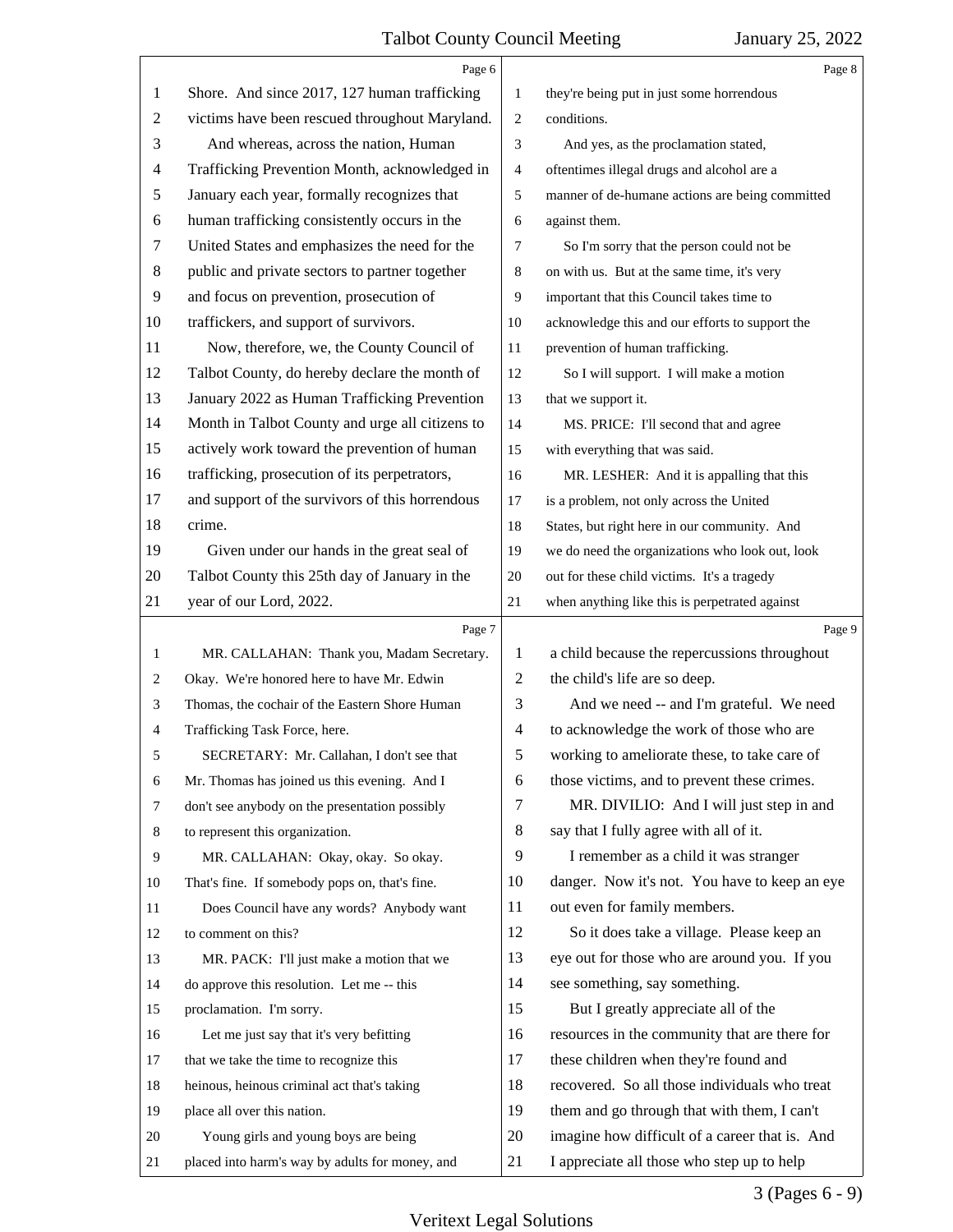Shore. And since 2017, 127 human trafficking victims have been rescued throughout Maryland.

And whereas, across the nation, Human Trafficking Prevention Month, acknowledged in January each year, formally recognizes that human trafficking consistently occurs in the United States and emphasizes the need for the public and private sectors to partner together and focus on prevention, prosecution of traffickers, and support of survivors.

Now, therefore, we, the County Council of Talbot County, do hereby declare the month of January 2022 as Human Trafficking Prevention Month in Talbot County and urge all citizens to actively work toward the prevention of human trafficking, prosecution of its perpetrators, and support of the survivors of this horrendous crime.

Given under our hands in the great seal of Talbot County this 25th day of January in the year of our Lord, 2022.

MR. CALLAHAN: Thank you, Madam Secretary. Okay. We're honored here to have Mr. Edwin Thomas, the cochair of the Eastern Shore Human Trafficking Task Force, here.

SECRETARY: Mr. Callahan, I don't see that Mr. Thomas has joined us this evening. And I don't see anybody on the presentation possibly to represent this organization.

MR. CALLAHAN: Okay, okay. So okay. That's fine. If somebody pops on, that's fine.

Does Council have any words? Anybody want to comment on this?

MR. PACK: I'll just make a motion that we do approve this resolution. Let me -- this proclamation. I'm sorry.

Let me just say that it's very befitting that we take the time to recognize this heinous, heinous criminal act that's taking place all over this nation.

Young girls and young boys are being placed into harm's way by adults for money, and they're being put in just some horrendous conditions.

And yes, as the proclamation stated, oftentimes illegal drugs and alcohol are a manner of de-humane actions are being committed against them.

So I'm sorry that the person could not be on with us. But at the same time, it's very important that this Council takes time to acknowledge this and our efforts to support the prevention of human trafficking.

So I will support. I will make a motion that we support it.

MS. PRICE: I'll second that and agree with everything that was said.

MR. LESHER: And it is appalling that this is a problem, not only across the United States, but right here in our community. And we do need the organizations who look out, look out for these child victims. It's a tragedy when anything like this is perpetrated against a child because the repercussions throughout the child's life are so deep.

And we need -- and I'm grateful. We need to acknowledge the work of those who are working to ameliorate these, to take care of those victims, and to prevent these crimes.

MR. DIVILIO: And I will just step in and say that I fully agree with all of it.

I remember as a child it was stranger danger. Now it's not. You have to keep an eye out even for family members.

So it does take a village. Please keep an eye out for those who are around you. If you see something, say something.

But I greatly appreciate all of the resources in the community that are there for these children when they're found and recovered. So all those individuals who treat them and go through that with them, I can't imagine how difficult of a career that is. And I appreciate all those who step up to help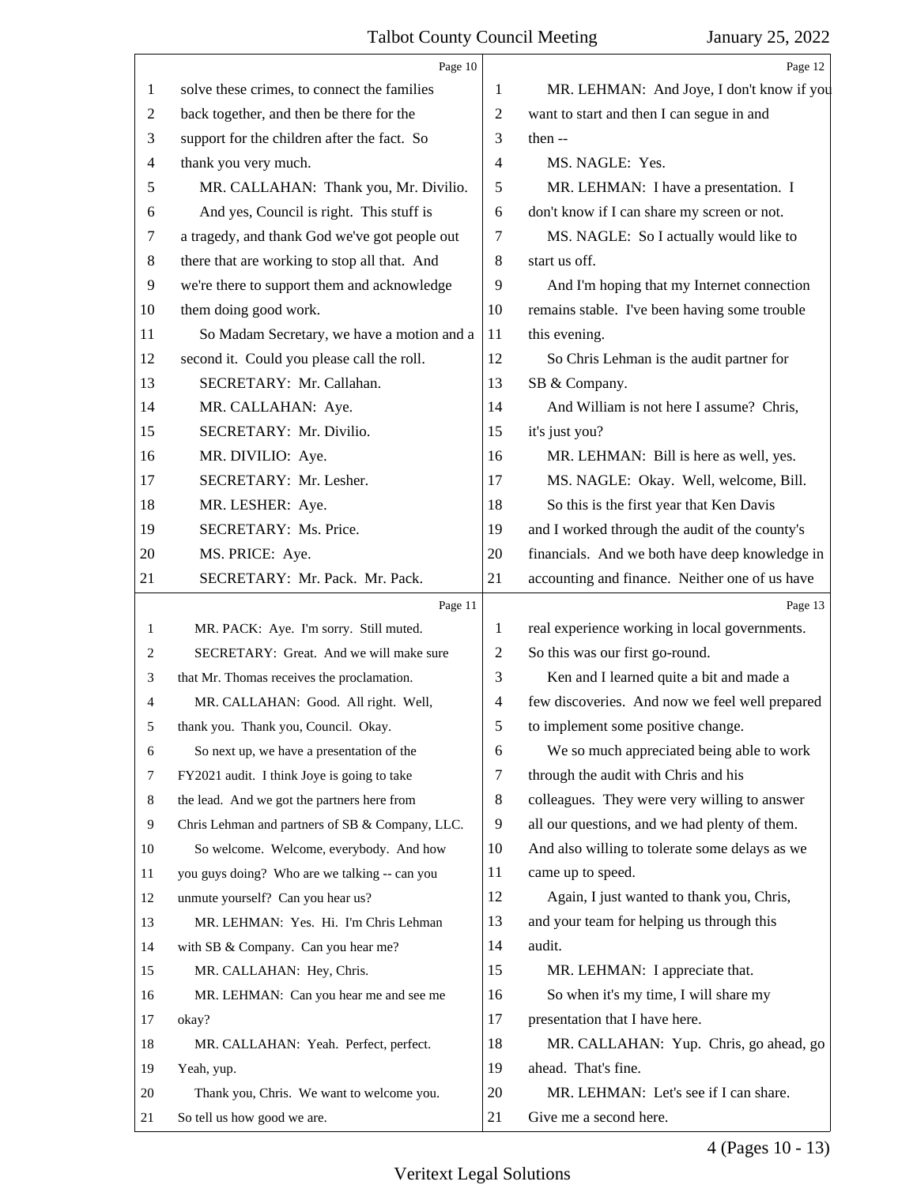Page 10

1 solve these crimes, to connect the families
2 back together, and then be there for the
3 support for the children after the fact. So
4 thank you very much.
5 MR. CALLAHAN: Thank you, Mr. Divilio.
6 And yes, Council is right. This stuff is
7 a tragedy, and thank God we've got people out
8 there that are working to stop all that. And
9 we're there to support them and acknowledge
10 them doing good work.
11 So Madam Secretary, we have a motion and a
12 second it. Could you please call the roll.
13 SECRETARY: Mr. Callahan.
14 MR. CALLAHAN: Aye.
15 SECRETARY: Mr. Divilio.
16 MR. DIVILIO: Aye.
17 SECRETARY: Mr. Lesher.
18 MR. LESHER: Aye.
19 SECRETARY: Ms. Price.
20 MS. PRICE: Aye.
21 SECRETARY: Mr. Pack. Mr. Pack.

Page 11

1 MR. PACK: Aye. I'm sorry. Still muted.
2 SECRETARY: Great. And we will make sure
3 that Mr. Thomas receives the proclamation.
4 MR. CALLAHAN: Good. All right. Well,
5 thank you. Thank you, Council. Okay.
6 So next up, we have a presentation of the
7 FY2021 audit. I think Joye is going to take
8 the lead. And we got the partners here from
9 Chris Lehman and partners of SB & Company, LLC.
10 So welcome. Welcome, everybody. And how
11 you guys doing? Who are we talking -- can you
12 unmute yourself? Can you hear us?
13 MR. LEHMAN: Yes. Hi. I'm Chris Lehman
14 with SB & Company. Can you hear me?
15 MR. CALLAHAN: Hey, Chris.
16 MR. LEHMAN: Can you hear me and see me
17 okay?
18 MR. CALLAHAN: Yeah. Perfect, perfect.
19 Yeah, yup.
20 Thank you, Chris. We want to welcome you.
21 So tell us how good we are.

Page 12

1 MR. LEHMAN: And Joye, I don't know if you
2 want to start and then I can segue in and
3 then --
4 MS. NAGLE: Yes.
5 MR. LEHMAN: I have a presentation. I
6 don't know if I can share my screen or not.
7 MS. NAGLE: So I actually would like to
8 start us off.
9 And I'm hoping that my Internet connection
10 remains stable. I've been having some trouble
11 this evening.
12 So Chris Lehman is the audit partner for
13 SB & Company.
14 And William is not here I assume? Chris,
15 it's just you?
16 MR. LEHMAN: Bill is here as well, yes.
17 MS. NAGLE: Okay. Well, welcome, Bill.
18 So this is the first year that Ken Davis
19 and I worked through the audit of the county's
20 financials. And we both have deep knowledge in
21 accounting and finance. Neither one of us have

Page 13

1 real experience working in local governments.
2 So this was our first go-round.
3 Ken and I learned quite a bit and made a
4 few discoveries. And now we feel well prepared
5 to implement some positive change.
6 We so much appreciated being able to work
7 through the audit with Chris and his
8 colleagues. They were very willing to answer
9 all our questions, and we had plenty of them.
10 And also willing to tolerate some delays as we
11 came up to speed.
12 Again, I just wanted to thank you, Chris,
13 and your team for helping us through this
14 audit.
15 MR. LEHMAN: I appreciate that.
16 So when it's my time, I will share my
17 presentation that I have here.
18 MR. CALLAHAN: Yup. Chris, go ahead, go
19 ahead. That's fine.
20 MR. LEHMAN: Let's see if I can share.
21 Give me a second here.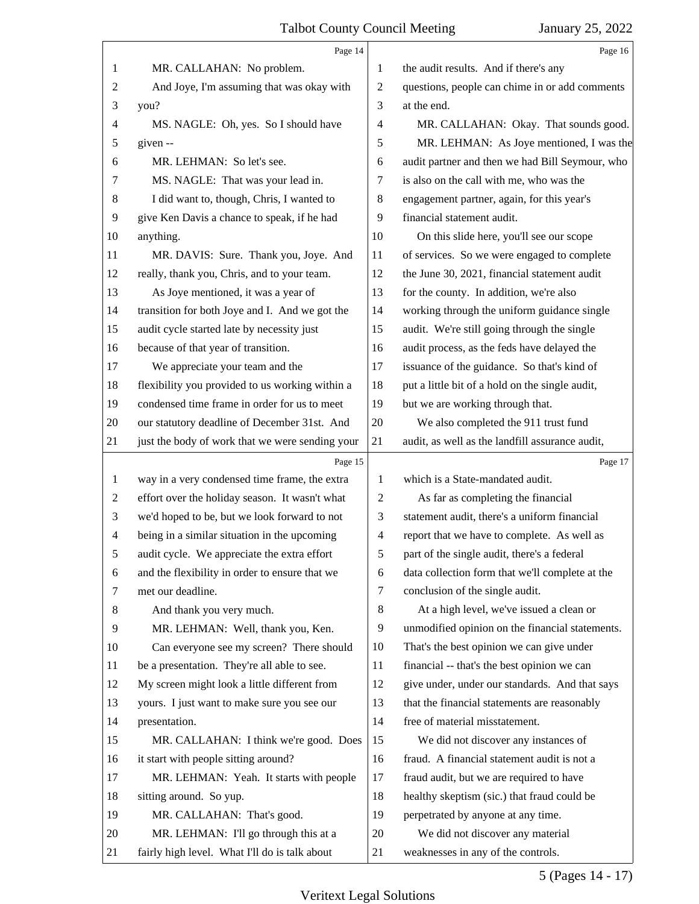Page 14

1 MR. CALLAHAN: No problem.
2 And Joye, I'm assuming that was okay with
3 you?
4 MS. NAGLE: Oh, yes. So I should have
5 given --
6 MR. LEHMAN: So let's see.
7 MS. NAGLE: That was your lead in.
8 I did want to, though, Chris, I wanted to
9 give Ken Davis a chance to speak, if he had
10 anything.
11 MR. DAVIS: Sure. Thank you, Joye. And
12 really, thank you, Chris, and to your team.
13 As Joye mentioned, it was a year of
14 transition for both Joye and I. And we got the
15 audit cycle started late by necessity just
16 because of that year of transition.
17 We appreciate your team and the
18 flexibility you provided to us working within a
19 condensed time frame in order for us to meet
20 our statutory deadline of December 31st. And
21 just the body of work that we were sending your

Page 15

1 way in a very condensed time frame, the extra
2 effort over the holiday season. It wasn't what
3 we'd hoped to be, but we look forward to not
4 being in a similar situation in the upcoming
5 audit cycle. We appreciate the extra effort
6 and the flexibility in order to ensure that we
7 met our deadline.
8 And thank you very much.
9 MR. LEHMAN: Well, thank you, Ken.
10 Can everyone see my screen? There should
11 be a presentation. They're all able to see.
12 My screen might look a little different from
13 yours. I just want to make sure you see our
14 presentation.
15 MR. CALLAHAN: I think we're good. Does
16 it start with people sitting around?
17 MR. LEHMAN: Yeah. It starts with people
18 sitting around. So yup.
19 MR. CALLAHAN: That's good.
20 MR. LEHMAN: I'll go through this at a
21 fairly high level. What I'll do is talk about

Page 16

1 the audit results. And if there's any
2 questions, people can chime in or add comments
3 at the end.
4 MR. CALLAHAN: Okay. That sounds good.
5 MR. LEHMAN: As Joye mentioned, I was the
6 audit partner and then we had Bill Seymour, who
7 is also on the call with me, who was the
8 engagement partner, again, for this year's
9 financial statement audit.
10 On this slide here, you'll see our scope
11 of services. So we were engaged to complete
12 the June 30, 2021, financial statement audit
13 for the county. In addition, we're also
14 working through the uniform guidance single
15 audit. We're still going through the single
16 audit process, as the feds have delayed the
17 issuance of the guidance. So that's kind of
18 put a little bit of a hold on the single audit,
19 but we are working through that.
20 We also completed the 911 trust fund
21 audit, as well as the landfill assurance audit,

Page 17

1 which is a State-mandated audit.
2 As far as completing the financial
3 statement audit, there's a uniform financial
4 report that we have to complete. As well as
5 part of the single audit, there's a federal
6 data collection form that we'll complete at the
7 conclusion of the single audit.
8 At a high level, we've issued a clean or
9 unmodified opinion on the financial statements.
10 That's the best opinion we can give under
11 financial -- that's the best opinion we can
12 give under, under our standards. And that says
13 that the financial statements are reasonably
14 free of material misstatement.
15 We did not discover any instances of
16 fraud. A financial statement audit is not a
17 fraud audit, but we are required to have
18 healthy skeptism (sic.) that fraud could be
19 perpetrated by anyone at any time.
20 We did not discover any material
21 weaknesses in any of the controls.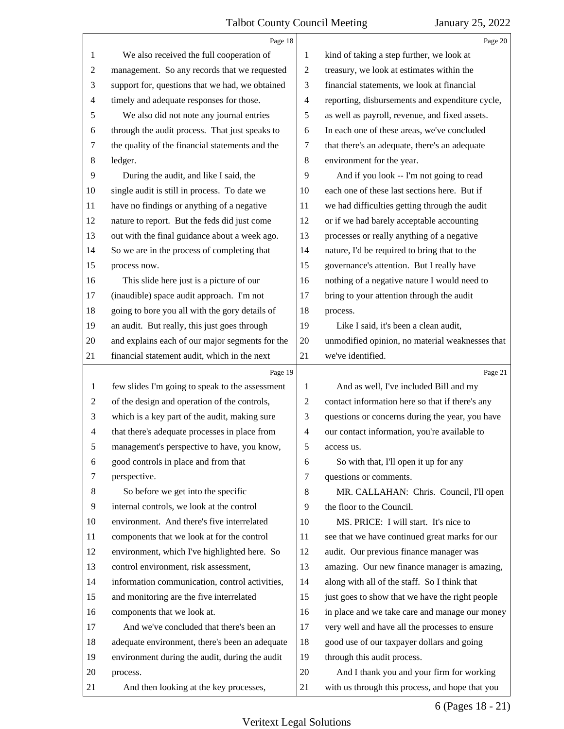Page 18

1 We also received the full cooperation of
2 management. So any records that we requested
3 support for, questions that we had, we obtained
4 timely and adequate responses for those.
5 We also did not note any journal entries
6 through the audit process. That just speaks to
7 the quality of the financial statements and the
8 ledger.
9 During the audit, and like I said, the
10 single audit is still in process. To date we
11 have no findings or anything of a negative
12 nature to report. But the feds did just come
13 out with the final guidance about a week ago.
14 So we are in the process of completing that
15 process now.
16 This slide here just is a picture of our
17 (inaudible) space audit approach. I'm not
18 going to bore you all with the gory details of
19 an audit. But really, this just goes through
20 and explains each of our major segments for the
21 financial statement audit, which in the next

Page 19

1 few slides I'm going to speak to the assessment
2 of the design and operation of the controls,
3 which is a key part of the audit, making sure
4 that there's adequate processes in place from
5 management's perspective to have, you know,
6 good controls in place and from that
7 perspective.
8 So before we get into the specific
9 internal controls, we look at the control
10 environment. And there's five interrelated
11 components that we look at for the control
12 environment, which I've highlighted here. So
13 control environment, risk assessment,
14 information communication, control activities,
15 and monitoring are the five interrelated
16 components that we look at.
17 And we've concluded that there's been an
18 adequate environment, there's been an adequate
19 environment during the audit, during the audit
20 process.
21 And then looking at the key processes,

Page 20

1 kind of taking a step further, we look at
2 treasury, we look at estimates within the
3 financial statements, we look at financial
4 reporting, disbursements and expenditure cycle,
5 as well as payroll, revenue, and fixed assets.
6 In each one of these areas, we've concluded
7 that there's an adequate, there's an adequate
8 environment for the year.
9 And if you look -- I'm not going to read
10 each one of these last sections here. But if
11 we had difficulties getting through the audit
12 or if we had barely acceptable accounting
13 processes or really anything of a negative
14 nature, I'd be required to bring that to the
15 governance's attention. But I really have
16 nothing of a negative nature I would need to
17 bring to your attention through the audit
18 process.
19 Like I said, it's been a clean audit,
20 unmodified opinion, no material weaknesses that
21 we've identified.

Page 21

1 And as well, I've included Bill and my
2 contact information here so that if there's any
3 questions or concerns during the year, you have
4 our contact information, you're available to
5 access us.
6 So with that, I'll open it up for any
7 questions or comments.
8 MR. CALLAHAN: Chris. Council, I'll open
9 the floor to the Council.
10 MS. PRICE: I will start. It's nice to
11 see that we have continued great marks for our
12 audit. Our previous finance manager was
13 amazing. Our new finance manager is amazing,
14 along with all of the staff. So I think that
15 just goes to show that we have the right people
16 in place and we take care and manage our money
17 very well and have all the processes to ensure
18 good use of our taxpayer dollars and going
19 through this audit process.
20 And I thank you and your firm for working
21 with us through this process, and hope that you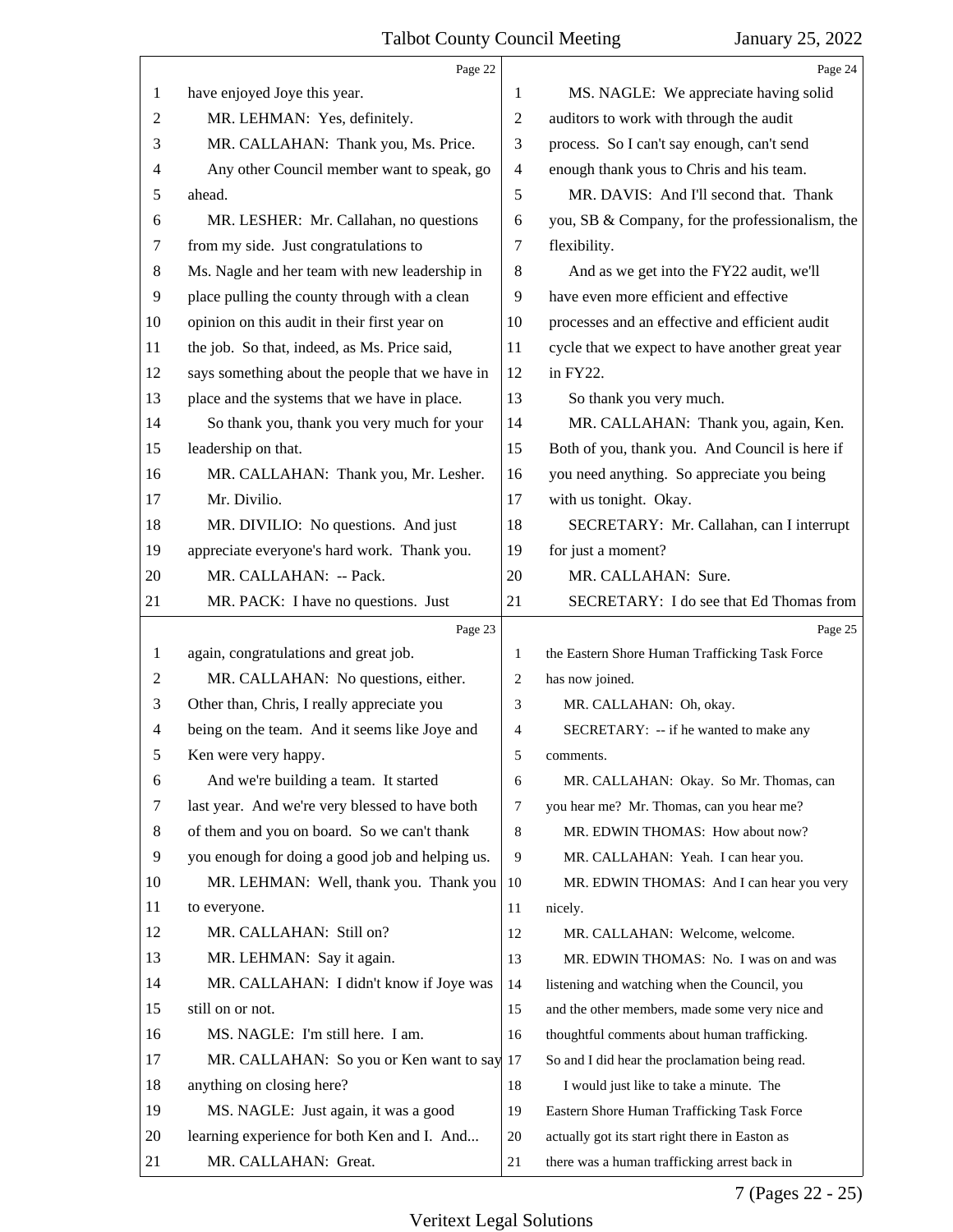Page 22

have enjoyed Joye this year.

MR. LEHMAN: Yes, definitely.

MR. CALLAHAN: Thank you, Ms. Price.

Any other Council member want to speak, go ahead.

MR. LESHER: Mr. Callahan, no questions from my side. Just congratulations to Ms. Nagle and her team with new leadership in place pulling the county through with a clean opinion on this audit in their first year on the job. So that, indeed, as Ms. Price said, says something about the people that we have in place and the systems that we have in place.

So thank you, thank you very much for your leadership on that.

MR. CALLAHAN: Thank you, Mr. Lesher.

Mr. Divilio.

MR. DIVILIO: No questions. And just appreciate everyone's hard work. Thank you.

MR. CALLAHAN: -- Pack.

MR. PACK: I have no questions. Just

Page 23

again, congratulations and great job.

MR. CALLAHAN: No questions, either. Other than, Chris, I really appreciate you being on the team. And it seems like Joye and Ken were very happy.

And we're building a team. It started last year. And we're very blessed to have both of them and you on board. So we can't thank you enough for doing a good job and helping us.

MR. LEHMAN: Well, thank you. Thank you to everyone.

MR. CALLAHAN: Still on?

MR. LEHMAN: Say it again.

MR. CALLAHAN: I didn't know if Joye was still on or not.

MS. NAGLE: I'm still here. I am.

MR. CALLAHAN: So you or Ken want to say anything on closing here?

MS. NAGLE: Just again, it was a good learning experience for both Ken and I. And...

MR. CALLAHAN: Great.

Page 24

MS. NAGLE: We appreciate having solid auditors to work with through the audit process. So I can't say enough, can't send enough thank yous to Chris and his team.

MR. DAVIS: And I'll second that. Thank you, SB & Company, for the professionalism, the flexibility.

And as we get into the FY22 audit, we'll have even more efficient and effective processes and an effective and efficient audit cycle that we expect to have another great year in FY22.

So thank you very much.

MR. CALLAHAN: Thank you, again, Ken. Both of you, thank you. And Council is here if you need anything. So appreciate you being with us tonight. Okay.

SECRETARY: Mr. Callahan, can I interrupt for just a moment?

MR. CALLAHAN: Sure.

SECRETARY: I do see that Ed Thomas from

Page 25

the Eastern Shore Human Trafficking Task Force has now joined.

MR. CALLAHAN: Oh, okay.

SECRETARY: -- if he wanted to make any comments.

MR. CALLAHAN: Okay. So Mr. Thomas, can you hear me? Mr. Thomas, can you hear me?

MR. EDWIN THOMAS: How about now?

MR. CALLAHAN: Yeah. I can hear you.

MR. EDWIN THOMAS: And I can hear you very nicely.

MR. CALLAHAN: Welcome, welcome.

MR. EDWIN THOMAS: No. I was on and was listening and watching when the Council, you and the other members, made some very nice and thoughtful comments about human trafficking. So and I did hear the proclamation being read.

I would just like to take a minute. The Eastern Shore Human Trafficking Task Force actually got its start right there in Easton as there was a human trafficking arrest back in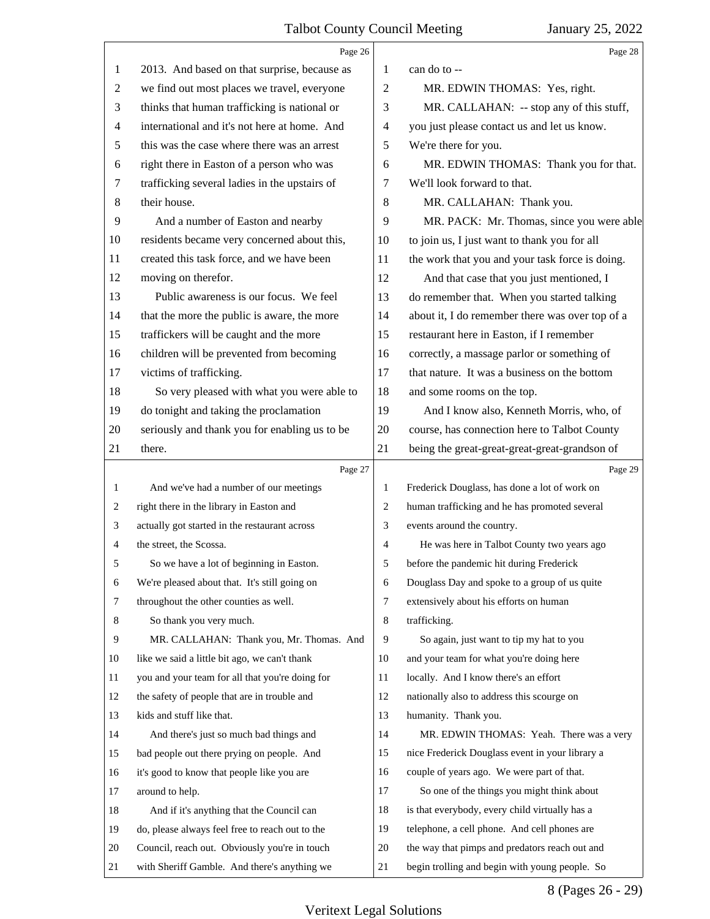2013. And based on that surprise, because as we find out most places we travel, everyone thinks that human trafficking is national or international and it's not here at home. And this was the case where there was an arrest right there in Easton of a person who was trafficking several ladies in the upstairs of their house.

And a number of Easton and nearby residents became very concerned about this, created this task force, and we have been moving on therefor.

Public awareness is our focus. We feel that the more the public is aware, the more traffickers will be caught and the more children will be prevented from becoming victims of trafficking.

So very pleased with what you were able to do tonight and taking the proclamation seriously and thank you for enabling us to be there.

And we've had a number of our meetings right there in the library in Easton and actually got started in the restaurant across the street, the Scossa.

So we have a lot of beginning in Easton. We're pleased about that. It's still going on throughout the other counties as well.

So thank you very much.

MR. CALLAHAN: Thank you, Mr. Thomas. And like we said a little bit ago, we can't thank you and your team for all that you're doing for the safety of people that are in trouble and kids and stuff like that.

And there's just so much bad things and bad people out there prying on people. And it's good to know that people like you are around to help.

And if it's anything that the Council can do, please always feel free to reach out to the Council, reach out. Obviously you're in touch with Sheriff Gamble. And there's anything we can do to --

MR. EDWIN THOMAS: Yes, right.

MR. CALLAHAN: -- stop any of this stuff, you just please contact us and let us know. We're there for you.

MR. EDWIN THOMAS: Thank you for that. We'll look forward to that.

MR. CALLAHAN: Thank you.

MR. PACK: Mr. Thomas, since you were able to join us, I just want to thank you for all the work that you and your task force is doing.

And that case that you just mentioned, I do remember that. When you started talking about it, I do remember there was over top of a restaurant here in Easton, if I remember correctly, a massage parlor or something of that nature. It was a business on the bottom and some rooms on the top.

And I know also, Kenneth Morris, who, of course, has connection here to Talbot County being the great-great-great-great-grandson of Frederick Douglass, has done a lot of work on human trafficking and he has promoted several events around the country.

He was here in Talbot County two years ago before the pandemic hit during Frederick Douglass Day and spoke to a group of us quite extensively about his efforts on human trafficking.

So again, just want to tip my hat to you and your team for what you're doing here locally. And I know there's an effort nationally also to address this scourge on humanity. Thank you.

MR. EDWIN THOMAS: Yeah. There was a very nice Frederick Douglass event in your library a couple of years ago. We were part of that.

So one of the things you might think about is that everybody, every child virtually has a telephone, a cell phone. And cell phones are the way that pimps and predators reach out and begin trolling and begin with young people. So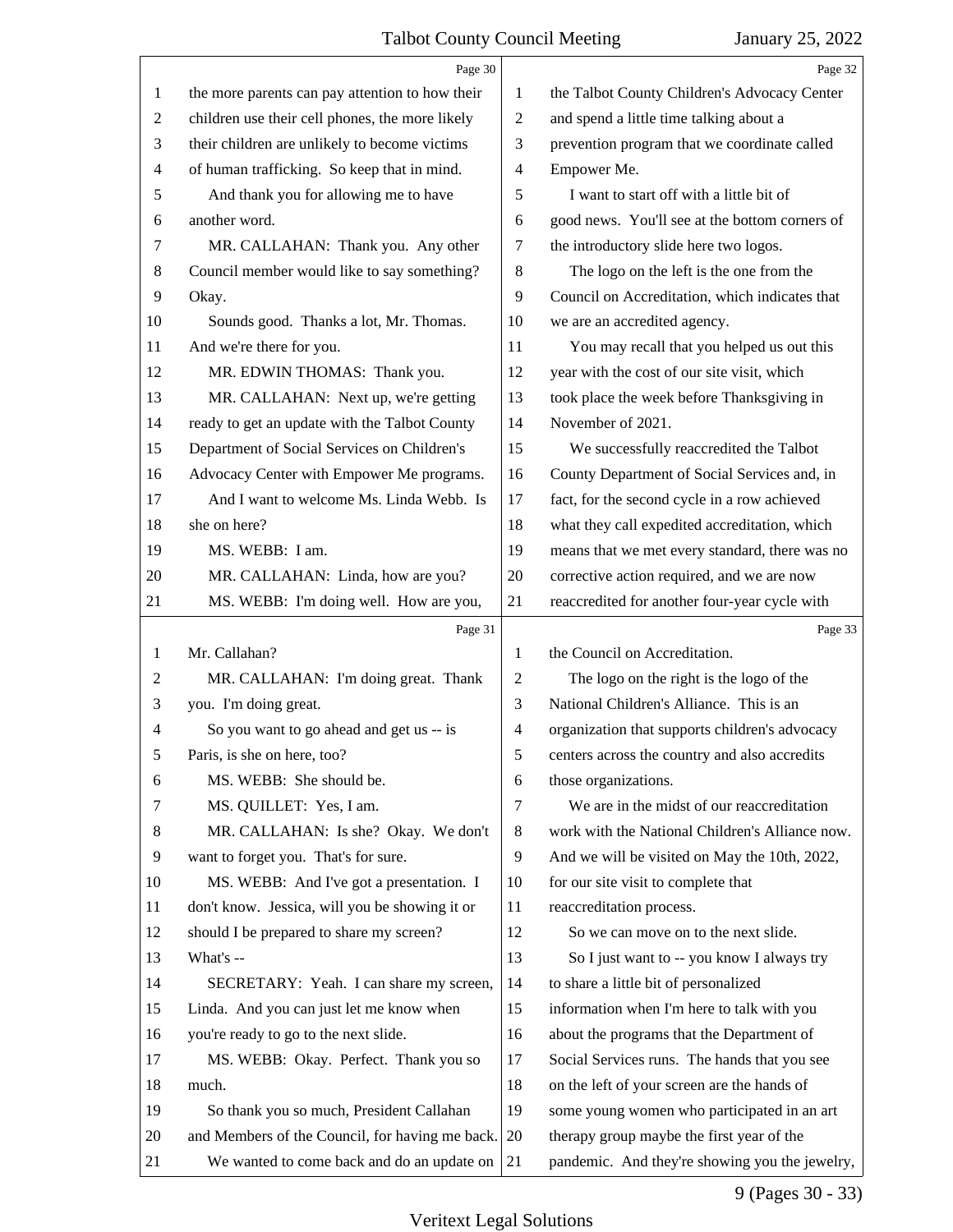Page 30

1 the more parents can pay attention to how their
2 children use their cell phones, the more likely
3 their children are unlikely to become victims
4 of human trafficking. So keep that in mind.
5 And thank you for allowing me to have
6 another word.
7 MR. CALLAHAN: Thank you. Any other
8 Council member would like to say something?
9 Okay.
10 Sounds good. Thanks a lot, Mr. Thomas.
11 And we're there for you.
12 MR. EDWIN THOMAS: Thank you.
13 MR. CALLAHAN: Next up, we're getting
14 ready to get an update with the Talbot County
15 Department of Social Services on Children's
16 Advocacy Center with Empower Me programs.
17 And I want to welcome Ms. Linda Webb. Is
18 she on here?
19 MS. WEBB: I am.
20 MR. CALLAHAN: Linda, how are you?
21 MS. WEBB: I'm doing well. How are you,

Page 31

1 Mr. Callahan?
2 MR. CALLAHAN: I'm doing great. Thank
3 you. I'm doing great.
4 So you want to go ahead and get us -- is
5 Paris, is she on here, too?
6 MS. WEBB: She should be.
7 MS. QUILLET: Yes, I am.
8 MR. CALLAHAN: Is she? Okay. We don't
9 want to forget you. That's for sure.
10 MS. WEBB: And I've got a presentation. I
11 don't know. Jessica, will you be showing it or
12 should I be prepared to share my screen?
13 What's --
14 SECRETARY: Yeah. I can share my screen,
15 Linda. And you can just let me know when
16 you're ready to go to the next slide.
17 MS. WEBB: Okay. Perfect. Thank you so
18 much.
19 So thank you so much, President Callahan
20 and Members of the Council, for having me back.
21 We wanted to come back and do an update on

Page 32

1 the Talbot County Children's Advocacy Center
2 and spend a little time talking about a
3 prevention program that we coordinate called
4 Empower Me.
5 I want to start off with a little bit of
6 good news. You'll see at the bottom corners of
7 the introductory slide here two logos.
8 The logo on the left is the one from the
9 Council on Accreditation, which indicates that
10 we are an accredited agency.
11 You may recall that you helped us out this
12 year with the cost of our site visit, which
13 took place the week before Thanksgiving in
14 November of 2021.
15 We successfully reaccredited the Talbot
16 County Department of Social Services and, in
17 fact, for the second cycle in a row achieved
18 what they call expedited accreditation, which
19 means that we met every standard, there was no
20 corrective action required, and we are now
21 reaccredited for another four-year cycle with

Page 33

1 the Council on Accreditation.
2 The logo on the right is the logo of the
3 National Children's Alliance. This is an
4 organization that supports children's advocacy
5 centers across the country and also accredits
6 those organizations.
7 We are in the midst of our reaccreditation
8 work with the National Children's Alliance now.
9 And we will be visited on May the 10th, 2022,
10 for our site visit to complete that
11 reaccreditation process.
12 So we can move on to the next slide.
13 So I just want to -- you know I always try
14 to share a little bit of personalized
15 information when I'm here to talk with you
16 about the programs that the Department of
17 Social Services runs. The hands that you see
18 on the left of your screen are the hands of
19 some young women who participated in an art
20 therapy group maybe the first year of the
21 pandemic. And they're showing you the jewelry,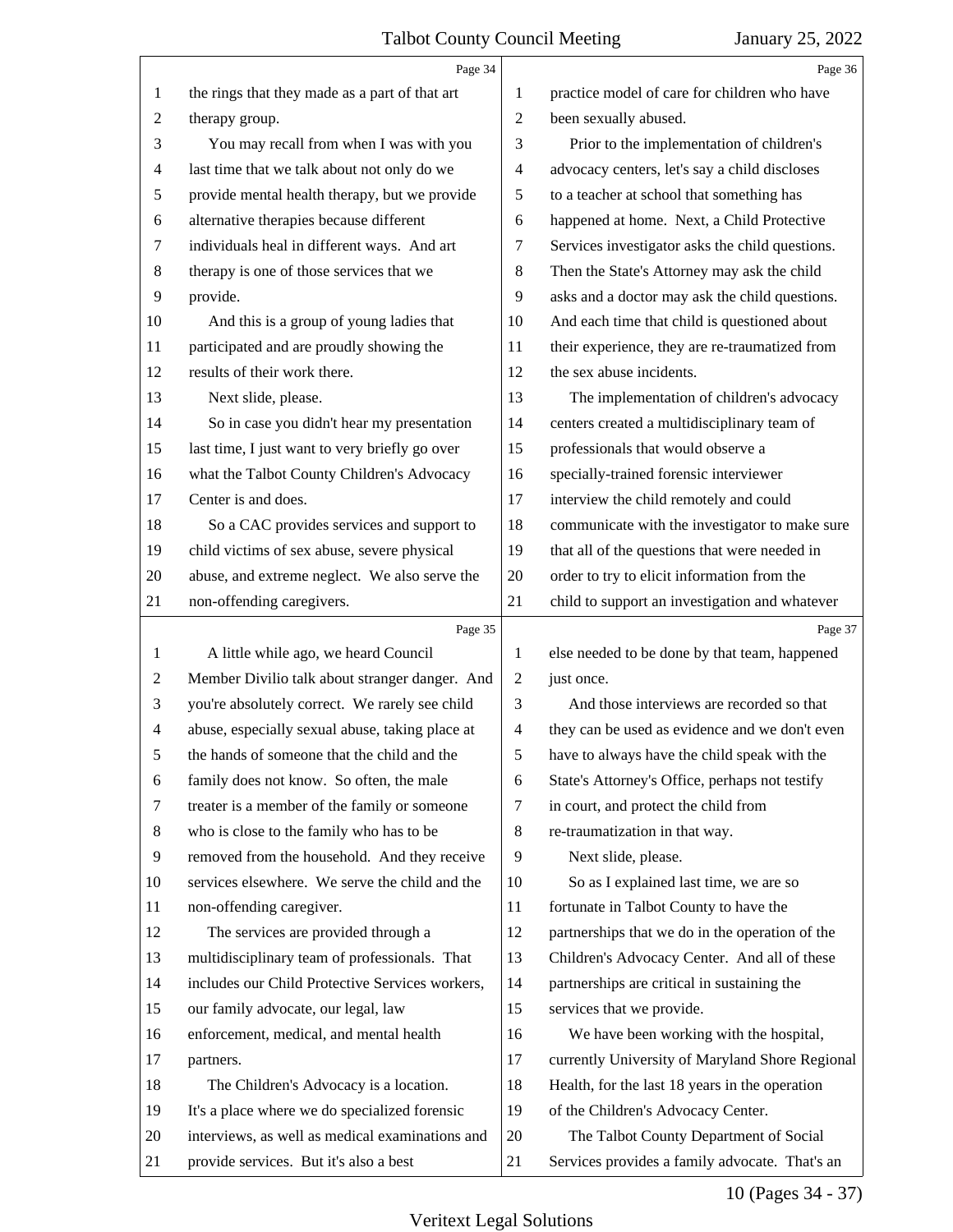Page 34

the rings that they made as a part of that art therapy group.

You may recall from when I was with you last time that we talk about not only do we provide mental health therapy, but we provide alternative therapies because different individuals heal in different ways. And art therapy is one of those services that we provide.

And this is a group of young ladies that participated and are proudly showing the results of their work there.

Next slide, please.

So in case you didn't hear my presentation last time, I just want to very briefly go over what the Talbot County Children's Advocacy Center is and does.

So a CAC provides services and support to child victims of sex abuse, severe physical abuse, and extreme neglect. We also serve the non-offending caregivers.

Page 35

A little while ago, we heard Council Member Divilio talk about stranger danger. And you're absolutely correct. We rarely see child abuse, especially sexual abuse, taking place at the hands of someone that the child and the family does not know. So often, the male treater is a member of the family or someone who is close to the family who has to be removed from the household. And they receive services elsewhere. We serve the child and the non-offending caregiver.

The services are provided through a multidisciplinary team of professionals. That includes our Child Protective Services workers, our family advocate, our legal, law enforcement, medical, and mental health partners.

The Children's Advocacy is a location. It's a place where we do specialized forensic interviews, as well as medical examinations and provide services. But it's also a best

Page 36

practice model of care for children who have been sexually abused.

Prior to the implementation of children's advocacy centers, let's say a child discloses to a teacher at school that something has happened at home. Next, a Child Protective Services investigator asks the child questions. Then the State's Attorney may ask the child asks and a doctor may ask the child questions. And each time that child is questioned about their experience, they are re-traumatized from the sex abuse incidents.

The implementation of children's advocacy centers created a multidisciplinary team of professionals that would observe a specially-trained forensic interviewer interview the child remotely and could communicate with the investigator to make sure that all of the questions that were needed in order to try to elicit information from the child to support an investigation and whatever

Page 37

else needed to be done by that team, happened just once.

And those interviews are recorded so that they can be used as evidence and we don't even have to always have the child speak with the State's Attorney's Office, perhaps not testify in court, and protect the child from re-traumatization in that way.

Next slide, please.

So as I explained last time, we are so fortunate in Talbot County to have the partnerships that we do in the operation of the Children's Advocacy Center. And all of these partnerships are critical in sustaining the services that we provide.

We have been working with the hospital, currently University of Maryland Shore Regional Health, for the last 18 years in the operation of the Children's Advocacy Center.

The Talbot County Department of Social Services provides a family advocate. That's an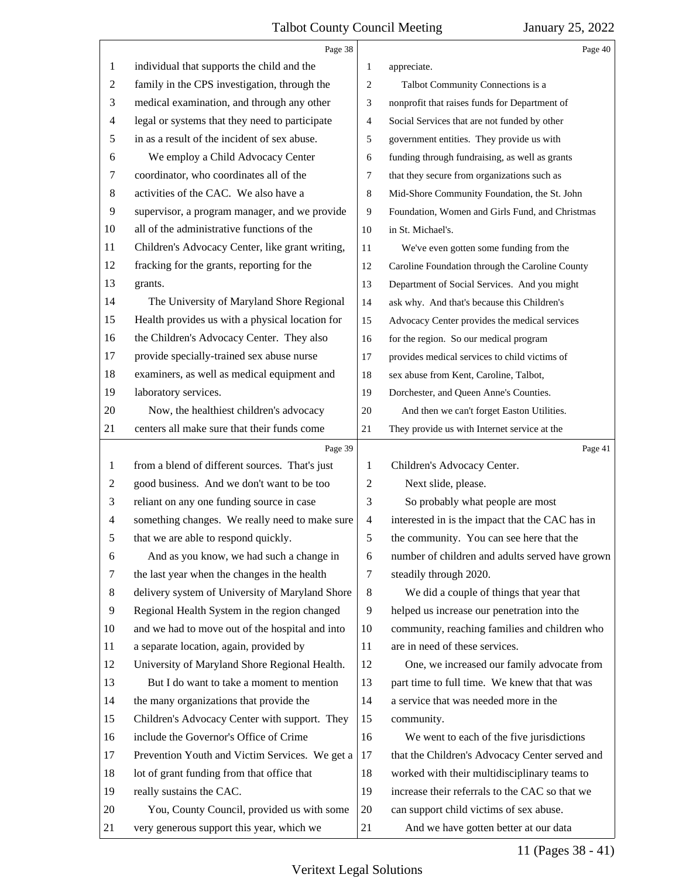individual that supports the child and the family in the CPS investigation, through the medical examination, and through any other legal or systems that they need to participate in as a result of the incident of sex abuse.

We employ a Child Advocacy Center coordinator, who coordinates all of the activities of the CAC. We also have a supervisor, a program manager, and we provide all of the administrative functions of the Children's Advocacy Center, like grant writing, fracking for the grants, reporting for the grants.

The University of Maryland Shore Regional Health provides us with a physical location for the Children's Advocacy Center. They also provide specially-trained sex abuse nurse examiners, as well as medical equipment and laboratory services.

Now, the healthiest children's advocacy centers all make sure that their funds come from a blend of different sources. That's just good business. And we don't want to be too reliant on any one funding source in case something changes. We really need to make sure that we are able to respond quickly.

And as you know, we had such a change in the last year when the changes in the health delivery system of University of Maryland Shore Regional Health System in the region changed and we had to move out of the hospital and into a separate location, again, provided by University of Maryland Shore Regional Health.

But I do want to take a moment to mention the many organizations that provide the Children's Advocacy Center with support. They include the Governor's Office of Crime Prevention Youth and Victim Services. We get a lot of grant funding from that office that really sustains the CAC.

You, County Council, provided us with some very generous support this year, which we appreciate.

Talbot Community Connections is a nonprofit that raises funds for Department of Social Services that are not funded by other government entities. They provide us with funding through fundraising, as well as grants that they secure from organizations such as Mid-Shore Community Foundation, the St. John Foundation, Women and Girls Fund, and Christmas in St. Michael's.

We've even gotten some funding from the Caroline Foundation through the Caroline County Department of Social Services. And you might ask why. And that's because this Children's Advocacy Center provides the medical services for the region. So our medical program provides medical services to child victims of sex abuse from Kent, Caroline, Talbot, Dorchester, and Queen Anne's Counties.

And then we can't forget Easton Utilities. They provide us with Internet service at the Children's Advocacy Center.

Next slide, please.

So probably what people are most interested in is the impact that the CAC has in the community. You can see here that the number of children and adults served have grown steadily through 2020.

We did a couple of things that year that helped us increase our penetration into the community, reaching families and children who are in need of these services.

One, we increased our family advocate from part time to full time. We knew that that was a service that was needed more in the community.

We went to each of the five jurisdictions that the Children's Advocacy Center served and worked with their multidisciplinary teams to increase their referrals to the CAC so that we can support child victims of sex abuse.

And we have gotten better at our data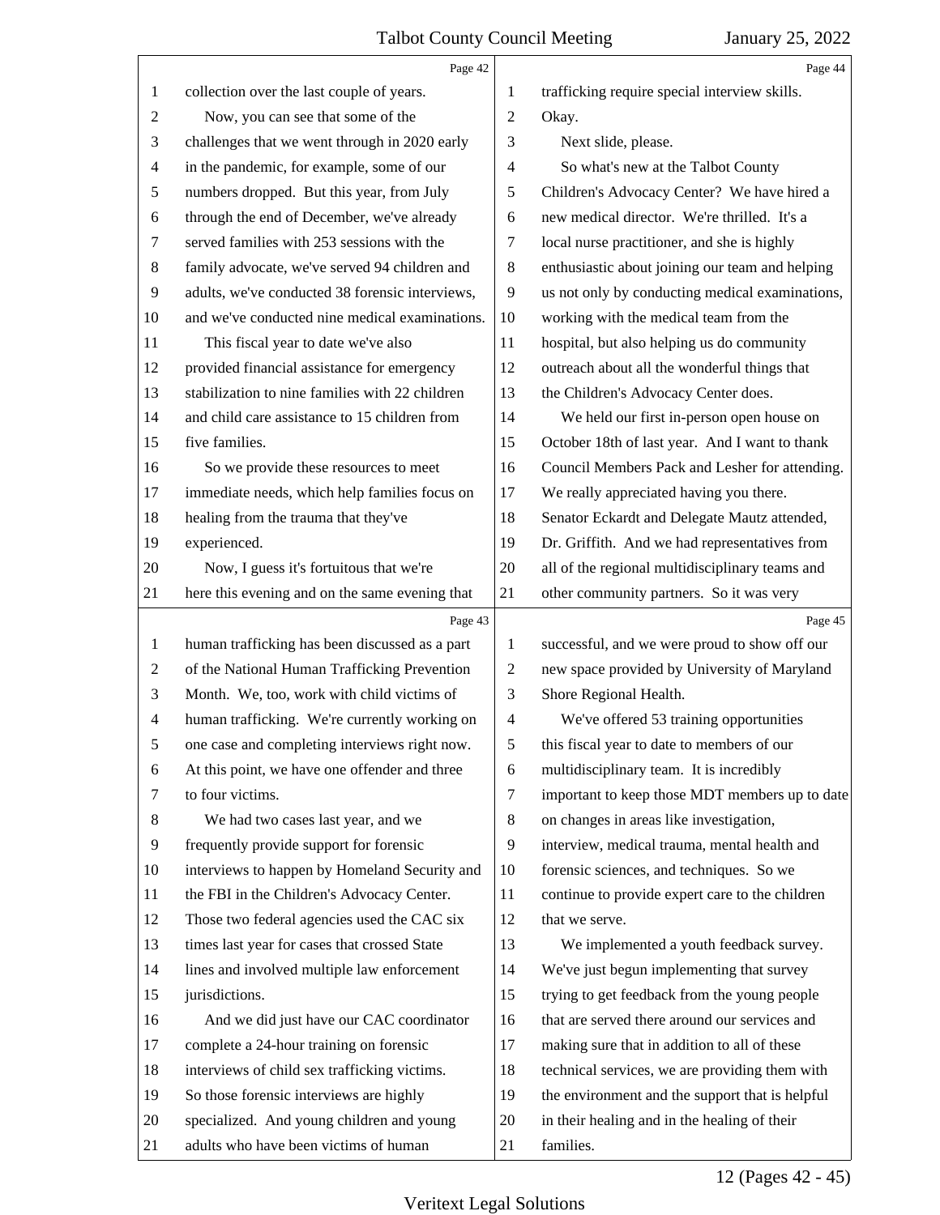collection over the last couple of years.

Now, you can see that some of the challenges that we went through in 2020 early in the pandemic, for example, some of our numbers dropped. But this year, from July through the end of December, we've already served families with 253 sessions with the family advocate, we've served 94 children and adults, we've conducted 38 forensic interviews, and we've conducted nine medical examinations.

This fiscal year to date we've also provided financial assistance for emergency stabilization to nine families with 22 children and child care assistance to 15 children from five families.

So we provide these resources to meet immediate needs, which help families focus on healing from the trauma that they've experienced.

Now, I guess it's fortuitous that we're here this evening and on the same evening that human trafficking has been discussed as a part of the National Human Trafficking Prevention Month. We, too, work with child victims of human trafficking. We're currently working on one case and completing interviews right now. At this point, we have one offender and three to four victims.

We had two cases last year, and we frequently provide support for forensic interviews to happen by Homeland Security and the FBI in the Children's Advocacy Center. Those two federal agencies used the CAC six times last year for cases that crossed State lines and involved multiple law enforcement jurisdictions.

And we did just have our CAC coordinator complete a 24-hour training on forensic interviews of child sex trafficking victims. So those forensic interviews are highly specialized. And young children and young adults who have been victims of human trafficking require special interview skills. Okay.

Next slide, please.

So what's new at the Talbot County Children's Advocacy Center? We have hired a new medical director. We're thrilled. It's a local nurse practitioner, and she is highly enthusiastic about joining our team and helping us not only by conducting medical examinations, working with the medical team from the hospital, but also helping us do community outreach about all the wonderful things that the Children's Advocacy Center does.

We held our first in-person open house on October 18th of last year. And I want to thank Council Members Pack and Lesher for attending. We really appreciated having you there. Senator Eckardt and Delegate Mautz attended, Dr. Griffith. And we had representatives from all of the regional multidisciplinary teams and other community partners. So it was very successful, and we were proud to show off our new space provided by University of Maryland Shore Regional Health.

We've offered 53 training opportunities this fiscal year to date to members of our multidisciplinary team. It is incredibly important to keep those MDT members up to date on changes in areas like investigation, interview, medical trauma, mental health and forensic sciences, and techniques. So we continue to provide expert care to the children that we serve.

We implemented a youth feedback survey. We've just begun implementing that survey trying to get feedback from the young people that are served there around our services and making sure that in addition to all of these technical services, we are providing them with the environment and the support that is helpful in their healing and in the healing of their families.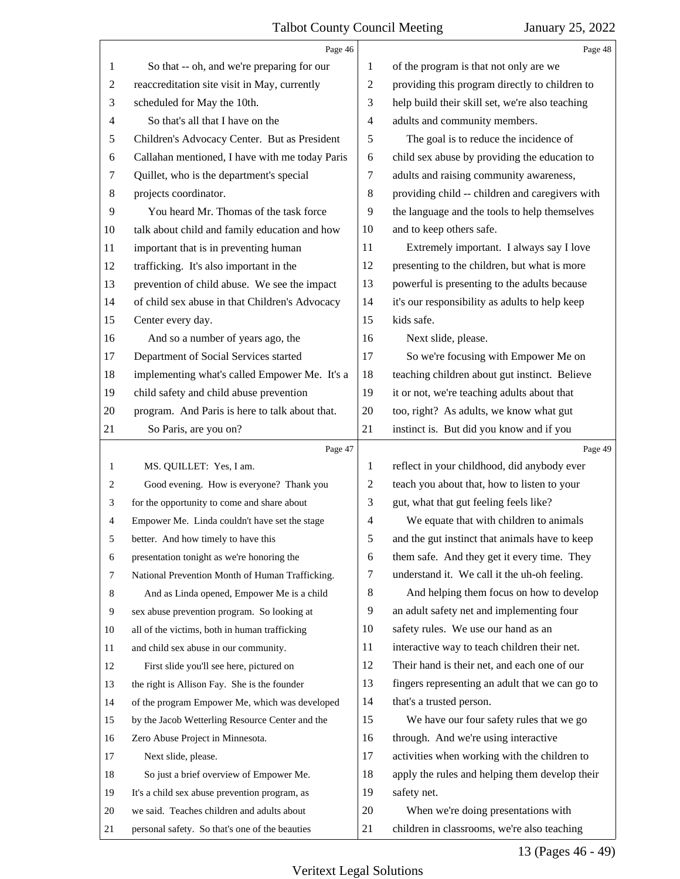Page 46

So that -- oh, and we're preparing for our reaccreditation site visit in May, currently scheduled for May the 10th.

So that's all that I have on the Children's Advocacy Center. But as President Callahan mentioned, I have with me today Paris Quillet, who is the department's special projects coordinator.

You heard Mr. Thomas of the task force talk about child and family education and how important that is in preventing human trafficking. It's also important in the prevention of child abuse. We see the impact of child sex abuse in that Children's Advocacy Center every day.

And so a number of years ago, the Department of Social Services started implementing what's called Empower Me. It's a child safety and child abuse prevention program. And Paris is here to talk about that.

So Paris, are you on?

Page 47

MS. QUILLET: Yes, I am.

Good evening. How is everyone? Thank you for the opportunity to come and share about Empower Me. Linda couldn't have set the stage better. And how timely to have this presentation tonight as we're honoring the National Prevention Month of Human Trafficking.

And as Linda opened, Empower Me is a child sex abuse prevention program. So looking at all of the victims, both in human trafficking and child sex abuse in our community.

First slide you'll see here, pictured on the right is Allison Fay. She is the founder of the program Empower Me, which was developed by the Jacob Wetterling Resource Center and the Zero Abuse Project in Minnesota.

Next slide, please.

So just a brief overview of Empower Me. It's a child sex abuse prevention program, as we said. Teaches children and adults about personal safety. So that's one of the beauties

Page 48

of the program is that not only are we providing this program directly to children to help build their skill set, we're also teaching adults and community members.

The goal is to reduce the incidence of child sex abuse by providing the education to adults and raising community awareness, providing child -- children and caregivers with the language and the tools to help themselves and to keep others safe.

Extremely important. I always say I love presenting to the children, but what is more powerful is presenting to the adults because it's our responsibility as adults to help keep kids safe.

Next slide, please.

So we're focusing with Empower Me on teaching children about gut instinct. Believe it or not, we're teaching adults about that too, right? As adults, we know what gut instinct is. But did you know and if you

Page 49

reflect in your childhood, did anybody ever teach you about that, how to listen to your gut, what that gut feeling feels like?

We equate that with children to animals and the gut instinct that animals have to keep them safe. And they get it every time. They understand it. We call it the uh-oh feeling.

And helping them focus on how to develop an adult safety net and implementing four safety rules. We use our hand as an interactive way to teach children their net. Their hand is their net, and each one of our fingers representing an adult that we can go to that's a trusted person.

We have our four safety rules that we go through. And we're using interactive activities when working with the children to apply the rules and helping them develop their safety net.

When we're doing presentations with children in classrooms, we're also teaching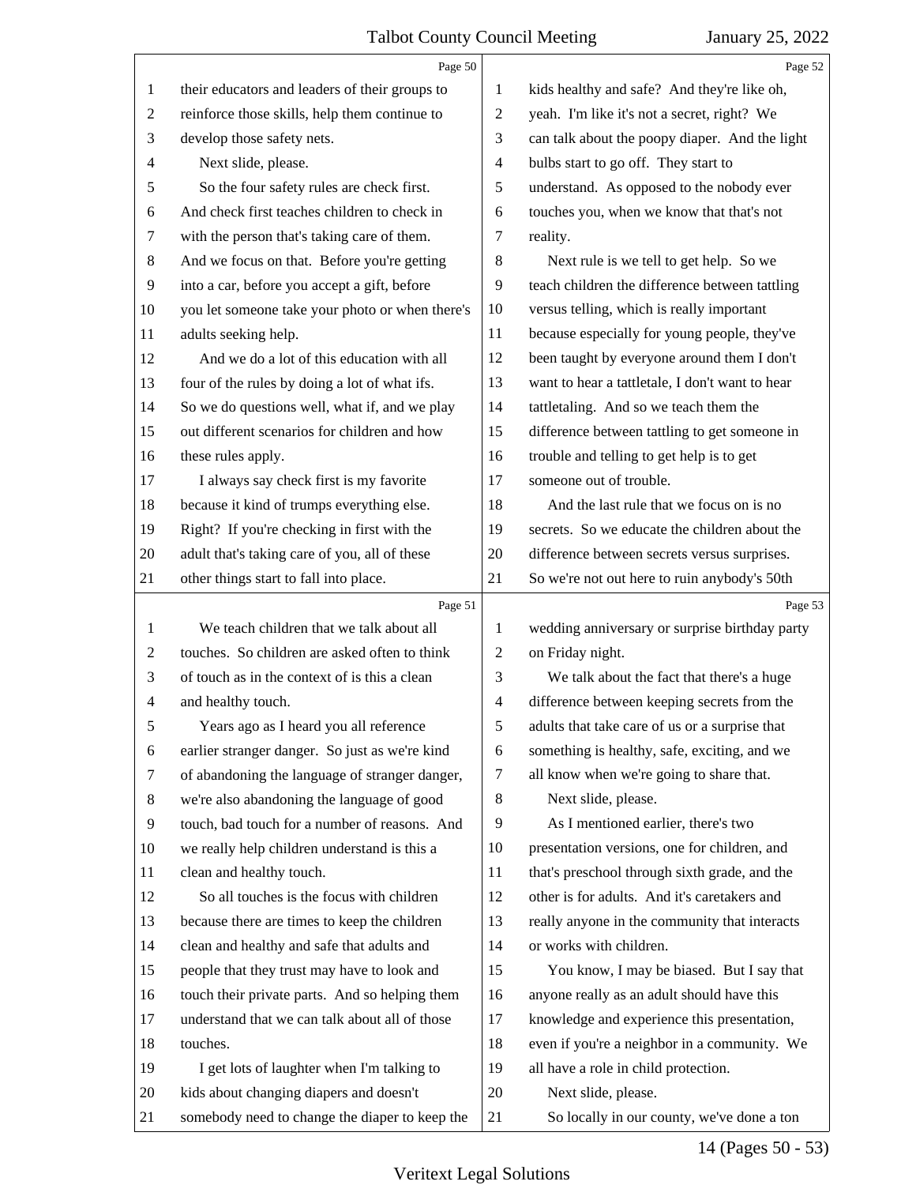their educators and leaders of their groups to reinforce those skills, help them continue to develop those safety nets.

Next slide, please.

So the four safety rules are check first. And check first teaches children to check in with the person that's taking care of them. And we focus on that. Before you're getting into a car, before you accept a gift, before you let someone take your photo or when there's adults seeking help.

And we do a lot of this education with all four of the rules by doing a lot of what ifs. So we do questions well, what if, and we play out different scenarios for children and how these rules apply.

I always say check first is my favorite because it kind of trumps everything else. Right? If you're checking in first with the adult that's taking care of you, all of these other things start to fall into place.

We teach children that we talk about all touches. So children are asked often to think of touch as in the context of is this a clean and healthy touch.

Years ago as I heard you all reference earlier stranger danger. So just as we're kind of abandoning the language of stranger danger, we're also abandoning the language of good touch, bad touch for a number of reasons. And we really help children understand is this a clean and healthy touch.

So all touches is the focus with children because there are times to keep the children clean and healthy and safe that adults and people that they trust may have to look and touch their private parts. And so helping them understand that we can talk about all of those touches.

I get lots of laughter when I'm talking to kids about changing diapers and doesn't somebody need to change the diaper to keep the kids healthy and safe? And they're like oh, yeah. I'm like it's not a secret, right? We can talk about the poopy diaper. And the light bulbs start to go off. They start to understand. As opposed to the nobody ever touches you, when we know that that's not reality.

Next rule is we tell to get help. So we teach children the difference between tattling versus telling, which is really important because especially for young people, they've been taught by everyone around them I don't want to hear a tattletale, I don't want to hear tattletaling. And so we teach them the difference between tattling to get someone in trouble and telling to get help is to get someone out of trouble.

And the last rule that we focus on is no secrets. So we educate the children about the difference between secrets versus surprises. So we're not out here to ruin anybody's 50th wedding anniversary or surprise birthday party on Friday night.

We talk about the fact that there's a huge difference between keeping secrets from the adults that take care of us or a surprise that something is healthy, safe, exciting, and we all know when we're going to share that.

Next slide, please.

As I mentioned earlier, there's two presentation versions, one for children, and that's preschool through sixth grade, and the other is for adults. And it's caretakers and really anyone in the community that interacts or works with children.

You know, I may be biased. But I say that anyone really as an adult should have this knowledge and experience this presentation, even if you're a neighbor in a community. We all have a role in child protection.

Next slide, please.

So locally in our county, we've done a ton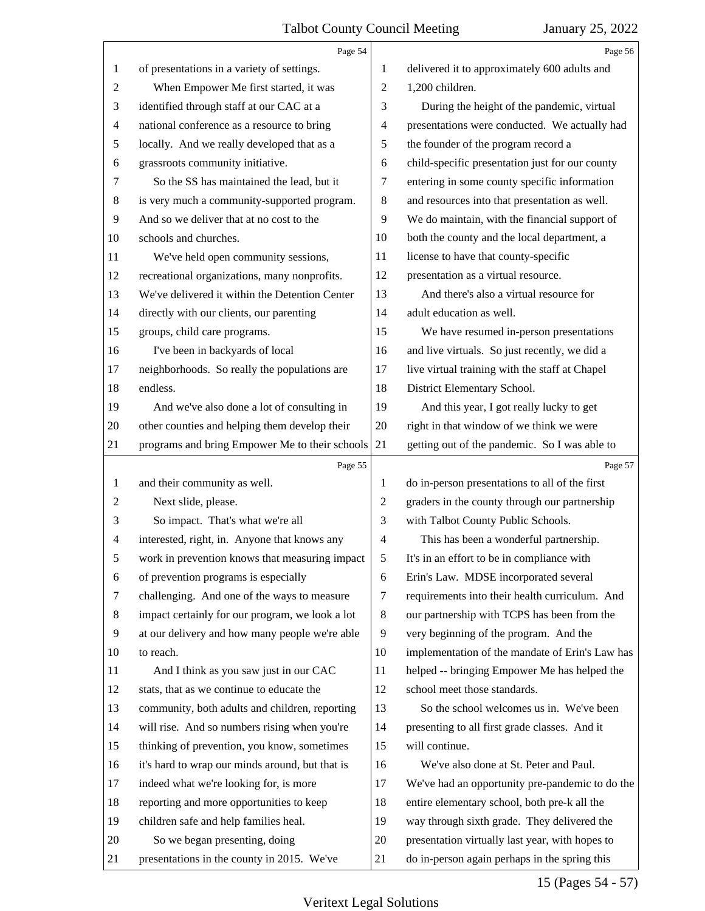of presentations in a variety of settings.

When Empower Me first started, it was identified through staff at our CAC at a national conference as a resource to bring locally. And we really developed that as a grassroots community initiative.

So the SS has maintained the lead, but it is very much a community-supported program. And so we deliver that at no cost to the schools and churches.

We've held open community sessions, recreational organizations, many nonprofits. We've delivered it within the Detention Center directly with our clients, our parenting groups, child care programs.

I've been in backyards of local neighborhoods. So really the populations are endless.

And we've also done a lot of consulting in other counties and helping them develop their programs and bring Empower Me to their schools and their community as well.

Next slide, please.

So impact. That's what we're all interested, right, in. Anyone that knows any work in prevention knows that measuring impact of prevention programs is especially challenging. And one of the ways to measure impact certainly for our program, we look a lot at our delivery and how many people we're able to reach.

And I think as you saw just in our CAC stats, that as we continue to educate the community, both adults and children, reporting will rise. And so numbers rising when you're thinking of prevention, you know, sometimes it's hard to wrap our minds around, but that is indeed what we're looking for, is more reporting and more opportunities to keep children safe and help families heal.

So we began presenting, doing presentations in the county in 2015. We've delivered it to approximately 600 adults and 1,200 children.

During the height of the pandemic, virtual presentations were conducted. We actually had the founder of the program record a child-specific presentation just for our county entering in some county specific information and resources into that presentation as well. We do maintain, with the financial support of both the county and the local department, a license to have that county-specific presentation as a virtual resource.

And there's also a virtual resource for adult education as well.

We have resumed in-person presentations and live virtuals. So just recently, we did a live virtual training with the staff at Chapel District Elementary School.

And this year, I got really lucky to get right in that window of we think we were getting out of the pandemic. So I was able to do in-person presentations to all of the first graders in the county through our partnership with Talbot County Public Schools.

This has been a wonderful partnership. It's in an effort to be in compliance with Erin's Law. MDSE incorporated several requirements into their health curriculum. And our partnership with TCPS has been from the very beginning of the program. And the implementation of the mandate of Erin's Law has helped -- bringing Empower Me has helped the school meet those standards.

So the school welcomes us in. We've been presenting to all first grade classes. And it will continue.

We've also done at St. Peter and Paul. We've had an opportunity pre-pandemic to do the entire elementary school, both pre-k all the way through sixth grade. They delivered the presentation virtually last year, with hopes to do in-person again perhaps in the spring this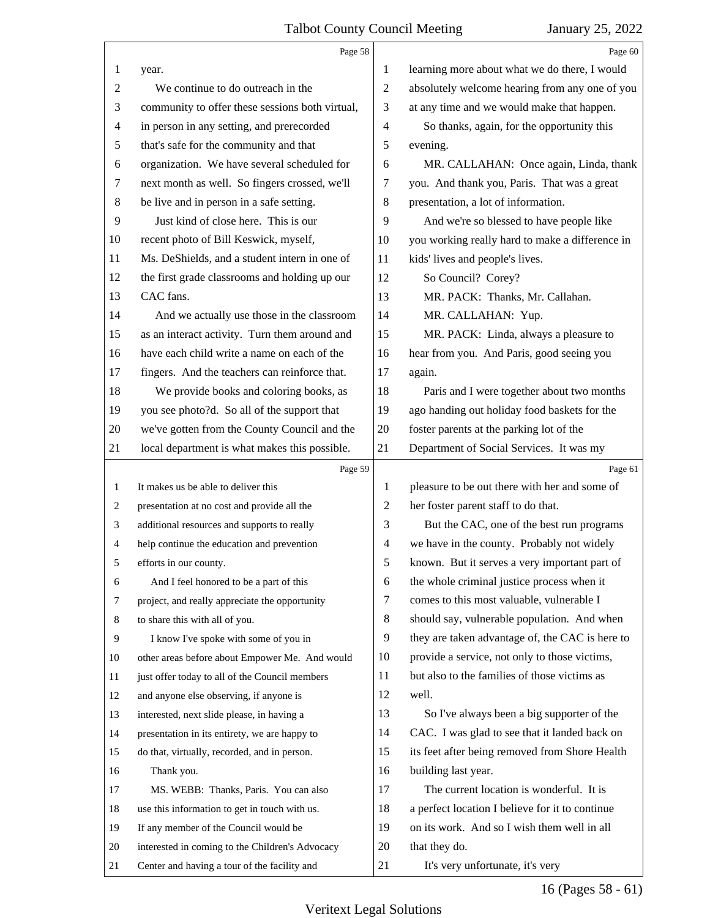Page 58

1 year.
2 We continue to do outreach in the
3 community to offer these sessions both virtual,
4 in person in any setting, and prerecorded
5 that's safe for the community and that
6 organization. We have several scheduled for
7 next month as well. So fingers crossed, we'll
8 be live and in person in a safe setting.
9 Just kind of close here. This is our
10 recent photo of Bill Keswick, myself,
11 Ms. DeShields, and a student intern in one of
12 the first grade classrooms and holding up our
13 CAC fans.
14 And we actually use those in the classroom
15 as an interact activity. Turn them around and
16 have each child write a name on each of the
17 fingers. And the teachers can reinforce that.
18 We provide books and coloring books, as
19 you see photo?d. So all of the support that
20 we've gotten from the County Council and the
21 local department is what makes this possible.

Page 59

1 It makes us be able to deliver this
2 presentation at no cost and provide all the
3 additional resources and supports to really
4 help continue the education and prevention
5 efforts in our county.
6 And I feel honored to be a part of this
7 project, and really appreciate the opportunity
8 to share this with all of you.
9 I know I've spoke with some of you in
10 other areas before about Empower Me. And would
11 just offer today to all of the Council members
12 and anyone else observing, if anyone is
13 interested, next slide please, in having a
14 presentation in its entirety, we are happy to
15 do that, virtually, recorded, and in person.
16 Thank you.
17 MS. WEBB: Thanks, Paris. You can also
18 use this information to get in touch with us.
19 If any member of the Council would be
20 interested in coming to the Children's Advocacy
21 Center and having a tour of the facility and

Page 60

1 learning more about what we do there, I would
2 absolutely welcome hearing from any one of you
3 at any time and we would make that happen.
4 So thanks, again, for the opportunity this
5 evening.
6 MR. CALLAHAN: Once again, Linda, thank
7 you. And thank you, Paris. That was a great
8 presentation, a lot of information.
9 And we're so blessed to have people like
10 you working really hard to make a difference in
11 kids' lives and people's lives.
12 So Council? Corey?
13 MR. PACK: Thanks, Mr. Callahan.
14 MR. CALLAHAN: Yup.
15 MR. PACK: Linda, always a pleasure to
16 hear from you. And Paris, good seeing you
17 again.
18 Paris and I were together about two months
19 ago handing out holiday food baskets for the
20 foster parents at the parking lot of the
21 Department of Social Services. It was my

Page 61

1 pleasure to be out there with her and some of
2 her foster parent staff to do that.
3 But the CAC, one of the best run programs
4 we have in the county. Probably not widely
5 known. But it serves a very important part of
6 the whole criminal justice process when it
7 comes to this most valuable, vulnerable I
8 should say, vulnerable population. And when
9 they are taken advantage of, the CAC is here to
10 provide a service, not only to those victims,
11 but also to the families of those victims as
12 well.
13 So I've always been a big supporter of the
14 CAC. I was glad to see that it landed back on
15 its feet after being removed from Shore Health
16 building last year.
17 The current location is wonderful. It is
18 a perfect location I believe for it to continue
19 on its work. And so I wish them well in all
20 that they do.
21 It's very unfortunate, it's very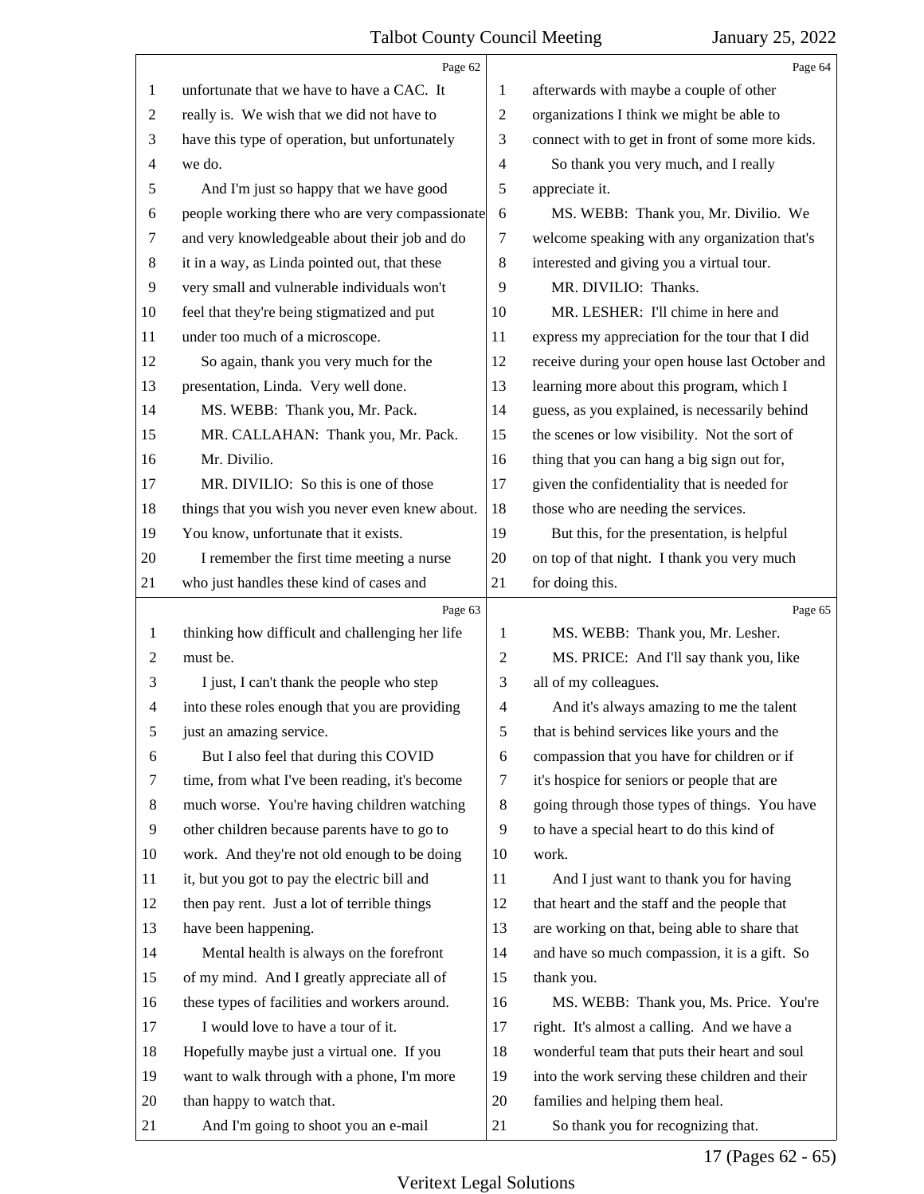unfortunate that we have to have a CAC. It really is. We wish that we did not have to have this type of operation, but unfortunately we do.

And I'm just so happy that we have good people working there who are very compassionate and very knowledgeable about their job and do it in a way, as Linda pointed out, that these very small and vulnerable individuals won't feel that they're being stigmatized and put under too much of a microscope.

So again, thank you very much for the presentation, Linda. Very well done.

MS. WEBB: Thank you, Mr. Pack.

MR. CALLAHAN: Thank you, Mr. Pack. Mr. Divilio.

MR. DIVILIO: So this is one of those things that you wish you never even knew about. You know, unfortunate that it exists.

I remember the first time meeting a nurse who just handles these kind of cases and thinking how difficult and challenging her life must be.

I just, I can't thank the people who step into these roles enough that you are providing just an amazing service.

But I also feel that during this COVID time, from what I've been reading, it's become much worse. You're having children watching other children because parents have to go to work. And they're not old enough to be doing it, but you got to pay the electric bill and then pay rent. Just a lot of terrible things have been happening.

Mental health is always on the forefront of my mind. And I greatly appreciate all of these types of facilities and workers around.

I would love to have a tour of it. Hopefully maybe just a virtual one. If you want to walk through with a phone, I'm more than happy to watch that.

And I'm going to shoot you an e-mail afterwards with maybe a couple of other organizations I think we might be able to connect with to get in front of some more kids.

So thank you very much, and I really appreciate it.

MS. WEBB: Thank you, Mr. Divilio. We welcome speaking with any organization that's interested and giving you a virtual tour.

MR. DIVILIO: Thanks.

MR. LESHER: I'll chime in here and express my appreciation for the tour that I did receive during your open house last October and learning more about this program, which I guess, as you explained, is necessarily behind the scenes or low visibility. Not the sort of thing that you can hang a big sign out for, given the confidentiality that is needed for those who are needing the services.

But this, for the presentation, is helpful on top of that night. I thank you very much for doing this.

MS. WEBB: Thank you, Mr. Lesher.

MS. PRICE: And I'll say thank you, like all of my colleagues.

And it's always amazing to me the talent that is behind services like yours and the compassion that you have for children or if it's hospice for seniors or people that are going through those types of things. You have to have a special heart to do this kind of work.

And I just want to thank you for having that heart and the staff and the people that are working on that, being able to share that and have so much compassion, it is a gift. So thank you.

MS. WEBB: Thank you, Ms. Price. You're right. It's almost a calling. And we have a wonderful team that puts their heart and soul into the work serving these children and their families and helping them heal.

So thank you for recognizing that.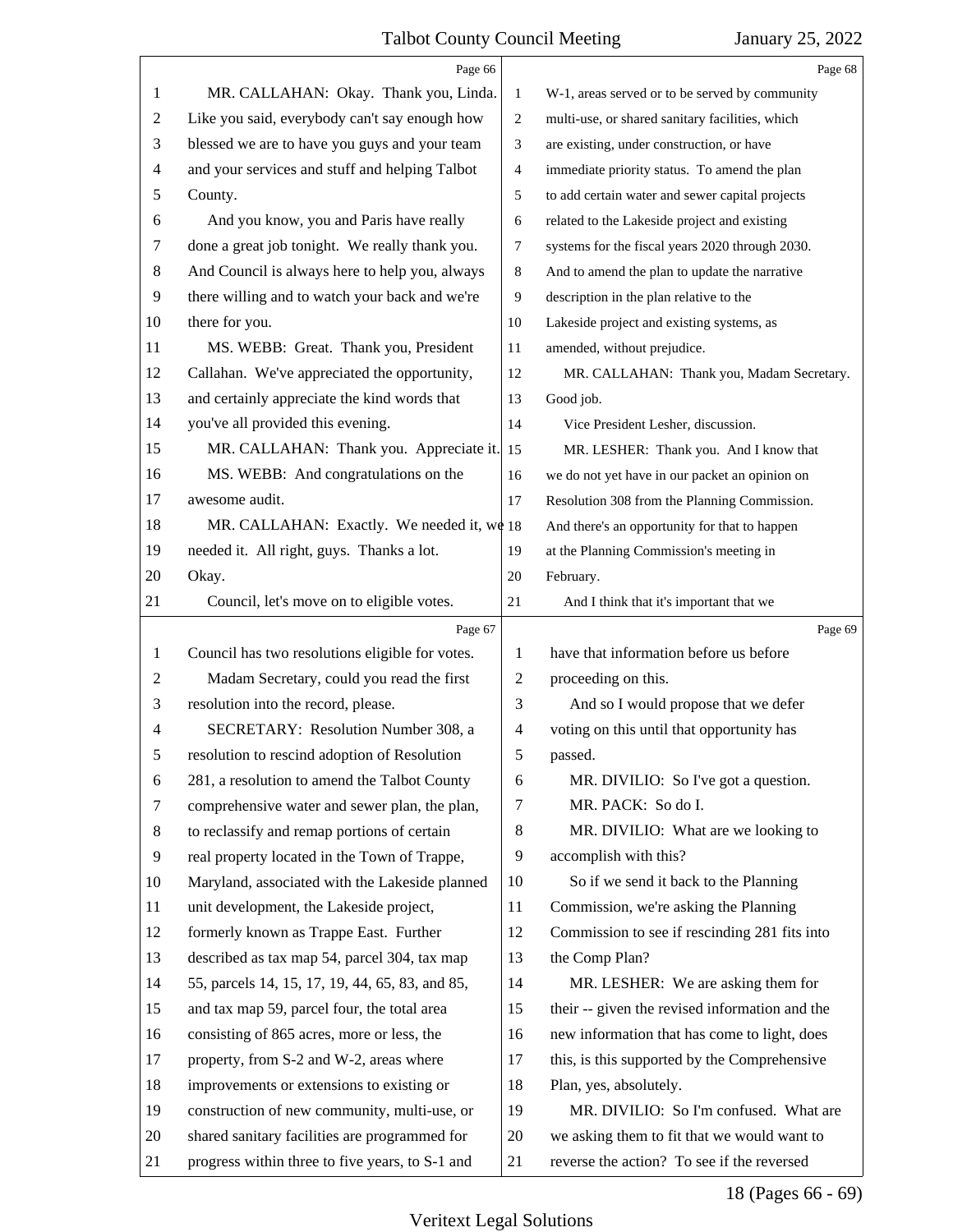Page 66

MR. CALLAHAN: Okay. Thank you, Linda. Like you said, everybody can't say enough how blessed we are to have you guys and your team and your services and stuff and helping Talbot County.

And you know, you and Paris have really done a great job tonight. We really thank you. And Council is always here to help you, always there willing and to watch your back and we're there for you.

MS. WEBB: Great. Thank you, President Callahan. We've appreciated the opportunity, and certainly appreciate the kind words that you've all provided this evening.

MR. CALLAHAN: Thank you. Appreciate it.

MS. WEBB: And congratulations on the awesome audit.

MR. CALLAHAN: Exactly. We needed it, we needed it. All right, guys. Thanks a lot. Okay.

Council, let's move on to eligible votes.

Page 67

Council has two resolutions eligible for votes.

Madam Secretary, could you read the first resolution into the record, please.

SECRETARY: Resolution Number 308, a resolution to rescind adoption of Resolution 281, a resolution to amend the Talbot County comprehensive water and sewer plan, the plan, to reclassify and remap portions of certain real property located in the Town of Trappe, Maryland, associated with the Lakeside planned unit development, the Lakeside project, formerly known as Trappe East. Further described as tax map 54, parcel 304, tax map 55, parcels 14, 15, 17, 19, 44, 65, 83, and 85, and tax map 59, parcel four, the total area consisting of 865 acres, more or less, the property, from S-2 and W-2, areas where improvements or extensions to existing or construction of new community, multi-use, or shared sanitary facilities are programmed for progress within three to five years, to S-1 and

Page 68

W-1, areas served or to be served by community multi-use, or shared sanitary facilities, which are existing, under construction, or have immediate priority status. To amend the plan to add certain water and sewer capital projects related to the Lakeside project and existing systems for the fiscal years 2020 through 2030. And to amend the plan to update the narrative description in the plan relative to the Lakeside project and existing systems, as amended, without prejudice.

MR. CALLAHAN: Thank you, Madam Secretary. Good job.

Vice President Lesher, discussion.

MR. LESHER: Thank you. And I know that we do not yet have in our packet an opinion on Resolution 308 from the Planning Commission. And there's an opportunity for that to happen at the Planning Commission's meeting in February.

And I think that it's important that we

Page 69

have that information before us before proceeding on this.

And so I would propose that we defer voting on this until that opportunity has passed.

MR. DIVILIO: So I've got a question.

MR. PACK: So do I.

MR. DIVILIO: What are we looking to accomplish with this?

So if we send it back to the Planning Commission, we're asking the Planning Commission to see if rescinding 281 fits into the Comp Plan?

MR. LESHER: We are asking them for their -- given the revised information and the new information that has come to light, does this, is this supported by the Comprehensive Plan, yes, absolutely.

MR. DIVILIO: So I'm confused. What are we asking them to fit that we would want to reverse the action? To see if the reversed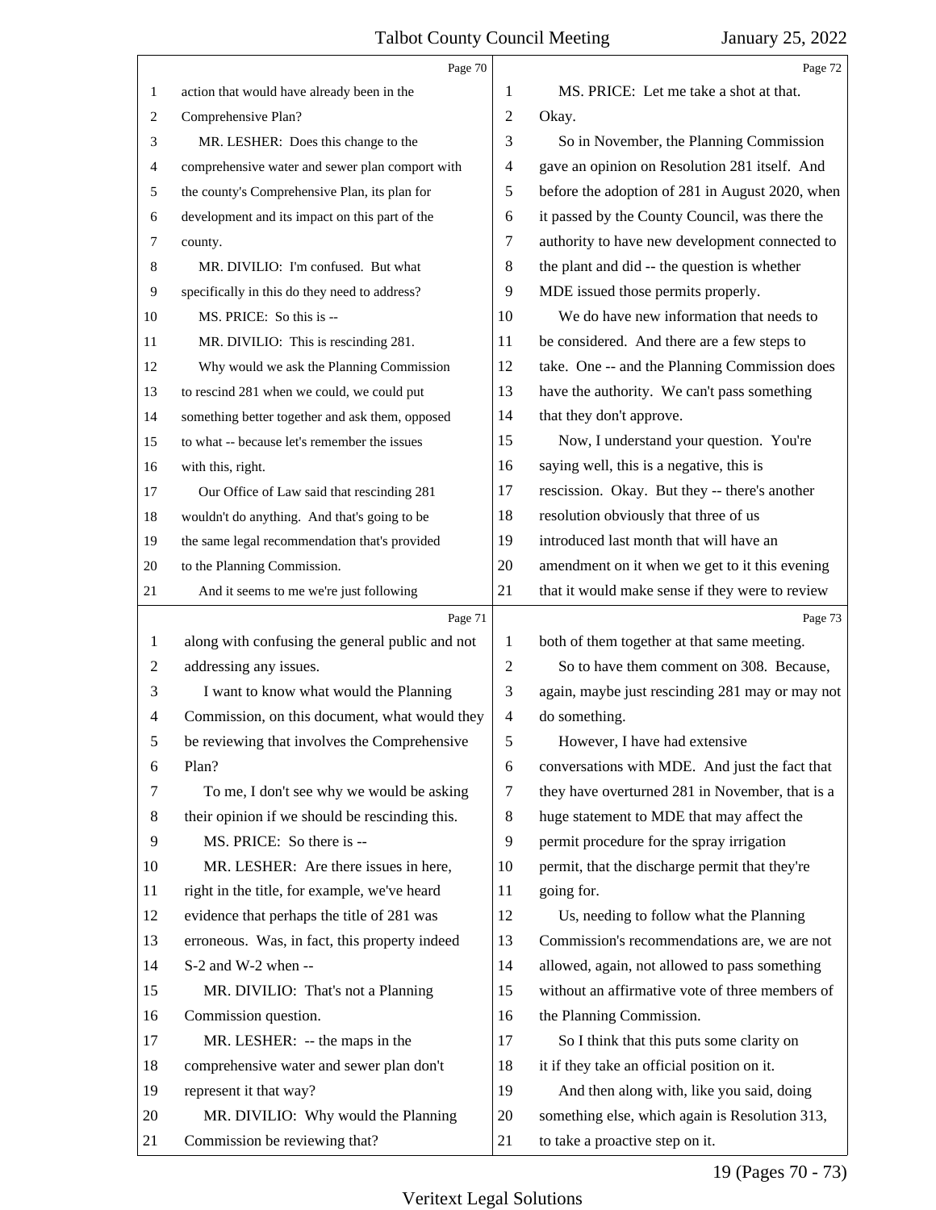Page 70

action that would have already been in the Comprehensive Plan?

MR. LESHER: Does this change to the comprehensive water and sewer plan comport with the county's Comprehensive Plan, its plan for development and its impact on this part of the county.

MR. DIVILIO: I'm confused. But what specifically in this do they need to address?

MS. PRICE: So this is --

MR. DIVILIO: This is rescinding 281.

Why would we ask the Planning Commission to rescind 281 when we could, we could put something better together and ask them, opposed to what -- because let's remember the issues with this, right.

Our Office of Law said that rescinding 281 wouldn't do anything. And that's going to be the same legal recommendation that's provided to the Planning Commission.

And it seems to me we're just following

Page 71

along with confusing the general public and not addressing any issues.

I want to know what would the Planning Commission, on this document, what would they be reviewing that involves the Comprehensive Plan?

To me, I don't see why we would be asking their opinion if we should be rescinding this.

MS. PRICE: So there is --

MR. LESHER: Are there issues in here, right in the title, for example, we've heard evidence that perhaps the title of 281 was erroneous. Was, in fact, this property indeed S-2 and W-2 when --

MR. DIVILIO: That's not a Planning Commission question.

MR. LESHER: -- the maps in the comprehensive water and sewer plan don't represent it that way?

MR. DIVILIO: Why would the Planning Commission be reviewing that?

Page 72

MS. PRICE: Let me take a shot at that. Okay.

So in November, the Planning Commission gave an opinion on Resolution 281 itself. And before the adoption of 281 in August 2020, when it passed by the County Council, was there the authority to have new development connected to the plant and did -- the question is whether MDE issued those permits properly.

We do have new information that needs to be considered. And there are a few steps to take. One -- and the Planning Commission does have the authority. We can't pass something that they don't approve.

Now, I understand your question. You're saying well, this is a negative, this is rescission. Okay. But they -- there's another resolution obviously that three of us introduced last month that will have an amendment on it when we get to it this evening that it would make sense if they were to review

Page 73

both of them together at that same meeting.

So to have them comment on 308. Because, again, maybe just rescinding 281 may or may not do something.

However, I have had extensive conversations with MDE. And just the fact that they have overturned 281 in November, that is a huge statement to MDE that may affect the permit procedure for the spray irrigation permit, that the discharge permit that they're going for.

Us, needing to follow what the Planning Commission's recommendations are, we are not allowed, again, not allowed to pass something without an affirmative vote of three members of the Planning Commission.

So I think that this puts some clarity on it if they take an official position on it.

And then along with, like you said, doing something else, which again is Resolution 313, to take a proactive step on it.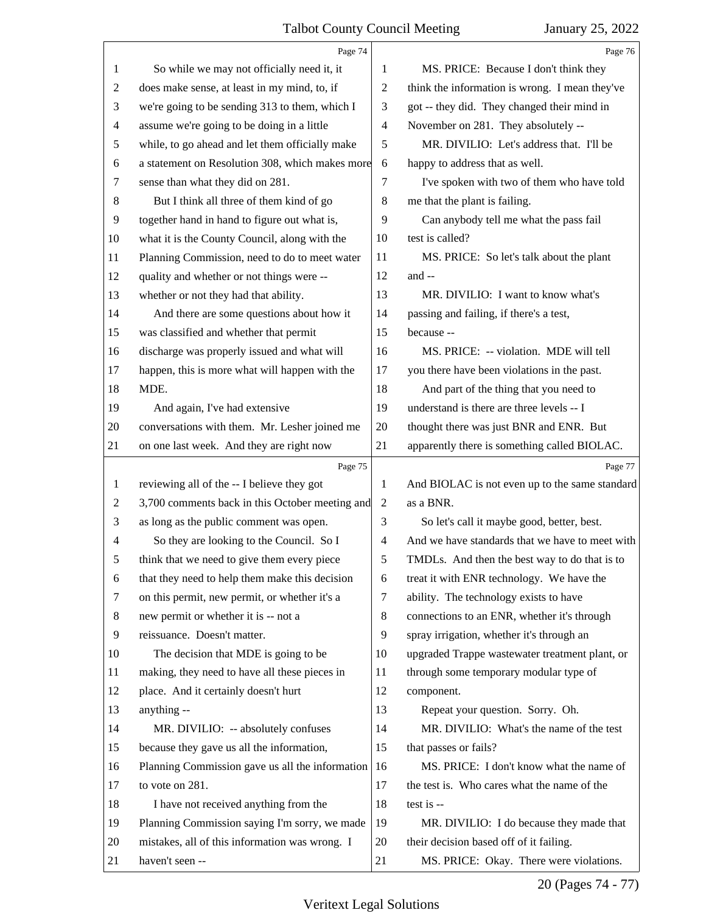Page 74

So while we may not officially need it, it does make sense, at least in my mind, to, if we're going to be sending 313 to them, which I assume we're going to be doing in a little while, to go ahead and let them officially make a statement on Resolution 308, which makes more sense than what they did on 281.

But I think all three of them kind of go together hand in hand to figure out what is, what it is the County Council, along with the Planning Commission, need to do to meet water quality and whether or not things were -- whether or not they had that ability.

And there are some questions about how it was classified and whether that permit discharge was properly issued and what will happen, this is more what will happen with the MDE.

And again, I've had extensive conversations with them. Mr. Lesher joined me on one last week. And they are right now

Page 75

reviewing all of the -- I believe they got 3,700 comments back in this October meeting and as long as the public comment was open.

So they are looking to the Council. So I think that we need to give them every piece that they need to help them make this decision on this permit, new permit, or whether it's a new permit or whether it is -- not a reissuance. Doesn't matter.

The decision that MDE is going to be making, they need to have all these pieces in place. And it certainly doesn't hurt anything --

MR. DIVILIO: -- absolutely confuses because they gave us all the information, Planning Commission gave us all the information to vote on 281.

I have not received anything from the Planning Commission saying I'm sorry, we made mistakes, all of this information was wrong. I haven't seen --

Page 76

MS. PRICE: Because I don't think they think the information is wrong. I mean they've got -- they did. They changed their mind in November on 281. They absolutely --

MR. DIVILIO: Let's address that. I'll be happy to address that as well.

I've spoken with two of them who have told me that the plant is failing.

Can anybody tell me what the pass fail test is called?

MS. PRICE: So let's talk about the plant and --

MR. DIVILIO: I want to know what's passing and failing, if there's a test, because --

MS. PRICE: -- violation. MDE will tell you there have been violations in the past.

And part of the thing that you need to understand is there are three levels -- I thought there was just BNR and ENR. But apparently there is something called BIOLAC.

Page 77

And BIOLAC is not even up to the same standard as a BNR.

So let's call it maybe good, better, best. And we have standards that we have to meet with TMDLs. And then the best way to do that is to treat it with ENR technology. We have the ability. The technology exists to have connections to an ENR, whether it's through spray irrigation, whether it's through an upgraded Trappe wastewater treatment plant, or through some temporary modular type of component.

Repeat your question. Sorry. Oh.

MR. DIVILIO: What's the name of the test that passes or fails?

MS. PRICE: I don't know what the name of the test is. Who cares what the name of the test is --

MR. DIVILIO: I do because they made that their decision based off of it failing.

MS. PRICE: Okay. There were violations.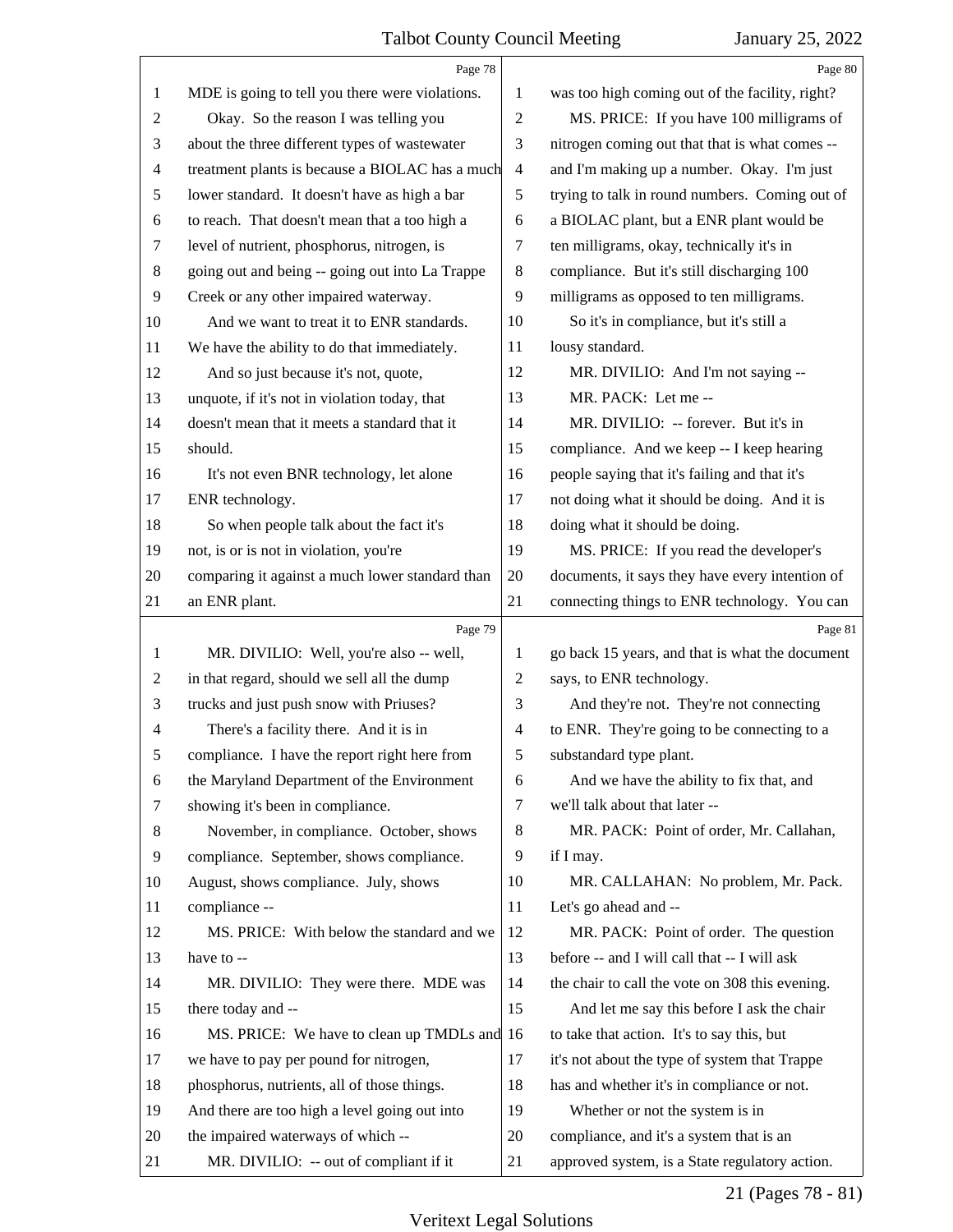Page 78

MDE is going to tell you there were violations.

Okay. So the reason I was telling you about the three different types of wastewater treatment plants is because a BIOLAC has a much lower standard. It doesn't have as high a bar to reach. That doesn't mean that a too high a level of nutrient, phosphorus, nitrogen, is going out and being -- going out into La Trappe Creek or any other impaired waterway.

And we want to treat it to ENR standards. We have the ability to do that immediately.

And so just because it's not, quote, unquote, if it's not in violation today, that doesn't mean that it meets a standard that it should.

It's not even BNR technology, let alone ENR technology.

So when people talk about the fact it's not, is or is not in violation, you're comparing it against a much lower standard than an ENR plant.

Page 79

MR. DIVILIO: Well, you're also -- well, in that regard, should we sell all the dump trucks and just push snow with Priuses?

There's a facility there. And it is in compliance. I have the report right here from the Maryland Department of the Environment showing it's been in compliance.

November, in compliance. October, shows compliance. September, shows compliance. August, shows compliance. July, shows compliance --

MS. PRICE: With below the standard and we have to --

MR. DIVILIO: They were there. MDE was there today and --

MS. PRICE: We have to clean up TMDLs and we have to pay per pound for nitrogen, phosphorus, nutrients, all of those things. And there are too high a level going out into the impaired waterways of which --

MR. DIVILIO: -- out of compliant if it

Page 80

was too high coming out of the facility, right?

MS. PRICE: If you have 100 milligrams of nitrogen coming out that that is what comes -- and I'm making up a number. Okay. I'm just trying to talk in round numbers. Coming out of a BIOLAC plant, but a ENR plant would be ten milligrams, okay, technically it's in compliance. But it's still discharging 100 milligrams as opposed to ten milligrams.

So it's in compliance, but it's still a lousy standard.

MR. DIVILIO: And I'm not saying --

MR. PACK: Let me --

MR. DIVILIO: -- forever. But it's in compliance. And we keep -- I keep hearing people saying that it's failing and that it's not doing what it should be doing. And it is doing what it should be doing.

MS. PRICE: If you read the developer's documents, it says they have every intention of connecting things to ENR technology. You can

Page 81

go back 15 years, and that is what the document says, to ENR technology.

And they're not. They're not connecting to ENR. They're going to be connecting to a substandard type plant.

And we have the ability to fix that, and we'll talk about that later --

MR. PACK: Point of order, Mr. Callahan, if I may.

MR. CALLAHAN: No problem, Mr. Pack. Let's go ahead and --

MR. PACK: Point of order. The question before -- and I will call that -- I will ask the chair to call the vote on 308 this evening.

And let me say this before I ask the chair to take that action. It's to say this, but it's not about the type of system that Trappe has and whether it's in compliance or not.

Whether or not the system is in compliance, and it's a system that is an approved system, is a State regulatory action.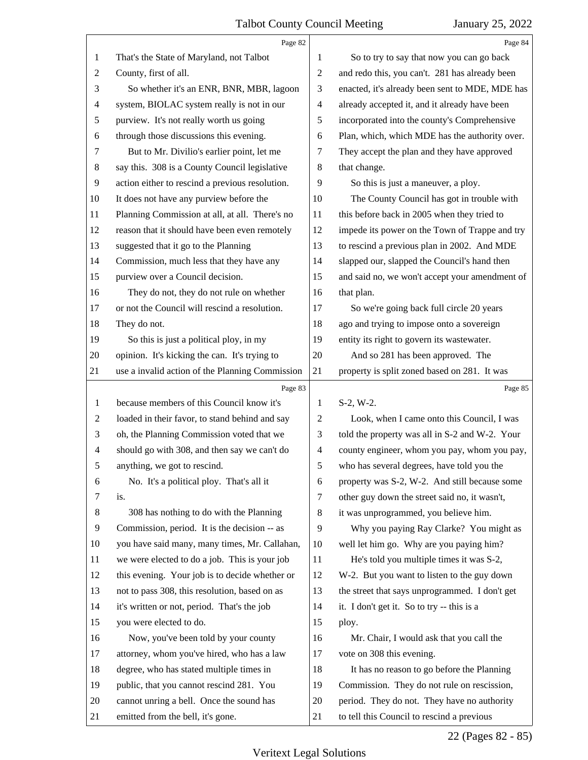Page 82

That's the State of Maryland, not Talbot County, first of all.

So whether it's an ENR, BNR, MBR, lagoon system, BIOLAC system really is not in our purview. It's not really worth us going through those discussions this evening.

But to Mr. Divilio's earlier point, let me say this. 308 is a County Council legislative action either to rescind a previous resolution. It does not have any purview before the Planning Commission at all, at all. There's no reason that it should have been even remotely suggested that it go to the Planning Commission, much less that they have any purview over a Council decision.

They do not, they do not rule on whether or not the Council will rescind a resolution. They do not.

So this is just a political ploy, in my opinion. It's kicking the can. It's trying to use a invalid action of the Planning Commission

Page 83

because members of this Council know it's loaded in their favor, to stand behind and say oh, the Planning Commission voted that we should go with 308, and then say we can't do anything, we got to rescind.

No. It's a political ploy. That's all it is.

308 has nothing to do with the Planning Commission, period. It is the decision -- as you have said many, many times, Mr. Callahan, we were elected to do a job. This is your job this evening. Your job is to decide whether or not to pass 308, this resolution, based on as it's written or not, period. That's the job you were elected to do.

Now, you've been told by your county attorney, whom you've hired, who has a law degree, who has stated multiple times in public, that you cannot rescind 281. You cannot unring a bell. Once the sound has emitted from the bell, it's gone.

Page 84

So to try to say that now you can go back and redo this, you can't. 281 has already been enacted, it's already been sent to MDE, MDE has already accepted it, and it already have been incorporated into the county's Comprehensive Plan, which, which MDE has the authority over. They accept the plan and they have approved that change.

So this is just a maneuver, a ploy.

The County Council has got in trouble with this before back in 2005 when they tried to impede its power on the Town of Trappe and try to rescind a previous plan in 2002. And MDE slapped our, slapped the Council's hand then and said no, we won't accept your amendment of that plan.

So we're going back full circle 20 years ago and trying to impose onto a sovereign entity its right to govern its wastewater.

And so 281 has been approved. The property is split zoned based on 281. It was

Page 85

S-2, W-2.

Look, when I came onto this Council, I was told the property was all in S-2 and W-2. Your county engineer, whom you pay, whom you pay, who has several degrees, have told you the property was S-2, W-2. And still because some other guy down the street said no, it wasn't, it was unprogrammed, you believe him.

Why you paying Ray Clarke? You might as well let him go. Why are you paying him?

He's told you multiple times it was S-2, W-2. But you want to listen to the guy down the street that says unprogrammed. I don't get it. I don't get it. So to try -- this is a ploy.

Mr. Chair, I would ask that you call the vote on 308 this evening.

It has no reason to go before the Planning Commission. They do not rule on rescission, period. They do not. They have no authority to tell this Council to rescind a previous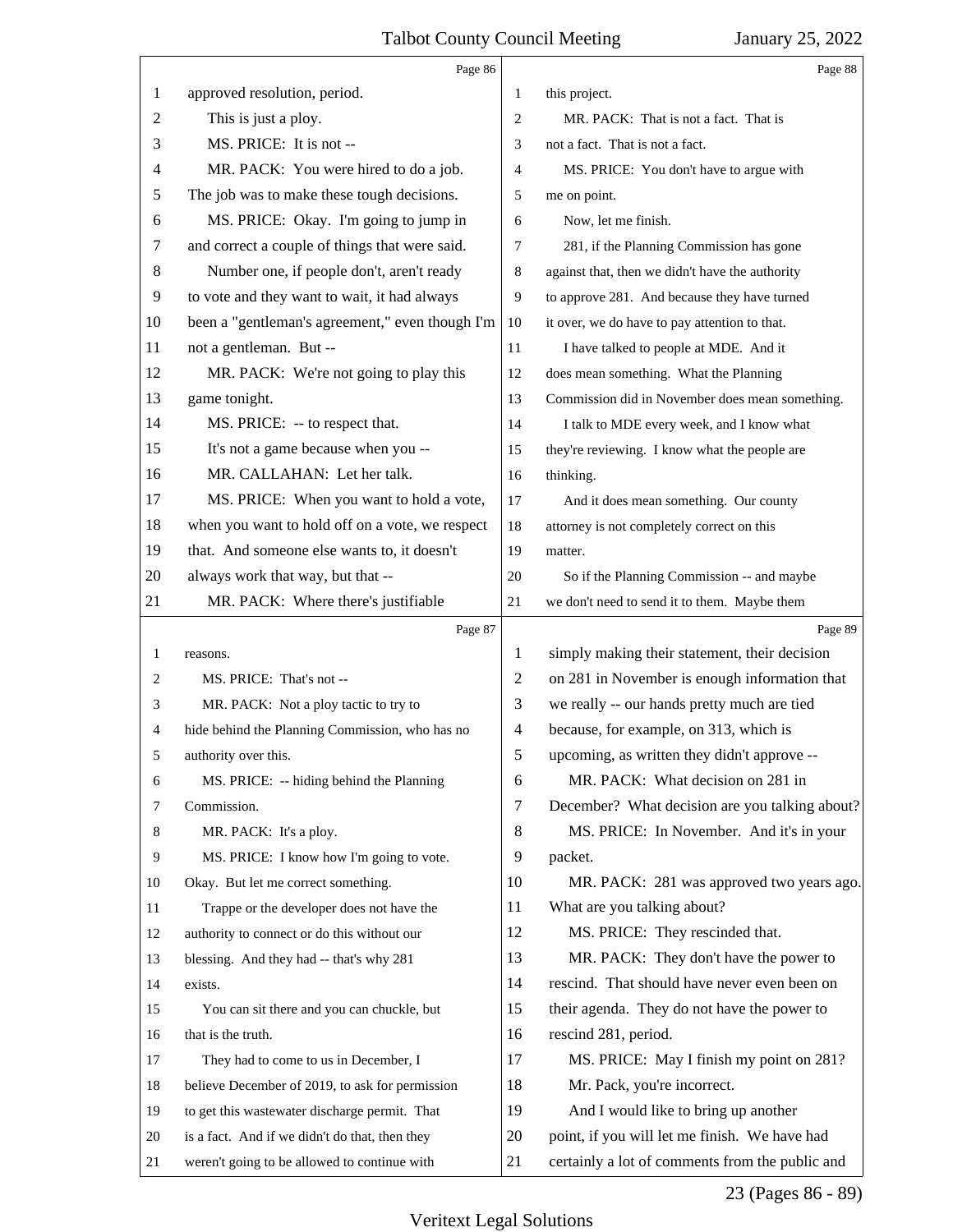Page 86

approved resolution, period.

This is just a ploy.

MS. PRICE: It is not --

MR. PACK: You were hired to do a job. The job was to make these tough decisions.

MS. PRICE: Okay. I'm going to jump in and correct a couple of things that were said.

Number one, if people don't, aren't ready to vote and they want to wait, it had always been a "gentleman's agreement," even though I'm not a gentleman. But --

MR. PACK: We're not going to play this game tonight.

MS. PRICE: -- to respect that.

It's not a game because when you --

MR. CALLAHAN: Let her talk.

MS. PRICE: When you want to hold a vote, when you want to hold off on a vote, we respect that. And someone else wants to, it doesn't always work that way, but that --

MR. PACK: Where there's justifiable

Page 87

reasons.

MS. PRICE: That's not --

MR. PACK: Not a ploy tactic to try to hide behind the Planning Commission, who has no authority over this.

MS. PRICE: -- hiding behind the Planning Commission.

MR. PACK: It's a ploy.

MS. PRICE: I know how I'm going to vote. Okay. But let me correct something.

Trappe or the developer does not have the authority to connect or do this without our blessing. And they had -- that's why 281 exists.

You can sit there and you can chuckle, but that is the truth.

They had to come to us in December, I believe December of 2019, to ask for permission to get this wastewater discharge permit. That is a fact. And if we didn't do that, then they weren't going to be allowed to continue with

Page 88

this project.

MR. PACK: That is not a fact. That is not a fact. That is not a fact.

MS. PRICE: You don't have to argue with me on point.

Now, let me finish.

281, if the Planning Commission has gone against that, then we didn't have the authority to approve 281. And because they have turned it over, we do have to pay attention to that.

I have talked to people at MDE. And it does mean something. What the Planning Commission did in November does mean something.

I talk to MDE every week, and I know what they're reviewing. I know what the people are thinking.

And it does mean something. Our county attorney is not completely correct on this matter.

So if the Planning Commission -- and maybe we don't need to send it to them. Maybe them

Page 89

simply making their statement, their decision on 281 in November is enough information that we really -- our hands pretty much are tied because, for example, on 313, which is upcoming, as written they didn't approve --

MR. PACK: What decision on 281 in December? What decision are you talking about?

MS. PRICE: In November. And it's in your packet.

MR. PACK: 281 was approved two years ago. What are you talking about?

MS. PRICE: They rescinded that.

MR. PACK: They don't have the power to rescind. That should have never even been on their agenda. They do not have the power to rescind 281, period.

MS. PRICE: May I finish my point on 281?

Mr. Pack, you're incorrect.

And I would like to bring up another point, if you will let me finish. We have had certainly a lot of comments from the public and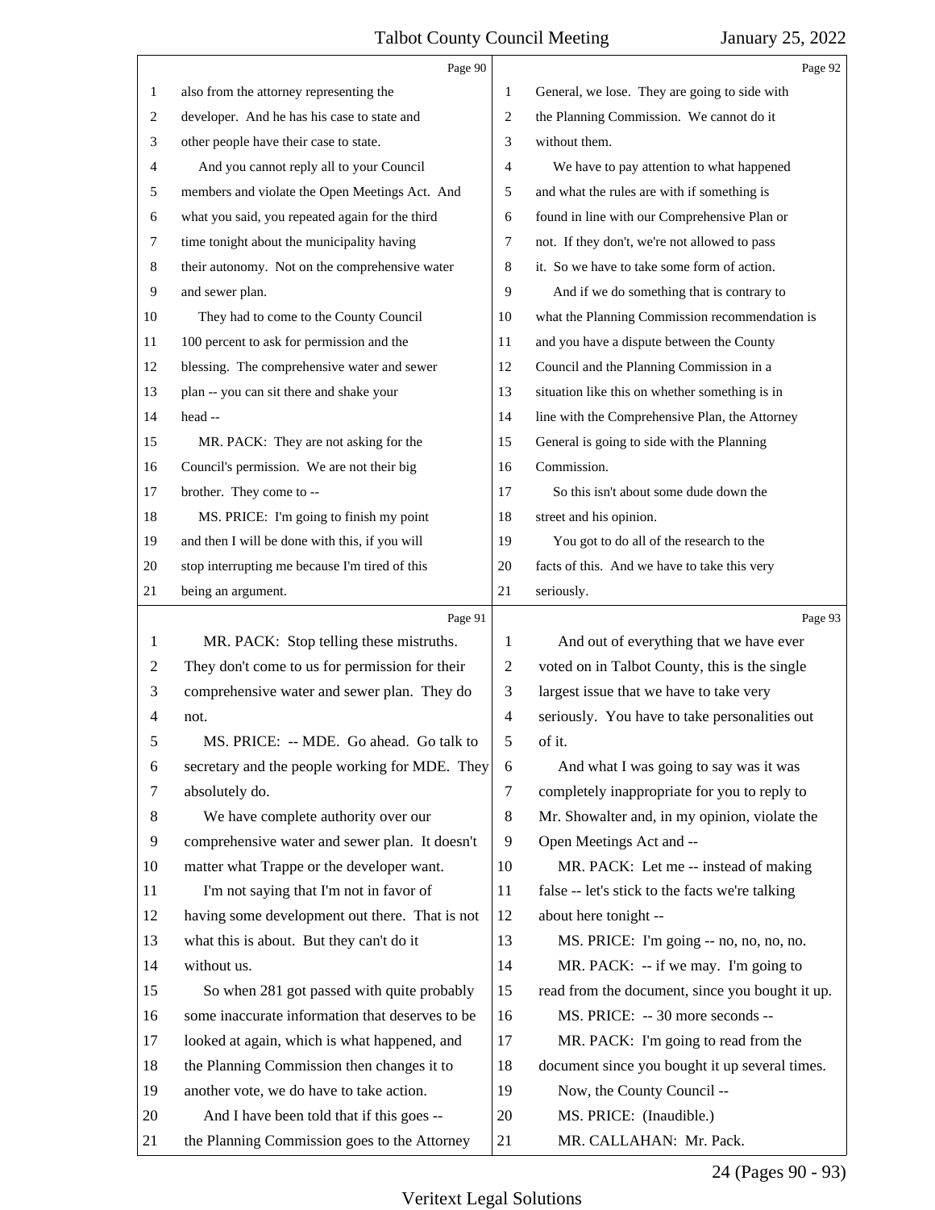also from the attorney representing the developer. And he has his case to state and other people have their case to state.

And you cannot reply all to your Council members and violate the Open Meetings Act. And what you said, you repeated again for the third time tonight about the municipality having their autonomy. Not on the comprehensive water and sewer plan.

They had to come to the County Council 100 percent to ask for permission and the blessing. The comprehensive water and sewer plan -- you can sit there and shake your head --

MR. PACK: They are not asking for the Council's permission. We are not their big brother. They come to --

MS. PRICE: I'm going to finish my point and then I will be done with this, if you will stop interrupting me because I'm tired of this being an argument.

MR. PACK: Stop telling these mistruths. They don't come to us for permission for their comprehensive water and sewer plan. They do not.

MS. PRICE: -- MDE. Go ahead. Go talk to secretary and the people working for MDE. They absolutely do.

We have complete authority over our comprehensive water and sewer plan. It doesn't matter what Trappe or the developer want.

I'm not saying that I'm not in favor of having some development out there. That is not what this is about. But they can't do it without us.

So when 281 got passed with quite probably some inaccurate information that deserves to be looked at again, which is what happened, and the Planning Commission then changes it to another vote, we do have to take action.

And I have been told that if this goes -- the Planning Commission goes to the Attorney General, we lose. They are going to side with the Planning Commission. We cannot do it without them.

We have to pay attention to what happened and what the rules are with if something is found in line with our Comprehensive Plan or not. If they don't, we're not allowed to pass it. So we have to take some form of action.

And if we do something that is contrary to what the Planning Commission recommendation is and you have a dispute between the County Council and the Planning Commission in a situation like this on whether something is in line with the Comprehensive Plan, the Attorney General is going to side with the Planning Commission.

So this isn't about some dude down the street and his opinion.

You got to do all of the research to the facts of this. And we have to take this very seriously.

And out of everything that we have ever voted on in Talbot County, this is the single largest issue that we have to take very seriously. You have to take personalities out of it.

And what I was going to say was it was completely inappropriate for you to reply to Mr. Showalter and, in my opinion, violate the Open Meetings Act and --

MR. PACK: Let me -- instead of making false -- let's stick to the facts we're talking about here tonight --

MS. PRICE: I'm going -- no, no, no, no.

MR. PACK: -- if we may. I'm going to read from the document, since you bought it up.

MS. PRICE: -- 30 more seconds --

MR. PACK: I'm going to read from the document since you bought it up several times.

Now, the County Council --

MS. PRICE: (Inaudible.)

MR. CALLAHAN: Mr. Pack.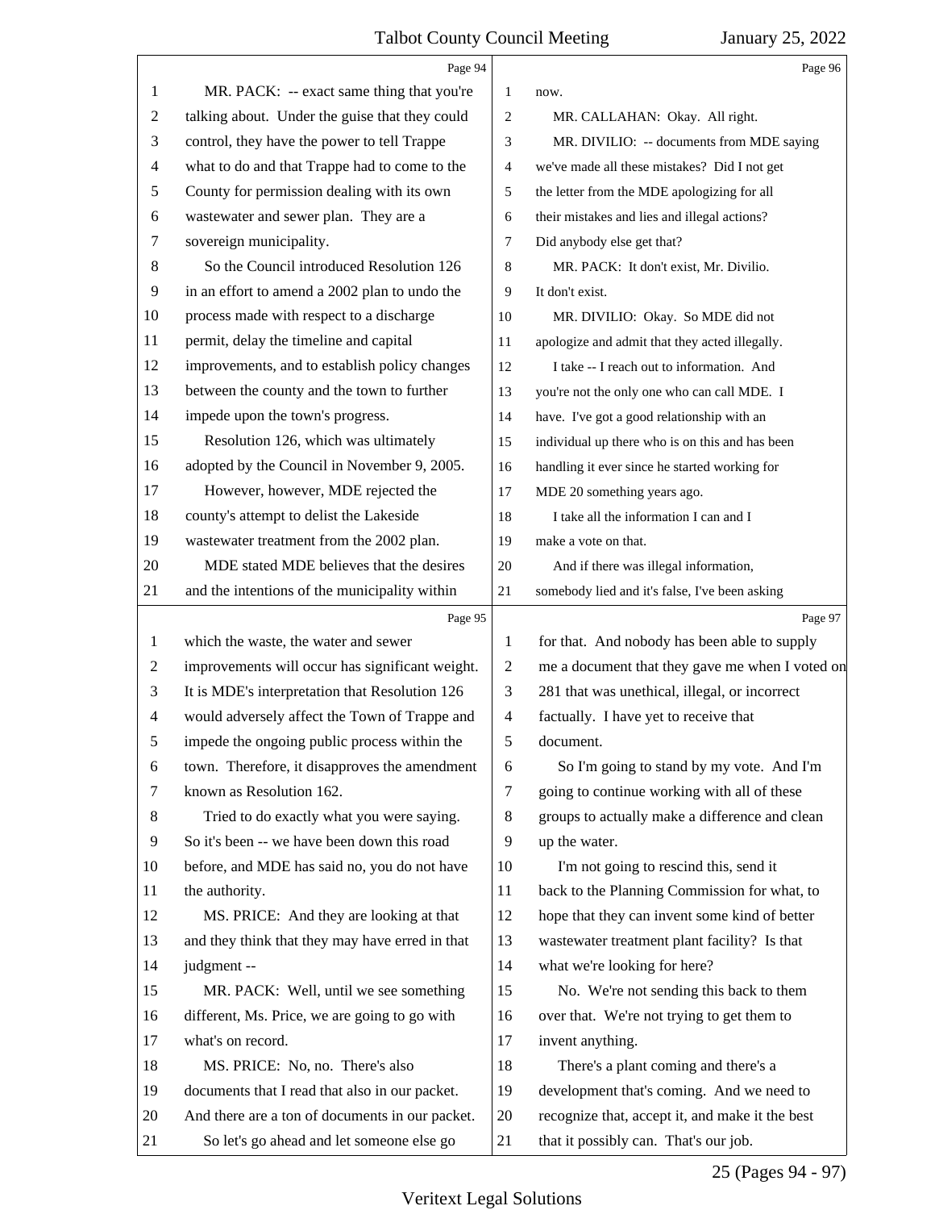MR. PACK: -- exact same thing that you're talking about. Under the guise that they could control, they have the power to tell Trappe what to do and that Trappe had to come to the County for permission dealing with its own wastewater and sewer plan. They are a sovereign municipality.

So the Council introduced Resolution 126 in an effort to amend a 2002 plan to undo the process made with respect to a discharge permit, delay the timeline and capital improvements, and to establish policy changes between the county and the town to further impede upon the town's progress.

Resolution 126, which was ultimately adopted by the Council in November 9, 2005.

However, however, MDE rejected the county's attempt to delist the Lakeside wastewater treatment from the 2002 plan.

MDE stated MDE believes that the desires and the intentions of the municipality within which the waste, the water and sewer improvements will occur has significant weight. It is MDE's interpretation that Resolution 126 would adversely affect the Town of Trappe and impede the ongoing public process within the town. Therefore, it disapproves the amendment known as Resolution 162.

Tried to do exactly what you were saying. So it's been -- we have been down this road before, and MDE has said no, you do not have the authority.

MS. PRICE: And they are looking at that and they think that they may have erred in that judgment --

MR. PACK: Well, until we see something different, Ms. Price, we are going to go with what's on record.

MS. PRICE: No, no. There's also documents that I read that also in our packet. And there are a ton of documents in our packet.

So let's go ahead and let someone else go now.

MR. CALLAHAN: Okay. All right.

MR. DIVILIO: -- documents from MDE saying we've made all these mistakes? Did I not get the letter from the MDE apologizing for all their mistakes and lies and illegal actions? Did anybody else get that?

MR. PACK: It don't exist, Mr. Divilio. It don't exist.

MR. DIVILIO: Okay. So MDE did not apologize and admit that they acted illegally.

I take -- I reach out to information. And you're not the only one who can call MDE. I have. I've got a good relationship with an individual up there who is on this and has been handling it ever since he started working for MDE 20 something years ago.

I take all the information I can and I make a vote on that.

And if there was illegal information, somebody lied and it's false, I've been asking for that. And nobody has been able to supply me a document that they gave me when I voted on 281 that was unethical, illegal, or incorrect factually. I have yet to receive that document.

So I'm going to stand by my vote. And I'm going to continue working with all of these groups to actually make a difference and clean up the water.

I'm not going to rescind this, send it back to the Planning Commission for what, to hope that they can invent some kind of better wastewater treatment plant facility? Is that what we're looking for here?

No. We're not sending this back to them over that. We're not trying to get them to invent anything.

There's a plant coming and there's a development that's coming. And we need to recognize that, accept it, and make it the best that it possibly can. That's our job.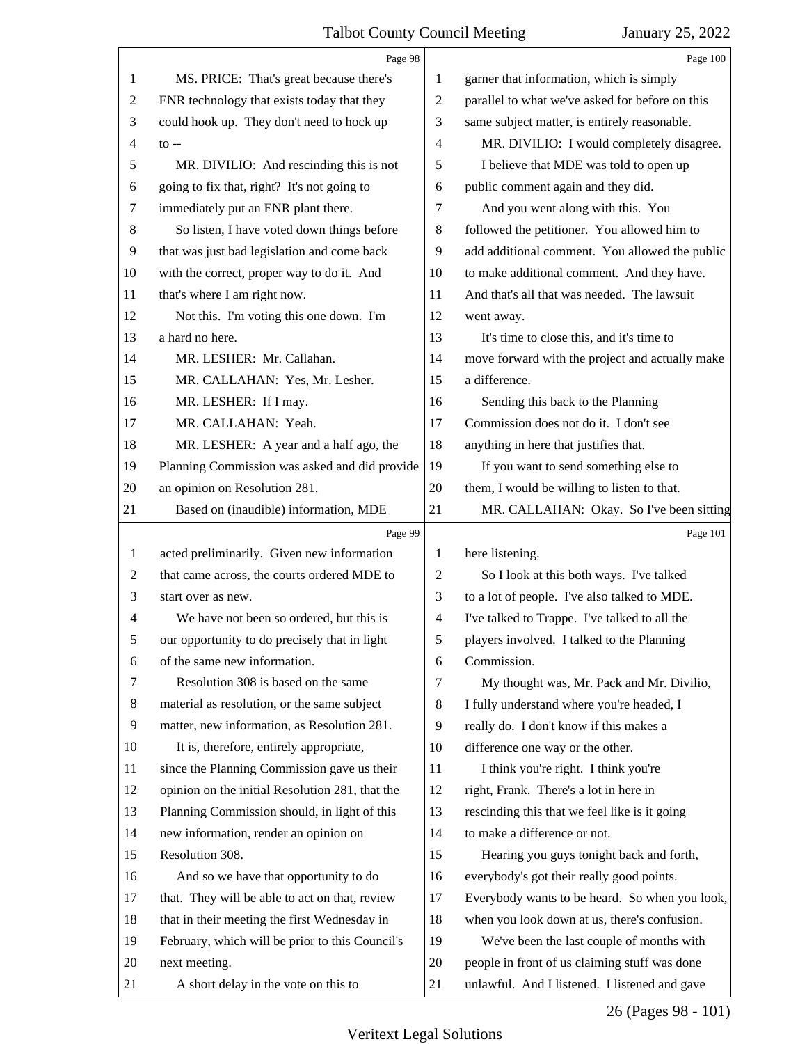Page 98

MS. PRICE: That's great because there's ENR technology that exists today that they could hook up. They don't need to hock up to --

MR. DIVILIO: And rescinding this is not going to fix that, right? It's not going to immediately put an ENR plant there.

So listen, I have voted down things before that was just bad legislation and come back with the correct, proper way to do it. And that's where I am right now.

Not this. I'm voting this one down. I'm a hard no here.

MR. LESHER: Mr. Callahan.

MR. CALLAHAN: Yes, Mr. Lesher.

MR. LESHER: If I may.

MR. CALLAHAN: Yeah.

MR. LESHER: A year and a half ago, the Planning Commission was asked and did provide an opinion on Resolution 281.

Based on (inaudible) information, MDE

Page 99

acted preliminarily. Given new information that came across, the courts ordered MDE to start over as new.

We have not been so ordered, but this is our opportunity to do precisely that in light of the same new information.

Resolution 308 is based on the same material as resolution, or the same subject matter, new information, as Resolution 281.

It is, therefore, entirely appropriate, since the Planning Commission gave us their opinion on the initial Resolution 281, that the Planning Commission should, in light of this new information, render an opinion on Resolution 308.

And so we have that opportunity to do that. They will be able to act on that, review that in their meeting the first Wednesday in February, which will be prior to this Council's next meeting.

A short delay in the vote on this to

Page 100

garner that information, which is simply parallel to what we've asked for before on this same subject matter, is entirely reasonable.

MR. DIVILIO: I would completely disagree. I believe that MDE was told to open up public comment again and they did.

And you went along with this. You followed the petitioner. You allowed him to add additional comment. You allowed the public to make additional comment. And they have. And that's all that was needed. The lawsuit went away.

It's time to close this, and it's time to move forward with the project and actually make a difference.

Sending this back to the Planning Commission does not do it. I don't see anything in here that justifies that.

If you want to send something else to them, I would be willing to listen to that.

MR. CALLAHAN: Okay. So I've been sitting

Page 101

here listening.

So I look at this both ways. I've talked to a lot of people. I've also talked to MDE. I've talked to Trappe. I've talked to all the players involved. I talked to the Planning Commission.

My thought was, Mr. Pack and Mr. Divilio, I fully understand where you're headed, I really do. I don't know if this makes a difference one way or the other.

I think you're right. I think you're right, Frank. There's a lot in here in rescinding this that we feel like is it going to make a difference or not.

Hearing you guys tonight back and forth, everybody's got their really good points. Everybody wants to be heard. So when you look, when you look down at us, there's confusion.

We've been the last couple of months with people in front of us claiming stuff was done unlawful. And I listened. I listened and gave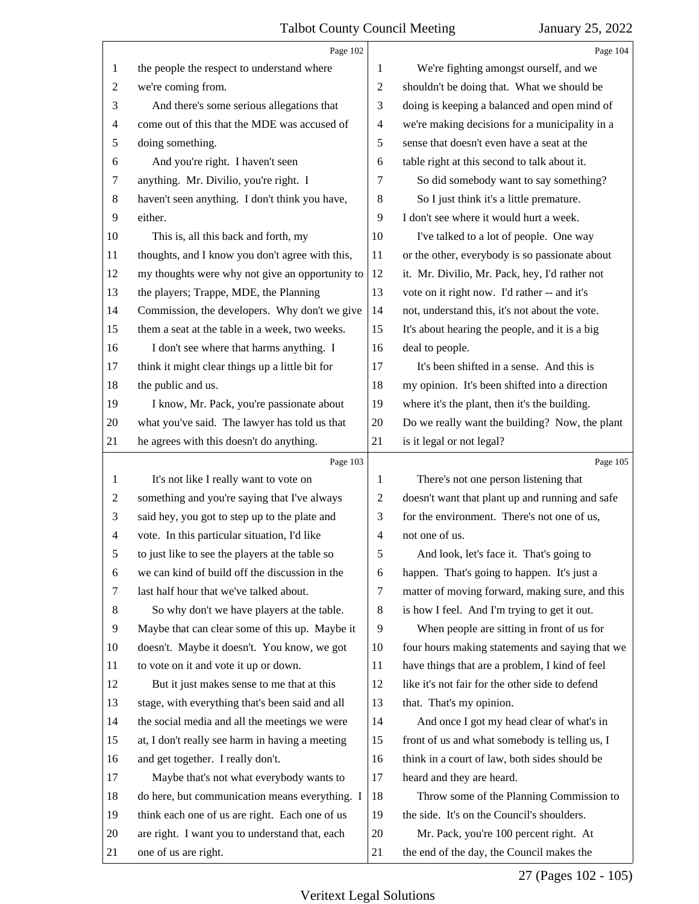Page 102

1 the people the respect to understand where
2 we're coming from.
3 And there's some serious allegations that
4 come out of this that the MDE was accused of
5 doing something.
6 And you're right. I haven't seen
7 anything. Mr. Divilio, you're right. I
8 haven't seen anything. I don't think you have,
9 either.
10 This is, all this back and forth, my
11 thoughts, and I know you don't agree with this,
12 my thoughts were why not give an opportunity to
13 the players; Trappe, MDE, the Planning
14 Commission, the developers. Why don't we give
15 them a seat at the table in a week, two weeks.
16 I don't see where that harms anything. I
17 think it might clear things up a little bit for
18 the public and us.
19 I know, Mr. Pack, you're passionate about
20 what you've said. The lawyer has told us that
21 he agrees with this doesn't do anything.

Page 103

1 It's not like I really want to vote on
2 something and you're saying that I've always
3 said hey, you got to step up to the plate and
4 vote. In this particular situation, I'd like
5 to just like to see the players at the table so
6 we can kind of build off the discussion in the
7 last half hour that we've talked about.
8 So why don't we have players at the table.
9 Maybe that can clear some of this up. Maybe it
10 doesn't. Maybe it doesn't. You know, we got
11 to vote on it and vote it up or down.
12 But it just makes sense to me that at this
13 stage, with everything that's been said and all
14 the social media and all the meetings we were
15 at, I don't really see harm in having a meeting
16 and get together. I really don't.
17 Maybe that's not what everybody wants to
18 do here, but communication means everything. I
19 think each one of us are right. Each one of us
20 are right. I want you to understand that, each
21 one of us are right.

Page 104

1 We're fighting amongst ourself, and we
2 shouldn't be doing that. What we should be
3 doing is keeping a balanced and open mind of
4 we're making decisions for a municipality in a
5 sense that doesn't even have a seat at the
6 table right at this second to talk about it.
7 So did somebody want to say something?
8 So I just think it's a little premature.
9 I don't see where it would hurt a week.
10 I've talked to a lot of people. One way
11 or the other, everybody is so passionate about
12 it. Mr. Divilio, Mr. Pack, hey, I'd rather not
13 vote on it right now. I'd rather -- and it's
14 not, understand this, it's not about the vote.
15 It's about hearing the people, and it is a big
16 deal to people.
17 It's been shifted in a sense. And this is
18 my opinion. It's been shifted into a direction
19 where it's the plant, then it's the building.
20 Do we really want the building? Now, the plant
21 is it legal or not legal?

Page 105

1 There's not one person listening that
2 doesn't want that plant up and running and safe
3 for the environment. There's not one of us,
4 not one of us.
5 And look, let's face it. That's going to
6 happen. That's going to happen. It's just a
7 matter of moving forward, making sure, and this
8 is how I feel. And I'm trying to get it out.
9 When people are sitting in front of us for
10 four hours making statements and saying that we
11 have things that are a problem, I kind of feel
12 like it's not fair for the other side to defend
13 that. That's my opinion.
14 And once I got my head clear of what's in
15 front of us and what somebody is telling us, I
16 think in a court of law, both sides should be
17 heard and they are heard.
18 Throw some of the Planning Commission to
19 the side. It's on the Council's shoulders.
20 Mr. Pack, you're 100 percent right. At
21 the end of the day, the Council makes the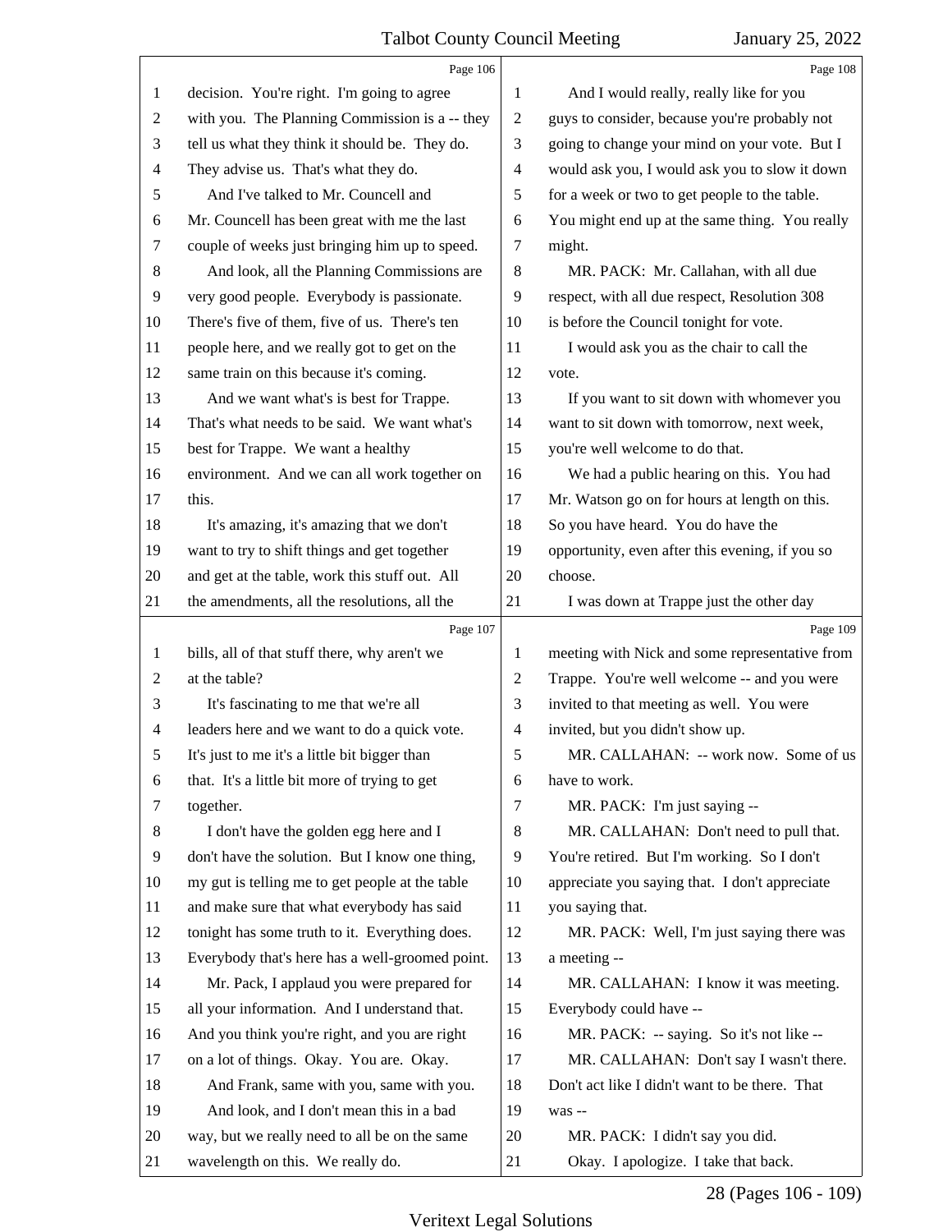Page 106

decision. You're right. I'm going to agree with you. The Planning Commission is a -- they tell us what they think it should be. They do. They advise us. That's what they do.

And I've talked to Mr. Councell and Mr. Councell has been great with me the last couple of weeks just bringing him up to speed.

And look, all the Planning Commissions are very good people. Everybody is passionate. There's five of them, five of us. There's ten people here, and we really got to get on the same train on this because it's coming.

And we want what's is best for Trappe. That's what needs to be said. We want what's best for Trappe. We want a healthy environment. And we can all work together on this.

It's amazing, it's amazing that we don't want to try to shift things and get together and get at the table, work this stuff out. All the amendments, all the resolutions, all the

Page 107

bills, all of that stuff there, why aren't we at the table?

It's fascinating to me that we're all leaders here and we want to do a quick vote. It's just to me it's a little bit bigger than that. It's a little bit more of trying to get together.

I don't have the golden egg here and I don't have the solution. But I know one thing, my gut is telling me to get people at the table and make sure that what everybody has said tonight has some truth to it. Everything does. Everybody that's here has a well-groomed point.

Mr. Pack, I applaud you were prepared for all your information. And I understand that. And you think you're right, and you are right on a lot of things. Okay. You are. Okay.

And Frank, same with you, same with you.

And look, and I don't mean this in a bad way, but we really need to all be on the same wavelength on this. We really do.

Page 108

And I would really, really like for you guys to consider, because you're probably not going to change your mind on your vote. But I would ask you, I would ask you to slow it down for a week or two to get people to the table. You might end up at the same thing. You really might.

MR. PACK: Mr. Callahan, with all due respect, with all due respect, Resolution 308 is before the Council tonight for vote.

I would ask you as the chair to call the vote.

If you want to sit down with whomever you want to sit down with tomorrow, next week, you're well welcome to do that.

We had a public hearing on this. You had Mr. Watson go on for hours at length on this. So you have heard. You do have the opportunity, even after this evening, if you so choose.

I was down at Trappe just the other day

Page 109

meeting with Nick and some representative from Trappe. You're well welcome -- and you were invited to that meeting as well. You were invited, but you didn't show up.

MR. CALLAHAN: -- work now. Some of us have to work.

MR. PACK: I'm just saying --

MR. CALLAHAN: Don't need to pull that. You're retired. But I'm working. So I don't appreciate you saying that. I don't appreciate you saying that.

MR. PACK: Well, I'm just saying there was a meeting --

MR. CALLAHAN: I know it was meeting. Everybody could have --

MR. PACK: -- saying. So it's not like --

MR. CALLAHAN: Don't say I wasn't there. Don't act like I didn't want to be there. That was --

MR. PACK: I didn't say you did.

Okay. I apologize. I take that back.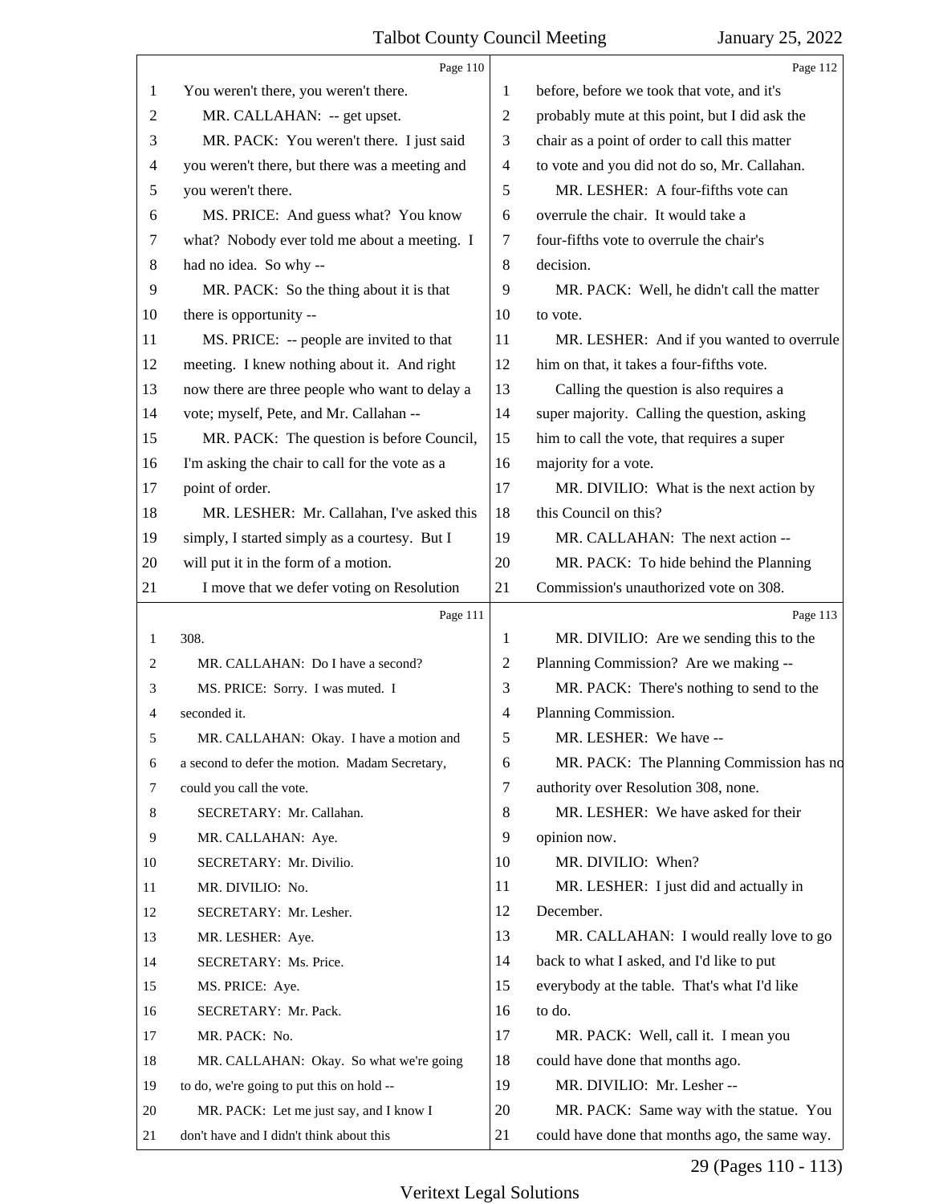Page 110

1 You weren't there, you weren't there.
2 MR. CALLAHAN: -- get upset.
3 MR. PACK: You weren't there. I just said
4 you weren't there, but there was a meeting and
5 you weren't there.
6 MS. PRICE: And guess what? You know
7 what? Nobody ever told me about a meeting. I
8 had no idea. So why --
9 MR. PACK: So the thing about it is that
10 there is opportunity --
11 MS. PRICE: -- people are invited to that
12 meeting. I knew nothing about it. And right
13 now there are three people who want to delay a
14 vote; myself, Pete, and Mr. Callahan --
15 MR. PACK: The question is before Council,
16 I'm asking the chair to call for the vote as a
17 point of order.
18 MR. LESHER: Mr. Callahan, I've asked this
19 simply, I started simply as a courtesy. But I
20 will put it in the form of a motion.
21 I move that we defer voting on Resolution

Page 111

1 308.
2 MR. CALLAHAN: Do I have a second?
3 MS. PRICE: Sorry. I was muted. I
4 seconded it.
5 MR. CALLAHAN: Okay. I have a motion and
6 a second to defer the motion. Madam Secretary,
7 could you call the vote.
8 SECRETARY: Mr. Callahan.
9 MR. CALLAHAN: Aye.
10 SECRETARY: Mr. Divilio.
11 MR. DIVILIO: No.
12 SECRETARY: Mr. Lesher.
13 MR. LESHER: Aye.
14 SECRETARY: Ms. Price.
15 MS. PRICE: Aye.
16 SECRETARY: Mr. Pack.
17 MR. PACK: No.
18 MR. CALLAHAN: Okay. So what we're going
19 to do, we're going to put this on hold --
20 MR. PACK: Let me just say, and I know I
21 don't have and I didn't think about this

Page 112

1 before, before we took that vote, and it's
2 probably mute at this point, but I did ask the
3 chair as a point of order to call this matter
4 to vote and you did not do so, Mr. Callahan.
5 MR. LESHER: A four-fifths vote can
6 overrule the chair. It would take a
7 four-fifths vote to overrule the chair's
8 decision.
9 MR. PACK: Well, he didn't call the matter
10 to vote.
11 MR. LESHER: And if you wanted to overrule
12 him on that, it takes a four-fifths vote.
13 Calling the question is also requires a
14 super majority. Calling the question, asking
15 him to call the vote, that requires a super
16 majority for a vote.
17 MR. DIVILIO: What is the next action by
18 this Council on this?
19 MR. CALLAHAN: The next action --
20 MR. PACK: To hide behind the Planning
21 Commission's unauthorized vote on 308.

Page 113

1 MR. DIVILIO: Are we sending this to the
2 Planning Commission? Are we making --
3 MR. PACK: There's nothing to send to the
4 Planning Commission.
5 MR. LESHER: We have --
6 MR. PACK: The Planning Commission has no
7 authority over Resolution 308, none.
8 MR. LESHER: We have asked for their
9 opinion now.
10 MR. DIVILIO: When?
11 MR. LESHER: I just did and actually in
12 December.
13 MR. CALLAHAN: I would really love to go
14 back to what I asked, and I'd like to put
15 everybody at the table. That's what I'd like
16 to do.
17 MR. PACK: Well, call it. I mean you
18 could have done that months ago.
19 MR. DIVILIO: Mr. Lesher --
20 MR. PACK: Same way with the statue. You
21 could have done that months ago, the same way.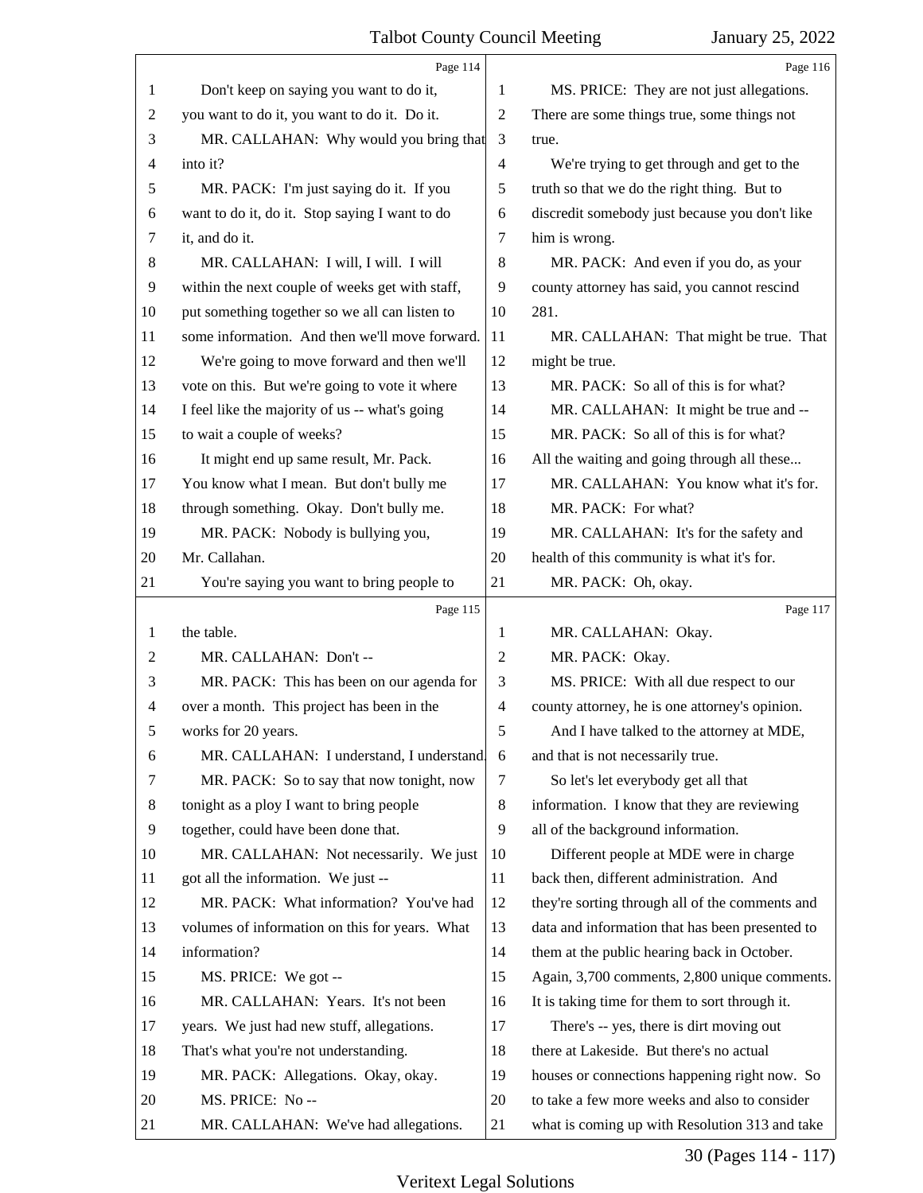Page 114

1 Don't keep on saying you want to do it,
2 you want to do it, you want to do it. Do it.
3 MR. CALLAHAN: Why would you bring that
4 into it?
5 MR. PACK: I'm just saying do it. If you
6 want to do it, do it. Stop saying I want to do
7 it, and do it.
8 MR. CALLAHAN: I will, I will. I will
9 within the next couple of weeks get with staff,
10 put something together so we all can listen to
11 some information. And then we'll move forward.
12 We're going to move forward and then we'll
13 vote on this. But we're going to vote it where
14 I feel like the majority of us -- what's going
15 to wait a couple of weeks?
16 It might end up same result, Mr. Pack.
17 You know what I mean. But don't bully me
18 through something. Okay. Don't bully me.
19 MR. PACK: Nobody is bullying you,
20 Mr. Callahan.
21 You're saying you want to bring people to

Page 115

1 the table.
2 MR. CALLAHAN: Don't --
3 MR. PACK: This has been on our agenda for
4 over a month. This project has been in the
5 works for 20 years.
6 MR. CALLAHAN: I understand, I understand.
7 MR. PACK: So to say that now tonight, now
8 tonight as a ploy I want to bring people
9 together, could have been done that.
10 MR. CALLAHAN: Not necessarily. We just
11 got all the information. We just --
12 MR. PACK: What information? You've had
13 volumes of information on this for years. What
14 information?
15 MS. PRICE: We got --
16 MR. CALLAHAN: Years. It's not been
17 years. We just had new stuff, allegations.
18 That's what you're not understanding.
19 MR. PACK: Allegations. Okay, okay.
20 MS. PRICE: No --
21 MR. CALLAHAN: We've had allegations.

Page 116

1 MS. PRICE: They are not just allegations.
2 There are some things true, some things not
3 true.
4 We're trying to get through and get to the
5 truth so that we do the right thing. But to
6 discredit somebody just because you don't like
7 him is wrong.
8 MR. PACK: And even if you do, as your
9 county attorney has said, you cannot rescind
10 281.
11 MR. CALLAHAN: That might be true. That
12 might be true.
13 MR. PACK: So all of this is for what?
14 MR. CALLAHAN: It might be true and --
15 MR. PACK: So all of this is for what?
16 All the waiting and going through all these...
17 MR. CALLAHAN: You know what it's for.
18 MR. PACK: For what?
19 MR. CALLAHAN: It's for the safety and
20 health of this community is what it's for.
21 MR. PACK: Oh, okay.

Page 117

1 MR. CALLAHAN: Okay.
2 MR. PACK: Okay.
3 MS. PRICE: With all due respect to our
4 county attorney, he is one attorney's opinion.
5 And I have talked to the attorney at MDE,
6 and that is not necessarily true.
7 So let's let everybody get all that
8 information. I know that they are reviewing
9 all of the background information.
10 Different people at MDE were in charge
11 back then, different administration. And
12 they're sorting through all of the comments and
13 data and information that has been presented to
14 them at the public hearing back in October.
15 Again, 3,700 comments, 2,800 unique comments.
16 It is taking time for them to sort through it.
17 There's -- yes, there is dirt moving out
18 there at Lakeside. But there's no actual
19 houses or connections happening right now. So
20 to take a few more weeks and also to consider
21 what is coming up with Resolution 313 and take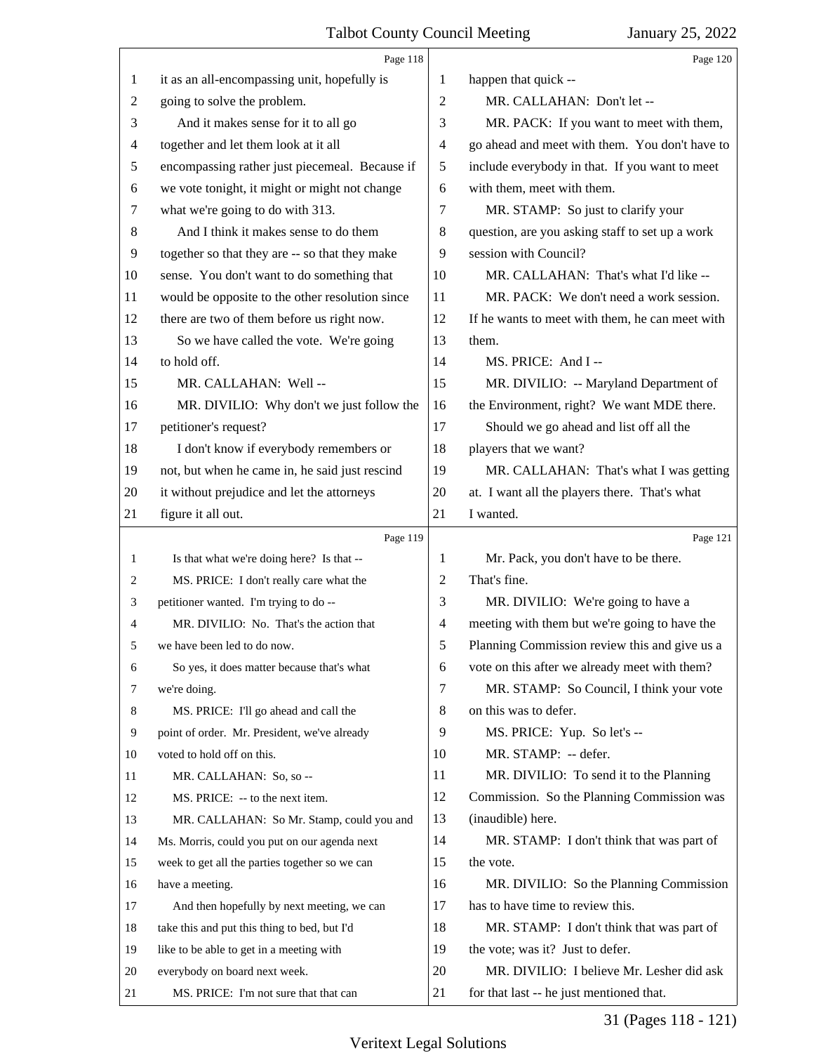Page 118

1 it as an all-encompassing unit, hopefully is
2 going to solve the problem.
3 And it makes sense for it to all go
4 together and let them look at it all
5 encompassing rather just piecemeal. Because if
6 we vote tonight, it might or might not change
7 what we're going to do with 313.
8 And I think it makes sense to do them
9 together so that they are -- so that they make
10 sense. You don't want to do something that
11 would be opposite to the other resolution since
12 there are two of them before us right now.
13 So we have called the vote. We're going
14 to hold off.
15 MR. CALLAHAN: Well --
16 MR. DIVILIO: Why don't we just follow the
17 petitioner's request?
18 I don't know if everybody remembers or
19 not, but when he came in, he said just rescind
20 it without prejudice and let the attorneys
21 figure it all out.

Page 119

1 Is that what we're doing here? Is that --
2 MS. PRICE: I don't really care what the
3 petitioner wanted. I'm trying to do --
4 MR. DIVILIO: No. That's the action that
5 we have been led to do now.
6 So yes, it does matter because that's what
7 we're doing.
8 MS. PRICE: I'll go ahead and call the
9 point of order. Mr. President, we've already
10 voted to hold off on this.
11 MR. CALLAHAN: So, so --
12 MS. PRICE: -- to the next item.
13 MR. CALLAHAN: So Mr. Stamp, could you and
14 Ms. Morris, could you put on our agenda next
15 week to get all the parties together so we can
16 have a meeting.
17 And then hopefully by next meeting, we can
18 take this and put this thing to bed, but I'd
19 like to be able to get in a meeting with
20 everybody on board next week.
21 MS. PRICE: I'm not sure that that can

Page 120

1 happen that quick --
2 MR. CALLAHAN: Don't let --
3 MR. PACK: If you want to meet with them,
4 go ahead and meet with them. You don't have to
5 include everybody in that. If you want to meet
6 with them, meet with them.
7 MR. STAMP: So just to clarify your
8 question, are you asking staff to set up a work
9 session with Council?
10 MR. CALLAHAN: That's what I'd like --
11 MR. PACK: We don't need a work session.
12 If he wants to meet with them, he can meet with
13 them.
14 MS. PRICE: And I --
15 MR. DIVILIO: -- Maryland Department of
16 the Environment, right? We want MDE there.
17 Should we go ahead and list off all the
18 players that we want?
19 MR. CALLAHAN: That's what I was getting
20 at. I want all the players there. That's what
21 I wanted.

Page 121

1 Mr. Pack, you don't have to be there.
2 That's fine.
3 MR. DIVILIO: We're going to have a
4 meeting with them but we're going to have the
5 Planning Commission review this and give us a
6 vote on this after we already meet with them?
7 MR. STAMP: So Council, I think your vote
8 on this was to defer.
9 MS. PRICE: Yup. So let's --
10 MR. STAMP: -- defer.
11 MR. DIVILIO: To send it to the Planning
12 Commission. So the Planning Commission was
13 (inaudible) here.
14 MR. STAMP: I don't think that was part of
15 the vote.
16 MR. DIVILIO: So the Planning Commission
17 has to have time to review this.
18 MR. STAMP: I don't think that was part of
19 the vote; was it? Just to defer.
20 MR. DIVILIO: I believe Mr. Lesher did ask
21 for that last -- he just mentioned that.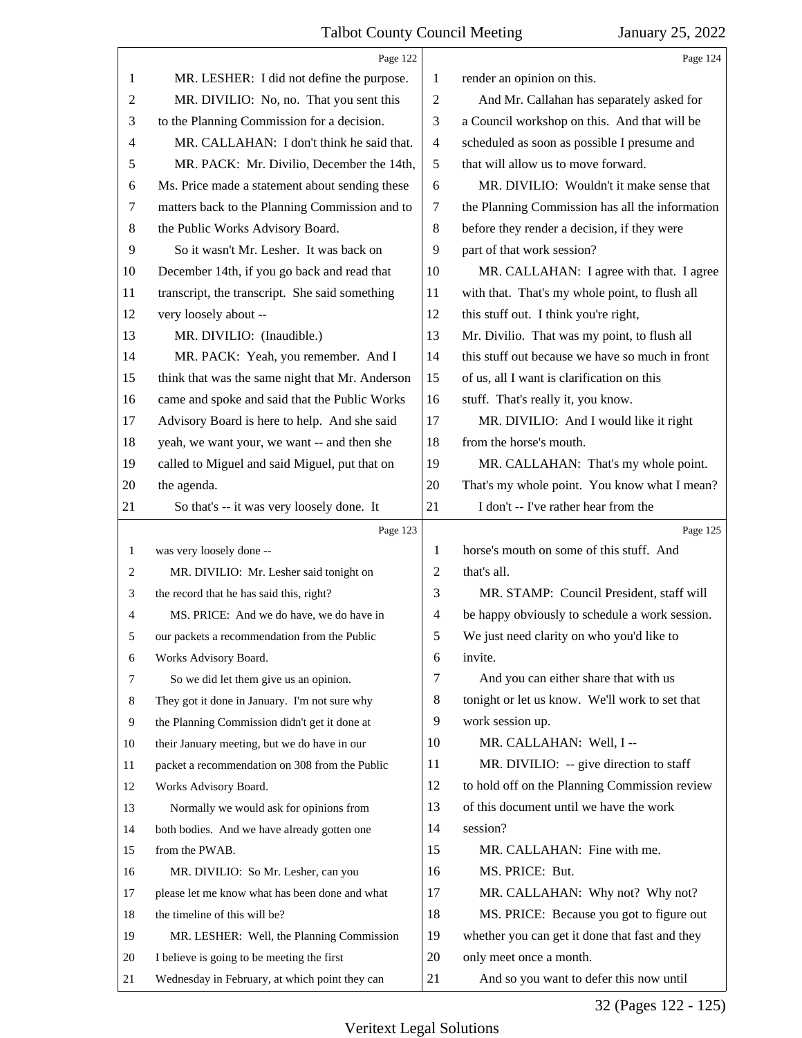Page 122

MR. LESHER: I did not define the purpose.

MR. DIVILIO: No, no. That you sent this to the Planning Commission for a decision.

MR. CALLAHAN: I don't think he said that.

MR. PACK: Mr. Divilio, December the 14th, Ms. Price made a statement about sending these matters back to the Planning Commission and to the Public Works Advisory Board.

So it wasn't Mr. Lesher. It was back on December 14th, if you go back and read that transcript, the transcript. She said something very loosely about --

MR. DIVILIO: (Inaudible.)

MR. PACK: Yeah, you remember. And I think that was the same night that Mr. Anderson came and spoke and said that the Public Works Advisory Board is here to help. And she said yeah, we want your, we want -- and then she called to Miguel and said Miguel, put that on the agenda.

So that's -- it was very loosely done. It

Page 123

was very loosely done --

MR. DIVILIO: Mr. Lesher said tonight on the record that he has said this, right?

MS. PRICE: And we do have, we do have in our packets a recommendation from the Public Works Advisory Board.

So we did let them give us an opinion. They got it done in January. I'm not sure why the Planning Commission didn't get it done at their January meeting, but we do have in our packet a recommendation on 308 from the Public Works Advisory Board.

Normally we would ask for opinions from both bodies. And we have already gotten one from the PWAB.

MR. DIVILIO: So Mr. Lesher, can you please let me know what has been done and what the timeline of this will be?

MR. LESHER: Well, the Planning Commission I believe is going to be meeting the first Wednesday in February, at which point they can

Page 124

render an opinion on this.

And Mr. Callahan has separately asked for a Council workshop on this. And that will be scheduled as soon as possible I presume and that will allow us to move forward.

MR. DIVILIO: Wouldn't it make sense that the Planning Commission has all the information before they render a decision, if they were part of that work session?

MR. CALLAHAN: I agree with that. I agree with that. That's my whole point, to flush all this stuff out. I think you're right, Mr. Divilio. That was my point, to flush all this stuff out because we have so much in front of us, all I want is clarification on this stuff. That's really it, you know.

MR. DIVILIO: And I would like it right from the horse's mouth.

MR. CALLAHAN: That's my whole point. That's my whole point. You know what I mean?

I don't -- I've rather hear from the

Page 125

horse's mouth on some of this stuff. And that's all.

MR. STAMP: Council President, staff will be happy obviously to schedule a work session. We just need clarity on who you'd like to invite.

And you can either share that with us tonight or let us know. We'll work to set that work session up.

MR. CALLAHAN: Well, I --

MR. DIVILIO: -- give direction to staff to hold off on the Planning Commission review of this document until we have the work session?

MR. CALLAHAN: Fine with me.

MS. PRICE: But.

MR. CALLAHAN: Why not? Why not?

MS. PRICE: Because you got to figure out whether you can get it done that fast and they only meet once a month.

And so you want to defer this now until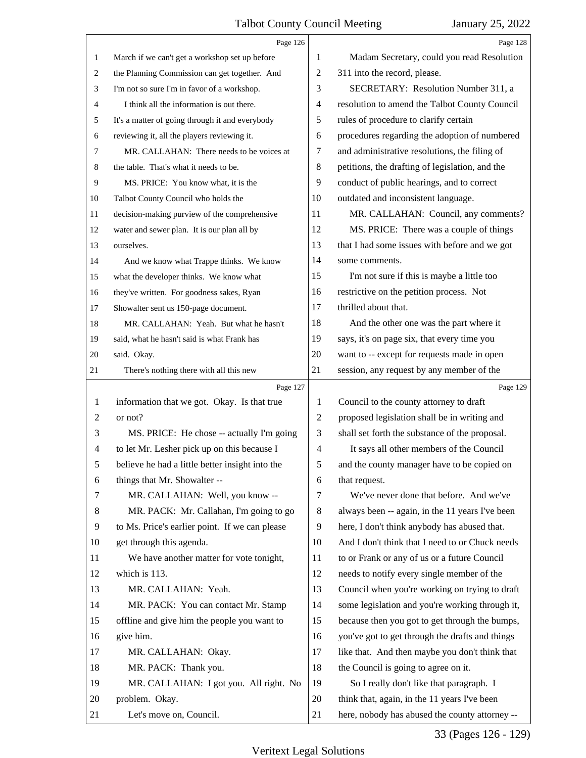Page 126

March if we can't get a workshop set up before the Planning Commission can get together. And I'm not so sure I'm in favor of a workshop.

I think all the information is out there. It's a matter of going through it and everybody reviewing it, all the players reviewing it.

MR. CALLAHAN: There needs to be voices at the table. That's what it needs to be.

MS. PRICE: You know what, it is the Talbot County Council who holds the decision-making purview of the comprehensive water and sewer plan. It is our plan all by ourselves.

And we know what Trappe thinks. We know what the developer thinks. We know what they've written. For goodness sakes, Ryan Showalter sent us 150-page document.

MR. CALLAHAN: Yeah. But what he hasn't said, what he hasn't said is what Frank has said. Okay.

There's nothing there with all this new

Page 127

information that we got. Okay. Is that true or not?

MS. PRICE: He chose -- actually I'm going to let Mr. Lesher pick up on this because I believe he had a little better insight into the things that Mr. Showalter --

MR. CALLAHAN: Well, you know --

MR. PACK: Mr. Callahan, I'm going to go to Ms. Price's earlier point. If we can please get through this agenda.

We have another matter for vote tonight, which is 113.

MR. CALLAHAN: Yeah.

MR. PACK: You can contact Mr. Stamp offline and give him the people you want to give him.

MR. CALLAHAN: Okay.

MR. PACK: Thank you.

MR. CALLAHAN: I got you. All right. No problem. Okay.

Let's move on, Council.

Page 128

Madam Secretary, could you read Resolution 311 into the record, please.

SECRETARY: Resolution Number 311, a resolution to amend the Talbot County Council rules of procedure to clarify certain procedures regarding the adoption of numbered and administrative resolutions, the filing of petitions, the drafting of legislation, and the conduct of public hearings, and to correct outdated and inconsistent language.

MR. CALLAHAN: Council, any comments?

MS. PRICE: There was a couple of things that I had some issues with before and we got some comments.

I'm not sure if this is maybe a little too restrictive on the petition process. Not thrilled about that.

And the other one was the part where it says, it's on page six, that every time you want to -- except for requests made in open session, any request by any member of the

Page 129

Council to the county attorney to draft proposed legislation shall be in writing and shall set forth the substance of the proposal.

It says all other members of the Council and the county manager have to be copied on that request.

We've never done that before. And we've always been -- again, in the 11 years I've been here, I don't think anybody has abused that. And I don't think that I need to or Chuck needs to or Frank or any of us or a future Council needs to notify every single member of the Council when you're working on trying to draft some legislation and you're working through it, because then you got to get through the bumps, you've got to get through the drafts and things like that. And then maybe you don't think that the Council is going to agree on it.

So I really don't like that paragraph. I think that, again, in the 11 years I've been here, nobody has abused the county attorney --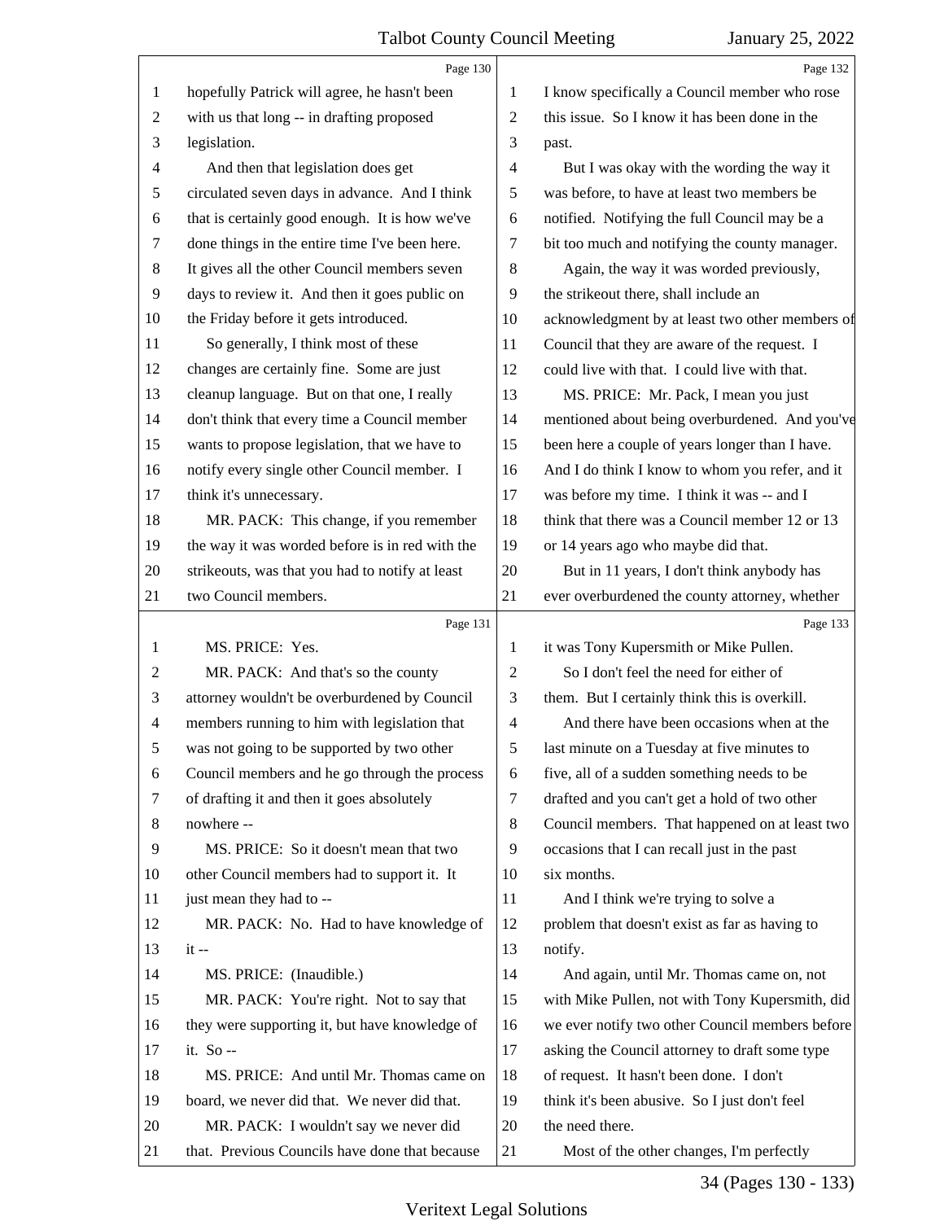Page 130

1 hopefully Patrick will agree, he hasn't been
2 with us that long -- in drafting proposed
3 legislation.
4 And then that legislation does get
5 circulated seven days in advance. And I think
6 that is certainly good enough. It is how we've
7 done things in the entire time I've been here.
8 It gives all the other Council members seven
9 days to review it. And then it goes public on
10 the Friday before it gets introduced.
11 So generally, I think most of these
12 changes are certainly fine. Some are just
13 cleanup language. But on that one, I really
14 don't think that every time a Council member
15 wants to propose legislation, that we have to
16 notify every single other Council member. I
17 think it's unnecessary.
18 MR. PACK: This change, if you remember
19 the way it was worded before is in red with the
20 strikeouts, was that you had to notify at least
21 two Council members.

Page 131

1 MS. PRICE: Yes.
2 MR. PACK: And that's so the county
3 attorney wouldn't be overburdened by Council
4 members running to him with legislation that
5 was not going to be supported by two other
6 Council members and he go through the process
7 of drafting it and then it goes absolutely
8 nowhere --
9 MS. PRICE: So it doesn't mean that two
10 other Council members had to support it. It
11 just mean they had to --
12 MR. PACK: No. Had to have knowledge of
13 it --
14 MS. PRICE: (Inaudible.)
15 MR. PACK: You're right. Not to say that
16 they were supporting it, but have knowledge of
17 it. So --
18 MS. PRICE: And until Mr. Thomas came on
19 board, we never did that. We never did that.
20 MR. PACK: I wouldn't say we never did
21 that. Previous Councils have done that because

Page 132

1 I know specifically a Council member who rose
2 this issue. So I know it has been done in the
3 past.
4 But I was okay with the wording the way it
5 was before, to have at least two members be
6 notified. Notifying the full Council may be a
7 bit too much and notifying the county manager.
8 Again, the way it was worded previously,
9 the strikeout there, shall include an
10 acknowledgment by at least two other members of
11 Council that they are aware of the request. I
12 could live with that. I could live with that.
13 MS. PRICE: Mr. Pack, I mean you just
14 mentioned about being overburdened. And you've
15 been here a couple of years longer than I have.
16 And I do think I know to whom you refer, and it
17 was before my time. I think it was -- and I
18 think that there was a Council member 12 or 13
19 or 14 years ago who maybe did that.
20 But in 11 years, I don't think anybody has
21 ever overburdened the county attorney, whether

Page 133

1 it was Tony Kupersmith or Mike Pullen.
2 So I don't feel the need for either of
3 them. But I certainly think this is overkill.
4 And there have been occasions when at the
5 last minute on a Tuesday at five minutes to
6 five, all of a sudden something needs to be
7 drafted and you can't get a hold of two other
8 Council members. That happened on at least two
9 occasions that I can recall just in the past
10 six months.
11 And I think we're trying to solve a
12 problem that doesn't exist as far as having to
13 notify.
14 And again, until Mr. Thomas came on, not
15 with Mike Pullen, not with Tony Kupersmith, did
16 we ever notify two other Council members before
17 asking the Council attorney to draft some type
18 of request. It hasn't been done. I don't
19 think it's been abusive. So I just don't feel
20 the need there.
21 Most of the other changes, I'm perfectly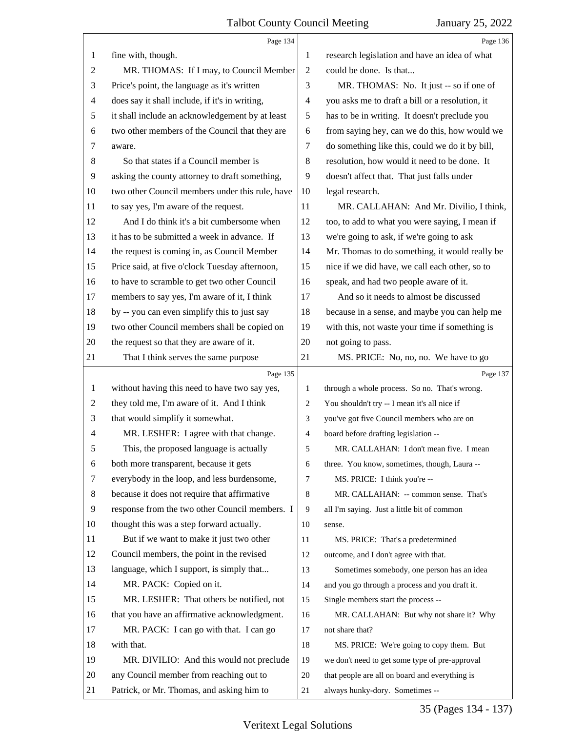Page 134

fine with, though.

MR. THOMAS: If I may, to Council Member Price's point, the language as it's written does say it shall include, if it's in writing, it shall include an acknowledgement by at least two other members of the Council that they are aware.

So that states if a Council member is asking the county attorney to draft something, two other Council members under this rule, have to say yes, I'm aware of the request.

And I do think it's a bit cumbersome when it has to be submitted a week in advance. If the request is coming in, as Council Member Price said, at five o'clock Tuesday afternoon, to have to scramble to get two other Council members to say yes, I'm aware of it, I think by -- you can even simplify this to just say two other Council members shall be copied on the request so that they are aware of it.

That I think serves the same purpose

Page 135

without having this need to have two say yes, they told me, I'm aware of it. And I think that would simplify it somewhat.

MR. LESHER: I agree with that change.

This, the proposed language is actually both more transparent, because it gets everybody in the loop, and less burdensome, because it does not require that affirmative response from the two other Council members. I thought this was a step forward actually.

But if we want to make it just two other Council members, the point in the revised language, which I support, is simply that...

MR. PACK: Copied on it.

MR. LESHER: That others be notified, not that you have an affirmative acknowledgment.

MR. PACK: I can go with that. I can go with that.

MR. DIVILIO: And this would not preclude any Council member from reaching out to Patrick, or Mr. Thomas, and asking him to

Page 136

research legislation and have an idea of what could be done. Is that...

MR. THOMAS: No. It just -- so if one of you asks me to draft a bill or a resolution, it has to be in writing. It doesn't preclude you from saying hey, can we do this, how would we do something like this, could we do it by bill, resolution, how would it need to be done. It doesn't affect that. That just falls under legal research.

MR. CALLAHAN: And Mr. Divilio, I think, too, to add to what you were saying, I mean if we're going to ask, if we're going to ask Mr. Thomas to do something, it would really be nice if we did have, we call each other, so to speak, and had two people aware of it.

And so it needs to almost be discussed because in a sense, and maybe you can help me with this, not waste your time if something is not going to pass.

MS. PRICE: No, no, no. We have to go

Page 137

through a whole process. So no. That's wrong. You shouldn't try -- I mean it's all nice if you've got five Council members who are on board before drafting legislation --

MR. CALLAHAN: I don't mean five. I mean three. You know, sometimes, though, Laura --

MS. PRICE: I think you're --

MR. CALLAHAN: -- common sense. That's all I'm saying. Just a little bit of common sense.

MS. PRICE: That's a predetermined outcome, and I don't agree with that.

Sometimes somebody, one person has an idea and you go through a process and you draft it. Single members start the process --

MR. CALLAHAN: But why not share it? Why not share that?

MS. PRICE: We're going to copy them. But we don't need to get some type of pre-approval that people are all on board and everything is always hunky-dory. Sometimes --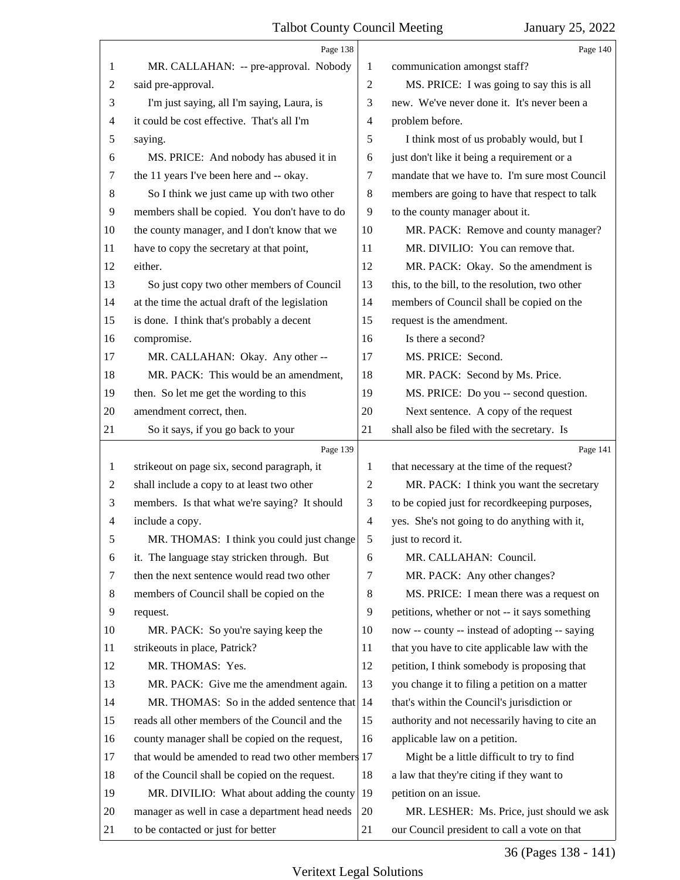Page 138

1 MR. CALLAHAN: -- pre-approval. Nobody
2 said pre-approval.
3 I'm just saying, all I'm saying, Laura, is
4 it could be cost effective. That's all I'm
5 saying.
6 MS. PRICE: And nobody has abused it in
7 the 11 years I've been here and -- okay.
8 So I think we just came up with two other
9 members shall be copied. You don't have to do
10 the county manager, and I don't know that we
11 have to copy the secretary at that point,
12 either.
13 So just copy two other members of Council
14 at the time the actual draft of the legislation
15 is done. I think that's probably a decent
16 compromise.
17 MR. CALLAHAN: Okay. Any other --
18 MR. PACK: This would be an amendment,
19 then. So let me get the wording to this
20 amendment correct, then.
21 So it says, if you go back to your

Page 139

1 strikeout on page six, second paragraph, it
2 shall include a copy to at least two other
3 members. Is that what we're saying? It should
4 include a copy.
5 MR. THOMAS: I think you could just change
6 it. The language stay stricken through. But
7 then the next sentence would read two other
8 members of Council shall be copied on the
9 request.
10 MR. PACK: So you're saying keep the
11 strikeouts in place, Patrick?
12 MR. THOMAS: Yes.
13 MR. PACK: Give me the amendment again.
14 MR. THOMAS: So in the added sentence that
15 reads all other members of the Council and the
16 county manager shall be copied on the request,
17 that would be amended to read two other members
18 of the Council shall be copied on the request.
19 MR. DIVILIO: What about adding the county
20 manager as well in case a department head needs
21 to be contacted or just for better

Page 140

1 communication amongst staff?
2 MS. PRICE: I was going to say this is all
3 new. We've never done it. It's never been a
4 problem before.
5 I think most of us probably would, but I
6 just don't like it being a requirement or a
7 mandate that we have to. I'm sure most Council
8 members are going to have that respect to talk
9 to the county manager about it.
10 MR. PACK: Remove and county manager?
11 MR. DIVILIO: You can remove that.
12 MR. PACK: Okay. So the amendment is
13 this, to the bill, to the resolution, two other
14 members of Council shall be copied on the
15 request is the amendment.
16 Is there a second?
17 MS. PRICE: Second.
18 MR. PACK: Second by Ms. Price.
19 MS. PRICE: Do you -- second question.
20 Next sentence. A copy of the request
21 shall also be filed with the secretary. Is

Page 141

1 that necessary at the time of the request?
2 MR. PACK: I think you want the secretary
3 to be copied just for recordkeeping purposes,
4 yes. She's not going to do anything with it,
5 just to record it.
6 MR. CALLAHAN: Council.
7 MR. PACK: Any other changes?
8 MS. PRICE: I mean there was a request on
9 petitions, whether or not -- it says something
10 now -- county -- instead of adopting -- saying
11 that you have to cite applicable law with the
12 petition, I think somebody is proposing that
13 you change it to filing a petition on a matter
14 that's within the Council's jurisdiction or
15 authority and not necessarily having to cite an
16 applicable law on a petition.
17 Might be a little difficult to try to find
18 a law that they're citing if they want to
19 petition on an issue.
20 MR. LESHER: Ms. Price, just should we ask
21 our Council president to call a vote on that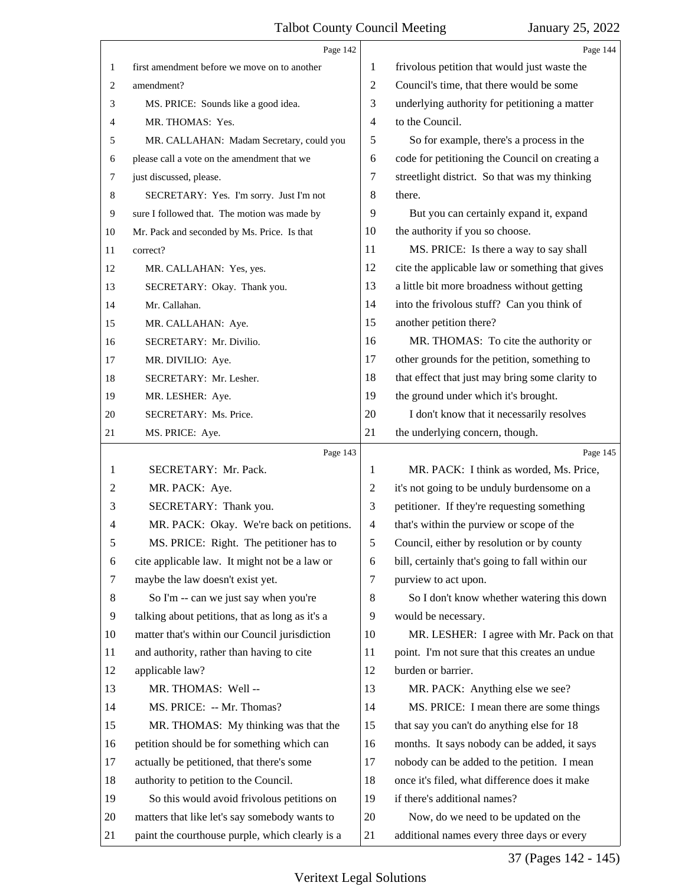Page 142

first amendment before we move on to another amendment?

MS. PRICE: Sounds like a good idea.

MR. THOMAS: Yes.

MR. CALLAHAN: Madam Secretary, could you please call a vote on the amendment that we just discussed, please.

SECRETARY: Yes. I'm sorry. Just I'm not sure I followed that. The motion was made by Mr. Pack and seconded by Ms. Price. Is that correct?

MR. CALLAHAN: Yes, yes.

SECRETARY: Okay. Thank you.

Mr. Callahan.

MR. CALLAHAN: Aye.

SECRETARY: Mr. Divilio.

MR. DIVILIO: Aye.

SECRETARY: Mr. Lesher.

MR. LESHER: Aye.

SECRETARY: Ms. Price.

MS. PRICE: Aye.

Page 143

SECRETARY: Mr. Pack.

MR. PACK: Aye.

SECRETARY: Thank you.

MR. PACK: Okay. We're back on petitions.

MS. PRICE: Right. The petitioner has to cite applicable law. It might not be a law or maybe the law doesn't exist yet.

So I'm -- can we just say when you're talking about petitions, that as long as it's a matter that's within our Council jurisdiction and authority, rather than having to cite applicable law?

MR. THOMAS: Well --

MS. PRICE: -- Mr. Thomas?

MR. THOMAS: My thinking was that the petition should be for something which can actually be petitioned, that there's some authority to petition to the Council.

So this would avoid frivolous petitions on matters that like let's say somebody wants to paint the courthouse purple, which clearly is a

Page 144

frivolous petition that would just waste the Council's time, that there would be some underlying authority for petitioning a matter to the Council.

So for example, there's a process in the code for petitioning the Council on creating a streetlight district. So that was my thinking there.

But you can certainly expand it, expand the authority if you so choose.

MS. PRICE: Is there a way to say shall cite the applicable law or something that gives a little bit more broadness without getting into the frivolous stuff? Can you think of another petition there?

MR. THOMAS: To cite the authority or other grounds for the petition, something to that effect that just may bring some clarity to the ground under which it's brought.

I don't know that it necessarily resolves the underlying concern, though.

Page 145

MR. PACK: I think as worded, Ms. Price, it's not going to be unduly burdensome on a petitioner. If they're requesting something that's within the purview or scope of the Council, either by resolution or by county bill, certainly that's going to fall within our purview to act upon.

So I don't know whether watering this down would be necessary.

MR. LESHER: I agree with Mr. Pack on that point. I'm not sure that this creates an undue burden or barrier.

MR. PACK: Anything else we see?

MS. PRICE: I mean there are some things that say you can't do anything else for 18 months. It says nobody can be added, it says nobody can be added to the petition. I mean once it's filed, what difference does it make if there's additional names?

Now, do we need to be updated on the additional names every three days or every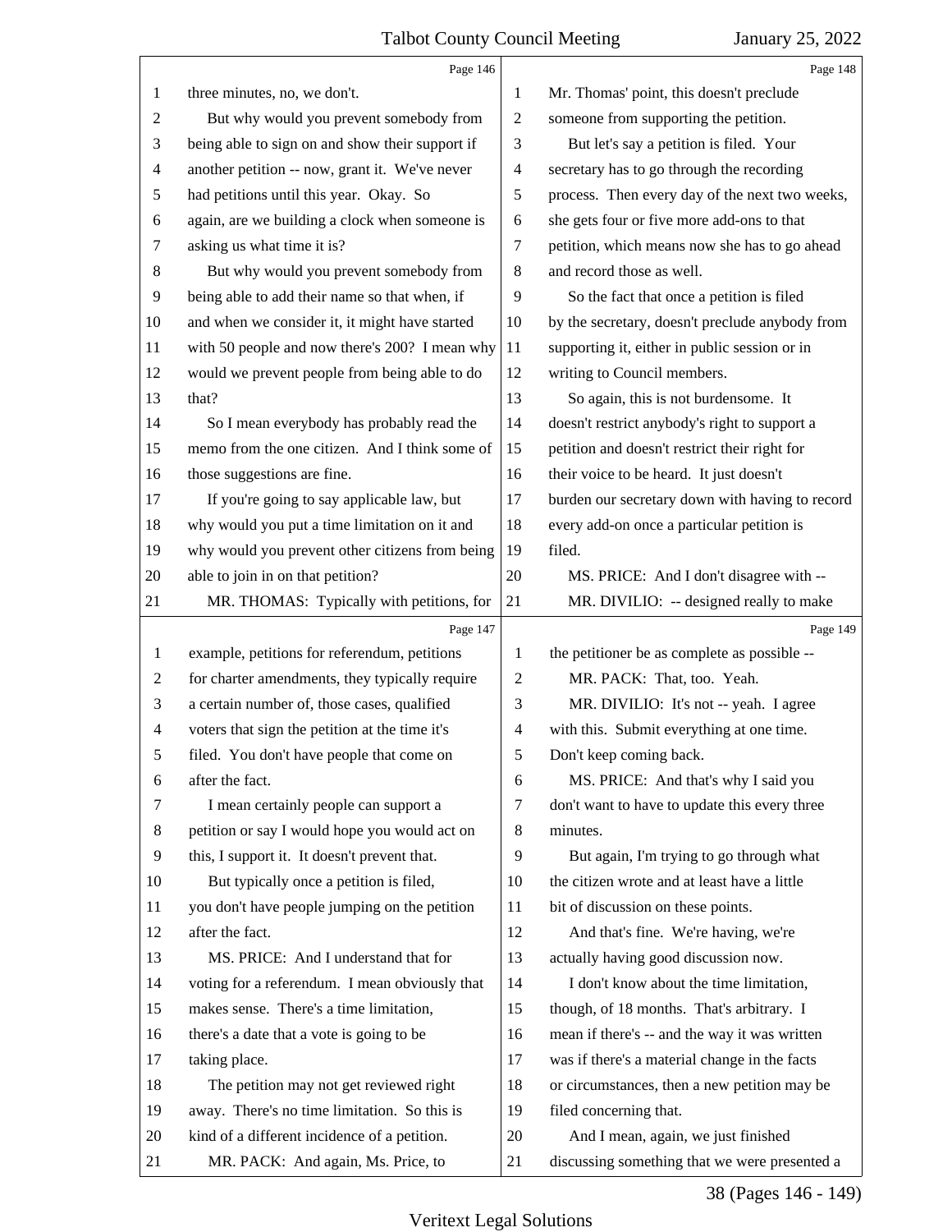Page 146

1 three minutes, no, we don't.
2 But why would you prevent somebody from
3 being able to sign on and show their support if
4 another petition -- now, grant it. We've never
5 had petitions until this year. Okay. So
6 again, are we building a clock when someone is
7 asking us what time it is?
8 But why would you prevent somebody from
9 being able to add their name so that when, if
10 and when we consider it, it might have started
11 with 50 people and now there's 200? I mean why
12 would we prevent people from being able to do
13 that?
14 So I mean everybody has probably read the
15 memo from the one citizen. And I think some of
16 those suggestions are fine.
17 If you're going to say applicable law, but
18 why would you put a time limitation on it and
19 why would you prevent other citizens from being
20 able to join in on that petition?
21 MR. THOMAS: Typically with petitions, for

Page 147

1 example, petitions for referendum, petitions
2 for charter amendments, they typically require
3 a certain number of, those cases, qualified
4 voters that sign the petition at the time it's
5 filed. You don't have people that come on
6 after the fact.
7 I mean certainly people can support a
8 petition or say I would hope you would act on
9 this, I support it. It doesn't prevent that.
10 But typically once a petition is filed,
11 you don't have people jumping on the petition
12 after the fact.
13 MS. PRICE: And I understand that for
14 voting for a referendum. I mean obviously that
15 makes sense. There's a time limitation,
16 there's a date that a vote is going to be
17 taking place.
18 The petition may not get reviewed right
19 away. There's no time limitation. So this is
20 kind of a different incidence of a petition.
21 MR. PACK: And again, Ms. Price, to

Page 148

1 Mr. Thomas' point, this doesn't preclude
2 someone from supporting the petition.
3 But let's say a petition is filed. Your
4 secretary has to go through the recording
5 process. Then every day of the next two weeks,
6 she gets four or five more add-ons to that
7 petition, which means now she has to go ahead
8 and record those as well.
9 So the fact that once a petition is filed
10 by the secretary, doesn't preclude anybody from
11 supporting it, either in public session or in
12 writing to Council members.
13 So again, this is not burdensome. It
14 doesn't restrict anybody's right to support a
15 petition and doesn't restrict their right for
16 their voice to be heard. It just doesn't
17 burden our secretary down with having to record
18 every add-on once a particular petition is
19 filed.
20 MS. PRICE: And I don't disagree with --
21 MR. DIVILIO: -- designed really to make

Page 149

1 the petitioner be as complete as possible --
2 MR. PACK: That, too. Yeah.
3 MR. DIVILIO: It's not -- yeah. I agree
4 with this. Submit everything at one time.
5 Don't keep coming back.
6 MS. PRICE: And that's why I said you
7 don't want to have to update this every three
8 minutes.
9 But again, I'm trying to go through what
10 the citizen wrote and at least have a little
11 bit of discussion on these points.
12 And that's fine. We're having, we're
13 actually having good discussion now.
14 I don't know about the time limitation,
15 though, of 18 months. That's arbitrary. I
16 mean if there's -- and the way it was written
17 was if there's a material change in the facts
18 or circumstances, then a new petition may be
19 filed concerning that.
20 And I mean, again, we just finished
21 discussing something that we were presented a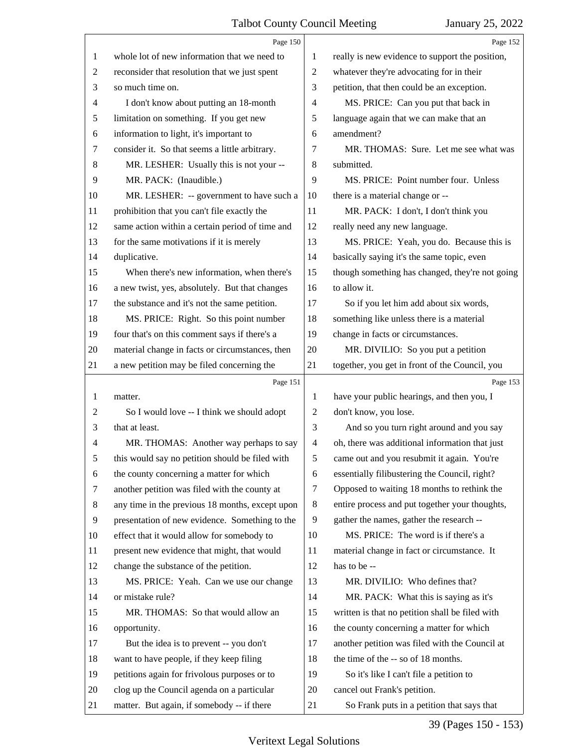Page 150

whole lot of new information that we need to reconsider that resolution that we just spent so much time on.

I don't know about putting an 18-month limitation on something. If you get new information to light, it's important to consider it. So that seems a little arbitrary.

MR. LESHER: Usually this is not your --

MR. PACK: (Inaudible.)

MR. LESHER: -- government to have such a prohibition that you can't file exactly the same action within a certain period of time and for the same motivations if it is merely duplicative.

When there's new information, when there's a new twist, yes, absolutely. But that changes the substance and it's not the same petition.

MS. PRICE: Right. So this point number four that's on this comment says if there's a material change in facts or circumstances, then a new petition may be filed concerning the

Page 151

matter.

So I would love -- I think we should adopt that at least.

MR. THOMAS: Another way perhaps to say this would say no petition should be filed with the county concerning a matter for which another petition was filed with the county at any time in the previous 18 months, except upon presentation of new evidence. Something to the effect that it would allow for somebody to present new evidence that might, that would change the substance of the petition.

MS. PRICE: Yeah. Can we use our change or mistake rule?

MR. THOMAS: So that would allow an opportunity.

But the idea is to prevent -- you don't want to have people, if they keep filing petitions again for frivolous purposes or to clog up the Council agenda on a particular matter. But again, if somebody -- if there

Page 152

really is new evidence to support the position, whatever they're advocating for in their petition, that then could be an exception.

MS. PRICE: Can you put that back in language again that we can make that an amendment?

MR. THOMAS: Sure. Let me see what was submitted.

MS. PRICE: Point number four. Unless there is a material change or --

MR. PACK: I don't, I don't think you really need any new language.

MS. PRICE: Yeah, you do. Because this is basically saying it's the same topic, even though something has changed, they're not going to allow it.

So if you let him add about six words, something like unless there is a material change in facts or circumstances.

MR. DIVILIO: So you put a petition together, you get in front of the Council, you

Page 153

have your public hearings, and then you, I don't know, you lose.

And so you turn right around and you say oh, there was additional information that just came out and you resubmit it again. You're essentially filibustering the Council, right? Opposed to waiting 18 months to rethink the entire process and put together your thoughts, gather the names, gather the research --

MS. PRICE: The word is if there's a material change in fact or circumstance. It has to be --

MR. DIVILIO: Who defines that?

MR. PACK: What this is saying as it's written is that no petition shall be filed with the county concerning a matter for which another petition was filed with the Council at the time of the -- so of 18 months.

So it's like I can't file a petition to cancel out Frank's petition.

So Frank puts in a petition that says that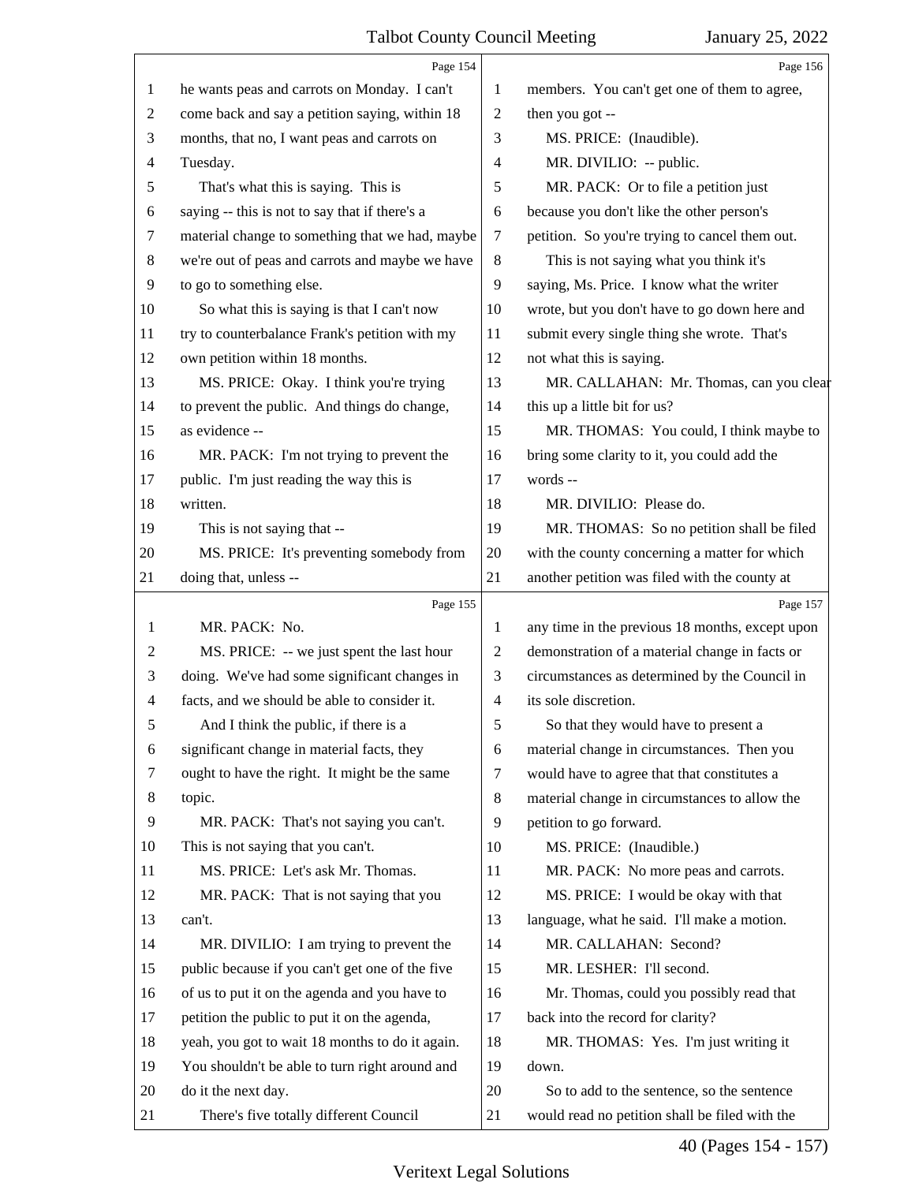Page 154

1 he wants peas and carrots on Monday. I can't
2 come back and say a petition saying, within 18
3 months, that no, I want peas and carrots on
4 Tuesday.
5 That's what this is saying. This is
6 saying -- this is not to say that if there's a
7 material change to something that we had, maybe
8 we're out of peas and carrots and maybe we have
9 to go to something else.
10 So what this is saying is that I can't now
11 try to counterbalance Frank's petition with my
12 own petition within 18 months.
13 MS. PRICE: Okay. I think you're trying
14 to prevent the public. And things do change,
15 as evidence --
16 MR. PACK: I'm not trying to prevent the
17 public. I'm just reading the way this is
18 written.
19 This is not saying that --
20 MS. PRICE: It's preventing somebody from
21 doing that, unless --

Page 155

1 MR. PACK: No.
2 MS. PRICE: -- we just spent the last hour
3 doing. We've had some significant changes in
4 facts, and we should be able to consider it.
5 And I think the public, if there is a
6 significant change in material facts, they
7 ought to have the right. It might be the same
8 topic.
9 MR. PACK: That's not saying you can't.
10 This is not saying that you can't.
11 MS. PRICE: Let's ask Mr. Thomas.
12 MR. PACK: That is not saying that you
13 can't.
14 MR. DIVILIO: I am trying to prevent the
15 public because if you can't get one of the five
16 of us to put it on the agenda and you have to
17 petition the public to put it on the agenda,
18 yeah, you got to wait 18 months to do it again.
19 You shouldn't be able to turn right around and
20 do it the next day.
21 There's five totally different Council

Page 156

1 members. You can't get one of them to agree,
2 then you got --
3 MS. PRICE: (Inaudible).
4 MR. DIVILIO: -- public.
5 MR. PACK: Or to file a petition just
6 because you don't like the other person's
7 petition. So you're trying to cancel them out.
8 This is not saying what you think it's
9 saying, Ms. Price. I know what the writer
10 wrote, but you don't have to go down here and
11 submit every single thing she wrote. That's
12 not what this is saying.
13 MR. CALLAHAN: Mr. Thomas, can you clear
14 this up a little bit for us?
15 MR. THOMAS: You could, I think maybe to
16 bring some clarity to it, you could add the
17 words --
18 MR. DIVILIO: Please do.
19 MR. THOMAS: So no petition shall be filed
20 with the county concerning a matter for which
21 another petition was filed with the county at

Page 157

1 any time in the previous 18 months, except upon
2 demonstration of a material change in facts or
3 circumstances as determined by the Council in
4 its sole discretion.
5 So that they would have to present a
6 material change in circumstances. Then you
7 would have to agree that that constitutes a
8 material change in circumstances to allow the
9 petition to go forward.
10 MS. PRICE: (Inaudible.)
11 MR. PACK: No more peas and carrots.
12 MS. PRICE: I would be okay with that
13 language, what he said. I'll make a motion.
14 MR. CALLAHAN: Second?
15 MR. LESHER: I'll second.
16 Mr. Thomas, could you possibly read that
17 back into the record for clarity?
18 MR. THOMAS: Yes. I'm just writing it
19 down.
20 So to add to the sentence, so the sentence
21 would read no petition shall be filed with the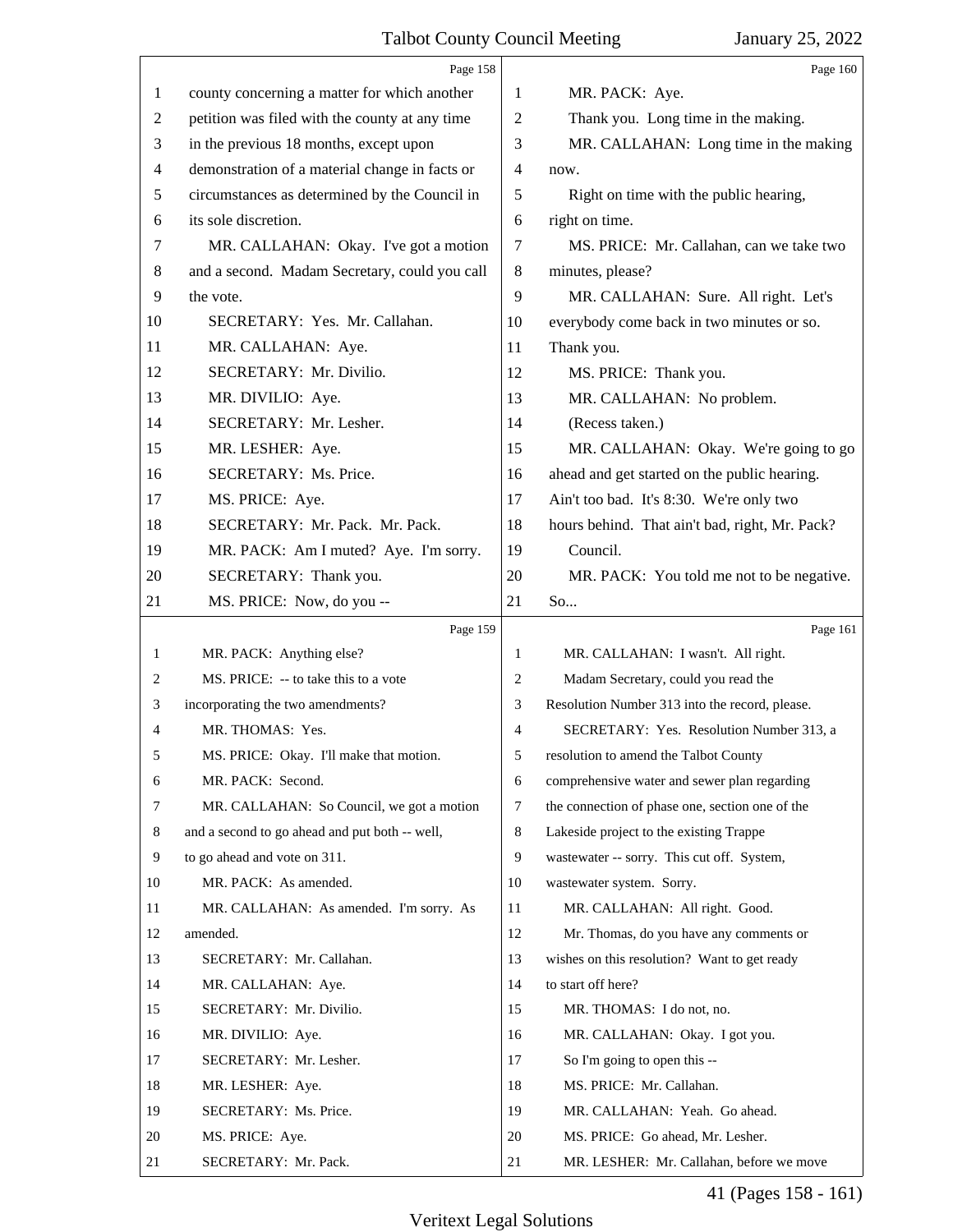Page 158

1 county concerning a matter for which another
2 petition was filed with the county at any time
3 in the previous 18 months, except upon
4 demonstration of a material change in facts or
5 circumstances as determined by the Council in
6 its sole discretion.
7 MR. CALLAHAN: Okay. I've got a motion
8 and a second. Madam Secretary, could you call
9 the vote.
10 SECRETARY: Yes. Mr. Callahan.
11 MR. CALLAHAN: Aye.
12 SECRETARY: Mr. Divilio.
13 MR. DIVILIO: Aye.
14 SECRETARY: Mr. Lesher.
15 MR. LESHER: Aye.
16 SECRETARY: Ms. Price.
17 MS. PRICE: Aye.
18 SECRETARY: Mr. Pack. Mr. Pack.
19 MR. PACK: Am I muted? Aye. I'm sorry.
20 SECRETARY: Thank you.
21 MS. PRICE: Now, do you --

Page 159

1 MR. PACK: Anything else?
2 MS. PRICE: -- to take this to a vote
3 incorporating the two amendments?
4 MR. THOMAS: Yes.
5 MS. PRICE: Okay. I'll make that motion.
6 MR. PACK: Second.
7 MR. CALLAHAN: So Council, we got a motion
8 and a second to go ahead and put both -- well,
9 to go ahead and vote on 311.
10 MR. PACK: As amended.
11 MR. CALLAHAN: As amended. I'm sorry. As
12 amended.
13 SECRETARY: Mr. Callahan.
14 MR. CALLAHAN: Aye.
15 SECRETARY: Mr. Divilio.
16 MR. DIVILIO: Aye.
17 SECRETARY: Mr. Lesher.
18 MR. LESHER: Aye.
19 SECRETARY: Ms. Price.
20 MS. PRICE: Aye.
21 SECRETARY: Mr. Pack.

Page 160

1 MR. PACK: Aye.
2 Thank you. Long time in the making.
3 MR. CALLAHAN: Long time in the making
4 now.
5 Right on time with the public hearing,
6 right on time.
7 MS. PRICE: Mr. Callahan, can we take two
8 minutes, please?
9 MR. CALLAHAN: Sure. All right. Let's
10 everybody come back in two minutes or so.
11 Thank you.
12 MS. PRICE: Thank you.
13 MR. CALLAHAN: No problem.
14 (Recess taken.)
15 MR. CALLAHAN: Okay. We're going to go
16 ahead and get started on the public hearing.
17 Ain't too bad. It's 8:30. We're only two
18 hours behind. That ain't bad, right, Mr. Pack?
19 Council.
20 MR. PACK: You told me not to be negative.
21 So...

Page 161

1 MR. CALLAHAN: I wasn't. All right.
2 Madam Secretary, could you read the
3 Resolution Number 313 into the record, please.
4 SECRETARY: Yes. Resolution Number 313, a
5 resolution to amend the Talbot County
6 comprehensive water and sewer plan regarding
7 the connection of phase one, section one of the
8 Lakeside project to the existing Trappe
9 wastewater -- sorry. This cut off. System,
10 wastewater system. Sorry.
11 MR. CALLAHAN: All right. Good.
12 Mr. Thomas, do you have any comments or
13 wishes on this resolution? Want to get ready
14 to start off here?
15 MR. THOMAS: I do not, no.
16 MR. CALLAHAN: Okay. I got you.
17 So I'm going to open this --
18 MS. PRICE: Mr. Callahan.
19 MR. CALLAHAN: Yeah. Go ahead.
20 MS. PRICE: Go ahead, Mr. Lesher.
21 MR. LESHER: Mr. Callahan, before we move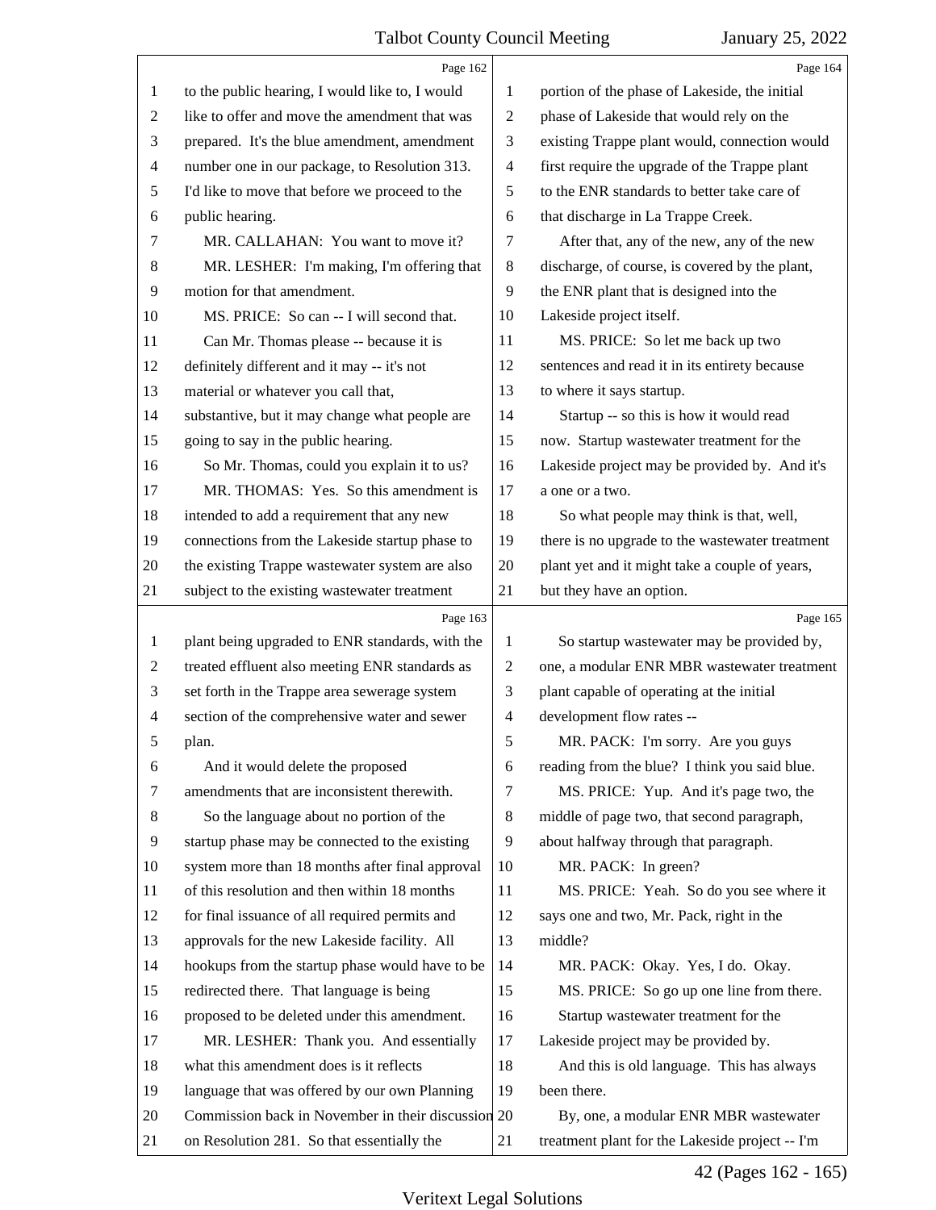Page 162

to the public hearing, I would like to, I would like to offer and move the amendment that was prepared. It's the blue amendment, amendment number one in our package, to Resolution 313. I'd like to move that before we proceed to the public hearing.

MR. CALLAHAN: You want to move it?

MR. LESHER: I'm making, I'm offering that motion for that amendment.

MS. PRICE: So can -- I will second that.

Can Mr. Thomas please -- because it is definitely different and it may -- it's not material or whatever you call that, substantive, but it may change what people are going to say in the public hearing.

So Mr. Thomas, could you explain it to us?

MR. THOMAS: Yes. So this amendment is intended to add a requirement that any new connections from the Lakeside startup phase to the existing Trappe wastewater system are also subject to the existing wastewater treatment

Page 163

plant being upgraded to ENR standards, with the treated effluent also meeting ENR standards as set forth in the Trappe area sewerage system section of the comprehensive water and sewer plan.

And it would delete the proposed amendments that are inconsistent therewith.

So the language about no portion of the startup phase may be connected to the existing system more than 18 months after final approval of this resolution and then within 18 months for final issuance of all required permits and approvals for the new Lakeside facility. All hookups from the startup phase would have to be redirected there. That language is being proposed to be deleted under this amendment.

MR. LESHER: Thank you. And essentially what this amendment does is it reflects language that was offered by our own Planning Commission back in November in their discussion on Resolution 281. So that essentially the

Page 164

portion of the phase of Lakeside, the initial phase of Lakeside that would rely on the existing Trappe plant would, connection would first require the upgrade of the Trappe plant to the ENR standards to better take care of that discharge in La Trappe Creek.

After that, any of the new, any of the new discharge, of course, is covered by the plant, the ENR plant that is designed into the Lakeside project itself.

MS. PRICE: So let me back up two sentences and read it in its entirety because to where it says startup.

Startup -- so this is how it would read now. Startup wastewater treatment for the Lakeside project may be provided by. And it's a one or a two.

So what people may think is that, well, there is no upgrade to the wastewater treatment plant yet and it might take a couple of years, but they have an option.

Page 165

So startup wastewater may be provided by, one, a modular ENR MBR wastewater treatment plant capable of operating at the initial development flow rates --

MR. PACK: I'm sorry. Are you guys reading from the blue? I think you said blue.

MS. PRICE: Yup. And it's page two, the middle of page two, that second paragraph, about halfway through that paragraph.

MR. PACK: In green?

MS. PRICE: Yeah. So do you see where it says one and two, Mr. Pack, right in the middle?

MR. PACK: Okay. Yes, I do. Okay.

MS. PRICE: So go up one line from there.

Startup wastewater treatment for the Lakeside project may be provided by.

And this is old language. This has always been there.

By, one, a modular ENR MBR wastewater treatment plant for the Lakeside project -- I'm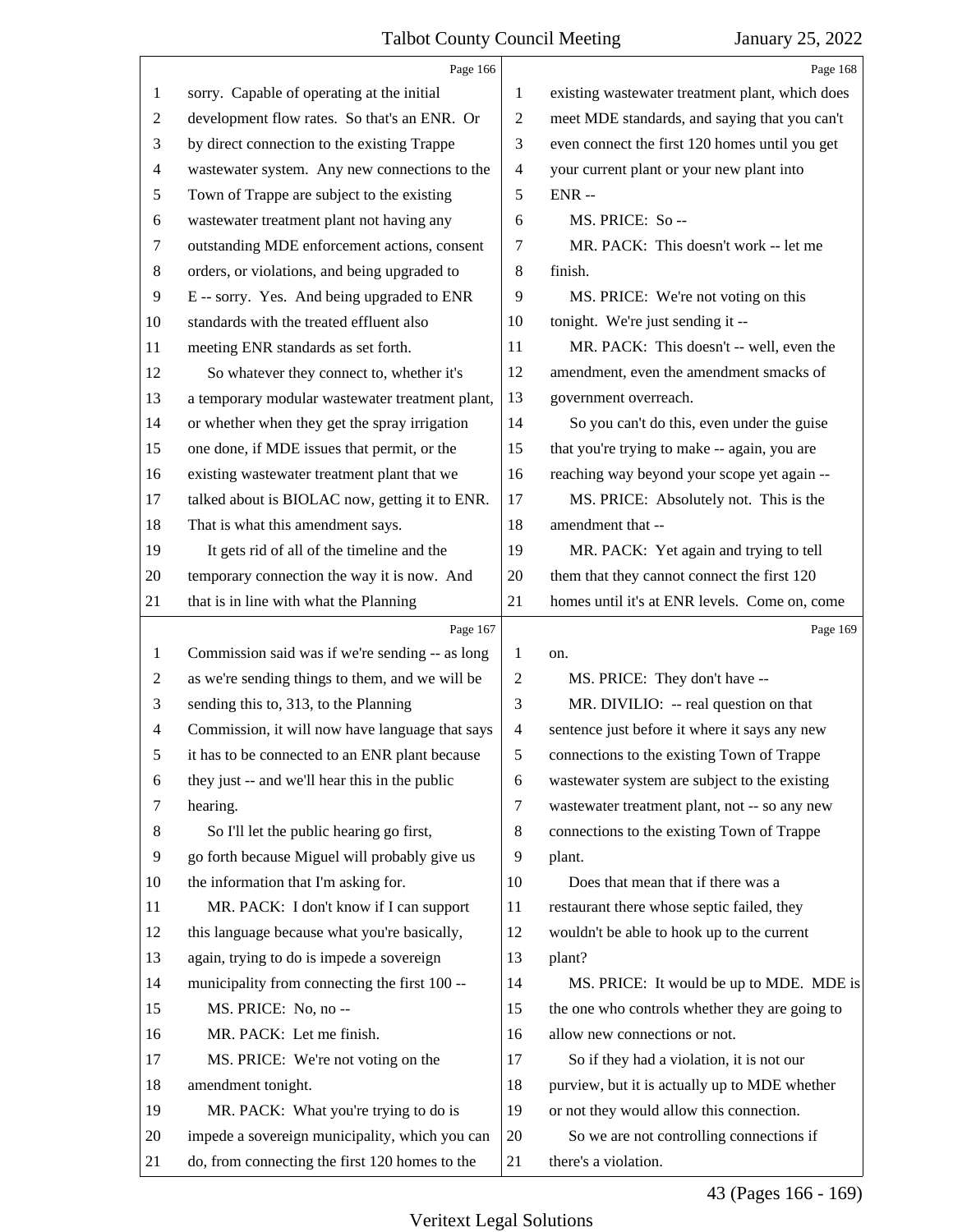sorry. Capable of operating at the initial development flow rates. So that's an ENR. Or by direct connection to the existing Trappe wastewater system. Any new connections to the Town of Trappe are subject to the existing wastewater treatment plant not having any outstanding MDE enforcement actions, consent orders, or violations, and being upgraded to E -- sorry. Yes. And being upgraded to ENR standards with the treated effluent also meeting ENR standards as set forth.

So whatever they connect to, whether it's a temporary modular wastewater treatment plant, or whether when they get the spray irrigation one done, if MDE issues that permit, or the existing wastewater treatment plant that we talked about is BIOLAC now, getting it to ENR. That is what this amendment says.

It gets rid of all of the timeline and the temporary connection the way it is now. And that is in line with what the Planning Commission said was if we're sending -- as long as we're sending things to them, and we will be sending this to, 313, to the Planning Commission, it will now have language that says it has to be connected to an ENR plant because they just -- and we'll hear this in the public hearing.

So I'll let the public hearing go first, go forth because Miguel will probably give us the information that I'm asking for.

MR. PACK: I don't know if I can support this language because what you're basically, again, trying to do is impede a sovereign municipality from connecting the first 100 --

MS. PRICE: No, no --

MR. PACK: Let me finish.

MS. PRICE: We're not voting on the amendment tonight.

MR. PACK: What you're trying to do is impede a sovereign municipality, which you can do, from connecting the first 120 homes to the existing wastewater treatment plant, which does meet MDE standards, and saying that you can't even connect the first 120 homes until you get your current plant or your new plant into ENR --

MS. PRICE: So --

MR. PACK: This doesn't work -- let me finish.

MS. PRICE: We're not voting on this tonight. We're just sending it --

MR. PACK: This doesn't -- well, even the amendment, even the amendment smacks of government overreach.

So you can't do this, even under the guise that you're trying to make -- again, you are reaching way beyond your scope yet again --

MS. PRICE: Absolutely not. This is the amendment that --

MR. PACK: Yet again and trying to tell them that they cannot connect the first 120 homes until it's at ENR levels. Come on, come on.

MS. PRICE: They don't have --

MR. DIVILIO: -- real question on that sentence just before it where it says any new connections to the existing Town of Trappe wastewater system are subject to the existing wastewater treatment plant, not -- so any new connections to the existing Town of Trappe plant.

Does that mean that if there was a restaurant there whose septic failed, they wouldn't be able to hook up to the current plant?

MS. PRICE: It would be up to MDE. MDE is the one who controls whether they are going to allow new connections or not.

So if they had a violation, it is not our purview, but it is actually up to MDE whether or not they would allow this connection.

So we are not controlling connections if there's a violation.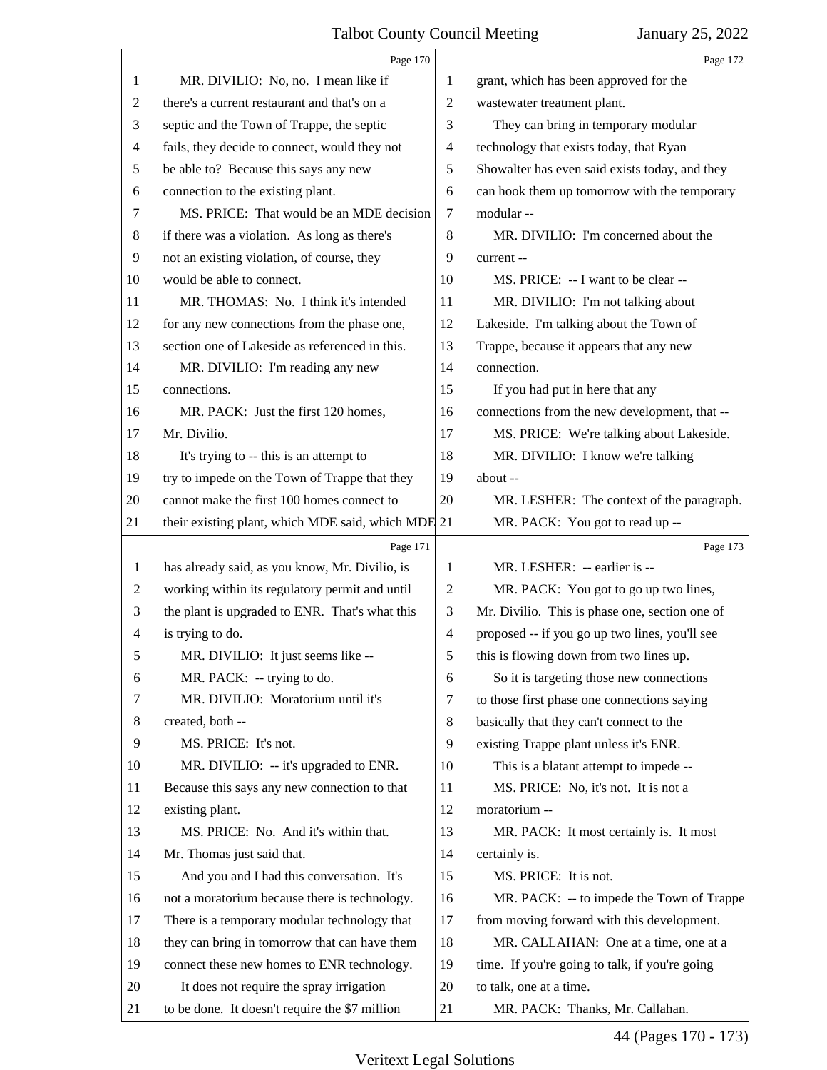Page 170

1 MR. DIVILIO: No, no. I mean like if
2 there's a current restaurant and that's on a
3 septic and the Town of Trappe, the septic
4 fails, they decide to connect, would they not
5 be able to? Because this says any new
6 connection to the existing plant.
7 MS. PRICE: That would be an MDE decision
8 if there was a violation. As long as there's
9 not an existing violation, of course, they
10 would be able to connect.
11 MR. THOMAS: No. I think it's intended
12 for any new connections from the phase one,
13 section one of Lakeside as referenced in this.
14 MR. DIVILIO: I'm reading any new
15 connections.
16 MR. PACK: Just the first 120 homes,
17 Mr. Divilio.
18 It's trying to -- this is an attempt to
19 try to impede on the Town of Trappe that they
20 cannot make the first 100 homes connect to
21 their existing plant, which MDE said, which MDE

Page 171

1 has already said, as you know, Mr. Divilio, is
2 working within its regulatory permit and until
3 the plant is upgraded to ENR. That's what this
4 is trying to do.
5 MR. DIVILIO: It just seems like --
6 MR. PACK: -- trying to do.
7 MR. DIVILIO: Moratorium until it's
8 created, both --
9 MS. PRICE: It's not.
10 MR. DIVILIO: -- it's upgraded to ENR.
11 Because this says any new connection to that
12 existing plant.
13 MS. PRICE: No. And it's within that.
14 Mr. Thomas just said that.
15 And you and I had this conversation. It's
16 not a moratorium because there is technology.
17 There is a temporary modular technology that
18 they can bring in tomorrow that can have them
19 connect these new homes to ENR technology.
20 It does not require the spray irrigation
21 to be done. It doesn't require the $7 million

Page 172

1 grant, which has been approved for the
2 wastewater treatment plant.
3 They can bring in temporary modular
4 technology that exists today, that Ryan
5 Showalter has even said exists today, and they
6 can hook them up tomorrow with the temporary
7 modular --
8 MR. DIVILIO: I'm concerned about the
9 current --
10 MS. PRICE: -- I want to be clear --
11 MR. DIVILIO: I'm not talking about
12 Lakeside. I'm talking about the Town of
13 Trappe, because it appears that any new
14 connection.
15 If you had put in here that any
16 connections from the new development, that --
17 MS. PRICE: We're talking about Lakeside.
18 MR. DIVILIO: I know we're talking
19 about --
20 MR. LESHER: The context of the paragraph.
21 MR. PACK: You got to read up --

Page 173

1 MR. LESHER: -- earlier is --
2 MR. PACK: You got to go up two lines,
3 Mr. Divilio. This is phase one, section one of
4 proposed -- if you go up two lines, you'll see
5 this is flowing down from two lines up.
6 So it is targeting those new connections
7 to those first phase one connections saying
8 basically that they can't connect to the
9 existing Trappe plant unless it's ENR.
10 This is a blatant attempt to impede --
11 MS. PRICE: No, it's not. It is not a
12 moratorium --
13 MR. PACK: It most certainly is. It most
14 certainly is.
15 MS. PRICE: It is not.
16 MR. PACK: -- to impede the Town of Trappe
17 from moving forward with this development.
18 MR. CALLAHAN: One at a time, one at a
19 time. If you're going to talk, if you're going
20 to talk, one at a time.
21 MR. PACK: Thanks, Mr. Callahan.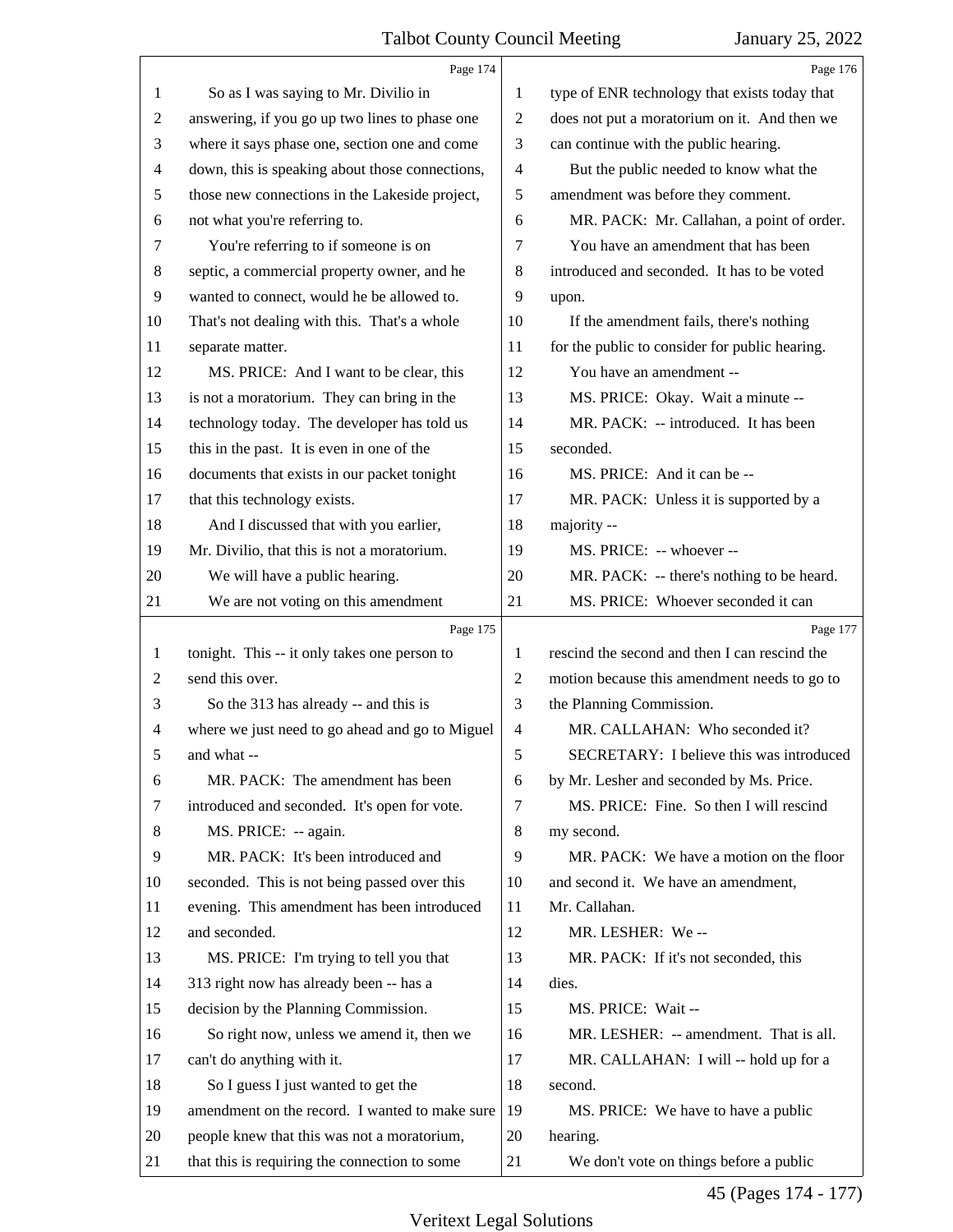Page 174

So as I was saying to Mr. Divilio in answering, if you go up two lines to phase one where it says phase one, section one and come down, this is speaking about those connections, those new connections in the Lakeside project, not what you're referring to.

You're referring to if someone is on septic, a commercial property owner, and he wanted to connect, would he be allowed to. That's not dealing with this. That's a whole separate matter.

MS. PRICE: And I want to be clear, this is not a moratorium. They can bring in the technology today. The developer has told us this in the past. It is even in one of the documents that exists in our packet tonight that this technology exists.

And I discussed that with you earlier, Mr. Divilio, that this is not a moratorium.

We will have a public hearing.

We are not voting on this amendment

Page 175

tonight. This -- it only takes one person to send this over.

So the 313 has already -- and this is where we just need to go ahead and go to Miguel and what --

MR. PACK: The amendment has been introduced and seconded. It's open for vote.

MS. PRICE: -- again.

MR. PACK: It's been introduced and seconded. This is not being passed over this evening. This amendment has been introduced and seconded.

MS. PRICE: I'm trying to tell you that 313 right now has already been -- has a decision by the Planning Commission.

So right now, unless we amend it, then we can't do anything with it.

So I guess I just wanted to get the amendment on the record. I wanted to make sure people knew that this was not a moratorium, that this is requiring the connection to some

Page 176

type of ENR technology that exists today that does not put a moratorium on it. And then we can continue with the public hearing.

But the public needed to know what the amendment was before they comment.

MR. PACK: Mr. Callahan, a point of order.

You have an amendment that has been introduced and seconded. It has to be voted upon.

If the amendment fails, there's nothing for the public to consider for public hearing.

You have an amendment --

MS. PRICE: Okay. Wait a minute --

MR. PACK: -- introduced. It has been seconded.

MS. PRICE: And it can be --

MR. PACK: Unless it is supported by a majority --

MS. PRICE: -- whoever --

MR. PACK: -- there's nothing to be heard.

MS. PRICE: Whoever seconded it can

Page 177

rescind the second and then I can rescind the motion because this amendment needs to go to the Planning Commission.

MR. CALLAHAN: Who seconded it?

SECRETARY: I believe this was introduced by Mr. Lesher and seconded by Ms. Price.

MS. PRICE: Fine. So then I will rescind my second.

MR. PACK: We have a motion on the floor and second it. We have an amendment, Mr. Callahan.

MR. LESHER: We --

MR. PACK: If it's not seconded, this dies.

MS. PRICE: Wait --

MR. LESHER: -- amendment. That is all.

MR. CALLAHAN: I will -- hold up for a second.

MS. PRICE: We have to have a public hearing.

We don't vote on things before a public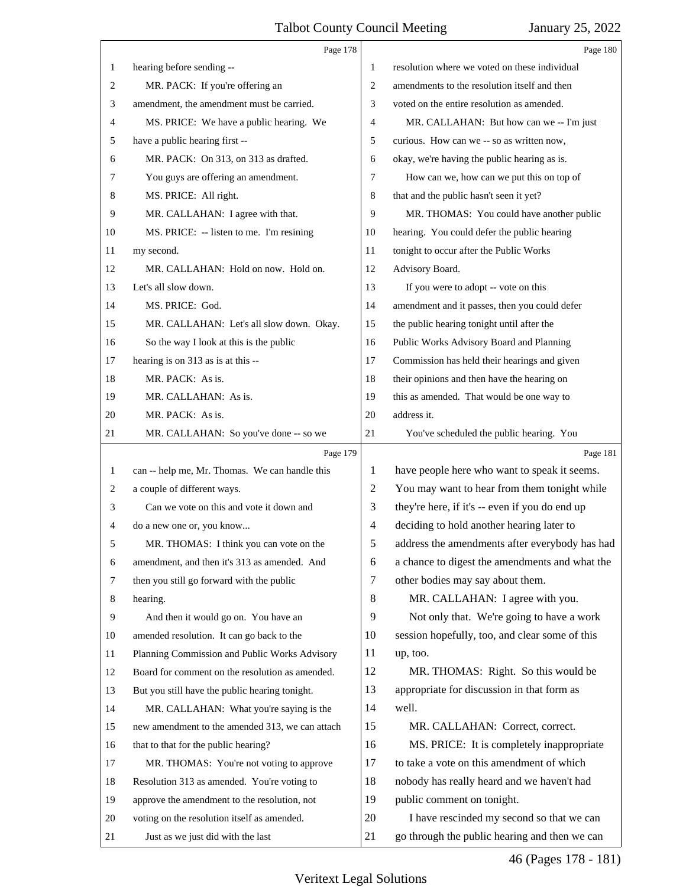Page 178

hearing before sending --

MR. PACK: If you're offering an amendment, the amendment must be carried.

MS. PRICE: We have a public hearing. We have a public hearing first --

MR. PACK: On 313, on 313 as drafted. You guys are offering an amendment.

MS. PRICE: All right.

MR. CALLAHAN: I agree with that.

MS. PRICE: -- listen to me. I'm resining my second.

MR. CALLAHAN: Hold on now. Hold on. Let's all slow down.

MS. PRICE: God.

MR. CALLAHAN: Let's all slow down. Okay. So the way I look at this is the public hearing is on 313 as is at this --

MR. PACK: As is.

MR. CALLAHAN: As is.

MR. PACK: As is.

MR. CALLAHAN: So you've done -- so we

Page 179

can -- help me, Mr. Thomas. We can handle this a couple of different ways.

Can we vote on this and vote it down and do a new one or, you know...

MR. THOMAS: I think you can vote on the amendment, and then it's 313 as amended. And then you still go forward with the public hearing.

And then it would go on. You have an amended resolution. It can go back to the Planning Commission and Public Works Advisory Board for comment on the resolution as amended. But you still have the public hearing tonight.

MR. CALLAHAN: What you're saying is the new amendment to the amended 313, we can attach that to that for the public hearing?

MR. THOMAS: You're not voting to approve Resolution 313 as amended. You're voting to approve the amendment to the resolution, not voting on the resolution itself as amended.

Just as we just did with the last

Page 180

resolution where we voted on these individual amendments to the resolution itself and then voted on the entire resolution as amended.

MR. CALLAHAN: But how can we -- I'm just curious. How can we -- so as written now, okay, we're having the public hearing as is.

How can we, how can we put this on top of that and the public hasn't seen it yet?

MR. THOMAS: You could have another public hearing. You could defer the public hearing tonight to occur after the Public Works Advisory Board.

If you were to adopt -- vote on this amendment and it passes, then you could defer the public hearing tonight until after the Public Works Advisory Board and Planning Commission has held their hearings and given their opinions and then have the hearing on this as amended. That would be one way to address it.

You've scheduled the public hearing. You

Page 181

have people here who want to speak it seems. You may want to hear from them tonight while they're here, if it's -- even if you do end up deciding to hold another hearing later to address the amendments after everybody has had a chance to digest the amendments and what the other bodies may say about them.

MR. CALLAHAN: I agree with you.

Not only that. We're going to have a work session hopefully, too, and clear some of this up, too.

MR. THOMAS: Right. So this would be appropriate for discussion in that form as well.

MR. CALLAHAN: Correct, correct.

MS. PRICE: It is completely inappropriate to take a vote on this amendment of which nobody has really heard and we haven't had public comment on tonight.

I have rescinded my second so that we can go through the public hearing and then we can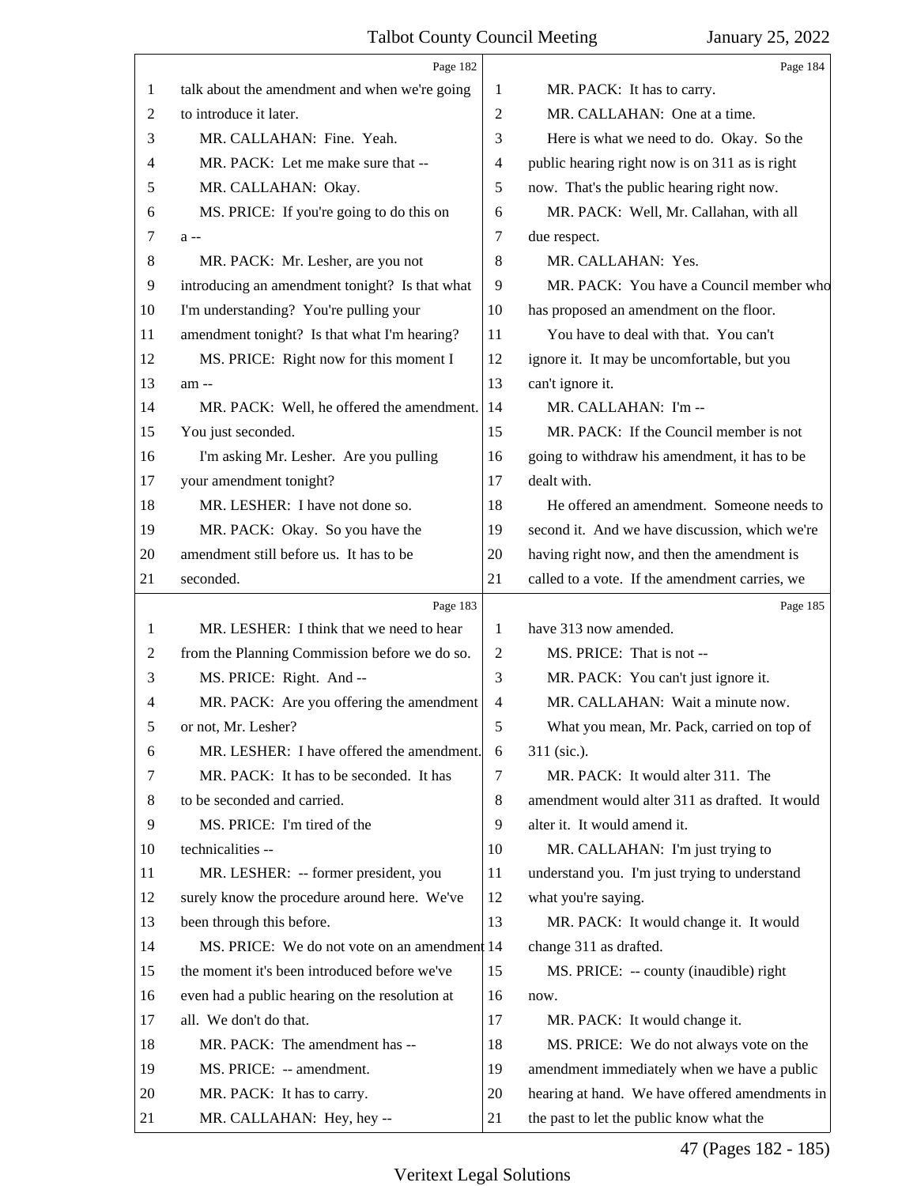Page 182

1 talk about the amendment and when we're going
2 to introduce it later.
3 MR. CALLAHAN: Fine. Yeah.
4 MR. PACK: Let me make sure that --
5 MR. CALLAHAN: Okay.
6 MS. PRICE: If you're going to do this on
7 a --
8 MR. PACK: Mr. Lesher, are you not
9 introducing an amendment tonight? Is that what
10 I'm understanding? You're pulling your
11 amendment tonight? Is that what I'm hearing?
12 MS. PRICE: Right now for this moment I
13 am --
14 MR. PACK: Well, he offered the amendment.
15 You just seconded.
16 I'm asking Mr. Lesher. Are you pulling
17 your amendment tonight?
18 MR. LESHER: I have not done so.
19 MR. PACK: Okay. So you have the
20 amendment still before us. It has to be
21 seconded.

Page 183

1 MR. LESHER: I think that we need to hear
2 from the Planning Commission before we do so.
3 MS. PRICE: Right. And --
4 MR. PACK: Are you offering the amendment
5 or not, Mr. Lesher?
6 MR. LESHER: I have offered the amendment.
7 MR. PACK: It has to be seconded. It has
8 to be seconded and carried.
9 MS. PRICE: I'm tired of the
10 technicalities --
11 MR. LESHER: -- former president, you
12 surely know the procedure around here. We've
13 been through this before.
14 MS. PRICE: We do not vote on an amendment
15 the moment it's been introduced before we've
16 even had a public hearing on the resolution at
17 all. We don't do that.
18 MR. PACK: The amendment has --
19 MS. PRICE: -- amendment.
20 MR. PACK: It has to carry.
21 MR. CALLAHAN: Hey, hey --

Page 184

1 MR. PACK: It has to carry.
2 MR. CALLAHAN: One at a time.
3 Here is what we need to do. Okay. So the
4 public hearing right now is on 311 as is right
5 now. That's the public hearing right now.
6 MR. PACK: Well, Mr. Callahan, with all
7 due respect.
8 MR. CALLAHAN: Yes.
9 MR. PACK: You have a Council member who
10 has proposed an amendment on the floor.
11 You have to deal with that. You can't
12 ignore it. It may be uncomfortable, but you
13 can't ignore it.
14 MR. CALLAHAN: I'm --
15 MR. PACK: If the Council member is not
16 going to withdraw his amendment, it has to be
17 dealt with.
18 He offered an amendment. Someone needs to
19 second it. And we have discussion, which we're
20 having right now, and then the amendment is
21 called to a vote. If the amendment carries, we

Page 185

1 have 313 now amended.
2 MS. PRICE: That is not --
3 MR. PACK: You can't just ignore it.
4 MR. CALLAHAN: Wait a minute now.
5 What you mean, Mr. Pack, carried on top of
6 311 (sic.).
7 MR. PACK: It would alter 311. The
8 amendment would alter 311 as drafted. It would
9 alter it. It would amend it.
10 MR. CALLAHAN: I'm just trying to
11 understand you. I'm just trying to understand
12 what you're saying.
13 MR. PACK: It would change it. It would
14 change 311 as drafted.
15 MS. PRICE: -- county (inaudible) right
16 now.
17 MR. PACK: It would change it.
18 MS. PRICE: We do not always vote on the
19 amendment immediately when we have a public
20 hearing at hand. We have offered amendments in
21 the past to let the public know what the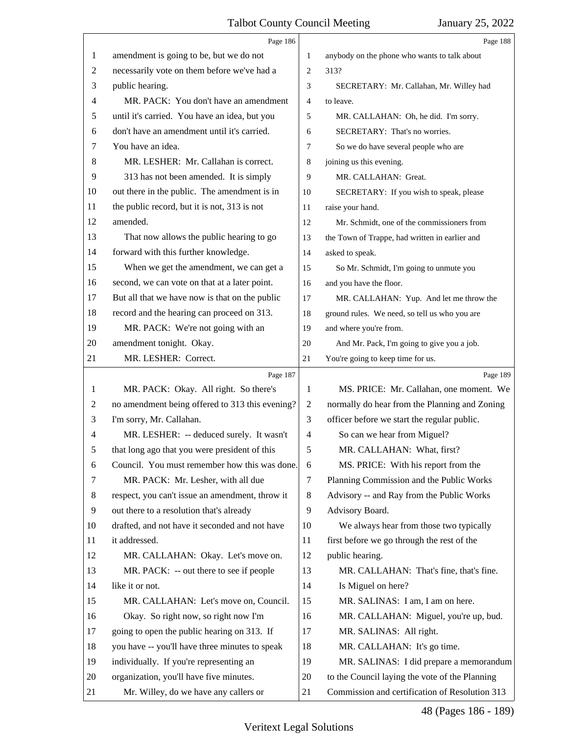Page 186

1 amendment is going to be, but we do not
2 necessarily vote on them before we've had a
3 public hearing.
4 MR. PACK: You don't have an amendment
5 until it's carried. You have an idea, but you
6 don't have an amendment until it's carried.
7 You have an idea.
8 MR. LESHER: Mr. Callahan is correct.
9 313 has not been amended. It is simply
10 out there in the public. The amendment is in
11 the public record, but it is not, 313 is not
12 amended.
13 That now allows the public hearing to go
14 forward with this further knowledge.
15 When we get the amendment, we can get a
16 second, we can vote on that at a later point.
17 But all that we have now is that on the public
18 record and the hearing can proceed on 313.
19 MR. PACK: We're not going with an
20 amendment tonight. Okay.
21 MR. LESHER: Correct.

Page 187

1 MR. PACK: Okay. All right. So there's
2 no amendment being offered to 313 this evening?
3 I'm sorry, Mr. Callahan.
4 MR. LESHER: -- deduced surely. It wasn't
5 that long ago that you were president of this
6 Council. You must remember how this was done.
7 MR. PACK: Mr. Lesher, with all due
8 respect, you can't issue an amendment, throw it
9 out there to a resolution that's already
10 drafted, and not have it seconded and not have
11 it addressed.
12 MR. CALLAHAN: Okay. Let's move on.
13 MR. PACK: -- out there to see if people
14 like it or not.
15 MR. CALLAHAN: Let's move on, Council.
16 Okay. So right now, so right now I'm
17 going to open the public hearing on 313. If
18 you have -- you'll have three minutes to speak
19 individually. If you're representing an
20 organization, you'll have five minutes.
21 Mr. Willey, do we have any callers or

Page 188

1 anybody on the phone who wants to talk about
2 313?
3 SECRETARY: Mr. Callahan, Mr. Willey had
4 to leave.
5 MR. CALLAHAN: Oh, he did. I'm sorry.
6 SECRETARY: That's no worries.
7 So we do have several people who are
8 joining us this evening.
9 MR. CALLAHAN: Great.
10 SECRETARY: If you wish to speak, please
11 raise your hand.
12 Mr. Schmidt, one of the commissioners from
13 the Town of Trappe, had written in earlier and
14 asked to speak.
15 So Mr. Schmidt, I'm going to unmute you
16 and you have the floor.
17 MR. CALLAHAN: Yup. And let me throw the
18 ground rules. We need, so tell us who you are
19 and where you're from.
20 And Mr. Pack, I'm going to give you a job.
21 You're going to keep time for us.

Page 189

1 MS. PRICE: Mr. Callahan, one moment. We
2 normally do hear from the Planning and Zoning
3 officer before we start the regular public.
4 So can we hear from Miguel?
5 MR. CALLAHAN: What, first?
6 MS. PRICE: With his report from the
7 Planning Commission and the Public Works
8 Advisory -- and Ray from the Public Works
9 Advisory Board.
10 We always hear from those two typically
11 first before we go through the rest of the
12 public hearing.
13 MR. CALLAHAN: That's fine, that's fine.
14 Is Miguel on here?
15 MR. SALINAS: I am, I am on here.
16 MR. CALLAHAN: Miguel, you're up, bud.
17 MR. SALINAS: All right.
18 MR. CALLAHAN: It's go time.
19 MR. SALINAS: I did prepare a memorandum
20 to the Council laying the vote of the Planning
21 Commission and certification of Resolution 313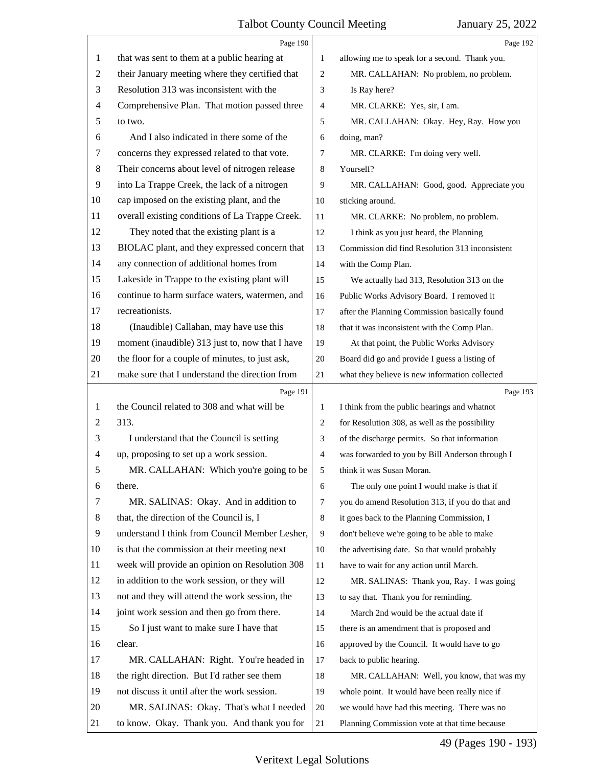that was sent to them at a public hearing at their January meeting where they certified that Resolution 313 was inconsistent with the Comprehensive Plan. That motion passed three to two.

And I also indicated in there some of the concerns they expressed related to that vote. Their concerns about level of nitrogen release into La Trappe Creek, the lack of a nitrogen cap imposed on the existing plant, and the overall existing conditions of La Trappe Creek.

They noted that the existing plant is a BIOLAC plant, and they expressed concern that any connection of additional homes from Lakeside in Trappe to the existing plant will continue to harm surface waters, watermen, and recreationists.

(Inaudible) Callahan, may have use this moment (inaudible) 313 just to, now that I have the floor for a couple of minutes, to just ask, make sure that I understand the direction from the Council related to 308 and what will be 313.

I understand that the Council is setting up, proposing to set up a work session.

MR. CALLAHAN: Which you're going to be there.

MR. SALINAS: Okay. And in addition to that, the direction of the Council is, I understand I think from Council Member Lesher, is that the commission at their meeting next week will provide an opinion on Resolution 308 in addition to the work session, or they will not and they will attend the work session, the joint work session and then go from there.

So I just want to make sure I have that clear.

MR. CALLAHAN: Right. You're headed in the right direction. But I'd rather see them not discuss it until after the work session.

MR. SALINAS: Okay. That's what I needed to know. Okay. Thank you. And thank you for allowing me to speak for a second. Thank you.

MR. CALLAHAN: No problem, no problem. Is Ray here?

MR. CLARKE: Yes, sir, I am.

MR. CALLAHAN: Okay. Hey, Ray. How you doing, man?

MR. CLARKE: I'm doing very well. Yourself?

MR. CALLAHAN: Good, good. Appreciate you sticking around.

MR. CLARKE: No problem, no problem.

I think as you just heard, the Planning Commission did find Resolution 313 inconsistent with the Comp Plan.

We actually had 313, Resolution 313 on the Public Works Advisory Board. I removed it after the Planning Commission basically found that it was inconsistent with the Comp Plan.

At that point, the Public Works Advisory Board did go and provide I guess a listing of what they believe is new information collected I think from the public hearings and whatnot for Resolution 308, as well as the possibility of the discharge permits. So that information was forwarded to you by Bill Anderson through I think it was Susan Moran.

The only one point I would make is that if you do amend Resolution 313, if you do that and it goes back to the Planning Commission, I don't believe we're going to be able to make the advertising date. So that would probably have to wait for any action until March.

MR. SALINAS: Thank you, Ray. I was going to say that. Thank you for reminding.

March 2nd would be the actual date if there is an amendment that is proposed and approved by the Council. It would have to go back to public hearing.

MR. CALLAHAN: Well, you know, that was my whole point. It would have been really nice if we would have had this meeting. There was no Planning Commission vote at that time because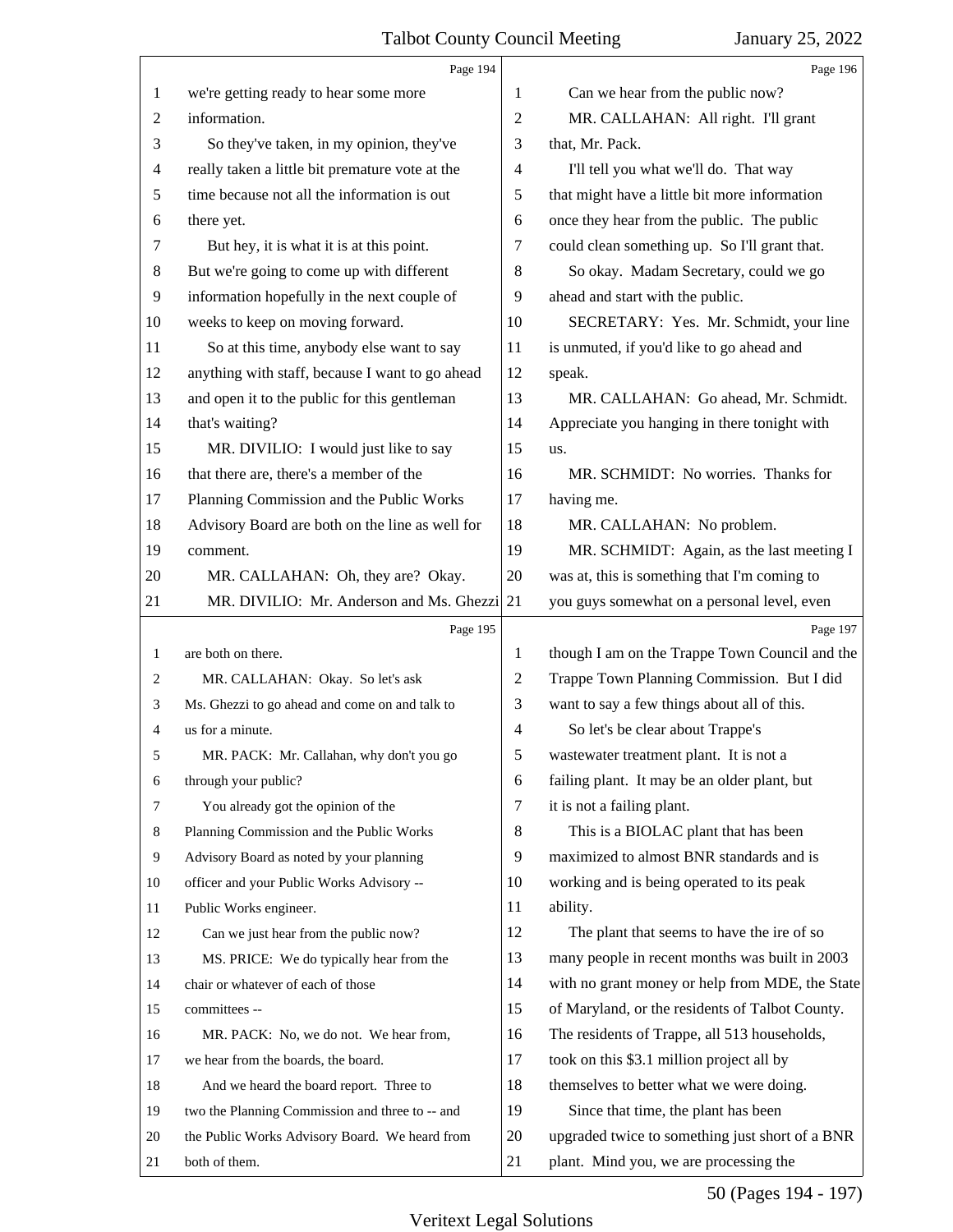Page 194

we're getting ready to hear some more information.

So they've taken, in my opinion, they've really taken a little bit premature vote at the time because not all the information is out there yet.

But hey, it is what it is at this point. But we're going to come up with different information hopefully in the next couple of weeks to keep on moving forward.

So at this time, anybody else want to say anything with staff, because I want to go ahead and open it to the public for this gentleman that's waiting?

MR. DIVILIO: I would just like to say that there are, there's a member of the Planning Commission and the Public Works Advisory Board are both on the line as well for comment.

MR. CALLAHAN: Oh, they are? Okay.

MR. DIVILIO: Mr. Anderson and Ms. Ghezzi

Page 195

are both on there.

MR. CALLAHAN: Okay. So let's ask Ms. Ghezzi to go ahead and come on and talk to us for a minute.

MR. PACK: Mr. Callahan, why don't you go through your public?

You already got the opinion of the Planning Commission and the Public Works Advisory Board as noted by your planning officer and your Public Works Advisory -- Public Works engineer.

Can we just hear from the public now?

MS. PRICE: We do typically hear from the chair or whatever of each of those committees --

MR. PACK: No, we do not. We hear from, we hear from the boards, the board.

And we heard the board report. Three to two the Planning Commission and three to -- and the Public Works Advisory Board. We heard from both of them.

Page 196

Can we hear from the public now?

MR. CALLAHAN: All right. I'll grant that, Mr. Pack.

I'll tell you what we'll do. That way that might have a little bit more information once they hear from the public. The public could clean something up. So I'll grant that.

So okay. Madam Secretary, could we go ahead and start with the public.

SECRETARY: Yes. Mr. Schmidt, your line is unmuted, if you'd like to go ahead and speak.

MR. CALLAHAN: Go ahead, Mr. Schmidt. Appreciate you hanging in there tonight with us.

MR. SCHMIDT: No worries. Thanks for having me.

MR. CALLAHAN: No problem.

MR. SCHMIDT: Again, as the last meeting I was at, this is something that I'm coming to you guys somewhat on a personal level, even

Page 197

though I am on the Trappe Town Council and the Trappe Town Planning Commission. But I did want to say a few things about all of this.

So let's be clear about Trappe's wastewater treatment plant. It is not a failing plant. It may be an older plant, but it is not a failing plant.

This is a BIOLAC plant that has been maximized to almost BNR standards and is working and is being operated to its peak ability.

The plant that seems to have the ire of so many people in recent months was built in 2003 with no grant money or help from MDE, the State of Maryland, or the residents of Talbot County. The residents of Trappe, all 513 households, took on this $3.1 million project all by themselves to better what we were doing.

Since that time, the plant has been upgraded twice to something just short of a BNR plant. Mind you, we are processing the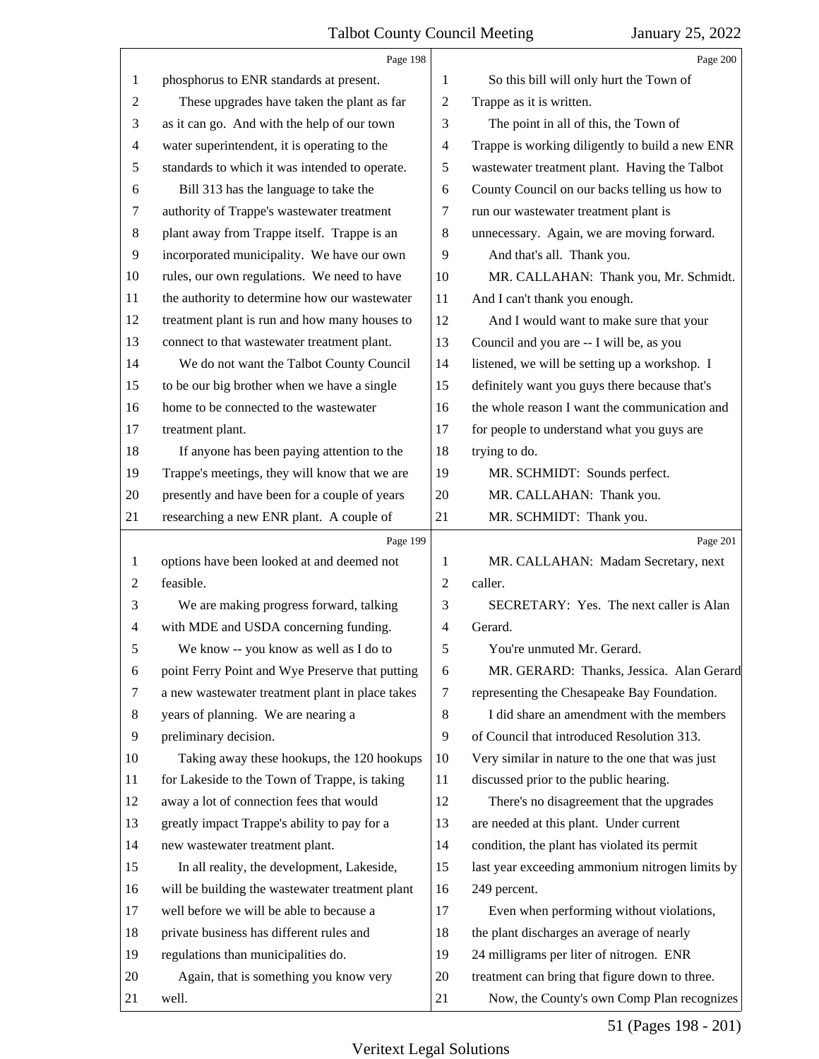phosphorus to ENR standards at present.

These upgrades have taken the plant as far as it can go. And with the help of our town water superintendent, it is operating to the standards to which it was intended to operate.

Bill 313 has the language to take the authority of Trappe's wastewater treatment plant away from Trappe itself. Trappe is an incorporated municipality. We have our own rules, our own regulations. We need to have the authority to determine how our wastewater treatment plant is run and how many houses to connect to that wastewater treatment plant.

We do not want the Talbot County Council to be our big brother when we have a single home to be connected to the wastewater treatment plant.

If anyone has been paying attention to the Trappe's meetings, they will know that we are presently and have been for a couple of years researching a new ENR plant. A couple of options have been looked at and deemed not feasible.

We are making progress forward, talking with MDE and USDA concerning funding.

We know -- you know as well as I do to point Ferry Point and Wye Preserve that putting a new wastewater treatment plant in place takes years of planning. We are nearing a preliminary decision.

Taking away these hookups, the 120 hookups for Lakeside to the Town of Trappe, is taking away a lot of connection fees that would greatly impact Trappe's ability to pay for a new wastewater treatment plant.

In all reality, the development, Lakeside, will be building the wastewater treatment plant well before we will be able to because a private business has different rules and regulations than municipalities do.

Again, that is something you know very well.

So this bill will only hurt the Town of Trappe as it is written.

The point in all of this, the Town of Trappe is working diligently to build a new ENR wastewater treatment plant. Having the Talbot County Council on our backs telling us how to run our wastewater treatment plant is unnecessary. Again, we are moving forward.

And that's all. Thank you.

MR. CALLAHAN: Thank you, Mr. Schmidt. And I can't thank you enough.

And I would want to make sure that your Council and you are -- I will be, as you listened, we will be setting up a workshop. I definitely want you guys there because that's the whole reason I want the communication and for people to understand what you guys are trying to do.

MR. SCHMIDT: Sounds perfect.

MR. CALLAHAN: Thank you.

MR. SCHMIDT: Thank you.

MR. CALLAHAN: Madam Secretary, next caller.

SECRETARY: Yes. The next caller is Alan Gerard.

You're unmuted Mr. Gerard.

MR. GERARD: Thanks, Jessica. Alan Gerard representing the Chesapeake Bay Foundation.

I did share an amendment with the members of Council that introduced Resolution 313. Very similar in nature to the one that was just discussed prior to the public hearing.

There's no disagreement that the upgrades are needed at this plant. Under current condition, the plant has violated its permit last year exceeding ammonium nitrogen limits by 249 percent.

Even when performing without violations, the plant discharges an average of nearly 24 milligrams per liter of nitrogen. ENR treatment can bring that figure down to three.

Now, the County's own Comp Plan recognizes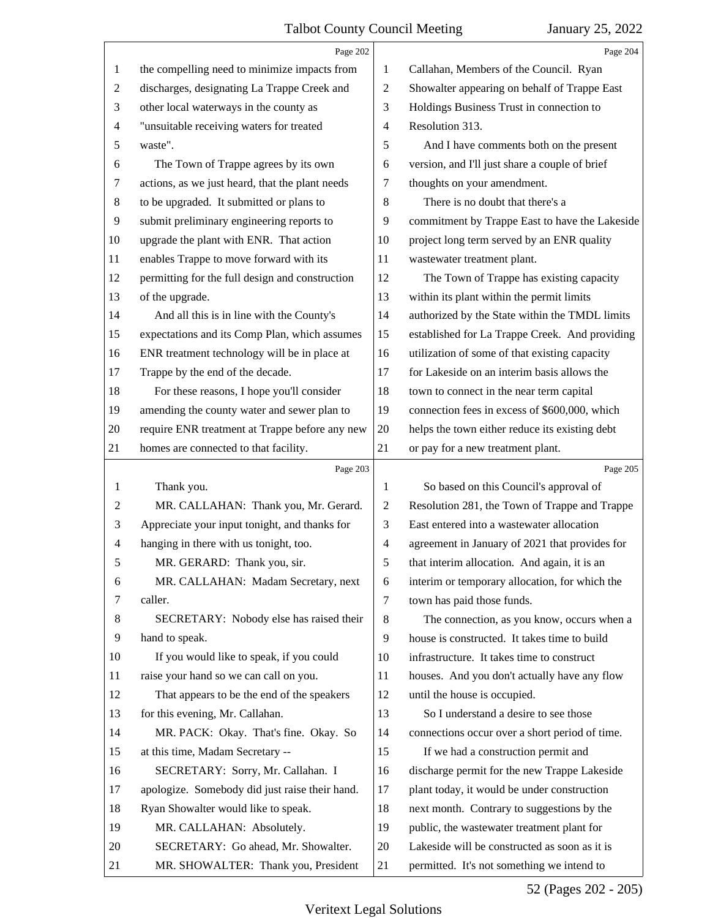Page 202

1 the compelling need to minimize impacts from
2 discharges, designating La Trappe Creek and
3 other local waterways in the county as
4 "unsuitable receiving waters for treated
5 waste".
6 The Town of Trappe agrees by its own
7 actions, as we just heard, that the plant needs
8 to be upgraded. It submitted or plans to
9 submit preliminary engineering reports to
10 upgrade the plant with ENR. That action
11 enables Trappe to move forward with its
12 permitting for the full design and construction
13 of the upgrade.
14 And all this is in line with the County's
15 expectations and its Comp Plan, which assumes
16 ENR treatment technology will be in place at
17 Trappe by the end of the decade.
18 For these reasons, I hope you'll consider
19 amending the county water and sewer plan to
20 require ENR treatment at Trappe before any new
21 homes are connected to that facility.

Page 203

1 Thank you.
2 MR. CALLAHAN: Thank you, Mr. Gerard.
3 Appreciate your input tonight, and thanks for
4 hanging in there with us tonight, too.
5 MR. GERARD: Thank you, sir.
6 MR. CALLAHAN: Madam Secretary, next
7 caller.
8 SECRETARY: Nobody else has raised their
9 hand to speak.
10 If you would like to speak, if you could
11 raise your hand so we can call on you.
12 That appears to be the end of the speakers
13 for this evening, Mr. Callahan.
14 MR. PACK: Okay. That's fine. Okay. So
15 at this time, Madam Secretary --
16 SECRETARY: Sorry, Mr. Callahan. I
17 apologize. Somebody did just raise their hand.
18 Ryan Showalter would like to speak.
19 MR. CALLAHAN: Absolutely.
20 SECRETARY: Go ahead, Mr. Showalter.
21 MR. SHOWALTER: Thank you, President

Page 204

1 Callahan, Members of the Council. Ryan
2 Showalter appearing on behalf of Trappe East
3 Holdings Business Trust in connection to
4 Resolution 313.
5 And I have comments both on the present
6 version, and I'll just share a couple of brief
7 thoughts on your amendment.
8 There is no doubt that there's a
9 commitment by Trappe East to have the Lakeside
10 project long term served by an ENR quality
11 wastewater treatment plant.
12 The Town of Trappe has existing capacity
13 within its plant within the permit limits
14 authorized by the State within the TMDL limits
15 established for La Trappe Creek. And providing
16 utilization of some of that existing capacity
17 for Lakeside on an interim basis allows the
18 town to connect in the near term capital
19 connection fees in excess of $600,000, which
20 helps the town either reduce its existing debt
21 or pay for a new treatment plant.

Page 205

1 So based on this Council's approval of
2 Resolution 281, the Town of Trappe and Trappe
3 East entered into a wastewater allocation
4 agreement in January of 2021 that provides for
5 that interim allocation. And again, it is an
6 interim or temporary allocation, for which the
7 town has paid those funds.
8 The connection, as you know, occurs when a
9 house is constructed. It takes time to build
10 infrastructure. It takes time to construct
11 houses. And you don't actually have any flow
12 until the house is occupied.
13 So I understand a desire to see those
14 connections occur over a short period of time.
15 If we had a construction permit and
16 discharge permit for the new Trappe Lakeside
17 plant today, it would be under construction
18 next month. Contrary to suggestions by the
19 public, the wastewater treatment plant for
20 Lakeside will be constructed as soon as it is
21 permitted. It's not something we intend to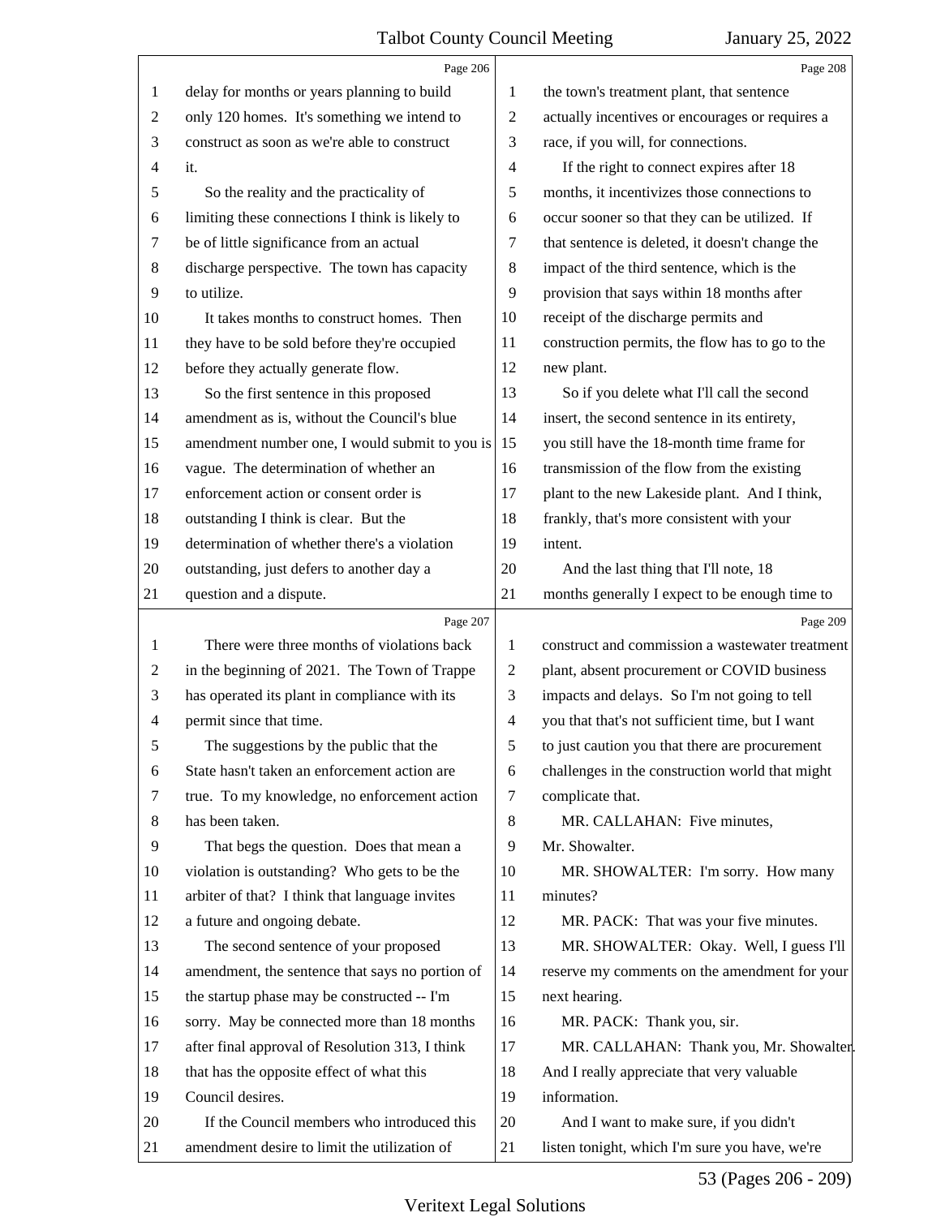delay for months or years planning to build only 120 homes. It's something we intend to construct as soon as we're able to construct it.

So the reality and the practicality of limiting these connections I think is likely to be of little significance from an actual discharge perspective. The town has capacity to utilize.

It takes months to construct homes. Then they have to be sold before they're occupied before they actually generate flow.

So the first sentence in this proposed amendment as is, without the Council's blue amendment number one, I would submit to you is vague. The determination of whether an enforcement action or consent order is outstanding I think is clear. But the determination of whether there's a violation outstanding, just defers to another day a question and a dispute.

There were three months of violations back in the beginning of 2021. The Town of Trappe has operated its plant in compliance with its permit since that time.

The suggestions by the public that the State hasn't taken an enforcement action are true. To my knowledge, no enforcement action has been taken.

That begs the question. Does that mean a violation is outstanding? Who gets to be the arbiter of that? I think that language invites a future and ongoing debate.

The second sentence of your proposed amendment, the sentence that says no portion of the startup phase may be constructed -- I'm sorry. May be connected more than 18 months after final approval of Resolution 313, I think that has the opposite effect of what this Council desires.

If the Council members who introduced this amendment desire to limit the utilization of the town's treatment plant, that sentence actually incentives or encourages or requires a race, if you will, for connections.

If the right to connect expires after 18 months, it incentivizes those connections to occur sooner so that they can be utilized. If that sentence is deleted, it doesn't change the impact of the third sentence, which is the provision that says within 18 months after receipt of the discharge permits and construction permits, the flow has to go to the new plant.

So if you delete what I'll call the second insert, the second sentence in its entirety, you still have the 18-month time frame for transmission of the flow from the existing plant to the new Lakeside plant. And I think, frankly, that's more consistent with your intent.

And the last thing that I'll note, 18 months generally I expect to be enough time to construct and commission a wastewater treatment plant, absent procurement or COVID business impacts and delays. So I'm not going to tell you that that's not sufficient time, but I want to just caution you that there are procurement challenges in the construction world that might complicate that.

MR. CALLAHAN: Five minutes, Mr. Showalter.

MR. SHOWALTER: I'm sorry. How many minutes?

MR. PACK: That was your five minutes.

MR. SHOWALTER: Okay. Well, I guess I'll reserve my comments on the amendment for your next hearing.

MR. PACK: Thank you, sir.

MR. CALLAHAN: Thank you, Mr. Showalter. And I really appreciate that very valuable information.

And I want to make sure, if you didn't listen tonight, which I'm sure you have, we're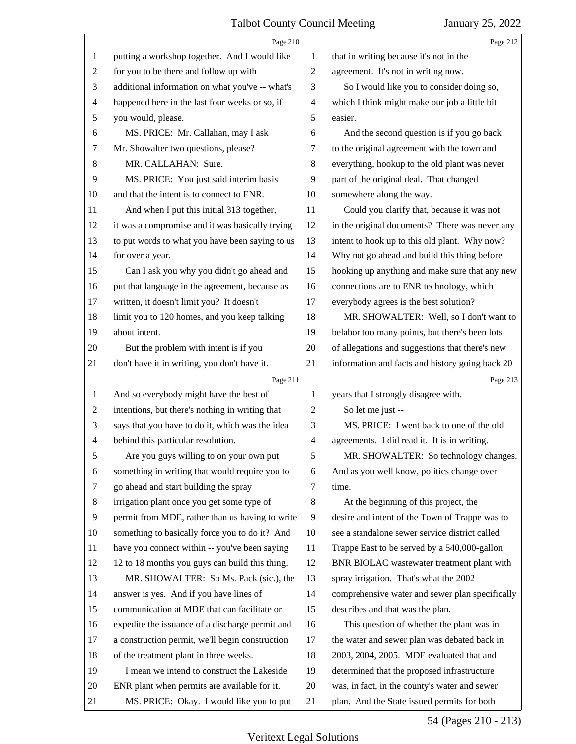Page 210

1 putting a workshop together. And I would like
2 for you to be there and follow up with
3 additional information on what you've -- what's
4 happened here in the last four weeks or so, if
5 you would, please.
6 MS. PRICE: Mr. Callahan, may I ask
7 Mr. Showalter two questions, please?
8 MR. CALLAHAN: Sure.
9 MS. PRICE: You just said interim basis
10 and that the intent is to connect to ENR.
11 And when I put this initial 313 together,
12 it was a compromise and it was basically trying
13 to put words to what you have been saying to us
14 for over a year.
15 Can I ask you why you didn't go ahead and
16 put that language in the agreement, because as
17 written, it doesn't limit you? It doesn't
18 limit you to 120 homes, and you keep talking
19 about intent.
20 But the problem with intent is if you
21 don't have it in writing, you don't have it.

Page 211

1 And so everybody might have the best of
2 intentions, but there's nothing in writing that
3 says that you have to do it, which was the idea
4 behind this particular resolution.
5 Are you guys willing to on your own put
6 something in writing that would require you to
7 go ahead and start building the spray
8 irrigation plant once you get some type of
9 permit from MDE, rather than us having to write
10 something to basically force you to do it? And
11 have you connect within -- you've been saying
12 12 to 18 months you guys can build this thing.
13 MR. SHOWALTER: So Ms. Pack (sic.), the
14 answer is yes. And if you have lines of
15 communication at MDE that can facilitate or
16 expedite the issuance of a discharge permit and
17 a construction permit, we'll begin construction
18 of the treatment plant in three weeks.
19 I mean we intend to construct the Lakeside
20 ENR plant when permits are available for it.
21 MS. PRICE: Okay. I would like you to put

Page 212

1 that in writing because it's not in the
2 agreement. It's not in writing now.
3 So I would like you to consider doing so,
4 which I think might make our job a little bit
5 easier.
6 And the second question is if you go back
7 to the original agreement with the town and
8 everything, hookup to the old plant was never
9 part of the original deal. That changed
10 somewhere along the way.
11 Could you clarify that, because it was not
12 in the original documents? There was never any
13 intent to hook up to this old plant. Why now?
14 Why not go ahead and build this thing before
15 hooking up anything and make sure that any new
16 connections are to ENR technology, which
17 everybody agrees is the best solution?
18 MR. SHOWALTER: Well, so I don't want to
19 belabor too many points, but there's been lots
20 of allegations and suggestions that there's new
21 information and facts and history going back 20

Page 213

1 years that I strongly disagree with.
2 So let me just --
3 MS. PRICE: I went back to one of the old
4 agreements. I did read it. It is in writing.
5 MR. SHOWALTER: So technology changes.
6 And as you well know, politics change over
7 time.
8 At the beginning of this project, the
9 desire and intent of the Town of Trappe was to
10 see a standalone sewer service district called
11 Trappe East to be served by a 540,000-gallon
12 BNR BIOLAC wastewater treatment plant with
13 spray irrigation. That's what the 2002
14 comprehensive water and sewer plan specifically
15 describes and that was the plan.
16 This question of whether the plant was in
17 the water and sewer plan was debated back in
18 2003, 2004, 2005. MDE evaluated that and
19 determined that the proposed infrastructure
20 was, in fact, in the county's water and sewer
21 plan. And the State issued permits for both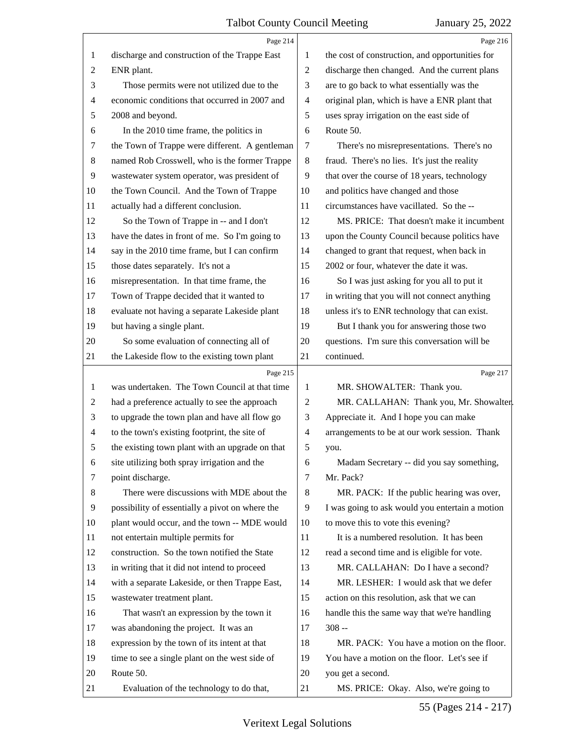Page 214

discharge and construction of the Trappe East ENR plant.

Those permits were not utilized due to the economic conditions that occurred in 2007 and 2008 and beyond.

In the 2010 time frame, the politics in the Town of Trappe were different. A gentleman named Rob Crosswell, who is the former Trappe wastewater system operator, was president of the Town Council. And the Town of Trappe actually had a different conclusion.

So the Town of Trappe in -- and I don't have the dates in front of me. So I'm going to say in the 2010 time frame, but I can confirm those dates separately. It's not a misrepresentation. In that time frame, the Town of Trappe decided that it wanted to evaluate not having a separate Lakeside plant but having a single plant.

So some evaluation of connecting all of the Lakeside flow to the existing town plant

Page 215

was undertaken. The Town Council at that time had a preference actually to see the approach to upgrade the town plan and have all flow go to the town's existing footprint, the site of the existing town plant with an upgrade on that site utilizing both spray irrigation and the point discharge.

There were discussions with MDE about the possibility of essentially a pivot on where the plant would occur, and the town -- MDE would not entertain multiple permits for construction. So the town notified the State in writing that it did not intend to proceed with a separate Lakeside, or then Trappe East, wastewater treatment plant.

That wasn't an expression by the town it was abandoning the project. It was an expression by the town of its intent at that time to see a single plant on the west side of Route 50.

Evaluation of the technology to do that,

Page 216

the cost of construction, and opportunities for discharge then changed. And the current plans are to go back to what essentially was the original plan, which is have a ENR plant that uses spray irrigation on the east side of Route 50.

There's no misrepresentations. There's no fraud. There's no lies. It's just the reality that over the course of 18 years, technology and politics have changed and those circumstances have vacillated. So the --

MS. PRICE: That doesn't make it incumbent upon the County Council because politics have changed to grant that request, when back in 2002 or four, whatever the date it was.

So I was just asking for you all to put it in writing that you will not connect anything unless it's to ENR technology that can exist.

But I thank you for answering those two questions. I'm sure this conversation will be continued.

Page 217

MR. SHOWALTER: Thank you.

MR. CALLAHAN: Thank you, Mr. Showalter. Appreciate it. And I hope you can make arrangements to be at our work session. Thank you.

Madam Secretary -- did you say something, Mr. Pack?

MR. PACK: If the public hearing was over, I was going to ask would you entertain a motion to move this to vote this evening?

It is a numbered resolution. It has been read a second time and is eligible for vote.

MR. CALLAHAN: Do I have a second?

MR. LESHER: I would ask that we defer action on this resolution, ask that we can handle this the same way that we're handling 308 --

MR. PACK: You have a motion on the floor. You have a motion on the floor. Let's see if you get a second.

MS. PRICE: Okay. Also, we're going to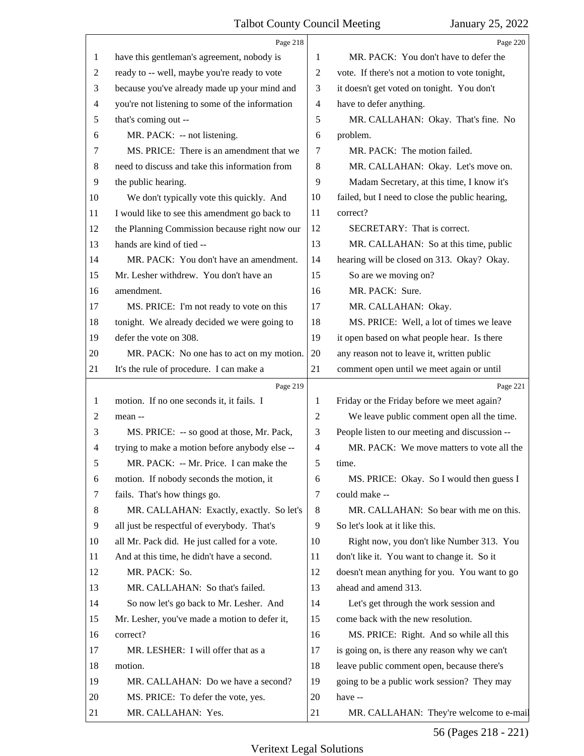Page 218

have this gentleman's agreement, nobody is ready to -- well, maybe you're ready to vote because you've already made up your mind and you're not listening to some of the information that's coming out --

MR. PACK: -- not listening.

MS. PRICE: There is an amendment that we need to discuss and take this information from the public hearing.

We don't typically vote this quickly. And I would like to see this amendment go back to the Planning Commission because right now our hands are kind of tied --

MR. PACK: You don't have an amendment. Mr. Lesher withdrew. You don't have an amendment.

MS. PRICE: I'm not ready to vote on this tonight. We already decided we were going to defer the vote on 308.

MR. PACK: No one has to act on my motion. It's the rule of procedure. I can make a

Page 219

motion. If no one seconds it, it fails. I mean --

MS. PRICE: -- so good at those, Mr. Pack, trying to make a motion before anybody else --

MR. PACK: -- Mr. Price. I can make the motion. If nobody seconds the motion, it fails. That's how things go.

MR. CALLAHAN: Exactly, exactly. So let's all just be respectful of everybody. That's all Mr. Pack did. He just called for a vote. And at this time, he didn't have a second.

MR. PACK: So.

MR. CALLAHAN: So that's failed.

So now let's go back to Mr. Lesher. And Mr. Lesher, you've made a motion to defer it, correct?

MR. LESHER: I will offer that as a motion.

MR. CALLAHAN: Do we have a second?

MS. PRICE: To defer the vote, yes.

MR. CALLAHAN: Yes.

Page 220

MR. PACK: You don't have to defer the vote. If there's not a motion to vote tonight, it doesn't get voted on tonight. You don't have to defer anything.

MR. CALLAHAN: Okay. That's fine. No problem.

MR. PACK: The motion failed.

MR. CALLAHAN: Okay. Let's move on.

Madam Secretary, at this time, I know it's failed, but I need to close the public hearing, correct?

SECRETARY: That is correct.

MR. CALLAHAN: So at this time, public hearing will be closed on 313. Okay? Okay.

So are we moving on?

MR. PACK: Sure.

MR. CALLAHAN: Okay.

MS. PRICE: Well, a lot of times we leave it open based on what people hear. Is there any reason not to leave it, written public comment open until we meet again or until

Page 221

Friday or the Friday before we meet again?

We leave public comment open all the time. People listen to our meeting and discussion --

MR. PACK: We move matters to vote all the time.

MS. PRICE: Okay. So I would then guess I could make --

MR. CALLAHAN: So bear with me on this. So let's look at it like this.

Right now, you don't like Number 313. You don't like it. You want to change it. So it doesn't mean anything for you. You want to go ahead and amend 313.

Let's get through the work session and come back with the new resolution.

MS. PRICE: Right. And so while all this is going on, is there any reason why we can't leave public comment open, because there's going to be a public work session? They may have --

MR. CALLAHAN: They're welcome to e-mail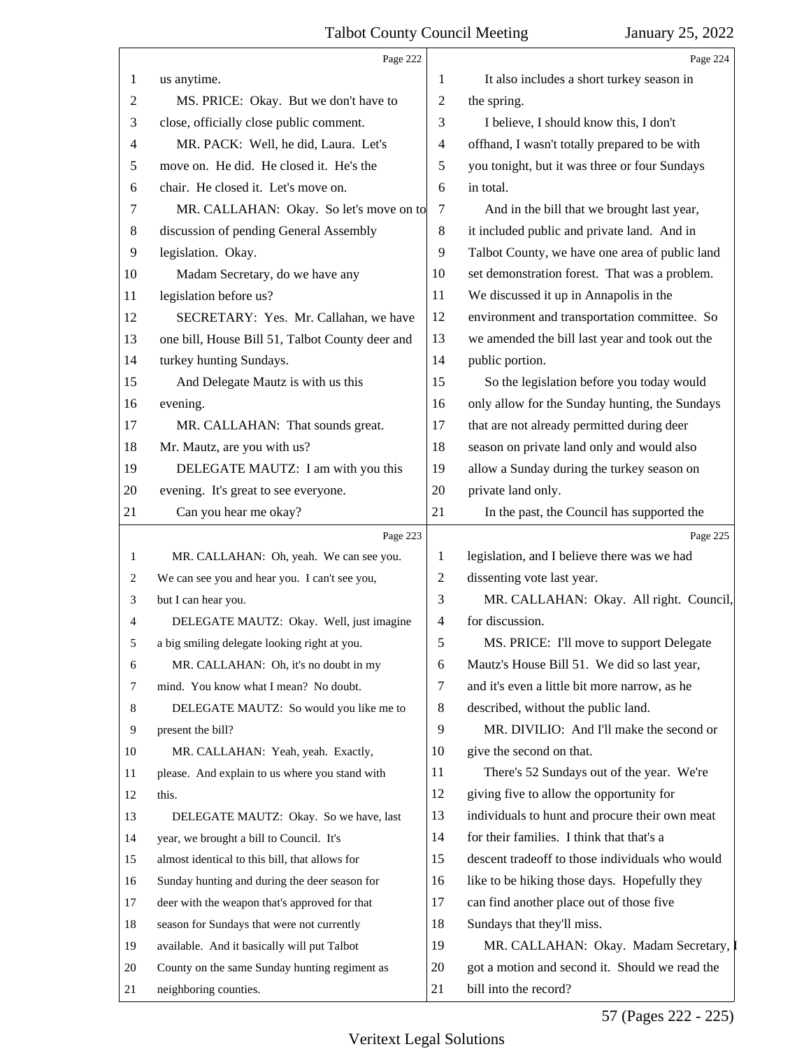us anytime.

MS. PRICE: Okay. But we don't have to close, officially close public comment.

MR. PACK: Well, he did, Laura. Let's move on. He did. He closed it. He's the chair. He closed it. Let's move on.

MR. CALLAHAN: Okay. So let's move on to discussion of pending General Assembly legislation. Okay.

Madam Secretary, do we have any legislation before us?

SECRETARY: Yes. Mr. Callahan, we have one bill, House Bill 51, Talbot County deer and turkey hunting Sundays.

And Delegate Mautz is with us this evening.

MR. CALLAHAN: That sounds great. Mr. Mautz, are you with us?

DELEGATE MAUTZ: I am with you this evening. It's great to see everyone.

Can you hear me okay?

MR. CALLAHAN: Oh, yeah. We can see you. We can see you and hear you. I can't see you, but I can hear you.

DELEGATE MAUTZ: Okay. Well, just imagine a big smiling delegate looking right at you.

MR. CALLAHAN: Oh, it's no doubt in my mind. You know what I mean? No doubt.

DELEGATE MAUTZ: So would you like me to present the bill?

MR. CALLAHAN: Yeah, yeah. Exactly, please. And explain to us where you stand with this.

DELEGATE MAUTZ: Okay. So we have, last year, we brought a bill to Council. It's almost identical to this bill, that allows for Sunday hunting and during the deer season for deer with the weapon that's approved for that season for Sundays that were not currently available. And it basically will put Talbot County on the same Sunday hunting regiment as neighboring counties.

It also includes a short turkey season in the spring.

I believe, I should know this, I don't offhand, I wasn't totally prepared to be with you tonight, but it was three or four Sundays in total.

And in the bill that we brought last year, it included public and private land. And in Talbot County, we have one area of public land set demonstration forest. That was a problem. We discussed it up in Annapolis in the environment and transportation committee. So we amended the bill last year and took out the public portion.

So the legislation before you today would only allow for the Sunday hunting, the Sundays that are not already permitted during deer season on private land only and would also allow a Sunday during the turkey season on private land only.

In the past, the Council has supported the legislation, and I believe there was we had dissenting vote last year.

MR. CALLAHAN: Okay. All right. Council, for discussion.

MS. PRICE: I'll move to support Delegate Mautz's House Bill 51. We did so last year, and it's even a little bit more narrow, as he described, without the public land.

MR. DIVILIO: And I'll make the second or give the second on that.

There's 52 Sundays out of the year. We're giving five to allow the opportunity for individuals to hunt and procure their own meat for their families. I think that that's a descent tradeoff to those individuals who would like to be hiking those days. Hopefully they can find another place out of those five Sundays that they'll miss.

MR. CALLAHAN: Okay. Madam Secretary, I got a motion and second it. Should we read the bill into the record?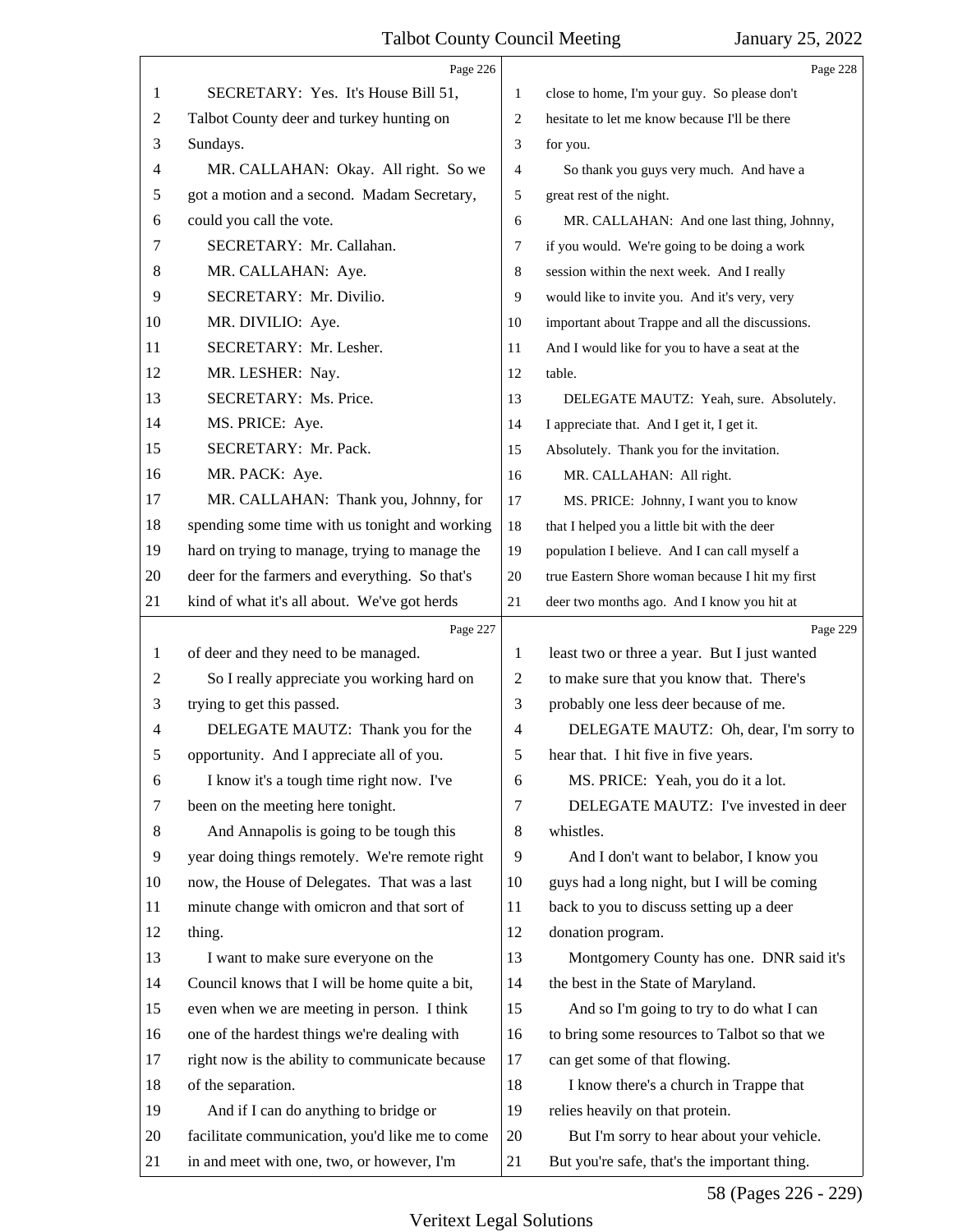Page 226

SECRETARY: Yes. It's House Bill 51, Talbot County deer and turkey hunting on Sundays.

MR. CALLAHAN: Okay. All right. So we got a motion and a second. Madam Secretary, could you call the vote.

SECRETARY: Mr. Callahan.

MR. CALLAHAN: Aye.

SECRETARY: Mr. Divilio.

MR. DIVILIO: Aye.

SECRETARY: Mr. Lesher.

MR. LESHER: Nay.

SECRETARY: Ms. Price.

MS. PRICE: Aye.

SECRETARY: Mr. Pack.

MR. PACK: Aye.

MR. CALLAHAN: Thank you, Johnny, for spending some time with us tonight and working hard on trying to manage, trying to manage the deer for the farmers and everything. So that's kind of what it's all about. We've got herds

Page 227

of deer and they need to be managed.

So I really appreciate you working hard on trying to get this passed.

DELEGATE MAUTZ: Thank you for the opportunity. And I appreciate all of you.

I know it's a tough time right now. I've been on the meeting here tonight.

And Annapolis is going to be tough this year doing things remotely. We're remote right now, the House of Delegates. That was a last minute change with omicron and that sort of thing.

I want to make sure everyone on the Council knows that I will be home quite a bit, even when we are meeting in person. I think one of the hardest things we're dealing with right now is the ability to communicate because of the separation.

And if I can do anything to bridge or facilitate communication, you'd like me to come in and meet with one, two, or however, I'm

Page 228

close to home, I'm your guy. So please don't hesitate to let me know because I'll be there for you.

So thank you guys very much. And have a great rest of the night.

MR. CALLAHAN: And one last thing, Johnny, if you would. We're going to be doing a work session within the next week. And I really would like to invite you. And it's very, very important about Trappe and all the discussions. And I would like for you to have a seat at the table.

DELEGATE MAUTZ: Yeah, sure. Absolutely. I appreciate that. And I get it, I get it. Absolutely. Thank you for the invitation.

MR. CALLAHAN: All right.

MS. PRICE: Johnny, I want you to know that I helped you a little bit with the deer population I believe. And I can call myself a true Eastern Shore woman because I hit my first deer two months ago. And I know you hit at

Page 229

least two or three a year. But I just wanted to make sure that you know that. There's probably one less deer because of me.

DELEGATE MAUTZ: Oh, dear, I'm sorry to hear that. I hit five in five years.

MS. PRICE: Yeah, you do it a lot.

DELEGATE MAUTZ: I've invested in deer whistles.

And I don't want to belabor, I know you guys had a long night, but I will be coming back to you to discuss setting up a deer donation program.

Montgomery County has one. DNR said it's the best in the State of Maryland.

And so I'm going to try to do what I can to bring some resources to Talbot so that we can get some of that flowing.

I know there's a church in Trappe that relies heavily on that protein.

But I'm sorry to hear about your vehicle. But you're safe, that's the important thing.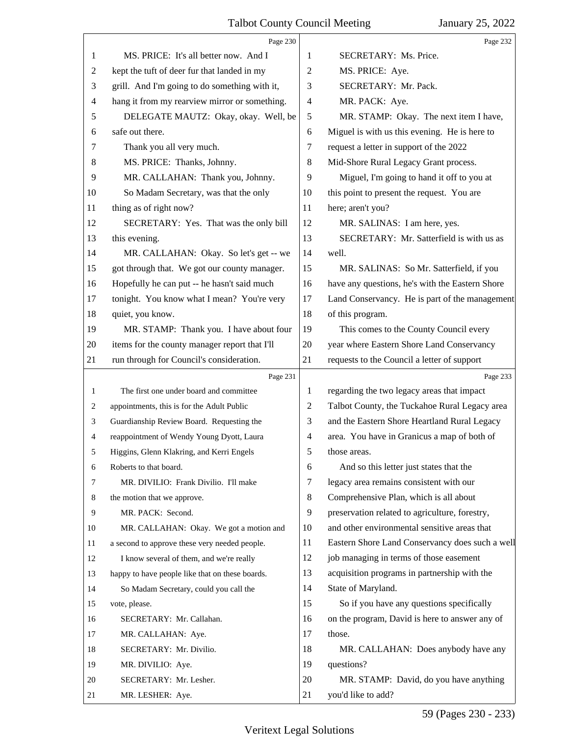Page 230

MS. PRICE: It's all better now. And I kept the tuft of deer fur that landed in my grill. And I'm going to do something with it, hang it from my rearview mirror or something.

DELEGATE MAUTZ: Okay, okay. Well, be safe out there.

Thank you all very much.

MS. PRICE: Thanks, Johnny.

MR. CALLAHAN: Thank you, Johnny.

So Madam Secretary, was that the only thing as of right now?

SECRETARY: Yes. That was the only bill this evening.

MR. CALLAHAN: Okay. So let's get -- we got through that. We got our county manager. Hopefully he can put -- he hasn't said much tonight. You know what I mean? You're very quiet, you know.

MR. STAMP: Thank you. I have about four items for the county manager report that I'll run through for Council's consideration.

Page 231

The first one under board and committee appointments, this is for the Adult Public Guardianship Review Board. Requesting the reappointment of Wendy Young Dyott, Laura Higgins, Glenn Klakring, and Kerri Engels Roberts to that board.

MR. DIVILIO: Frank Divilio. I'll make the motion that we approve.

MR. PACK: Second.

MR. CALLAHAN: Okay. We got a motion and a second to approve these very needed people.

I know several of them, and we're really happy to have people like that on these boards.

So Madam Secretary, could you call the vote, please.

SECRETARY: Mr. Callahan.

MR. CALLAHAN: Aye.

SECRETARY: Mr. Divilio.

MR. DIVILIO: Aye.

SECRETARY: Mr. Lesher.

MR. LESHER: Aye.

Page 232

SECRETARY: Ms. Price.

MS. PRICE: Aye.

SECRETARY: Mr. Pack.

MR. PACK: Aye.

MR. STAMP: Okay. The next item I have, Miguel is with us this evening. He is here to request a letter in support of the 2022 Mid-Shore Rural Legacy Grant process.

Miguel, I'm going to hand it off to you at this point to present the request. You are here; aren't you?

MR. SALINAS: I am here, yes.

SECRETARY: Mr. Satterfield is with us as well.

MR. SALINAS: So Mr. Satterfield, if you have any questions, he's with the Eastern Shore Land Conservancy. He is part of the management of this program.

This comes to the County Council every year where Eastern Shore Land Conservancy requests to the Council a letter of support

Page 233

regarding the two legacy areas that impact Talbot County, the Tuckahoe Rural Legacy area and the Eastern Shore Heartland Rural Legacy area. You have in Granicus a map of both of those areas.

And so this letter just states that the legacy area remains consistent with our Comprehensive Plan, which is all about preservation related to agriculture, forestry, and other environmental sensitive areas that Eastern Shore Land Conservancy does such a well job managing in terms of those easement acquisition programs in partnership with the State of Maryland.

So if you have any questions specifically on the program, David is here to answer any of those.

MR. CALLAHAN: Does anybody have any questions?

MR. STAMP: David, do you have anything you'd like to add?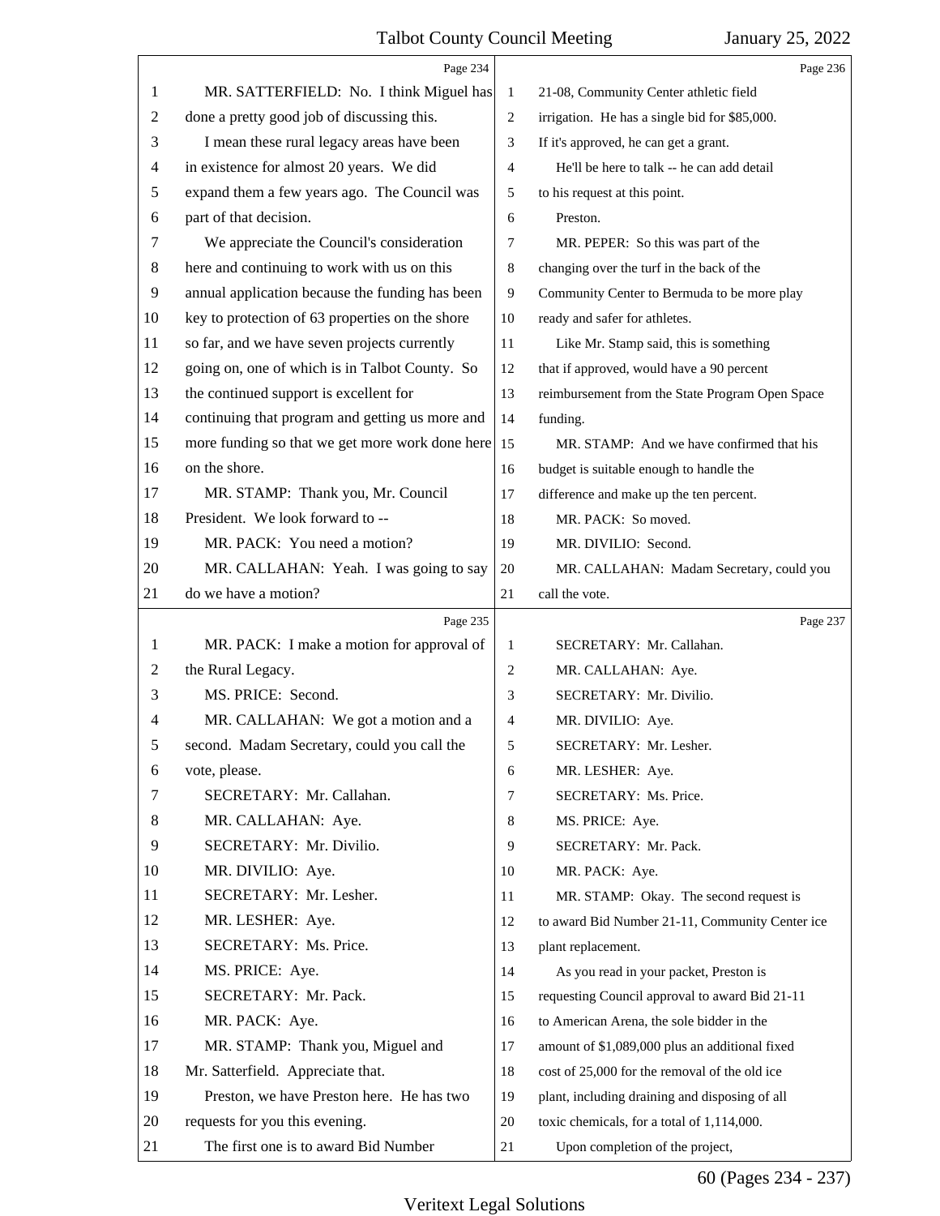Page 234

1 MR. SATTERFIELD: No. I think Miguel has
2 done a pretty good job of discussing this.
3 I mean these rural legacy areas have been
4 in existence for almost 20 years. We did
5 expand them a few years ago. The Council was
6 part of that decision.
7 We appreciate the Council's consideration
8 here and continuing to work with us on this
9 annual application because the funding has been
10 key to protection of 63 properties on the shore
11 so far, and we have seven projects currently
12 going on, one of which is in Talbot County. So
13 the continued support is excellent for
14 continuing that program and getting us more and
15 more funding so that we get more work done here
16 on the shore.
17 MR. STAMP: Thank you, Mr. Council
18 President. We look forward to --
19 MR. PACK: You need a motion?
20 MR. CALLAHAN: Yeah. I was going to say
21 do we have a motion?

Page 235

1 MR. PACK: I make a motion for approval of
2 the Rural Legacy.
3 MS. PRICE: Second.
4 MR. CALLAHAN: We got a motion and a
5 second. Madam Secretary, could you call the
6 vote, please.
7 SECRETARY: Mr. Callahan.
8 MR. CALLAHAN: Aye.
9 SECRETARY: Mr. Divilio.
10 MR. DIVILIO: Aye.
11 SECRETARY: Mr. Lesher.
12 MR. LESHER: Aye.
13 SECRETARY: Ms. Price.
14 MS. PRICE: Aye.
15 SECRETARY: Mr. Pack.
16 MR. PACK: Aye.
17 MR. STAMP: Thank you, Miguel and
18 Mr. Satterfield. Appreciate that.
19 Preston, we have Preston here. He has two
20 requests for you this evening.
21 The first one is to award Bid Number

Page 236

1 21-08, Community Center athletic field
2 irrigation. He has a single bid for $85,000.
3 If it's approved, he can get a grant.
4 He'll be here to talk -- he can add detail
5 to his request at this point.
6 Preston.
7 MR. PEPER: So this was part of the
8 changing over the turf in the back of the
9 Community Center to Bermuda to be more play
10 ready and safer for athletes.
11 Like Mr. Stamp said, this is something
12 that if approved, would have a 90 percent
13 reimbursement from the State Program Open Space
14 funding.
15 MR. STAMP: And we have confirmed that his
16 budget is suitable enough to handle the
17 difference and make up the ten percent.
18 MR. PACK: So moved.
19 MR. DIVILIO: Second.
20 MR. CALLAHAN: Madam Secretary, could you
21 call the vote.

Page 237

1 SECRETARY: Mr. Callahan.
2 MR. CALLAHAN: Aye.
3 SECRETARY: Mr. Divilio.
4 MR. DIVILIO: Aye.
5 SECRETARY: Mr. Lesher.
6 MR. LESHER: Aye.
7 SECRETARY: Ms. Price.
8 MS. PRICE: Aye.
9 SECRETARY: Mr. Pack.
10 MR. PACK: Aye.
11 MR. STAMP: Okay. The second request is
12 to award Bid Number 21-11, Community Center ice
13 plant replacement.
14 As you read in your packet, Preston is
15 requesting Council approval to award Bid 21-11
16 to American Arena, the sole bidder in the
17 amount of $1,089,000 plus an additional fixed
18 cost of 25,000 for the removal of the old ice
19 plant, including draining and disposing of all
20 toxic chemicals, for a total of 1,114,000.
21 Upon completion of the project,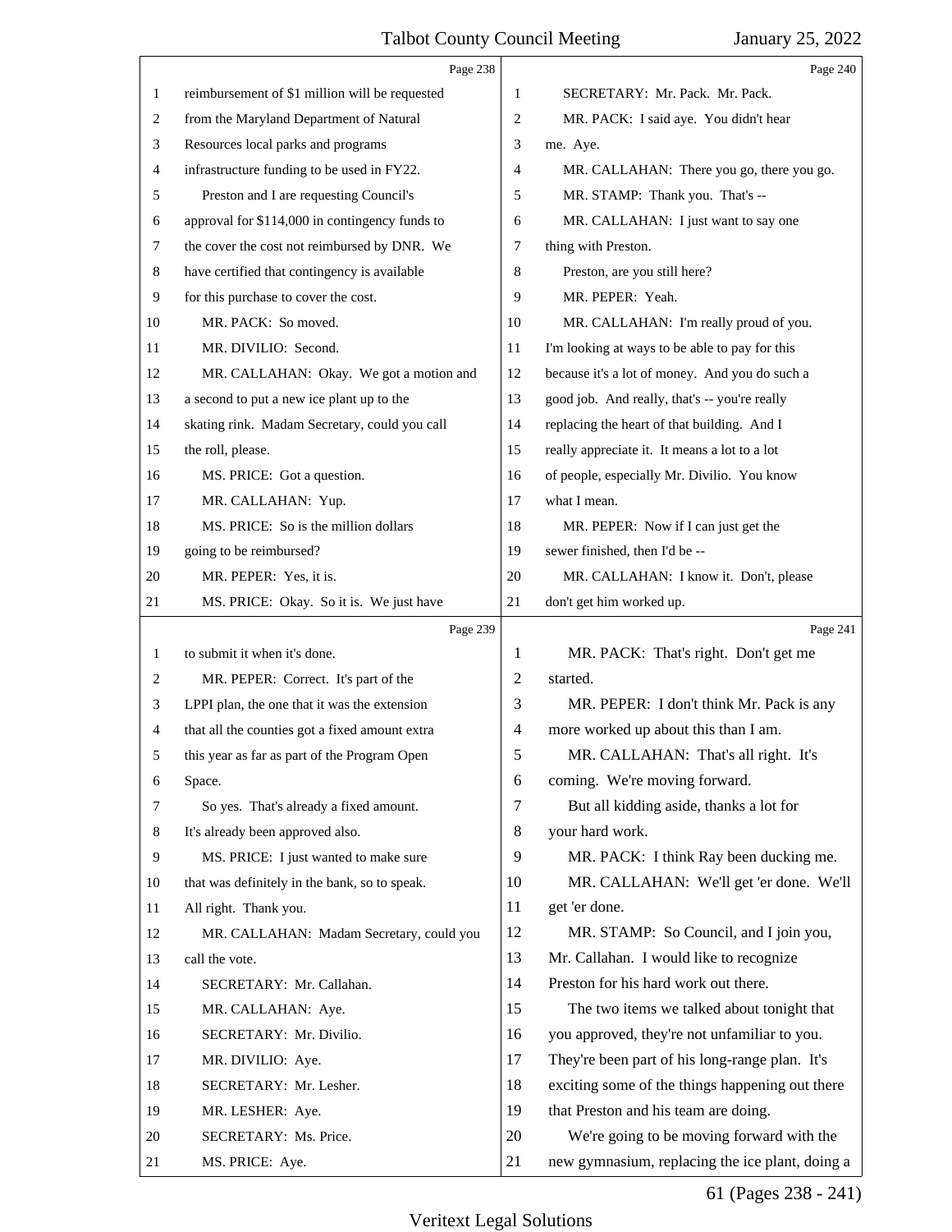Page 238

reimbursement of $1 million will be requested from the Maryland Department of Natural Resources local parks and programs infrastructure funding to be used in FY22.

Preston and I are requesting Council's approval for $114,000 in contingency funds to the cover the cost not reimbursed by DNR. We have certified that contingency is available for this purchase to cover the cost.

MR. PACK: So moved.

MR. DIVILIO: Second.

MR. CALLAHAN: Okay. We got a motion and a second to put a new ice plant up to the skating rink. Madam Secretary, could you call the roll, please.

MS. PRICE: Got a question.

MR. CALLAHAN: Yup.

MS. PRICE: So is the million dollars going to be reimbursed?

MR. PEPER: Yes, it is.

MS. PRICE: Okay. So it is. We just have

Page 239

to submit it when it's done.

MR. PEPER: Correct. It's part of the LPPI plan, the one that it was the extension that all the counties got a fixed amount extra this year as far as part of the Program Open Space.

So yes. That's already a fixed amount. It's already been approved also.

MS. PRICE: I just wanted to make sure that was definitely in the bank, so to speak. All right. Thank you.

MR. CALLAHAN: Madam Secretary, could you call the vote.

SECRETARY: Mr. Callahan.

MR. CALLAHAN: Aye.

SECRETARY: Mr. Divilio.

MR. DIVILIO: Aye.

SECRETARY: Mr. Lesher.

MR. LESHER: Aye.

SECRETARY: Ms. Price.

MS. PRICE: Aye.

Page 240

SECRETARY: Mr. Pack. Mr. Pack.

MR. PACK: I said aye. You didn't hear me. Aye.

MR. CALLAHAN: There you go, there you go.

MR. STAMP: Thank you. That's --

MR. CALLAHAN: I just want to say one thing with Preston.

Preston, are you still here?

MR. PEPER: Yeah.

MR. CALLAHAN: I'm really proud of you. I'm looking at ways to be able to pay for this because it's a lot of money. And you do such a good job. And really, that's -- you're really replacing the heart of that building. And I really appreciate it. It means a lot to a lot of people, especially Mr. Divilio. You know what I mean.

MR. PEPER: Now if I can just get the sewer finished, then I'd be --

MR. CALLAHAN: I know it. Don't, please don't get him worked up.

Page 241

MR. PACK: That's right. Don't get me started.

MR. PEPER: I don't think Mr. Pack is any more worked up about this than I am.

MR. CALLAHAN: That's all right. It's coming. We're moving forward.

But all kidding aside, thanks a lot for your hard work.

MR. PACK: I think Ray been ducking me.

MR. CALLAHAN: We'll get 'er done. We'll get 'er done.

MR. STAMP: So Council, and I join you, Mr. Callahan. I would like to recognize Preston for his hard work out there.

The two items we talked about tonight that you approved, they're not unfamiliar to you. They're been part of his long-range plan. It's exciting some of the things happening out there that Preston and his team are doing.

We're going to be moving forward with the new gymnasium, replacing the ice plant, doing a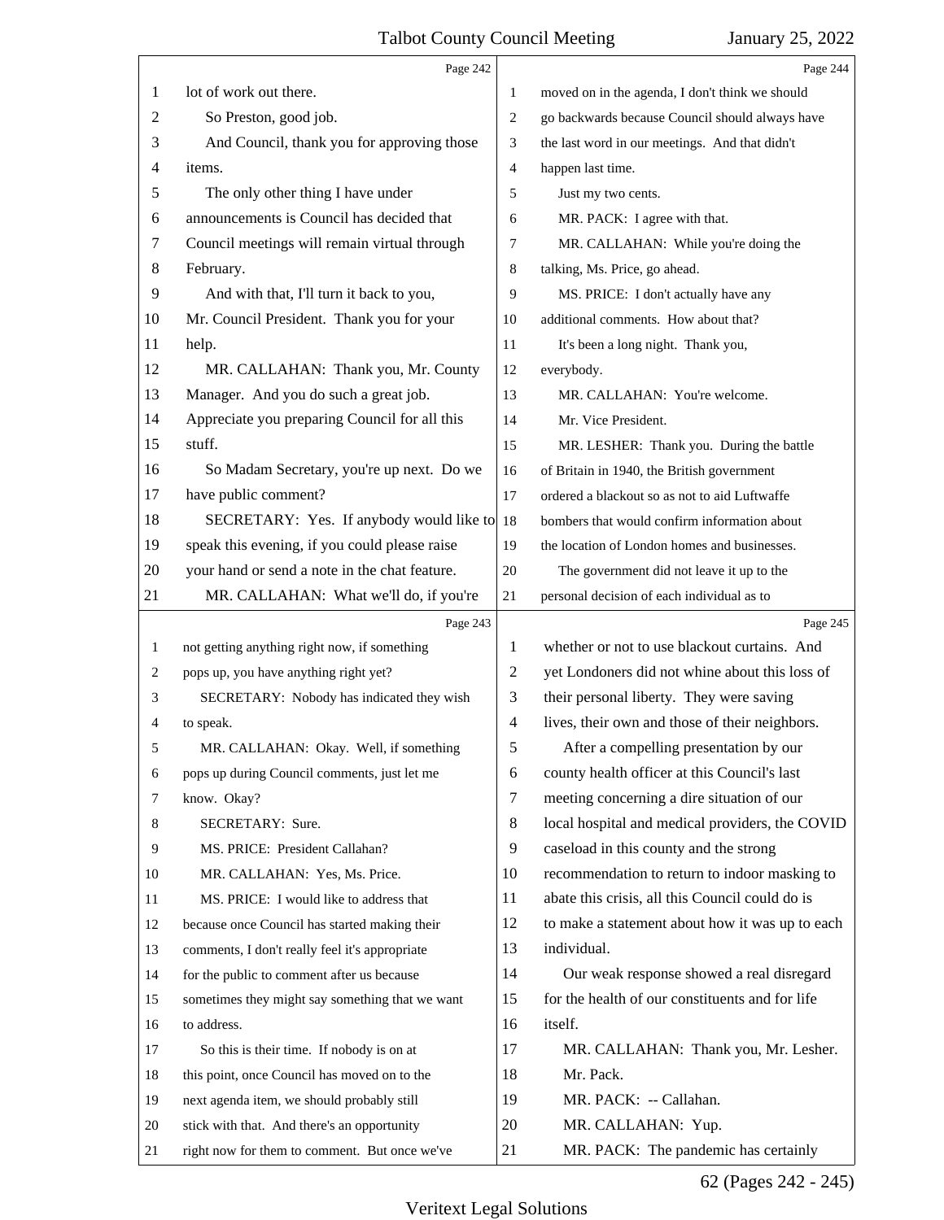Page 242

lot of work out there.

So Preston, good job.

And Council, thank you for approving those items.

The only other thing I have under announcements is Council has decided that Council meetings will remain virtual through February.

And with that, I'll turn it back to you, Mr. Council President. Thank you for your help.

MR. CALLAHAN: Thank you, Mr. County Manager. And you do such a great job. Appreciate you preparing Council for all this stuff.

So Madam Secretary, you're up next. Do we have public comment?

SECRETARY: Yes. If anybody would like to speak this evening, if you could please raise your hand or send a note in the chat feature.

MR. CALLAHAN: What we'll do, if you're

Page 243

not getting anything right now, if something pops up, you have anything right yet?

SECRETARY: Nobody has indicated they wish to speak.

MR. CALLAHAN: Okay. Well, if something pops up during Council comments, just let me know. Okay?

SECRETARY: Sure.

MS. PRICE: President Callahan?

MR. CALLAHAN: Yes, Ms. Price.

MS. PRICE: I would like to address that because once Council has started making their comments, I don't really feel it's appropriate for the public to comment after us because sometimes they might say something that we want to address.

So this is their time. If nobody is on at this point, once Council has moved on to the next agenda item, we should probably still stick with that. And there's an opportunity right now for them to comment. But once we've

Page 244

moved on in the agenda, I don't think we should go backwards because Council should always have the last word in our meetings. And that didn't happen last time.

Just my two cents.

MR. PACK: I agree with that.

MR. CALLAHAN: While you're doing the talking, Ms. Price, go ahead.

MS. PRICE: I don't actually have any additional comments. How about that?

It's been a long night. Thank you, everybody.

MR. CALLAHAN: You're welcome.

Mr. Vice President.

MR. LESHER: Thank you. During the battle of Britain in 1940, the British government ordered a blackout so as not to aid Luftwaffe bombers that would confirm information about the location of London homes and businesses.

The government did not leave it up to the personal decision of each individual as to

Page 245

whether or not to use blackout curtains. And yet Londoners did not whine about this loss of their personal liberty. They were saving lives, their own and those of their neighbors.

After a compelling presentation by our county health officer at this Council's last meeting concerning a dire situation of our local hospital and medical providers, the COVID caseload in this county and the strong recommendation to return to indoor masking to abate this crisis, all this Council could do is to make a statement about how it was up to each individual.

Our weak response showed a real disregard for the health of our constituents and for life itself.

MR. CALLAHAN: Thank you, Mr. Lesher.

Mr. Pack.

MR. PACK: -- Callahan.

MR. CALLAHAN: Yup.

MR. PACK: The pandemic has certainly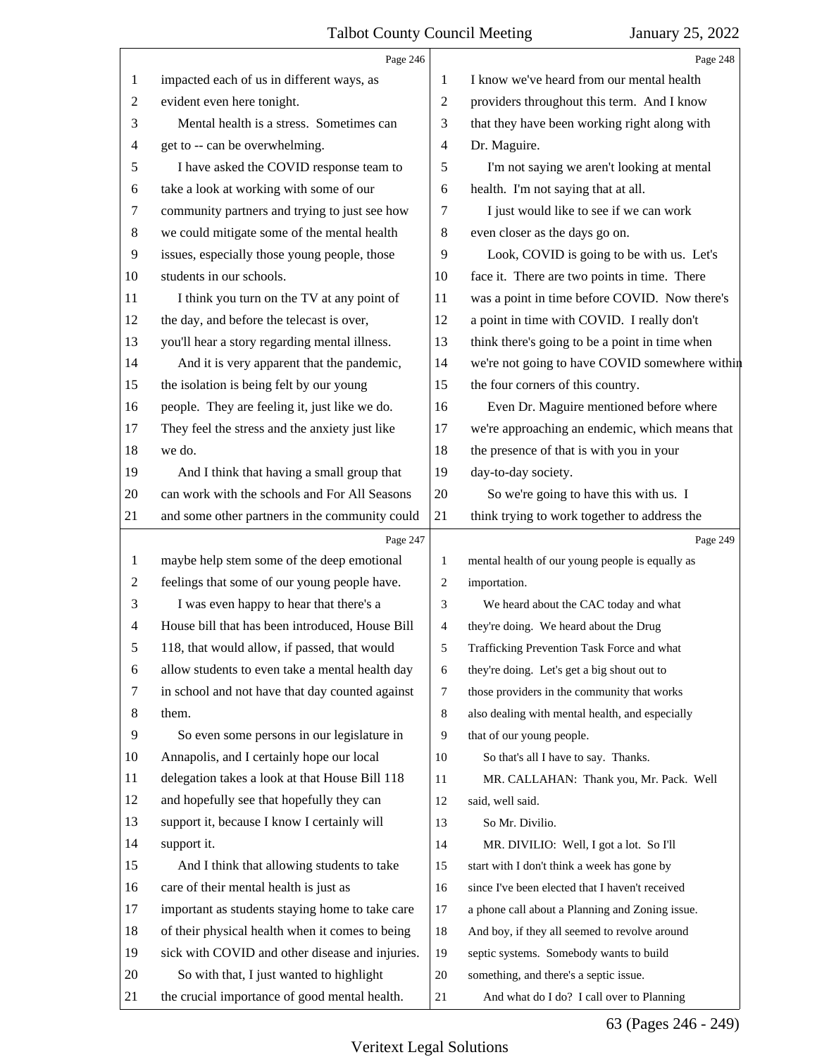impacted each of us in different ways, as evident even here tonight.

Mental health is a stress. Sometimes can get to -- can be overwhelming.

I have asked the COVID response team to take a look at working with some of our community partners and trying to just see how we could mitigate some of the mental health issues, especially those young people, those students in our schools.

I think you turn on the TV at any point of the day, and before the telecast is over, you'll hear a story regarding mental illness.

And it is very apparent that the pandemic, the isolation is being felt by our young people. They are feeling it, just like we do. They feel the stress and the anxiety just like we do.

And I think that having a small group that can work with the schools and For All Seasons and some other partners in the community could maybe help stem some of the deep emotional feelings that some of our young people have.

I was even happy to hear that there's a House bill that has been introduced, House Bill 118, that would allow, if passed, that would allow students to even take a mental health day in school and not have that day counted against them.

So even some persons in our legislature in Annapolis, and I certainly hope our local delegation takes a look at that House Bill 118 and hopefully see that hopefully they can support it, because I know I certainly will support it.

And I think that allowing students to take care of their mental health is just as important as students staying home to take care of their physical health when it comes to being sick with COVID and other disease and injuries.

So with that, I just wanted to highlight the crucial importance of good mental health. I know we've heard from our mental health providers throughout this term. And I know that they have been working right along with Dr. Maguire.

I'm not saying we aren't looking at mental health. I'm not saying that at all.

I just would like to see if we can work even closer as the days go on.

Look, COVID is going to be with us. Let's face it. There are two points in time. There was a point in time before COVID. Now there's a point in time with COVID. I really don't think there's going to be a point in time when we're not going to have COVID somewhere within the four corners of this country.

Even Dr. Maguire mentioned before where we're approaching an endemic, which means that the presence of that is with you in your day-to-day society.

So we're going to have this with us. I think trying to work together to address the mental health of our young people is equally as importation.

We heard about the CAC today and what they're doing. We heard about the Drug Trafficking Prevention Task Force and what they're doing. Let's get a big shout out to those providers in the community that works also dealing with mental health, and especially that of our young people.

So that's all I have to say. Thanks.

MR. CALLAHAN: Thank you, Mr. Pack. Well said, well said.

So Mr. Divilio.

MR. DIVILIO: Well, I got a lot. So I'll start with I don't think a week has gone by since I've been elected that I haven't received a phone call about a Planning and Zoning issue. And boy, if they all seemed to revolve around septic systems. Somebody wants to build something, and there's a septic issue.

And what do I do? I call over to Planning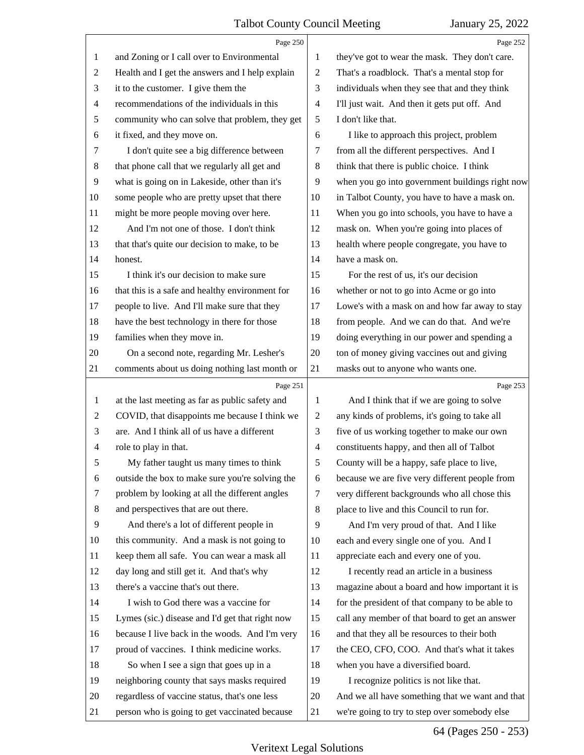and Zoning or I call over to Environmental Health and I get the answers and I help explain it to the customer. I give them the recommendations of the individuals in this community who can solve that problem, they get it fixed, and they move on.

I don't quite see a big difference between that phone call that we regularly all get and what is going on in Lakeside, other than it's some people who are pretty upset that there might be more people moving over here.

And I'm not one of those. I don't think that that's quite our decision to make, to be honest.

I think it's our decision to make sure that this is a safe and healthy environment for people to live. And I'll make sure that they have the best technology in there for those families when they move in.

On a second note, regarding Mr. Lesher's comments about us doing nothing last month or at the last meeting as far as public safety and COVID, that disappoints me because I think we are. And I think all of us have a different role to play in that.

My father taught us many times to think outside the box to make sure you're solving the problem by looking at all the different angles and perspectives that are out there.

And there's a lot of different people in this community. And a mask is not going to keep them all safe. You can wear a mask all day long and still get it. And that's why there's a vaccine that's out there.

I wish to God there was a vaccine for Lymes (sic.) disease and I'd get that right now because I live back in the woods. And I'm very proud of vaccines. I think medicine works.

So when I see a sign that goes up in a neighboring county that says masks required regardless of vaccine status, that's one less person who is going to get vaccinated because they've got to wear the mask. They don't care. That's a roadblock. That's a mental stop for individuals when they see that and they think I'll just wait. And then it gets put off. And I don't like that.

I like to approach this project, problem from all the different perspectives. And I think that there is public choice. I think when you go into government buildings right now in Talbot County, you have to have a mask on. When you go into schools, you have to have a mask on. When you're going into places of health where people congregate, you have to have a mask on.

For the rest of us, it's our decision whether or not to go into Acme or go into Lowe's with a mask on and how far away to stay from people. And we can do that. And we're doing everything in our power and spending a ton of money giving vaccines out and giving masks out to anyone who wants one.

And I think that if we are going to solve any kinds of problems, it's going to take all five of us working together to make our own constituents happy, and then all of Talbot County will be a happy, safe place to live, because we are five very different people from very different backgrounds who all chose this place to live and this Council to run for.

And I'm very proud of that. And I like each and every single one of you. And I appreciate each and every one of you.

I recently read an article in a business magazine about a board and how important it is for the president of that company to be able to call any member of that board to get an answer and that they all be resources to their both the CEO, CFO, COO. And that's what it takes when you have a diversified board.

I recognize politics is not like that. And we all have something that we want and that we're going to try to step over somebody else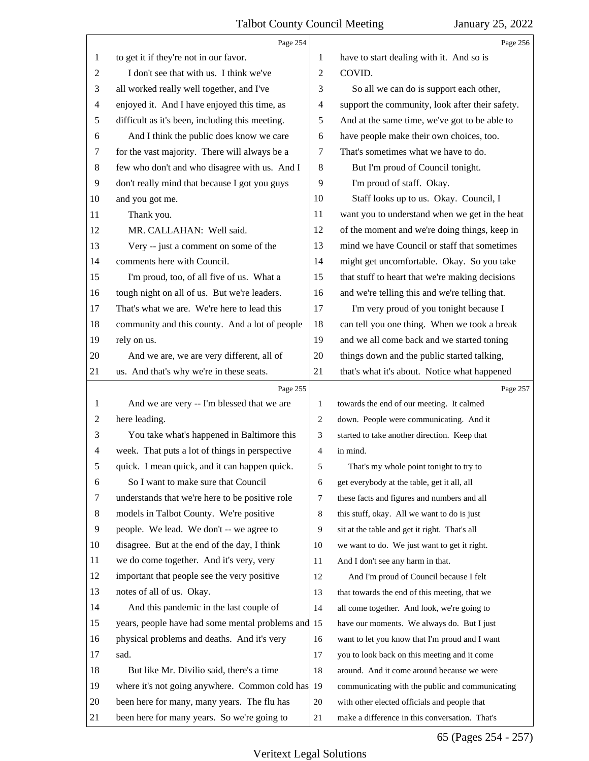Page 254

to get it if they're not in our favor.

I don't see that with us. I think we've all worked really well together, and I've enjoyed it. And I have enjoyed this time, as difficult as it's been, including this meeting.

And I think the public does know we care for the vast majority. There will always be a few who don't and who disagree with us. And I don't really mind that because I got you guys and you got me.

Thank you.

MR. CALLAHAN: Well said.

Very -- just a comment on some of the comments here with Council.

I'm proud, too, of all five of us. What a tough night on all of us. But we're leaders. That's what we are. We're here to lead this community and this county. And a lot of people rely on us.

And we are, we are very different, all of us. And that's why we're in these seats.

Page 255

And we are very -- I'm blessed that we are here leading.

You take what's happened in Baltimore this week. That puts a lot of things in perspective quick. I mean quick, and it can happen quick.

So I want to make sure that Council understands that we're here to be positive role models in Talbot County. We're positive people. We lead. We don't -- we agree to disagree. But at the end of the day, I think we do come together. And it's very, very important that people see the very positive notes of all of us. Okay.

And this pandemic in the last couple of years, people have had some mental problems and physical problems and deaths. And it's very sad.

But like Mr. Divilio said, there's a time where it's not going anywhere. Common cold has been here for many, many years. The flu has been here for many years. So we're going to

Page 256

have to start dealing with it. And so is COVID.

So all we can do is support each other, support the community, look after their safety. And at the same time, we've got to be able to have people make their own choices, too. That's sometimes what we have to do.

But I'm proud of Council tonight.

I'm proud of staff. Okay.

Staff looks up to us. Okay. Council, I want you to understand when we get in the heat of the moment and we're doing things, keep in mind we have Council or staff that sometimes might get uncomfortable. Okay. So you take that stuff to heart that we're making decisions and we're telling this and we're telling that.

I'm very proud of you tonight because I can tell you one thing. When we took a break and we all come back and we started toning things down and the public started talking, that's what it's about. Notice what happened

Page 257

towards the end of our meeting. It calmed down. People were communicating. And it started to take another direction. Keep that in mind.

That's my whole point tonight to try to get everybody at the table, get it all, all these facts and figures and numbers and all this stuff, okay. All we want to do is just sit at the table and get it right. That's all we want to do. We just want to get it right. And I don't see any harm in that.

And I'm proud of Council because I felt that towards the end of this meeting, that we all come together. And look, we're going to have our moments. We always do. But I just want to let you know that I'm proud and I want you to look back on this meeting and it come around. And it come around because we were communicating with the public and communicating with other elected officials and people that make a difference in this conversation. That's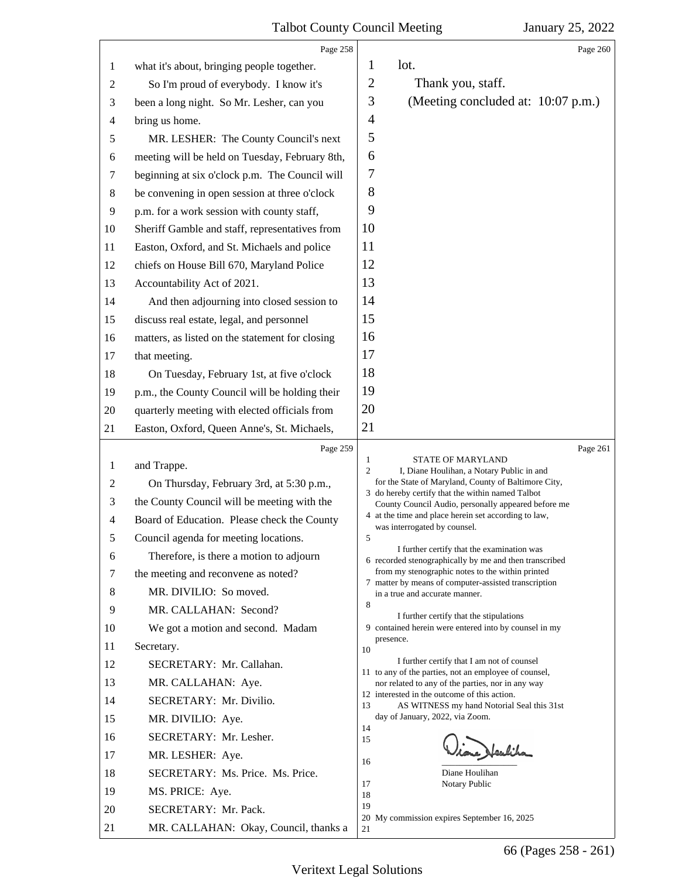Page 258

1 what it's about, bringing people together.
2 So I'm proud of everybody. I know it's
3 been a long night. So Mr. Lesher, can you
4 bring us home.
5 MR. LESHER: The County Council's next
6 meeting will be held on Tuesday, February 8th,
7 beginning at six o'clock p.m. The Council will
8 be convening in open session at three o'clock
9 p.m. for a work session with county staff,
10 Sheriff Gamble and staff, representatives from
11 Easton, Oxford, and St. Michaels and police
12 chiefs on House Bill 670, Maryland Police
13 Accountability Act of 2021.
14 And then adjourning into closed session to
15 discuss real estate, legal, and personnel
16 matters, as listed on the statement for closing
17 that meeting.
18 On Tuesday, February 1st, at five o'clock
19 p.m., the County Council will be holding their
20 quarterly meeting with elected officials from
21 Easton, Oxford, Queen Anne's, St. Michaels,

Page 259

1 and Trappe.
2 On Thursday, February 3rd, at 5:30 p.m.,
3 the County Council will be meeting with the
4 Board of Education. Please check the County
5 Council agenda for meeting locations.
6 Therefore, is there a motion to adjourn
7 the meeting and reconvene as noted?
8 MR. DIVILIO: So moved.
9 MR. CALLAHAN: Second?
10 We got a motion and second. Madam
11 Secretary.
12 SECRETARY: Mr. Callahan.
13 MR. CALLAHAN: Aye.
14 SECRETARY: Mr. Divilio.
15 MR. DIVILIO: Aye.
16 SECRETARY: Mr. Lesher.
17 MR. LESHER: Aye.
18 SECRETARY: Ms. Price. Ms. Price.
19 MS. PRICE: Aye.
20 SECRETARY: Mr. Pack.
21 MR. CALLAHAN: Okay, Council, thanks a

Page 260

1 lot.
2 Thank you, staff.
3 (Meeting concluded at: 10:07 p.m.)
4
5
6
7
8
9
10
11
12
13
14
15
16
17
18
19
20
21

Page 261

1 STATE OF MARYLAND
2 I, Diane Houlihan, a Notary Public in and for the State of Maryland, County of Baltimore City,
3 do hereby certify that the within named Talbot County Council Audio, personally appeared before me
4 at the time and place herein set according to law, was interrogated by counsel.
5
6 I further certify that the examination was recorded stenographically by me and then transcribed from my stenographic notes to the within printed
7 matter by means of computer-assisted transcription in a true and accurate manner.
8
9 I further certify that the stipulations contained herein were entered into by counsel in my presence.
10
11 I further certify that I am not of counsel to any of the parties, not an employee of counsel, nor related to any of the parties, nor in any way
12 interested in the outcome of this action.
13 AS WITNESS my hand Notorial Seal this 31st day of January, 2022, via Zoom.
14
15
16 Diane Houlihan
17 Notary Public
18
19
20 My commission expires September 16, 2025
21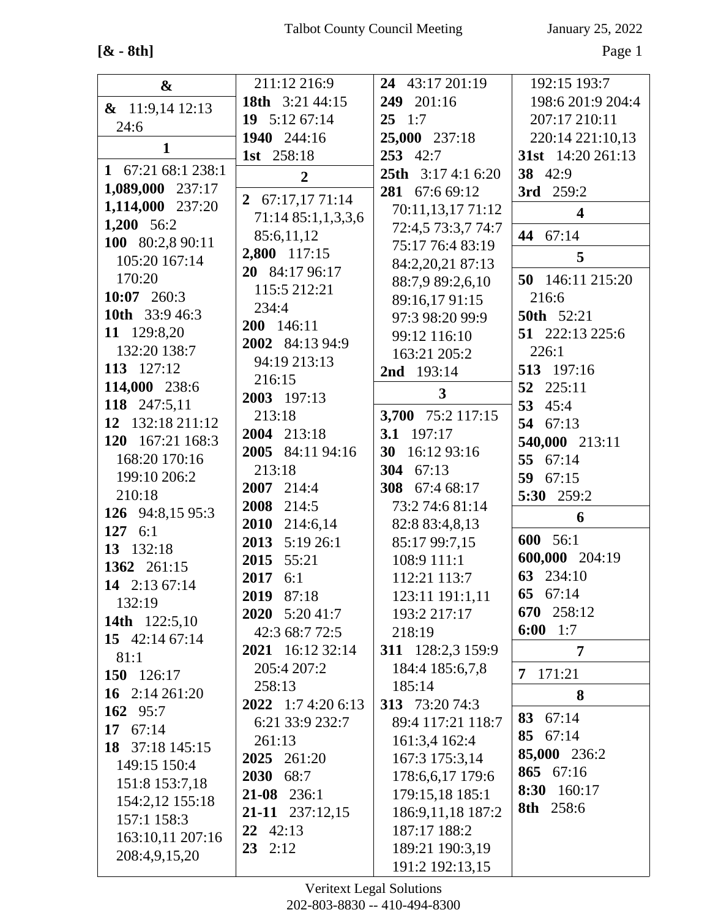**[& - 8th]**

### &

**&** 11:9,14 12:13 24:6

### 1

**1** 67:21 68:1 238:1
**1,089,000** 237:17
**1,114,000** 237:20
**1,200** 56:2
**100** 80:2,8 90:11 105:20 167:14 170:20
**10:07** 260:3
**10th** 33:9 46:3
**11** 129:8,20 132:20 138:7
**113** 127:12
**114,000** 238:6
**118** 247:5,11
**12** 132:18 211:12
**120** 167:21 168:3 168:20 170:16 199:10 206:2 210:18
**126** 94:8,15 95:3
**127** 6:1
**13** 132:18
**1362** 261:15
**14** 2:13 67:14 132:19
**14th** 122:5,10
**15** 42:14 67:14 81:1
**150** 126:17
**16** 2:14 261:20
**162** 95:7
**17** 67:14
**18** 37:18 145:15 149:15 150:4 151:8 153:7,18 154:2,12 155:18 157:1 158:3 163:10,11 207:16 208:4,9,15,20 211:12 216:9
**18th** 3:21 44:15
**19** 5:12 67:14
**1940** 244:16
**1st** 258:18

### 2

**2** 67:17,17 71:14 71:14 85:1,1,3,3,6 85:6,11,12
**2,800** 117:15
**20** 84:17 96:17 115:5 212:21 234:4
**200** 146:11
**2002** 84:13 94:9 94:19 213:13 216:15
**2003** 197:13 213:18
**2004** 213:18
**2005** 84:11 94:16 213:18
**2007** 214:4
**2008** 214:5
**2010** 214:6,14
**2013** 5:19 26:1
**2015** 55:21
**2017** 6:1
**2019** 87:18
**2020** 5:20 41:7 42:3 68:7 72:5
**2021** 16:12 32:14 205:4 207:2 258:13
**2022** 1:7 4:20 6:13 6:21 33:9 232:7 261:13
**2025** 261:20
**2030** 68:7
**21-08** 236:1
**21-11** 237:12,15
**22** 42:13
**23** 2:12
**24** 43:17 201:19
**249** 201:16
**25** 1:7
**25,000** 237:18
**253** 42:7
**25th** 3:17 4:1 6:20
**281** 67:6 69:12 70:11,13,17 71:12 72:4,5 73:3,7 74:7 75:17 76:4 83:19 84:2,20,21 87:13 88:7,9 89:2,6,10 89:16,17 91:15 97:3 98:20 99:9 99:12 116:10 163:21 205:2
**2nd** 193:14

### 3

**3,700** 75:2 117:15
**3.1** 197:17
**30** 16:12 93:16
**304** 67:13
**308** 67:4 68:17 73:2 74:6 81:14 82:8 83:4,8,13 85:17 99:7,15 108:9 111:1 112:21 113:7 123:11 191:1,11 193:2 217:17 218:19
**311** 128:2,3 159:9 184:4 185:6,7,8 185:14
**313** 73:20 74:3 89:4 117:21 118:7 161:3,4 162:4 167:3 175:3,14 178:6,6,17 179:6 179:15,18 185:1 186:9,11,18 187:2 187:17 188:2 189:21 190:3,19 191:2 192:13,15 192:15 193:7 198:6 201:9 204:4 207:17 210:11 220:14 221:10,13
**31st** 14:20 261:13
**38** 42:9
**3rd** 259:2

### 4

**44** 67:14

### 5

**50** 146:11 215:20 216:6
**50th** 52:21
**51** 222:13 225:6 226:1
**513** 197:16
**52** 225:11
**53** 45:4
**54** 67:13
**540,000** 213:11
**55** 67:14
**59** 67:15
**5:30** 259:2

### 6

**600** 56:1
**600,000** 204:19
**63** 234:10
**65** 67:14
**670** 258:12
**6:00** 1:7

### 7

**7** 171:21

### 8

**83** 67:14
**85** 67:14
**85,000** 236:2
**865** 67:16
**8:30** 160:17
**8th** 258:6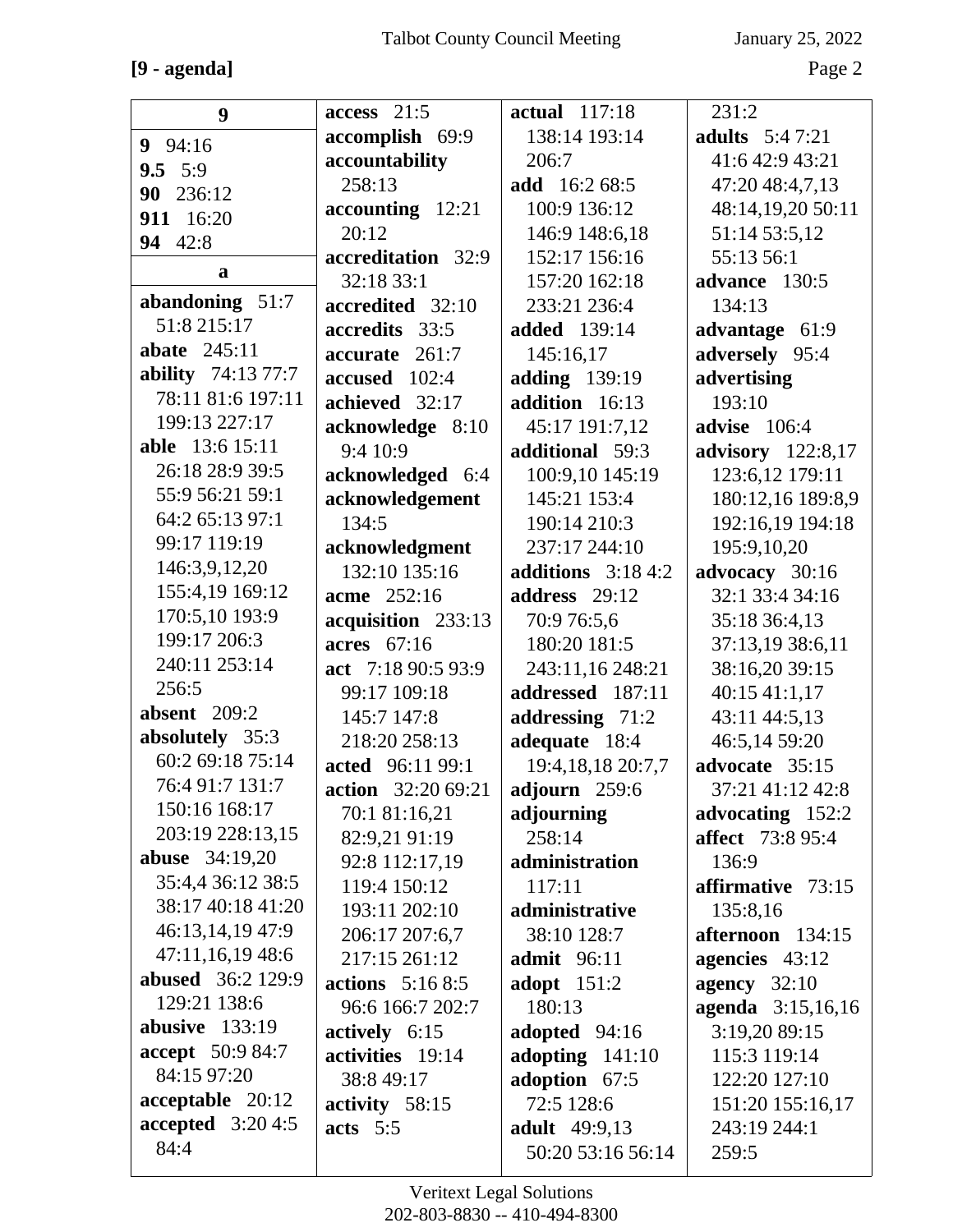**[9 - agenda]**

**9**

**9** 94:16
**9.5** 5:9
**90** 236:12
**911** 16:20
**94** 42:8

**a**

**abandoning** 51:7 51:8 215:17
**abate** 245:11
**ability** 74:13 77:7 78:11 81:6 197:11 199:13 227:17
**able** 13:6 15:11 26:18 28:9 39:5 55:9 56:21 59:1 64:2 65:13 97:1 99:17 119:19 146:3,9,12,20 155:4,19 169:12 170:5,10 193:9 199:17 206:3 240:11 253:14 256:5
**absent** 209:2
**absolutely** 35:3 60:2 69:18 75:14 76:4 91:7 131:7 150:16 168:17 203:19 228:13,15
**abuse** 34:19,20 35:4,4 36:12 38:5 38:17 40:18 41:20 46:13,14,19 47:9 47:11,16,19 48:6
**abused** 36:2 129:9 129:21 138:6
**abusive** 133:19
**accept** 50:9 84:7 84:15 97:20
**acceptable** 20:12
**accepted** 3:20 4:5 84:4
**access** 21:5
**accomplish** 69:9
**accountability** 258:13
**accounting** 12:21 20:12
**accreditation** 32:9 32:18 33:1
**accredited** 32:10
**accredits** 33:5
**accurate** 261:7
**accused** 102:4
**achieved** 32:17
**acknowledge** 8:10 9:4 10:9
**acknowledged** 6:4
**acknowledgement** 134:5
**acknowledgment** 132:10 135:16
**acme** 252:16
**acquisition** 233:13
**acres** 67:16
**act** 7:18 90:5 93:9 99:17 109:18 145:7 147:8 218:20 258:13
**acted** 96:11 99:1
**action** 32:20 69:21 70:1 81:16,21 82:9,21 91:19 92:8 112:17,19 119:4 150:12 193:11 202:10 206:17 207:6,7 217:15 261:12
**actions** 5:16 8:5 96:6 166:7 202:7
**actively** 6:15
**activities** 19:14 38:8 49:17
**activity** 58:15
**acts** 5:5
**actual** 117:18 138:14 193:14 206:7
**add** 16:2 68:5 100:9 136:12 146:9 148:6,18 152:17 156:16 157:20 162:18 233:21 236:4
**added** 139:14 145:16,17
**adding** 139:19
**addition** 16:13 45:17 191:7,12
**additional** 59:3 100:9,10 145:19 145:21 153:4 190:14 210:3 237:17 244:10
**additions** 3:18 4:2
**address** 29:12 70:9 76:5,6 180:20 181:5 243:11,16 248:21
**addressed** 187:11
**addressing** 71:2
**adequate** 18:4 19:4,18,18 20:7,7
**adjourn** 259:6
**adjourning** 258:14
**administration** 117:11
**administrative** 38:10 128:7
**admit** 96:11
**adopt** 151:2 180:13
**adopted** 94:16
**adopting** 141:10
**adoption** 67:5 72:5 128:6
**adult** 49:9,13 50:20 53:16 56:14 231:2
**adults** 5:4 7:21 41:6 42:9 43:21 47:20 48:4,7,13 48:14,19,20 50:11 51:14 53:5,12 55:13 56:1
**advance** 130:5 134:13
**advantage** 61:9
**adversely** 95:4
**advertising** 193:10
**advise** 106:4
**advisory** 122:8,17 123:6,12 179:11 180:12,16 189:8,9 192:16,19 194:18 195:9,10,20
**advocacy** 30:16 32:1 33:4 34:16 35:18 36:4,13 37:13,19 38:6,11 38:16,20 39:15 40:15 41:1,17 43:11 44:5,13 46:5,14 59:20
**advocate** 35:15 37:21 41:12 42:8
**advocating** 152:2
**affect** 73:8 95:4 136:9
**affirmative** 73:15 135:8,16
**afternoon** 134:15
**agencies** 43:12
**agency** 32:10
**agenda** 3:15,16,16 3:19,20 89:15 115:3 119:14 122:20 127:10 151:20 155:16,17 243:19 244:1 259:5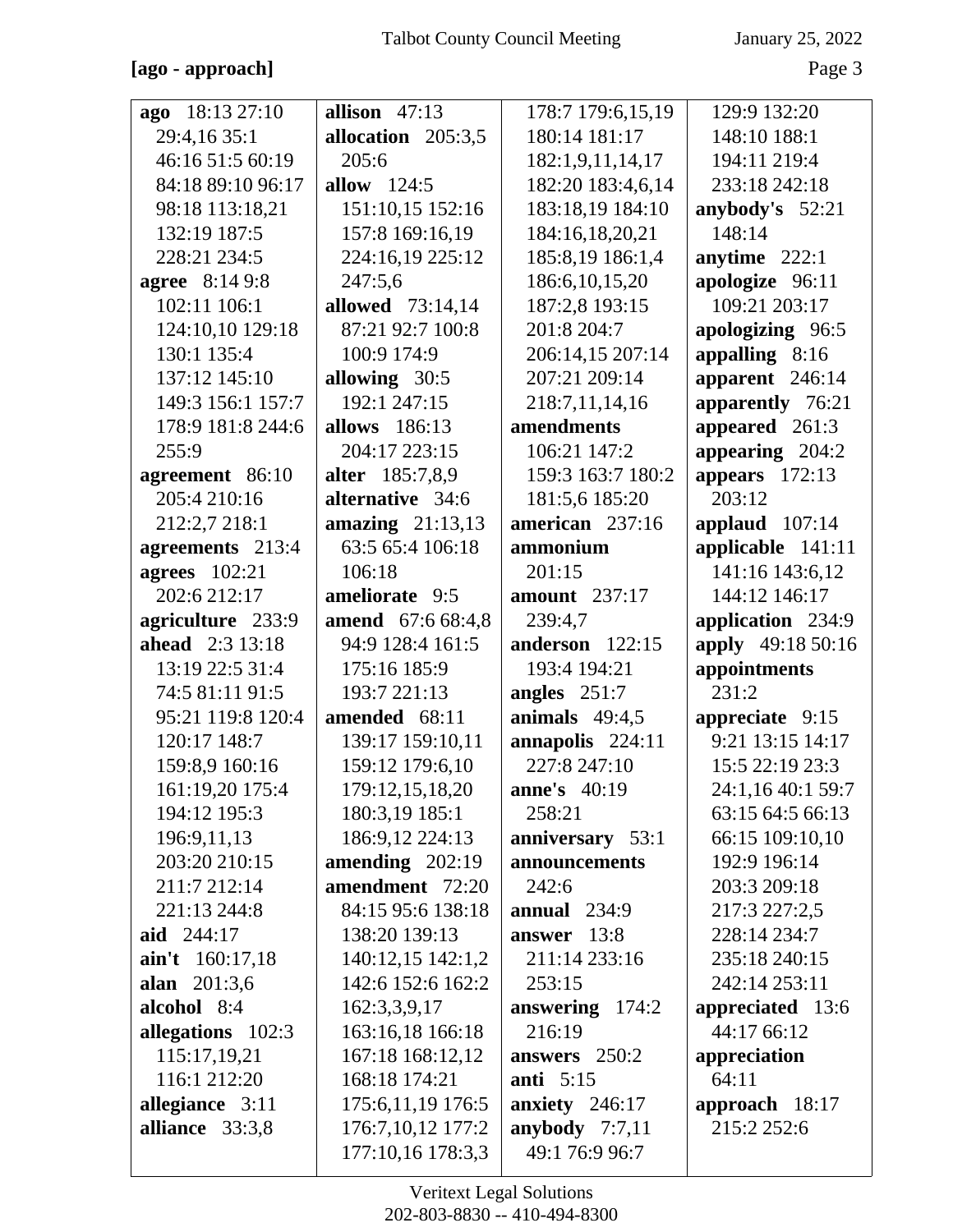**[ago - approach]**

**ago** 18:13 27:10 29:4,16 35:1 46:16 51:5 60:19 84:18 89:10 96:17 98:18 113:18,21 132:19 187:5 228:21 234:5
**agree** 8:14 9:8 102:11 106:1 124:10,10 129:18 130:1 135:4 137:12 145:10 149:3 156:1 157:7 178:9 181:8 244:6 255:9
**agreement** 86:10 205:4 210:16 212:2,7 218:1
**agreements** 213:4
**agrees** 102:21 202:6 212:17
**agriculture** 233:9
**ahead** 2:3 13:18 13:19 22:5 31:4 74:5 81:11 91:5 95:21 119:8 120:4 120:17 148:7 159:8,9 160:16 161:19,20 175:4 194:12 195:3 196:9,11,13 203:20 210:15 211:7 212:14 221:13 244:8
**aid** 244:17
**ain't** 160:17,18
**alan** 201:3,6
**alcohol** 8:4
**allegations** 102:3 115:17,19,21 116:1 212:20
**allegiance** 3:11
**alliance** 33:3,8
**allison** 47:13
**allocation** 205:3,5 205:6
**allow** 124:5 151:10,15 152:16 157:8 169:16,19 224:16,19 225:12 247:5,6
**allowed** 73:14,14 87:21 92:7 100:8 100:9 174:9
**allowing** 30:5 192:1 247:15
**allows** 186:13 204:17 223:15
**alter** 185:7,8,9
**alternative** 34:6
**amazing** 21:13,13 63:5 65:4 106:18 106:18
**ameliorate** 9:5
**amend** 67:6 68:4,8 94:9 128:4 161:5 175:16 185:9 193:7 221:13
**amended** 68:11 139:17 159:10,11 159:12 179:6,10 179:12,15,18,20 180:3,19 185:1 186:9,12 224:13
**amending** 202:19
**amendment** 72:20 84:15 95:6 138:18 138:20 139:13 140:12,15 142:1,2 142:6 152:6 162:2 162:3,3,9,17 163:16,18 166:18 167:18 168:12,12 168:18 174:21 175:6,11,19 176:5 176:7,10,12 177:2 177:10,16 178:3,3 178:7 179:6,15,19 180:14 181:17 182:1,9,11,14,17 182:20 183:4,6,14 183:18,19 184:10 184:16,18,20,21 185:8,19 186:1,4 186:6,10,15,20 187:2,8 193:15 201:8 204:7 206:14,15 207:14 207:21 209:14 218:7,11,14,16
**amendments** 106:21 147:2 159:3 163:7 180:2 181:5,6 185:20
**american** 237:16
**ammonium** 201:15
**amount** 237:17 239:4,7
**anderson** 122:15 193:4 194:21
**angles** 251:7
**animals** 49:4,5
**annapolis** 224:11 227:8 247:10
**anne's** 40:19 258:21
**anniversary** 53:1
**announcements** 242:6
**annual** 234:9
**answer** 13:8 211:14 233:16 253:15
**answering** 174:2 216:19
**answers** 250:2
**anti** 5:15
**anxiety** 246:17
**anybody** 7:7,11 49:1 76:9 96:7 129:9 132:20 148:10 188:1 194:11 219:4 233:18 242:18
**anybody's** 52:21 148:14
**anytime** 222:1
**apologize** 96:11 109:21 203:17
**apologizing** 96:5
**appalling** 8:16
**apparent** 246:14
**apparently** 76:21
**appeared** 261:3
**appearing** 204:2
**appears** 172:13 203:12
**applaud** 107:14
**applicable** 141:11 141:16 143:6,12 144:12 146:17
**application** 234:9
**apply** 49:18 50:16
**appointments** 231:2
**appreciate** 9:15 9:21 13:15 14:17 15:5 22:19 23:3 24:1,16 40:1 59:7 63:15 64:5 66:13 66:15 109:10,10 192:9 196:14 203:3 209:18 217:3 227:2,5 228:14 234:7 235:18 240:15 242:14 253:11
**appreciated** 13:6 44:17 66:12
**appreciation** 64:11
**approach** 18:17 215:2 252:6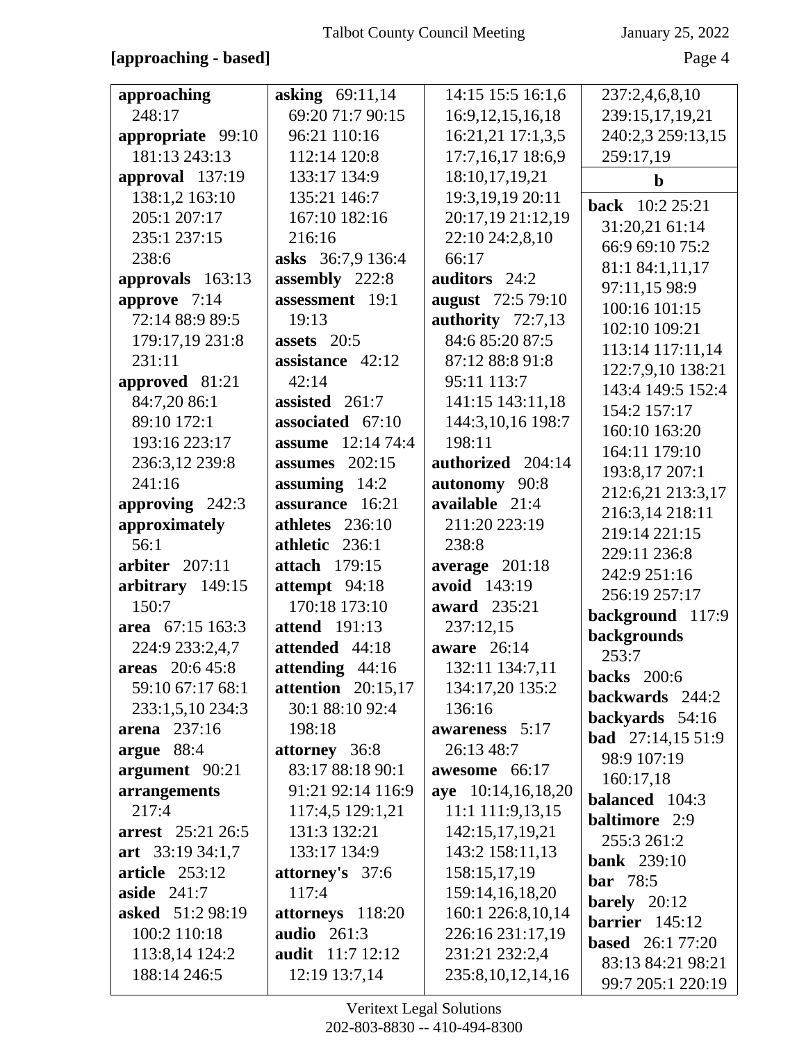**[approaching - based]**

**approaching** 248:17
**appropriate** 99:10 181:13 243:13
**approval** 137:19 138:1,2 163:10 205:1 207:17 235:1 237:15 238:6
**approvals** 163:13
**approve** 7:14 72:14 88:9 89:5 179:17,19 231:8 231:11
**approved** 81:21 84:7,20 86:1 89:10 172:1 193:16 223:17 236:3,12 239:8 241:16
**approving** 242:3
**approximately** 56:1
**arbiter** 207:11
**arbitrary** 149:15 150:7
**area** 67:15 163:3 224:9 233:2,4,7
**areas** 20:6 45:8 59:10 67:17 68:1 233:1,5,10 234:3
**arena** 237:16
**argue** 88:4
**argument** 90:21
**arrangements** 217:4
**arrest** 25:21 26:5
**art** 33:19 34:1,7
**article** 253:12
**aside** 241:7
**asked** 51:2 98:19 100:2 110:18 113:8,14 124:2 188:14 246:5
**asking** 69:11,14 69:20 71:7 90:15 96:21 110:16 112:14 120:8 133:17 134:9 135:21 146:7 167:10 182:16 216:16
**asks** 36:7,9 136:4
**assembly** 222:8
**assessment** 19:1 19:13
**assets** 20:5
**assistance** 42:12 42:14
**assisted** 261:7
**associated** 67:10
**assume** 12:14 74:4
**assumes** 202:15
**assuming** 14:2
**assurance** 16:21
**athletes** 236:10
**athletic** 236:1
**attach** 179:15
**attempt** 94:18 170:18 173:10
**attend** 191:13
**attended** 44:18
**attending** 44:16
**attention** 20:15,17 30:1 88:10 92:4 198:18
**attorney** 36:8 83:17 88:18 90:1 91:21 92:14 116:9 117:4,5 129:1,21 131:3 132:21 133:17 134:9
**attorney's** 37:6 117:4
**attorneys** 118:20
**audio** 261:3
**audit** 11:7 12:12 12:19 13:7,14 14:15 15:5 16:1,6 16:9,12,15,16,18 16:21,21 17:1,3,5 17:7,16,17 18:6,9 18:10,17,19,21 19:3,19,19 20:11 20:17,19 21:12,19 22:10 24:2,8,10 66:17
**auditors** 24:2
**august** 72:5 79:10
**authority** 72:7,13 84:6 85:20 87:5 87:12 88:8 91:8 95:11 113:7 141:15 143:11,18 144:3,10,16 198:7 198:11
**authorized** 204:14
**autonomy** 90:8
**available** 21:4 211:20 223:19 238:8
**average** 201:18
**avoid** 143:19
**award** 235:21 237:12,15
**aware** 26:14 132:11 134:7,11 134:17,20 135:2 136:16
**awareness** 5:17 26:13 48:7
**awesome** 66:17
**aye** 10:14,16,18,20 11:1 111:9,13,15 142:15,17,19,21 143:2 158:11,13 158:15,17,19 159:14,16,18,20 160:1 226:8,10,14 226:16 231:17,19 231:21 232:2,4 235:8,10,12,14,16 237:2,4,6,8,10 239:15,17,19,21 240:2,3 259:13,15 259:17,19

**b**

**back** 10:2 25:21 31:20,21 61:14 66:9 69:10 75:2 81:1 84:1,11,17 97:11,15 98:9 100:16 101:15 102:10 109:21 113:14 117:11,14 122:7,9,10 138:21 143:4 149:5 152:4 154:2 157:17 160:10 163:20 164:11 179:10 193:8,17 207:1 212:6,21 213:3,17 216:3,14 218:11 219:14 221:15 229:11 236:8 242:9 251:16 256:19 257:17
**background** 117:9
**backgrounds** 253:7
**backs** 200:6
**backwards** 244:2
**backyards** 54:16
**bad** 27:14,15 51:9 98:9 107:19 160:17,18
**balanced** 104:3
**baltimore** 2:9 255:3 261:2
**bank** 239:10
**bar** 78:5
**barely** 20:12
**barrier** 145:12
**based** 26:1 77:20 83:13 84:21 98:21 99:7 205:1 220:19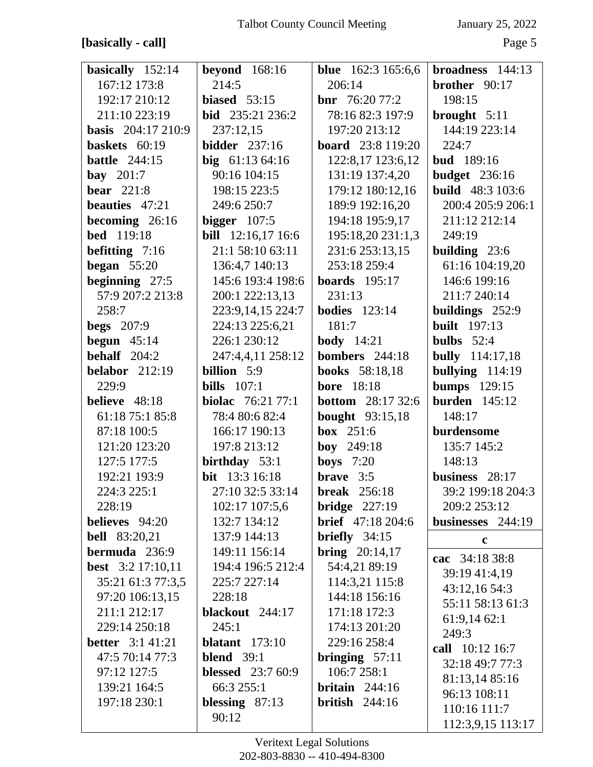**[basically - call]**

**basically** 152:14 167:12 173:8 192:17 210:12 211:10 223:19
**basis** 204:17 210:9
**baskets** 60:19
**battle** 244:15
**bay** 201:7
**bear** 221:8
**beauties** 47:21
**becoming** 26:16
**bed** 119:18
**befitting** 7:16
**began** 55:20
**beginning** 27:5 57:9 207:2 213:8 258:7
**begs** 207:9
**begun** 45:14
**behalf** 204:2
**belabor** 212:19 229:9
**believe** 48:18 61:18 75:1 85:8 87:18 100:5 121:20 123:20 127:5 177:5 192:21 193:9 224:3 225:1 228:19
**believes** 94:20
**bell** 83:20,21
**bermuda** 236:9
**best** 3:2 17:10,11 35:21 61:3 77:3,5 97:20 106:13,15 211:1 212:17 229:14 250:18
**better** 3:1 41:21 47:5 70:14 77:3 97:12 127:5 139:21 164:5 197:18 230:1
**beyond** 168:16 214:5
**biased** 53:15
**bid** 235:21 236:2 237:12,15
**bidder** 237:16
**big** 61:13 64:16 90:16 104:15 198:15 223:5 249:6 250:7
**bigger** 107:5
**bill** 12:16,17 16:6 21:1 58:10 63:11 136:4,7 140:13 145:6 193:4 198:6 200:1 222:13,13 223:9,14,15 224:7 224:13 225:6,21 226:1 230:12 247:4,4,11 258:12
**billion** 5:9
**bills** 107:1
**biolac** 76:21 77:1 78:4 80:6 82:4 166:17 190:13 197:8 213:12
**birthday** 53:1
**bit** 13:3 16:18 27:10 32:5 33:14 102:17 107:5,6 132:7 134:12 137:9 144:13 149:11 156:14 194:4 196:5 212:4 225:7 227:14 228:18
**blackout** 244:17 245:1
**blatant** 173:10
**blend** 39:1
**blessed** 23:7 60:9 66:3 255:1
**blessing** 87:13 90:12
**blue** 162:3 165:6,6 206:14
**bnr** 76:20 77:2 78:16 82:3 197:9 197:20 213:12
**board** 23:8 119:20 122:8,17 123:6,12 131:19 137:4,20 179:12 180:12,16 189:9 192:16,20 194:18 195:9,17 195:18,20 231:1,3 231:6 253:13,15 253:18 259:4
**boards** 195:17 231:13
**bodies** 123:14 181:7
**body** 14:21
**bombers** 244:18
**books** 58:18,18
**bore** 18:18
**bottom** 28:17 32:6
**bought** 93:15,18
**box** 251:6
**boy** 249:18
**boys** 7:20
**brave** 3:5
**break** 256:18
**bridge** 227:19
**brief** 47:18 204:6
**briefly** 34:15
**bring** 20:14,17 54:4,21 89:19 114:3,21 115:8 144:18 156:16 171:18 172:3 174:13 201:20 229:16 258:4
**bringing** 57:11 106:7 258:1
**britain** 244:16
**british** 244:16
**broadness** 144:13
**brother** 90:17 198:15
**brought** 5:11 144:19 223:14 224:7
**bud** 189:16
**budget** 236:16
**build** 48:3 103:6 200:4 205:9 206:1 211:12 212:14 249:19
**building** 23:6 61:16 104:19,20 146:6 199:16 211:7 240:14
**buildings** 252:9
**built** 197:13
**bulbs** 52:4
**bully** 114:17,18
**bullying** 114:19
**bumps** 129:15
**burden** 145:12 148:17
**burdensome** 135:7 145:2 148:13
**business** 28:17 39:2 199:18 204:3 209:2 253:12
**businesses** 244:19

**c**

**cac** 34:18 38:8 39:19 41:4,19 43:12,16 54:3 55:11 58:13 61:3 61:9,14 62:1 249:3
**call** 10:12 16:7 32:18 49:7 77:3 81:13,14 85:16 96:13 108:11 110:16 111:7 112:3,9,15 113:17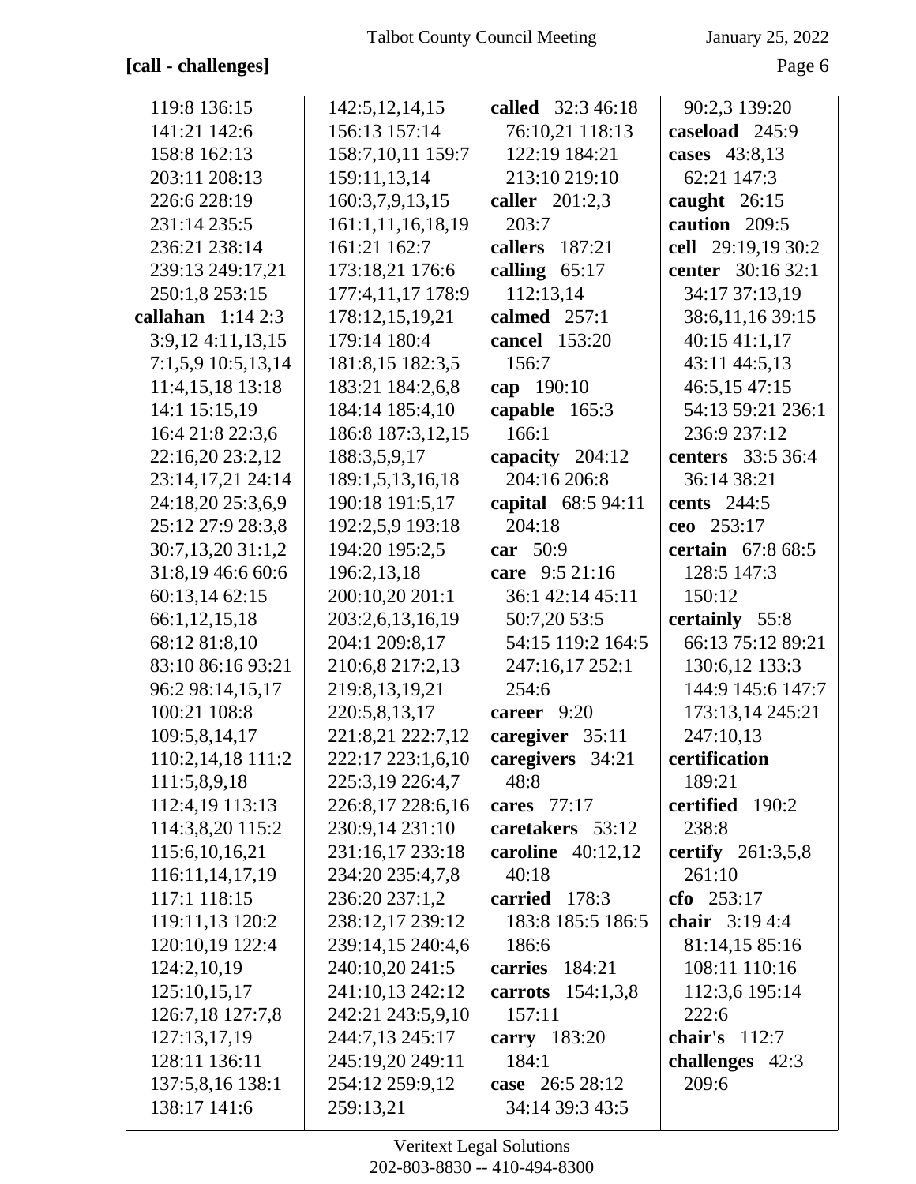**[call - challenges]**

119:8 136:15
141:21 142:6
158:8 162:13
203:11 208:13
226:6 228:19
231:14 235:5
236:21 238:14
239:13 249:17,21
250:1,8 253:15

**callahan** 1:14 2:3
3:9,12 4:11,13,15
7:1,5,9 10:5,13,14
11:4,15,18 13:18
14:1 15:15,19
16:4 21:8 22:3,6
22:16,20 23:2,12
23:14,17,21 24:14
24:18,20 25:3,6,9
25:12 27:9 28:3,8
30:7,13,20 31:1,2
31:8,19 46:6 60:6
60:13,14 62:15
66:1,12,15,18
68:12 81:8,10
83:10 86:16 93:21
96:2 98:14,15,17
100:21 108:8
109:5,8,14,17
110:2,14,18 111:2
111:5,8,9,18
112:4,19 113:13
114:3,8,20 115:2
115:6,10,16,21
116:11,14,17,19
117:1 118:15
119:11,13 120:2
120:10,19 122:4
124:2,10,19
125:10,15,17
126:7,18 127:7,8
127:13,17,19
128:11 136:11
137:5,8,16 138:1
138:17 141:6
142:5,12,14,15
156:13 157:14
158:7,10,11 159:7
159:11,13,14
160:3,7,9,13,15
161:1,11,16,18,19
161:21 162:7
173:18,21 176:6
177:4,11,17 178:9
178:12,15,19,21
179:14 180:4
181:8,15 182:3,5
183:21 184:2,6,8
184:14 185:4,10
186:8 187:3,12,15
188:3,5,9,17
189:1,5,13,16,18
190:18 191:5,17
192:2,5,9 193:18
194:20 195:2,5
196:2,13,18
200:10,20 201:1
203:2,6,13,16,19
204:1 209:8,17
210:6,8 217:2,13
219:8,13,19,21
220:5,8,13,17
221:8,21 222:7,12
222:17 223:1,6,10
225:3,19 226:4,7
226:8,17 228:6,16
230:9,14 231:10
231:16,17 233:18
234:20 235:4,7,8
236:20 237:1,2
238:12,17 239:12
239:14,15 240:4,6
240:10,20 241:5
241:10,13 242:12
242:21 243:5,9,10
244:7,13 245:17
245:19,20 249:11
254:12 259:9,12
259:13,21

**called** 32:3 46:18
76:10,21 118:13
122:19 184:21
213:10 219:10

**caller** 201:2,3
203:7

**callers** 187:21

**calling** 65:17
112:13,14

**calmed** 257:1

**cancel** 153:20
156:7

**cap** 190:10

**capable** 165:3
166:1

**capacity** 204:12
204:16 206:8

**capital** 68:5 94:11
204:18

**car** 50:9

**care** 9:5 21:16
36:1 42:14 45:11
50:7,20 53:5
54:15 119:2 164:5
247:16,17 252:1
254:6

**career** 9:20

**caregiver** 35:11

**caregivers** 34:21
48:8

**cares** 77:17

**caretakers** 53:12

**caroline** 40:12,12
40:18

**carried** 178:3
183:8 185:5 186:5
186:6

**carries** 184:21

**carrots** 154:1,3,8
157:11

**carry** 183:20
184:1

**case** 26:5 28:12
34:14 39:3 43:5
90:2,3 139:20

**caseload** 245:9

**cases** 43:8,13
62:21 147:3

**caught** 26:15

**caution** 209:5

**cell** 29:19,19 30:2

**center** 30:16 32:1
34:17 37:13,19
38:6,11,16 39:15
40:15 41:1,17
43:11 44:5,13
46:5,15 47:15
54:13 59:21 236:1
236:9 237:12

**centers** 33:5 36:4
36:14 38:21

**cents** 244:5

**ceo** 253:17

**certain** 67:8 68:5
128:5 147:3
150:12

**certainly** 55:8
66:13 75:12 89:21
130:6,12 133:3
144:9 145:6 147:7
173:13,14 245:21
247:10,13

**certification**
189:21

**certified** 190:2
238:8

**certify** 261:3,5,8
261:10

**cfo** 253:17

**chair** 3:19 4:4
81:14,15 85:16
108:11 110:16
112:3,6 195:14
222:6

**chair's** 112:7

**challenges** 42:3
209:6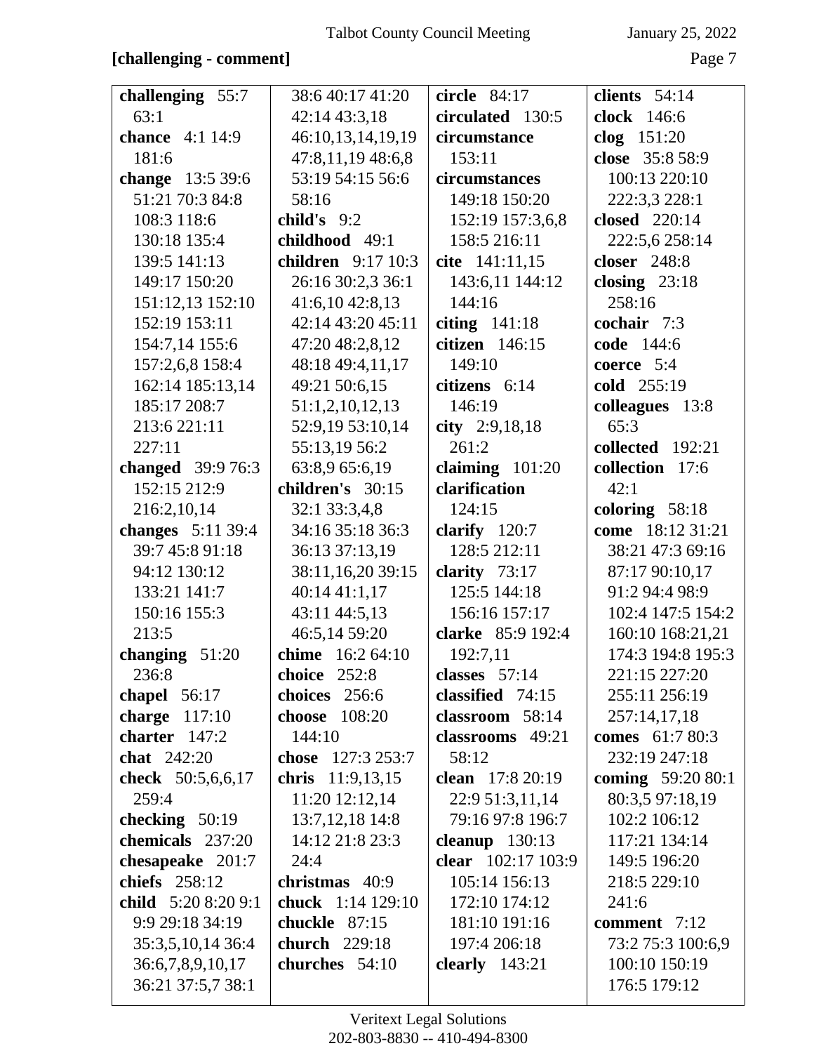**[challenging - comment]**

**challenging** 55:7 63:1
**chance** 4:1 14:9 181:6
**change** 13:5 39:6 51:21 70:3 84:8 108:3 118:6 130:18 135:4 139:5 141:13 149:17 150:20 151:12,13 152:10 152:19 153:11 154:7,14 155:6 157:2,6,8 158:4 162:14 185:13,14 185:17 208:7 213:6 221:11 227:11
**changed** 39:9 76:3 152:15 212:9 216:2,10,14
**changes** 5:11 39:4 39:7 45:8 91:18 94:12 130:12 133:21 141:7 150:16 155:3 213:5
**changing** 51:20 236:8
**chapel** 56:17
**charge** 117:10
**charter** 147:2
**chat** 242:20
**check** 50:5,6,6,17 259:4
**checking** 50:19
**chemicals** 237:20
**chesapeake** 201:7
**chiefs** 258:12
**child** 5:20 8:20 9:1 9:9 29:18 34:19 35:3,5,10,14 36:4 36:6,7,8,9,10,17 36:21 37:5,7 38:1 38:6 40:17 41:20 42:14 43:3,18 46:10,13,14,19,19 47:8,11,19 48:6,8 53:19 54:15 56:6 58:16
**child's** 9:2
**childhood** 49:1
**children** 9:17 10:3 26:16 30:2,3 36:1 41:6,10 42:8,13 42:14 43:20 45:11 47:20 48:2,8,12 48:18 49:4,11,17 49:21 50:6,15 51:1,2,10,12,13 52:9,19 53:10,14 55:13,19 56:2 63:8,9 65:6,19
**children's** 30:15 32:1 33:3,4,8 34:16 35:18 36:3 36:13 37:13,19 38:11,16,20 39:15 40:14 41:1,17 43:11 44:5,13 46:5,14 59:20
**chime** 16:2 64:10
**choice** 252:8
**choices** 256:6
**choose** 108:20 144:10
**chose** 127:3 253:7
**chris** 11:9,13,15 11:20 12:12,14 13:7,12,18 14:8 14:12 21:8 23:3 24:4
**christmas** 40:9
**chuck** 1:14 129:10
**chuckle** 87:15
**church** 229:18
**churches** 54:10
**circle** 84:17
**circulated** 130:5
**circumstance** 153:11
**circumstances** 149:18 150:20 152:19 157:3,6,8 158:5 216:11
**cite** 141:11,15 143:6,11 144:12 144:16
**citing** 141:18
**citizen** 146:15 149:10
**citizens** 6:14 146:19
**city** 2:9,18,18 261:2
**claiming** 101:20
**clarification** 124:15
**clarify** 120:7 128:5 212:11
**clarity** 73:17 125:5 144:18 156:16 157:17
**clarke** 85:9 192:4 192:7,11
**classes** 57:14
**classified** 74:15
**classroom** 58:14
**classrooms** 49:21 58:12
**clean** 17:8 20:19 22:9 51:3,11,14 79:16 97:8 196:7
**cleanup** 130:13
**clear** 102:17 103:9 105:14 156:13 172:10 174:12 181:10 191:16 197:4 206:18
**clearly** 143:21
**clients** 54:14
**clock** 146:6
**clog** 151:20
**close** 35:8 58:9 100:13 220:10 222:3,3 228:1
**closed** 220:14 222:5,6 258:14
**closer** 248:8
**closing** 23:18 258:16
**cochair** 7:3
**code** 144:6
**coerce** 5:4
**cold** 255:19
**colleagues** 13:8 65:3
**collected** 192:21
**collection** 17:6 42:1
**coloring** 58:18
**come** 18:12 31:21 38:21 47:3 69:16 87:17 90:10,17 91:2 94:4 98:9 102:4 147:5 154:2 160:10 168:21,21 174:3 194:8 195:3 221:15 227:20 255:11 256:19 257:14,17,18
**comes** 61:7 80:3 232:19 247:18
**coming** 59:20 80:1 80:3,5 97:18,19 102:2 106:12 117:21 134:14 149:5 196:20 218:5 229:10 241:6
**comment** 7:12 73:2 75:3 100:6,9 100:10 150:19 176:5 179:12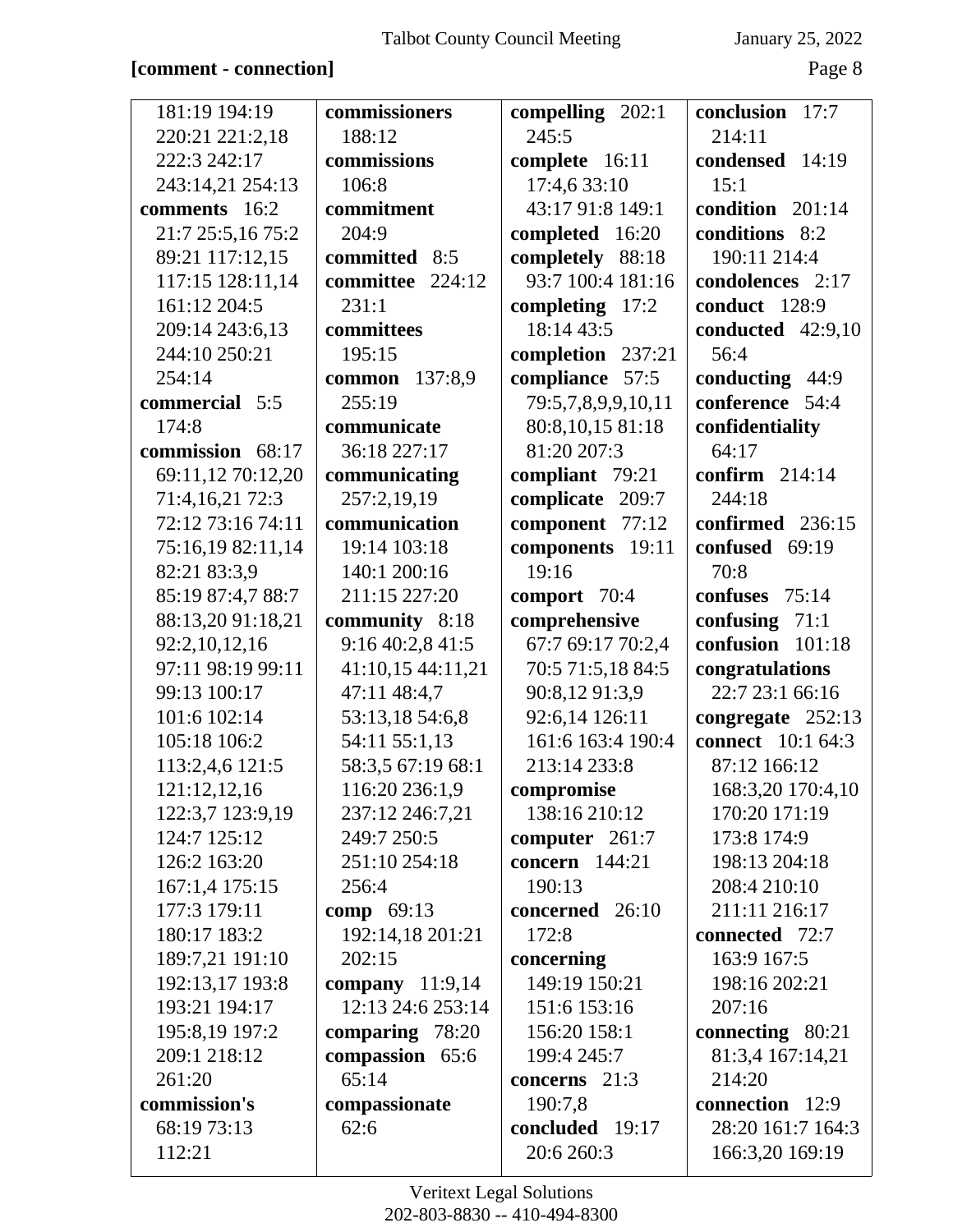**[comment - connection]**

181:19 194:19 220:21 221:2,18 222:3 242:17 243:14,21 254:13

**comments** 16:2 21:7 25:5,16 75:2 89:21 117:12,15 117:15 128:11,14 161:12 204:5 209:14 243:6,13 244:10 250:21 254:14

**commercial** 5:5 174:8

**commission** 68:17 69:11,12 70:12,20 71:4,16,21 72:3 72:12 73:16 74:11 75:16,19 82:11,14 82:21 83:3,9 85:19 87:4,7 88:7 88:13,20 91:18,21 92:2,10,12,16 97:11 98:19 99:11 99:13 100:17 101:6 102:14 105:18 106:2 113:2,4,6 121:5 121:12,12,16 122:3,7 123:9,19 124:7 125:12 126:2 163:20 167:1,4 175:15 177:3 179:11 180:17 183:2 189:7,21 191:10 192:13,17 193:8 193:21 194:17 195:8,19 197:2 209:1 218:12 261:20

**commission's** 68:19 73:13 112:21

**commissioners** 188:12

**commissions** 106:8

**commitment** 204:9

**committed** 8:5

**committee** 224:12 231:1

**committees** 195:15

**common** 137:8,9 255:19

**communicate** 36:18 227:17

**communicating** 257:2,19,19

**communication** 19:14 103:18 140:1 200:16 211:15 227:20

**community** 8:18 9:16 40:2,8 41:5 41:10,15 44:11,21 47:11 48:4,7 53:13,18 54:6,8 54:11 55:1,13 58:3,5 67:19 68:1 116:20 236:1,9 237:12 246:7,21 249:7 250:5 251:10 254:18 256:4

**comp** 69:13 192:14,18 201:21 202:15

**company** 11:9,14 12:13 24:6 253:14

**comparing** 78:20

**compassion** 65:6 65:14

**compassionate** 62:6

**compelling** 202:1 245:5

**complete** 16:11 17:4,6 33:10 43:17 91:8 149:1

**completed** 16:20

**completely** 88:18 93:7 100:4 181:16

**completing** 17:2 18:14 43:5

**completion** 237:21

**compliance** 57:5 79:5,7,8,9,9,10,11 80:8,10,15 81:18 81:20 207:3

**compliant** 79:21

**complicate** 209:7

**component** 77:12

**components** 19:11 19:16

**comport** 70:4

**comprehensive** 67:7 69:17 70:2,4 70:5 71:5,18 84:5 90:8,12 91:3,9 92:6,14 126:11 161:6 163:4 190:4 213:14 233:8

**compromise** 138:16 210:12

**computer** 261:7

**concern** 144:21 190:13

**concerned** 26:10 172:8

**concerning** 149:19 150:21 151:6 153:16 156:20 158:1 199:4 245:7

**concerns** 21:3 190:7,8

**concluded** 19:17 20:6 260:3

**conclusion** 17:7 214:11

**condensed** 14:19 15:1

**condition** 201:14

**conditions** 8:2 190:11 214:4

**condolences** 2:17

**conduct** 128:9

**conducted** 42:9,10 56:4

**conducting** 44:9

**conference** 54:4

**confidentiality** 64:17

**confirm** 214:14 244:18

**confirmed** 236:15

**confused** 69:19 70:8

**confuses** 75:14

**confusing** 71:1

**confusion** 101:18

**congratulations** 22:7 23:1 66:16

**congregate** 252:13

**connect** 10:1 64:3 87:12 166:12 168:3,20 170:4,10 170:20 171:19 173:8 174:9 198:13 204:18 208:4 210:10 211:11 216:17

**connected** 72:7 163:9 167:5 198:16 202:21 207:16

**connecting** 80:21 81:3,4 167:14,21 214:20

**connection** 12:9 28:20 161:7 164:3 166:3,20 169:19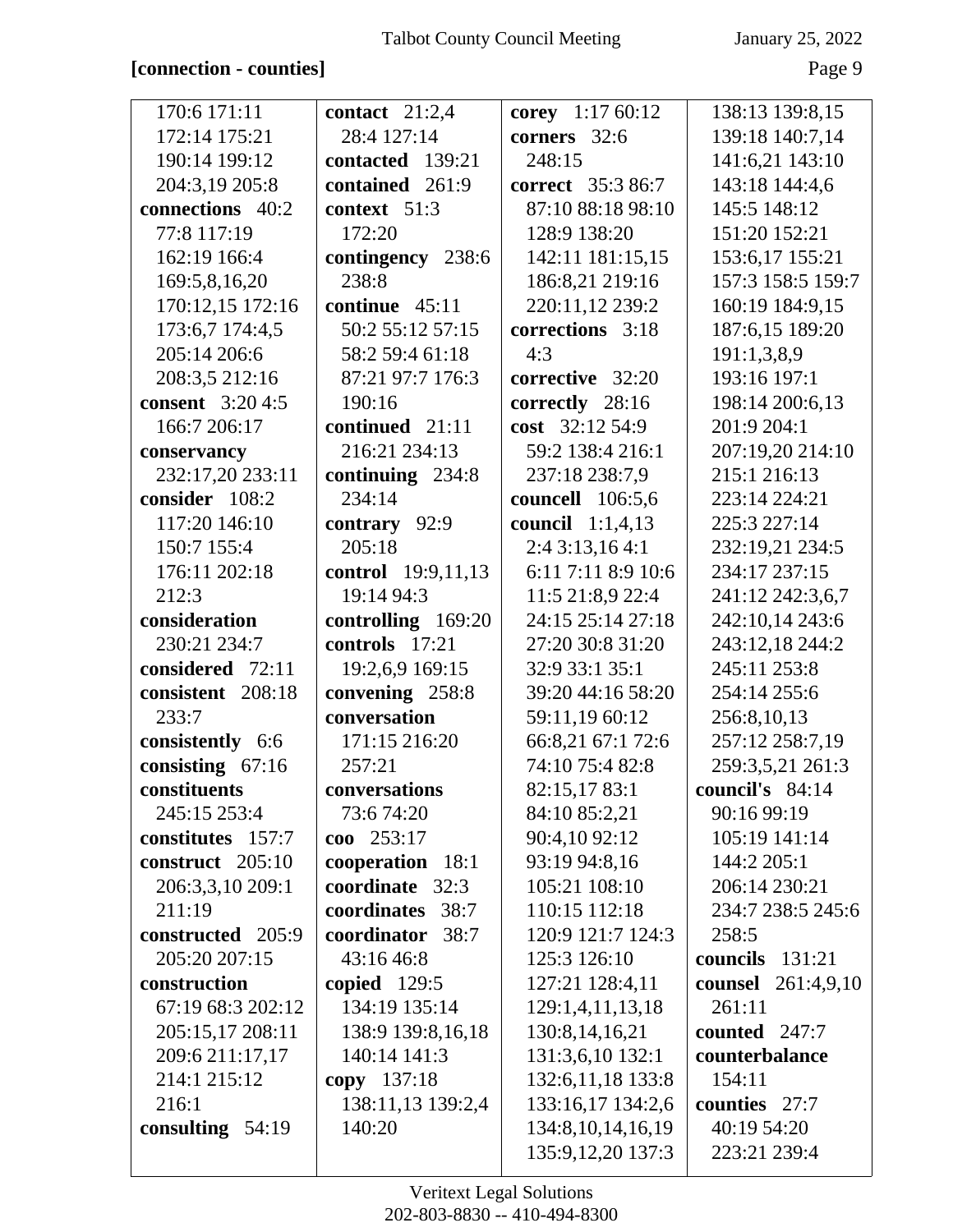**[connection - counties]**

170:6 171:11 172:14 175:21 190:14 199:12 204:3,19 205:8
**connections** 40:2 77:8 117:19 162:19 166:4 169:5,8,16,20 170:12,15 172:16 173:6,7 174:4,5 205:14 206:6 208:3,5 212:16
**consent** 3:20 4:5 166:7 206:17
**conservancy** 232:17,20 233:11
**consider** 108:2 117:20 146:10 150:7 155:4 176:11 202:18 212:3
**consideration** 230:21 234:7
**considered** 72:11
**consistent** 208:18 233:7
**consistently** 6:6
**consisting** 67:16
**constituents** 245:15 253:4
**constitutes** 157:7
**construct** 205:10 206:3,3,10 209:1 211:19
**constructed** 205:9 205:20 207:15
**construction** 67:19 68:3 202:12 205:15,17 208:11 209:6 211:17,17 214:1 215:12 216:1
**consulting** 54:19

**contact** 21:2,4 28:4 127:14
**contacted** 139:21
**contained** 261:9
**context** 51:3 172:20
**contingency** 238:6 238:8
**continue** 45:11 50:2 55:12 57:15 58:2 59:4 61:18 87:21 97:7 176:3 190:16
**continued** 21:11 216:21 234:13
**continuing** 234:8 234:14
**contrary** 92:9 205:18
**control** 19:9,11,13 19:14 94:3
**controlling** 169:20
**controls** 17:21 19:2,6,9 169:15
**convening** 258:8
**conversation** 171:15 216:20 257:21
**conversations** 73:6 74:20
**coo** 253:17
**cooperation** 18:1
**coordinate** 32:3
**coordinates** 38:7
**coordinator** 38:7 43:16 46:8
**copied** 129:5 134:19 135:14 138:9 139:8,16,18 140:14 141:3
**copy** 137:18 138:11,13 139:2,4 140:20

**corey** 1:17 60:12
**corners** 32:6 248:15
**correct** 35:3 86:7 87:10 88:18 98:10 128:9 138:20 142:11 181:15,15 186:8,21 219:16 220:11,12 239:2
**corrections** 3:18 4:3
**corrective** 32:20
**correctly** 28:16
**cost** 32:12 54:9 59:2 138:4 216:1 237:18 238:7,9
**councell** 106:5,6
**council** 1:1,4,13 2:4 3:13,16 4:1 6:11 7:11 8:9 10:6 11:5 21:8,9 22:4 24:15 25:14 27:18 27:20 30:8 31:20 32:9 33:1 35:1 39:20 44:16 58:20 59:11,19 60:12 66:8,21 67:1 72:6 74:10 75:4 82:8 82:15,17 83:1 84:10 85:2,21 90:4,10 92:12 93:19 94:8,16 105:21 108:10 110:15 112:18 120:9 121:7 124:3 125:3 126:10 127:21 128:4,11 129:1,4,11,13,18 130:8,14,16,21 131:3,6,10 132:1 132:6,11,18 133:8 133:16,17 134:2,6 134:8,10,14,16,19 135:9,12,20 137:3

138:13 139:8,15 139:18 140:7,14 141:6,21 143:10 143:18 144:4,6 145:5 148:12 151:20 152:21 153:6,17 155:21 157:3 158:5 159:7 160:19 184:9,15 187:6,15 189:20 191:1,3,8,9 193:16 197:1 198:14 200:6,13 201:9 204:1 207:19,20 214:10 215:1 216:13 223:14 224:21 225:3 227:14 232:19,21 234:5 234:17 237:15 241:12 242:3,6,7 242:10,14 243:6 243:12,18 244:2 245:11 253:8 254:14 255:6 256:8,10,13 257:12 258:7,19 259:3,5,21 261:3
**council's** 84:14 90:16 99:19 105:19 141:14 144:2 205:1 206:14 230:21 234:7 238:5 245:6 258:5
**councils** 131:21
**counsel** 261:4,9,10 261:11
**counted** 247:7
**counterbalance** 154:11
**counties** 27:7 40:19 54:20 223:21 239:4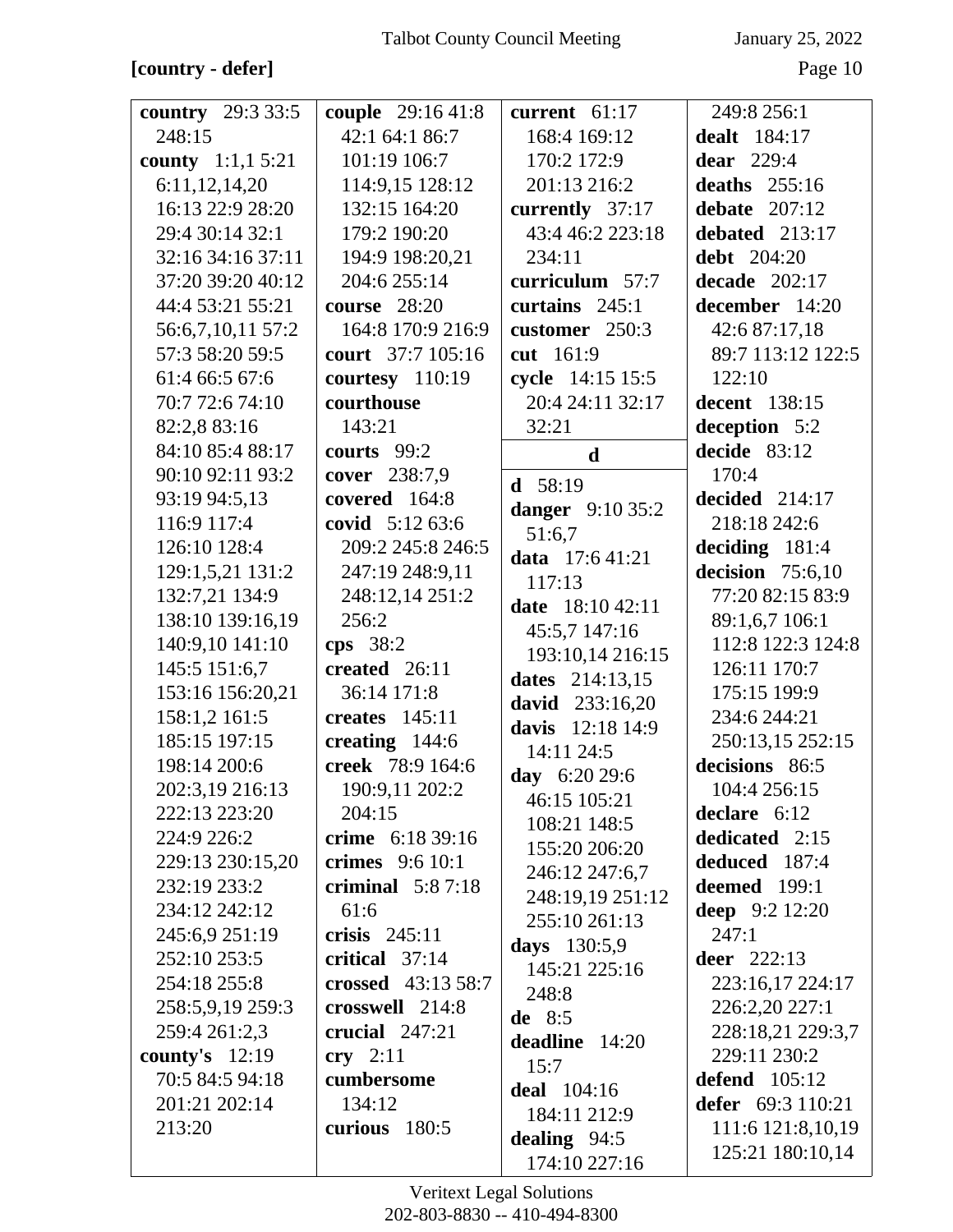**[country - defer]**

**country** 29:3 33:5 248:15
**county** 1:1,1 5:21 6:11,12,14,20 16:13 22:9 28:20 29:4 30:14 32:1 32:16 34:16 37:11 37:20 39:20 40:12 44:4 53:21 55:21 56:6,7,10,11 57:2 57:3 58:20 59:5 61:4 66:5 67:6 70:7 72:6 74:10 82:2,8 83:16 84:10 85:4 88:17 90:10 92:11 93:2 93:19 94:5,13 116:9 117:4 126:10 128:4 129:1,5,21 131:2 132:7,21 134:9 138:10 139:16,19 140:9,10 141:10 145:5 151:6,7 153:16 156:20,21 158:1,2 161:5 185:15 197:15 198:14 200:6 202:3,19 216:13 222:13 223:20 224:9 226:2 229:13 230:15,20 232:19 233:2 234:12 242:12 245:6,9 251:19 252:10 253:5 254:18 255:8 258:5,9,19 259:3 259:4 261:2,3
**county's** 12:19 70:5 84:5 94:18 201:21 202:14 213:20
**couple** 29:16 41:8 42:1 64:1 86:7 101:19 106:7 114:9,15 128:12 132:15 164:20 179:2 190:20 194:9 198:20,21 204:6 255:14
**course** 28:20 164:8 170:9 216:9
**court** 37:7 105:16
**courtesy** 110:19
**courthouse** 143:21
**courts** 99:2
**cover** 238:7,9
**covered** 164:8
**covid** 5:12 63:6 209:2 245:8 246:5 247:19 248:9,11 248:12,14 251:2 256:2
**cps** 38:2
**created** 26:11 36:14 171:8
**creates** 145:11
**creating** 144:6
**creek** 78:9 164:6 190:9,11 202:2 204:15
**crime** 6:18 39:16
**crimes** 9:6 10:1
**criminal** 5:8 7:18 61:6
**crisis** 245:11
**critical** 37:14
**crossed** 43:13 58:7
**crosswell** 214:8
**crucial** 247:21
**cry** 2:11
**cumbersome** 134:12
**curious** 180:5
**current** 61:17 168:4 169:12 170:2 172:9 201:13 216:2
**currently** 37:17 43:4 46:2 223:18 234:11
**curriculum** 57:7
**curtains** 245:1
**customer** 250:3
**cut** 161:9
**cycle** 14:15 15:5 20:4 24:11 32:17 32:21

**d**

**d** 58:19
**danger** 9:10 35:2 51:6,7
**data** 17:6 41:21 117:13
**date** 18:10 42:11 45:5,7 147:16 193:10,14 216:15
**dates** 214:13,15
**david** 233:16,20
**davis** 12:18 14:9 14:11 24:5
**day** 6:20 29:6 46:15 105:21 108:21 148:5 155:20 206:20 246:12 247:6,7 248:19,19 251:12 255:10 261:13
**days** 130:5,9 145:21 225:16 248:8
**de** 8:5
**deadline** 14:20 15:7
**deal** 104:16 184:11 212:9
**dealing** 94:5 174:10 227:16
249:8 256:1
**dealt** 184:17
**dear** 229:4
**deaths** 255:16
**debate** 207:12
**debated** 213:17
**debt** 204:20
**decade** 202:17
**december** 14:20 42:6 87:17,18 89:7 113:12 122:5 122:10
**decent** 138:15
**deception** 5:2
**decide** 83:12 170:4
**decided** 214:17 218:18 242:6
**deciding** 181:4
**decision** 75:6,10 77:20 82:15 83:9 89:1,6,7 106:1 112:8 122:3 124:8 126:11 170:7 175:15 199:9 234:6 244:21 250:13,15 252:15
**decisions** 86:5 104:4 256:15
**declare** 6:12
**dedicated** 2:15
**deduced** 187:4
**deemed** 199:1
**deep** 9:2 12:20 247:1
**deer** 222:13 223:16,17 224:17 226:2,20 227:1 228:18,21 229:3,7 229:11 230:2
**defend** 105:12
**defer** 69:3 110:21 111:6 121:8,10,19 125:21 180:10,14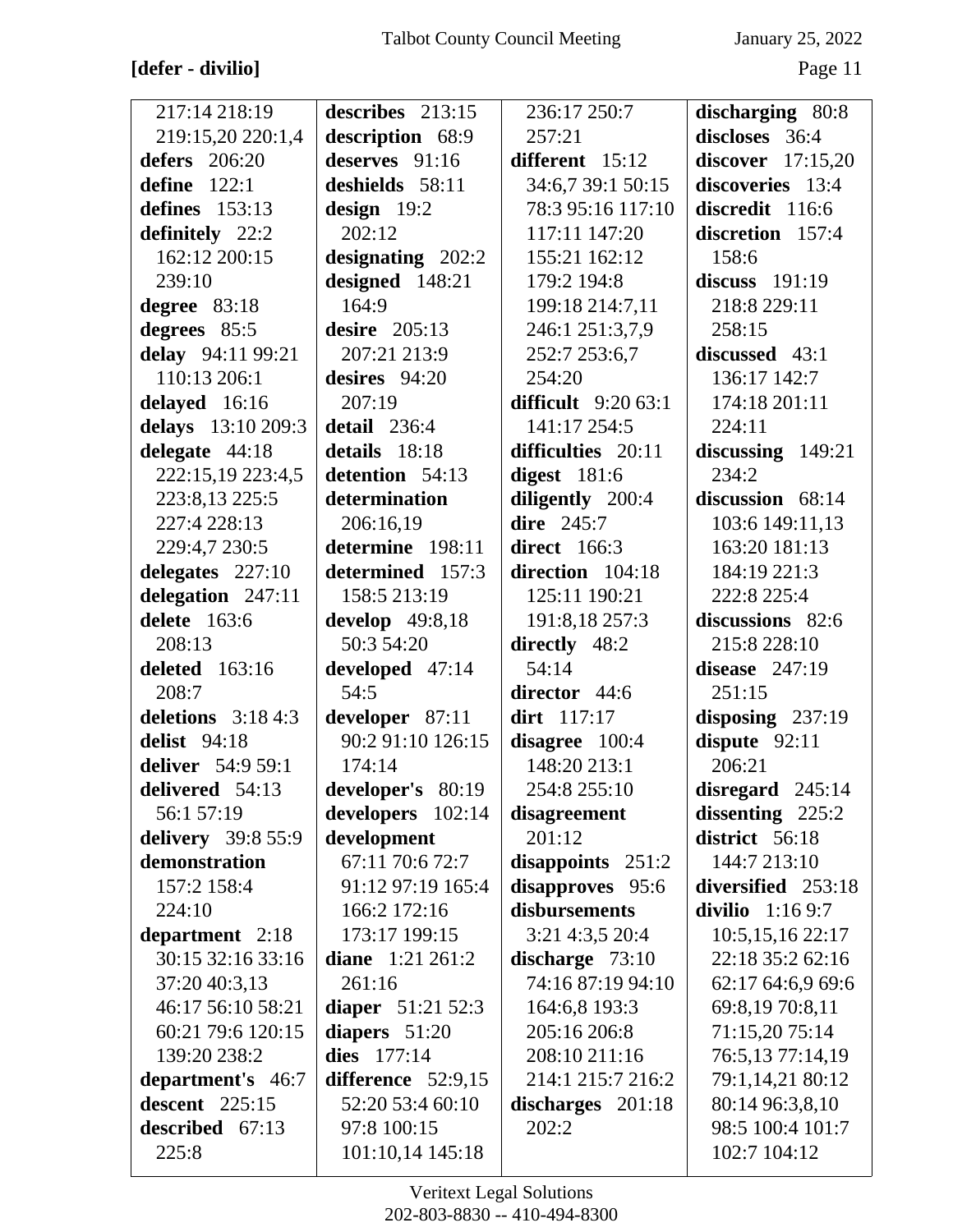**[defer - divilio]**

217:14 218:19
219:15,20 220:1,4
**defers** 206:20
**define** 122:1
**defines** 153:13
**definitely** 22:2
162:12 200:15
239:10
**degree** 83:18
**degrees** 85:5
**delay** 94:11 99:21
110:13 206:1
**delayed** 16:16
**delays** 13:10 209:3
**delegate** 44:18
222:15,19 223:4,5
223:8,13 225:5
227:4 228:13
229:4,7 230:5
**delegates** 227:10
**delegation** 247:11
**delete** 163:6
208:13
**deleted** 163:16
208:7
**deletions** 3:18 4:3
**delist** 94:18
**deliver** 54:9 59:1
**delivered** 54:13
56:1 57:19
**delivery** 39:8 55:9
**demonstration**
157:2 158:4
224:10
**department** 2:18
30:15 32:16 33:16
37:20 40:3,13
46:17 56:10 58:21
60:21 79:6 120:15
139:20 238:2
**department's** 46:7
**descent** 225:15
**described** 67:13
225:8

**describes** 213:15
**description** 68:9
**deserves** 91:16
**deshields** 58:11
**design** 19:2
202:12
**designating** 202:2
**designed** 148:21
164:9
**desire** 205:13
207:21 213:9
**desires** 94:20
207:19
**detail** 236:4
**details** 18:18
**detention** 54:13
**determination**
206:16,19
**determine** 198:11
**determined** 157:3
158:5 213:19
**develop** 49:8,18
50:3 54:20
**developed** 47:14
54:5
**developer** 87:11
90:2 91:10 126:15
174:14
**developer's** 80:19
**developers** 102:14
**development**
67:11 70:6 72:7
91:12 97:19 165:4
166:2 172:16
173:17 199:15
**diane** 1:21 261:2
261:16
**diaper** 51:21 52:3
**diapers** 51:20
**dies** 177:14
**difference** 52:9,15
52:20 53:4 60:10
97:8 100:15
101:10,14 145:18

236:17 250:7
257:21
**different** 15:12
34:6,7 39:1 50:15
78:3 95:16 117:10
117:11 147:20
155:21 162:12
179:2 194:8
199:18 214:7,11
246:1 251:3,7,9
252:7 253:6,7
254:20
**difficult** 9:20 63:1
141:17 254:5
**difficulties** 20:11
**digest** 181:6
**diligently** 200:4
**dire** 245:7
**direct** 166:3
**direction** 104:18
125:11 190:21
191:8,18 257:3
**directly** 48:2
54:14
**director** 44:6
**dirt** 117:17
**disagree** 100:4
148:20 213:1
254:8 255:10
**disagreement**
201:12
**disappoints** 251:2
**disapproves** 95:6
**disbursements**
3:21 4:3,5 20:4
**discharge** 73:10
74:16 87:19 94:10
164:6,8 193:3
205:16 206:8
208:10 211:16
214:1 215:7 216:2
**discharges** 201:18
202:2

**discharging** 80:8
**discloses** 36:4
**discover** 17:15,20
**discoveries** 13:4
**discredit** 116:6
**discretion** 157:4
158:6
**discuss** 191:19
218:8 229:11
258:15
**discussed** 43:1
136:17 142:7
174:18 201:11
224:11
**discussing** 149:21
234:2
**discussion** 68:14
103:6 149:11,13
163:20 181:13
184:19 221:3
222:8 225:4
**discussions** 82:6
215:8 228:10
**disease** 247:19
251:15
**disposing** 237:19
**dispute** 92:11
206:21
**disregard** 245:14
**dissenting** 225:2
**district** 56:18
144:7 213:10
**diversified** 253:18
**divilio** 1:16 9:7
10:5,15,16 22:17
22:18 35:2 62:16
62:17 64:6,9 69:6
69:8,19 70:8,11
71:15,20 75:14
76:5,13 77:14,19
79:1,14,21 80:12
80:14 96:3,8,10
98:5 100:4 101:7
102:7 104:12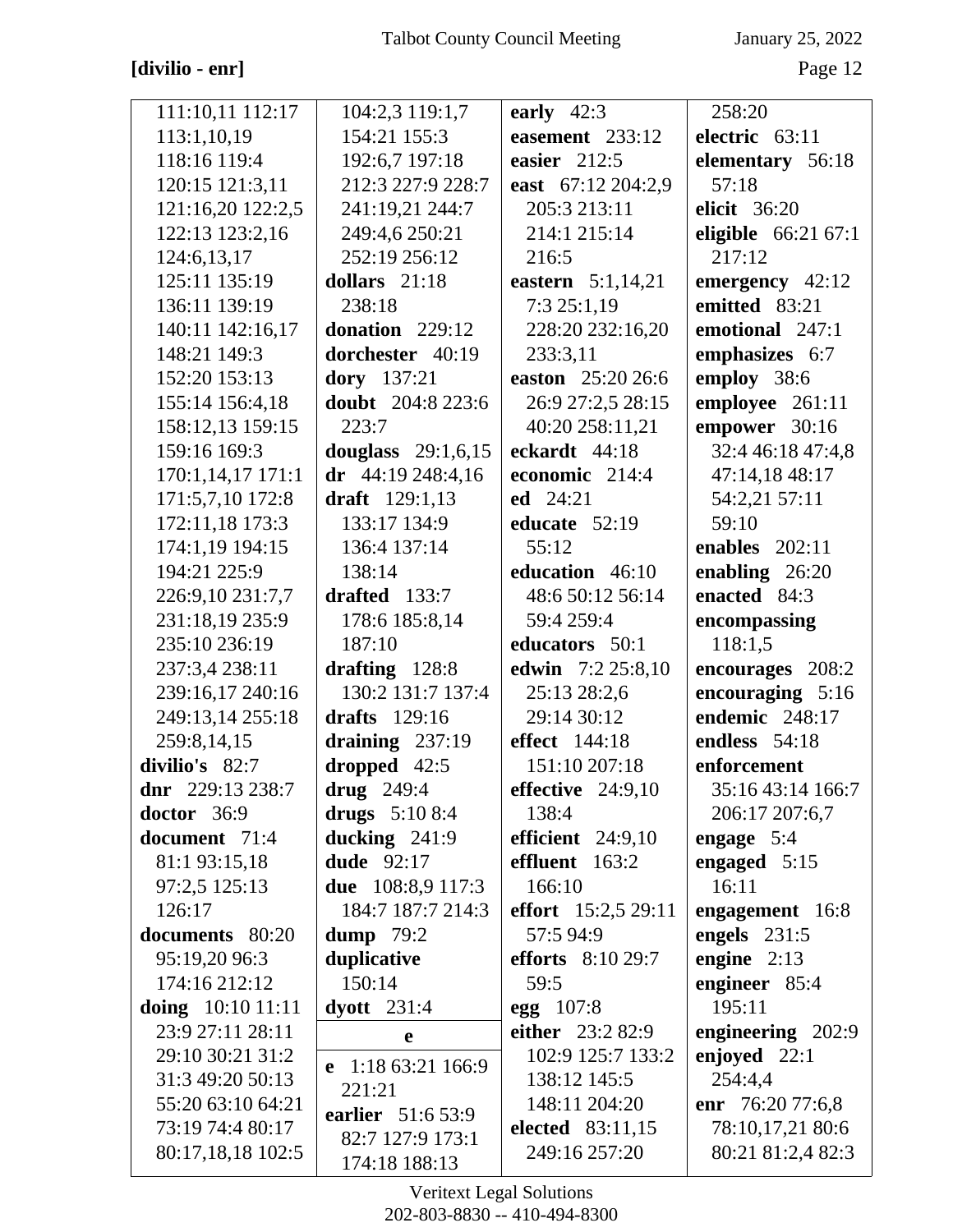[divilio - enr]

111:10,11 112:17
113:1,10,19
118:16 119:4
120:15 121:3,11
121:16,20 122:2,5
122:13 123:2,16
124:6,13,17
125:11 135:19
136:11 139:19
140:11 142:16,17
148:21 149:3
152:20 153:13
155:14 156:4,18
158:12,13 159:15
159:16 169:3
170:1,14,17 171:1
171:5,7,10 172:8
172:11,18 173:3
174:1,19 194:15
194:21 225:9
226:9,10 231:7,7
231:18,19 235:9
235:10 236:19
237:3,4 238:11
239:16,17 240:16
249:13,14 255:18
259:8,14,15

**divilio's** 82:7

**dnr** 229:13 238:7

**doctor** 36:9

**document** 71:4
81:1 93:15,18
97:2,5 125:13
126:17

**documents** 80:20
95:19,20 96:3
174:16 212:12

**doing** 10:10 11:11
23:9 27:11 28:11
29:10 30:21 31:2
31:3 49:20 50:13
55:20 63:10 64:21
73:19 74:4 80:17
80:17,18,18 102:5
104:2,3 119:1,7
154:21 155:3
192:6,7 197:18
212:3 227:9 228:7
241:19,21 244:7
249:4,6 250:21
252:19 256:12

**dollars** 21:18
238:18

**donation** 229:12

**dorchester** 40:19

**dory** 137:21

**doubt** 204:8 223:6
223:7

**douglass** 29:1,6,15

**dr** 44:19 248:4,16

**draft** 129:1,13
133:17 134:9
136:4 137:14
138:14

**drafted** 133:7
178:6 185:8,14
187:10

**drafting** 128:8
130:2 131:7 137:4

**drafts** 129:16

**draining** 237:19

**dropped** 42:5

**drug** 249:4

**drugs** 5:10 8:4

**ducking** 241:9

**dude** 92:17

**due** 108:8,9 117:3
184:7 187:7 214:3

**dump** 79:2

**duplicative**
150:14

**dyott** 231:4

**e**

**e** 1:18 63:21 166:9
221:21

**earlier** 51:6 53:9
82:7 127:9 173:1
174:18 188:13

**early** 42:3

**easement** 233:12

**easier** 212:5

**east** 67:12 204:2,9
205:3 213:11
214:1 215:14
216:5

**eastern** 5:1,14,21
7:3 25:1,19
228:20 232:16,20
233:3,11

**easton** 25:20 26:6
26:9 27:2,5 28:15
40:20 258:11,21

**eckardt** 44:18

**economic** 214:4

**ed** 24:21

**educate** 52:19
55:12

**education** 46:10
48:6 50:12 56:14
59:4 259:4

**educators** 50:1

**edwin** 7:2 25:8,10
25:13 28:2,6
29:14 30:12

**effect** 144:18
151:10 207:18

**effective** 24:9,10
138:4

**efficient** 24:9,10

**effluent** 163:2
166:10

**effort** 15:2,5 29:11
57:5 94:9

**efforts** 8:10 29:7
59:5

**egg** 107:8

**either** 23:2 82:9
102:9 125:7 133:2
138:12 145:5
148:11 204:20

**elected** 83:11,15
249:16 257:20
258:20

**electric** 63:11

**elementary** 56:18
57:18

**elicit** 36:20

**eligible** 66:21 67:1
217:12

**emergency** 42:12

**emitted** 83:21

**emotional** 247:1

**emphasizes** 6:7

**employ** 38:6

**employee** 261:11

**empower** 30:16
32:4 46:18 47:4,8
47:14,18 48:17
54:2,21 57:11
59:10

**enables** 202:11

**enabling** 26:20

**enacted** 84:3

**encompassing**
118:1,5

**encourages** 208:2

**encouraging** 5:16

**endemic** 248:17

**endless** 54:18

**enforcement**
35:16 43:14 166:7
206:17 207:6,7

**engage** 5:4

**engaged** 5:15
16:11

**engagement** 16:8

**engels** 231:5

**engine** 2:13

**engineer** 85:4
195:11

**engineering** 202:9

**enjoyed** 22:1
254:4,4

**enr** 76:20 77:6,8
78:10,17,21 80:6
80:21 81:2,4 82:3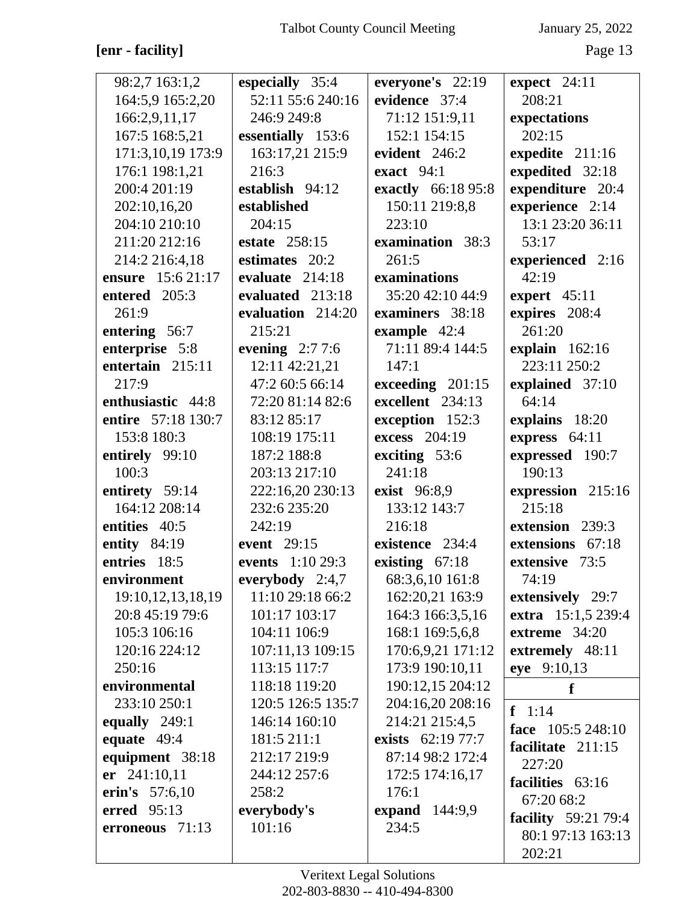**[enr - facility]**

98:2,7 163:1,2 164:5,9 165:2,20 166:2,9,11,17 167:5 168:5,21 171:3,10,19 173:9 176:1 198:1,21 200:4 201:19 202:10,16,20 204:10 210:10 211:20 212:16 214:2 216:4,18

**ensure** 15:6 21:17

**entered** 205:3 261:9

**entering** 56:7

**enterprise** 5:8

**entertain** 215:11 217:9

**enthusiastic** 44:8

**entire** 57:18 130:7 153:8 180:3

**entirely** 99:10 100:3

**entirety** 59:14 164:12 208:14

**entities** 40:5

**entity** 84:19

**entries** 18:5

**environment** 19:10,12,13,18,19 20:8 45:19 79:6 105:3 106:16 120:16 224:12 250:16

**environmental** 233:10 250:1

**equally** 249:1

**equate** 49:4

**equipment** 38:18

**er** 241:10,11

**erin's** 57:6,10

**erred** 95:13

**erroneous** 71:13

**especially** 35:4 52:11 55:6 240:16 246:9 249:8

**essentially** 153:6 163:17,21 215:9 216:3

**establish** 94:12

**established** 204:15

**estate** 258:15

**estimates** 20:2

**evaluate** 214:18

**evaluated** 213:18

**evaluation** 214:20 215:21

**evening** 2:7 7:6 12:11 42:21,21 47:2 60:5 66:14 72:20 81:14 82:6 83:12 85:17 108:19 175:11 187:2 188:8 203:13 217:10 222:16,20 230:13 232:6 235:20 242:19

**event** 29:15

**events** 1:10 29:3

**everybody** 2:4,7 11:10 29:18 66:2 101:17 103:17 104:11 106:9 107:11,13 109:15 113:15 117:7 118:18 119:20 120:5 126:5 135:7 146:14 160:10 181:5 211:1 212:17 219:9 244:12 257:6 258:2

**everybody's** 101:16

**everyone's** 22:19

**evidence** 37:4 71:12 151:9,11 152:1 154:15

**evident** 246:2

**exact** 94:1

**exactly** 66:18 95:8 150:11 219:8,8 223:10

**examination** 38:3 261:5

**examinations** 35:20 42:10 44:9

**examiners** 38:18

**example** 42:4 71:11 89:4 144:5 147:1

**exceeding** 201:15

**excellent** 234:13

**exception** 152:3

**excess** 204:19

**exciting** 53:6 241:18

**exist** 96:8,9 133:12 143:7 216:18

**existence** 234:4

**existing** 67:18 68:3,6,10 161:8 162:20,21 163:9 164:3 166:3,5,16 168:1 169:5,6,8 170:6,9,21 171:12 173:9 190:10,11 190:12,15 204:12 204:16,20 208:16 214:21 215:4,5

**exists** 62:19 77:7 87:14 98:2 172:4 172:5 174:16,17 176:1

**expand** 144:9,9 234:5

**expect** 24:11 208:21

**expectations** 202:15

**expedite** 211:16

**expedited** 32:18

**expenditure** 20:4

**experience** 2:14 13:1 23:20 36:11 53:17

**experienced** 2:16 42:19

**expert** 45:11

**expires** 208:4 261:20

**explain** 162:16 223:11 250:2

**explained** 37:10 64:14

**explains** 18:20

**express** 64:11

**expressed** 190:7 190:13

**expression** 215:16 215:18

**extension** 239:3

**extensions** 67:18

**extensive** 73:5 74:19

**extensively** 29:7

**extra** 15:1,5 239:4

**extreme** 34:20

**extremely** 48:11

**eye** 9:10,13

**f**

**f** 1:14

**face** 105:5 248:10

**facilitate** 211:15 227:20

**facilities** 63:16 67:20 68:2

**facility** 59:21 79:4 80:1 97:13 163:13 202:21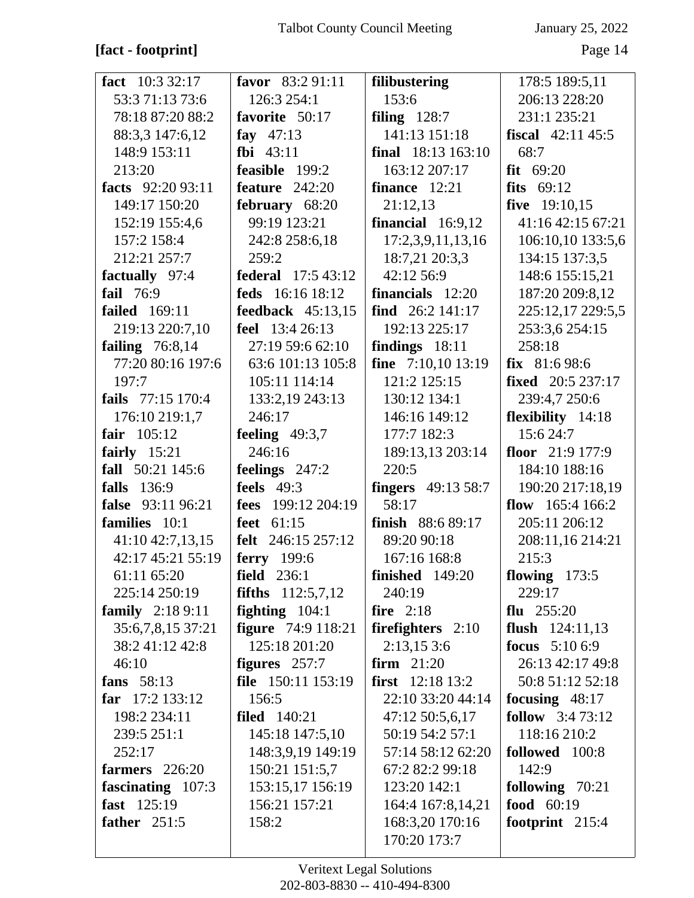**[fact - footprint]**

**fact** 10:3 32:17 53:3 71:13 73:6 78:18 87:20 88:2 88:3,3 147:6,12 148:9 153:11 213:20
**facts** 92:20 93:11 149:17 150:20 152:19 155:4,6 157:2 158:4 212:21 257:7
**factually** 97:4
**fail** 76:9
**failed** 169:11 219:13 220:7,10
**failing** 76:8,14 77:20 80:16 197:6 197:7
**fails** 77:15 170:4 176:10 219:1,7
**fair** 105:12
**fairly** 15:21
**fall** 50:21 145:6
**falls** 136:9
**false** 93:11 96:21
**families** 10:1 41:10 42:7,13,15 42:17 45:21 55:19 61:11 65:20 225:14 250:19
**family** 2:18 9:11 35:6,7,8,15 37:21 38:2 41:12 42:8 46:10
**fans** 58:13
**far** 17:2 133:12 198:2 234:11 239:5 251:1 252:17
**farmers** 226:20
**fascinating** 107:3
**fast** 125:19
**father** 251:5
**favor** 83:2 91:11 126:3 254:1
**favorite** 50:17
**fay** 47:13
**fbi** 43:11
**feasible** 199:2
**feature** 242:20
**february** 68:20 99:19 123:21 242:8 258:6,18 259:2
**federal** 17:5 43:12
**feds** 16:16 18:12
**feedback** 45:13,15
**feel** 13:4 26:13 27:19 59:6 62:10 63:6 101:13 105:8 105:11 114:14 133:2,19 243:13 246:17
**feeling** 49:3,7 246:16
**feelings** 247:2
**feels** 49:3
**fees** 199:12 204:19
**feet** 61:15
**felt** 246:15 257:12
**ferry** 199:6
**field** 236:1
**fifths** 112:5,7,12
**fighting** 104:1
**figure** 74:9 118:21 125:18 201:20
**figures** 257:7
**file** 150:11 153:19 156:5
**filed** 140:21 145:18 147:5,10 148:3,9,19 149:19 150:21 151:5,7 153:15,17 156:19 156:21 157:21 158:2
**filibustering** 153:6
**filing** 128:7 141:13 151:18
**final** 18:13 163:10 163:12 207:17
**finance** 12:21 21:12,13
**financial** 16:9,12 17:2,3,9,11,13,16 18:7,21 20:3,3 42:12 56:9
**financials** 12:20
**find** 26:2 141:17 192:13 225:17
**findings** 18:11
**fine** 7:10,10 13:19 121:2 125:15 130:12 134:1 146:16 149:12 177:7 182:3 189:13,13 203:14 220:5
**fingers** 49:13 58:7 58:17
**finish** 88:6 89:17 89:20 90:18 167:16 168:8
**finished** 149:20 240:19
**fire** 2:18
**firefighters** 2:10 2:13,15 3:6
**firm** 21:20
**first** 12:18 13:2 22:10 33:20 44:14 47:12 50:5,6,17 50:19 54:2 57:1 57:14 58:12 62:20 67:2 82:2 99:18 123:20 142:1 164:4 167:8,14,21 168:3,20 170:16 170:20 173:7 178:5 189:5,11 206:13 228:20 231:1 235:21
**fiscal** 42:11 45:5 68:7
**fit** 69:20
**fits** 69:12
**five** 19:10,15 41:16 42:15 67:21 106:10,10 133:5,6 134:15 137:3,5 148:6 155:15,21 187:20 209:8,12 225:12,17 229:5,5 253:3,6 254:15 258:18
**fix** 81:6 98:6
**fixed** 20:5 237:17 239:4,7 250:6
**flexibility** 14:18 15:6 24:7
**floor** 21:9 177:9 184:10 188:16 190:20 217:18,19
**flow** 165:4 166:2 205:11 206:12 208:11,16 214:21 215:3
**flowing** 173:5 229:17
**flu** 255:20
**flush** 124:11,13
**focus** 5:10 6:9 26:13 42:17 49:8 50:8 51:12 52:18
**focusing** 48:17
**follow** 3:4 73:12 118:16 210:2
**followed** 100:8 142:9
**following** 70:21
**food** 60:19
**footprint** 215:4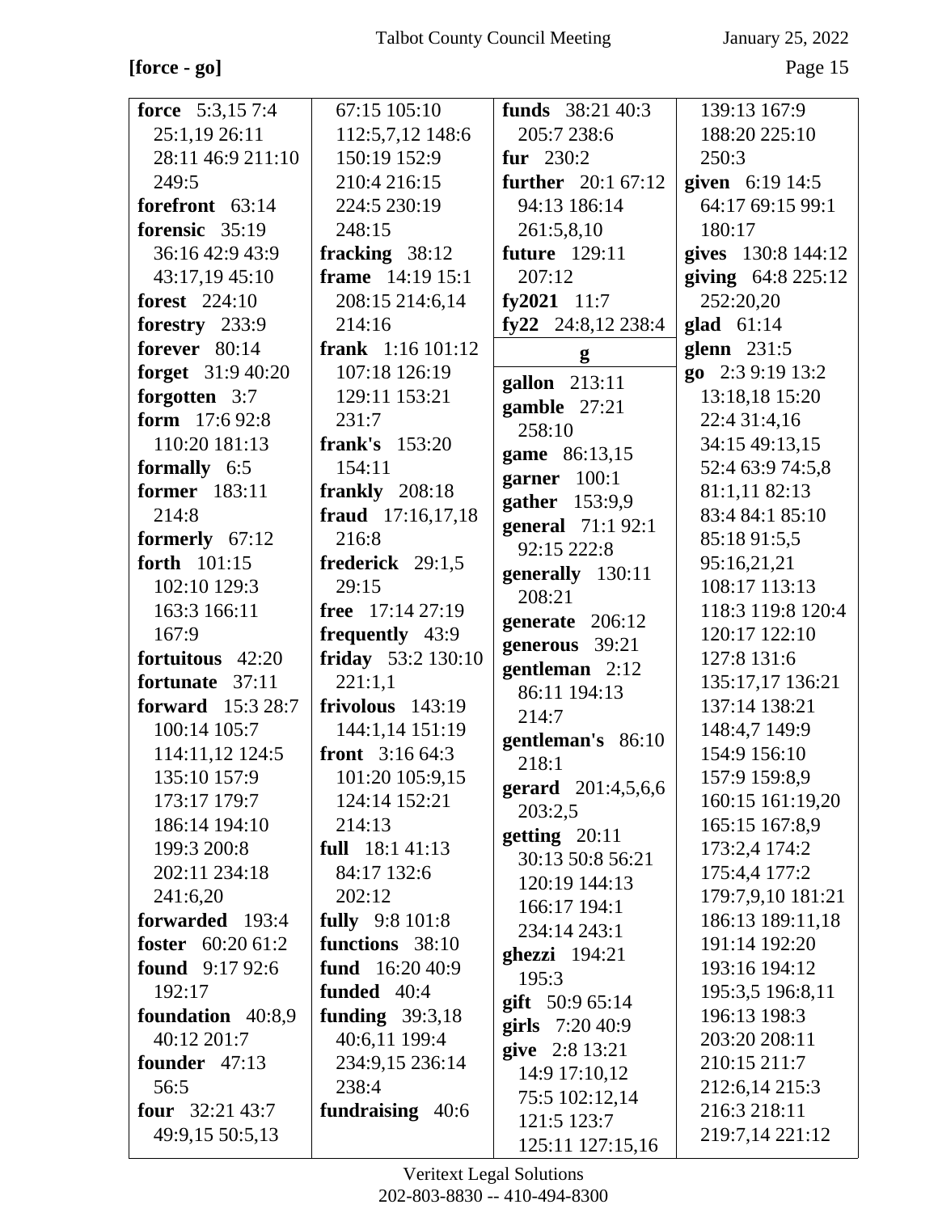**[force - go]**

**force** 5:3,15 7:4 25:1,19 26:11 28:11 46:9 211:10 249:5
**forefront** 63:14
**forensic** 35:19 36:16 42:9 43:9 43:17,19 45:10
**forest** 224:10
**forestry** 233:9
**forever** 80:14
**forget** 31:9 40:20
**forgotten** 3:7
**form** 17:6 92:8 110:20 181:13
**formally** 6:5
**former** 183:11 214:8
**formerly** 67:12
**forth** 101:15 102:10 129:3 163:3 166:11 167:9
**fortuitous** 42:20
**fortunate** 37:11
**forward** 15:3 28:7 100:14 105:7 114:11,12 124:5 135:10 157:9 173:17 179:7 186:14 194:10 199:3 200:8 202:11 234:18 241:6,20
**forwarded** 193:4
**foster** 60:20 61:2
**found** 9:17 92:6 192:17
**foundation** 40:8,9 40:12 201:7
**founder** 47:13 56:5
**four** 32:21 43:7 49:9,15 50:5,13 67:15 105:10 112:5,7,12 148:6 150:19 152:9 210:4 216:15 224:5 230:19 248:15
**fracking** 38:12
**frame** 14:19 15:1 208:15 214:6,14 214:16
**frank** 1:16 101:12 107:18 126:19 129:11 153:21 231:7
**frank's** 153:20 154:11
**frankly** 208:18
**fraud** 17:16,17,18 216:8
**frederick** 29:1,5 29:15
**free** 17:14 27:19
**frequently** 43:9
**friday** 53:2 130:10 221:1,1
**frivolous** 143:19 144:1,14 151:19
**front** 3:16 64:3 101:20 105:9,15 124:14 152:21 214:13
**full** 18:1 41:13 84:17 132:6 202:12
**fully** 9:8 101:8
**functions** 38:10
**fund** 16:20 40:9
**funded** 40:4
**funding** 39:3,18 40:6,11 199:4 234:9,15 236:14 238:4
**fundraising** 40:6
**funds** 38:21 40:3 205:7 238:6
**fur** 230:2
**further** 20:1 67:12 94:13 186:14 261:5,8,10
**future** 129:11 207:12
**fy2021** 11:7
**fy22** 24:8,12 238:4

**g**

**gallon** 213:11
**gamble** 27:21 258:10
**game** 86:13,15
**garner** 100:1
**gather** 153:9,9
**general** 71:1 92:1 92:15 222:8
**generally** 130:11 208:21
**generate** 206:12
**generous** 39:21
**gentleman** 2:12 86:11 194:13 214:7
**gentleman's** 86:10 218:1
**gerard** 201:4,5,6,6 203:2,5
**getting** 20:11 30:13 50:8 56:21 120:19 144:13 166:17 194:1 234:14 243:1
**ghezzi** 194:21 195:3
**gift** 50:9 65:14
**girls** 7:20 40:9
**give** 2:8 13:21 14:9 17:10,12 75:5 102:12,14 121:5 123:7 125:11 127:15,16 139:13 167:9 188:20 225:10 250:3
**given** 6:19 14:5 64:17 69:15 99:1 180:17
**gives** 130:8 144:12
**giving** 64:8 225:12 252:20,20
**glad** 61:14
**glenn** 231:5
**go** 2:3 9:19 13:2 13:18,18 15:20 22:4 31:4,16 34:15 49:13,15 52:4 63:9 74:5,8 81:1,11 82:13 83:4 84:1 85:10 85:18 91:5,5 95:16,21,21 108:17 113:13 118:3 119:8 120:4 120:17 122:10 127:8 131:6 135:17,17 136:21 137:14 138:21 148:4,7 149:9 154:9 156:10 157:9 159:8,9 160:15 161:19,20 165:15 167:8,9 173:2,4 174:2 175:4,4 177:2 179:7,9,10 181:21 186:13 189:11,18 191:14 192:20 193:16 194:12 195:3,5 196:8,11 196:13 198:3 203:20 208:11 210:15 211:7 212:6,14 215:3 216:3 218:11 219:7,14 221:12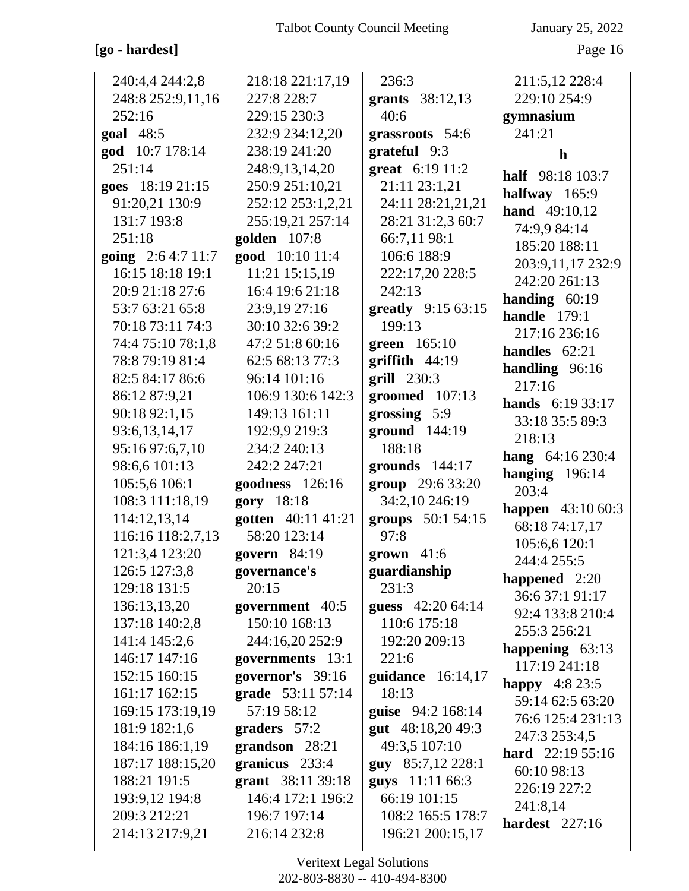**[go - hardest]**

240:4,4 244:2,8 248:8 252:9,11,16 252:16
**goal** 48:5
**god** 10:7 178:14 251:14
**goes** 18:19 21:15 91:20,21 130:9 131:7 193:8 251:18
**going** 2:6 4:7 11:7 16:15 18:18 19:1 20:9 21:18 27:6 53:7 63:21 65:8 70:18 73:11 74:3 74:4 75:10 78:1,8 78:8 79:19 81:4 82:5 84:17 86:6 86:12 87:9,21 90:18 92:1,15 93:6,13,14,17 95:16 97:6,7,10 98:6,6 101:13 105:5,6 106:1 108:3 111:18,19 114:12,13,14 116:16 118:2,7,13 121:3,4 123:20 126:5 127:3,8 129:18 131:5 136:13,13,20 137:18 140:2,8 141:4 145:2,6 146:17 147:16 152:15 160:15 161:17 162:15 169:15 173:19,19 181:9 182:1,6 184:16 186:1,19 187:17 188:15,20 188:21 191:5 193:9,12 194:8 209:3 212:21 214:13 217:9,21 218:18 221:17,19 227:8 228:7 229:15 230:3 232:9 234:12,20 238:19 241:20 248:9,13,14,20 250:9 251:10,21 252:12 253:1,2,21 255:19,21 257:14
**golden** 107:8
**good** 10:10 11:4 11:21 15:15,19 16:4 19:6 21:18 23:9,19 27:16 30:10 32:6 39:2 47:2 51:8 60:16 62:5 68:13 77:3 96:14 101:16 106:9 130:6 142:3 149:13 161:11 192:9,9 219:3 234:2 240:13 242:2 247:21
**goodness** 126:16
**gory** 18:18
**gotten** 40:11 41:21 58:20 123:14
**govern** 84:19
**governance's** 20:15
**government** 40:5 150:10 168:13 244:16,20 252:9
**governments** 13:1
**governor's** 39:16
**grade** 53:11 57:14 57:19 58:12
**graders** 57:2
**grandson** 28:21
**granicus** 233:4
**grant** 38:11 39:18 146:4 172:1 196:2 196:7 197:14 216:14 232:8 236:3
**grants** 38:12,13 40:6
**grassroots** 54:6
**grateful** 9:3
**great** 6:19 11:2 21:11 23:1,21 24:11 28:21,21,21 28:21 31:2,3 60:7 66:7,11 98:1 106:6 188:9 222:17,20 228:5 242:13
**greatly** 9:15 63:15 199:13
**green** 165:10
**griffith** 44:19
**grill** 230:3
**groomed** 107:13
**grossing** 5:9
**ground** 144:19 188:18
**grounds** 144:17
**group** 29:6 33:20 34:2,10 246:19
**groups** 50:1 54:15 97:8
**grown** 41:6
**guardianship** 231:3
**guess** 42:20 64:14 110:6 175:18 192:20 209:13 221:6
**guidance** 16:14,17 18:13
**guise** 94:2 168:14
**gut** 48:18,20 49:3 49:3,5 107:10
**guy** 85:7,12 228:1
**guys** 11:11 66:3 66:19 101:15 108:2 165:5 178:7 196:21 200:15,17 211:5,12 228:4 229:10 254:9
**gymnasium** 241:21

**h**

**half** 98:18 103:7
**halfway** 165:9
**hand** 49:10,12 74:9,9 84:14 185:20 188:11 203:9,11,17 232:9 242:20 261:13
**handing** 60:19
**handle** 179:1 217:16 236:16
**handles** 62:21
**handling** 96:16 217:16
**hands** 6:19 33:17 33:18 35:5 89:3 218:13
**hang** 64:16 230:4
**hanging** 196:14 203:4
**happen** 43:10 60:3 68:18 74:17,17 105:6,6 120:1 244:4 255:5
**happened** 2:20 36:6 37:1 91:17 92:4 133:8 210:4 255:3 256:21
**happening** 63:13 117:19 241:18
**happy** 4:8 23:5 59:14 62:5 63:20 76:6 125:4 231:13 247:3 253:4,5
**hard** 22:19 55:16 60:10 98:13 226:19 227:2 241:8,14
**hardest** 227:16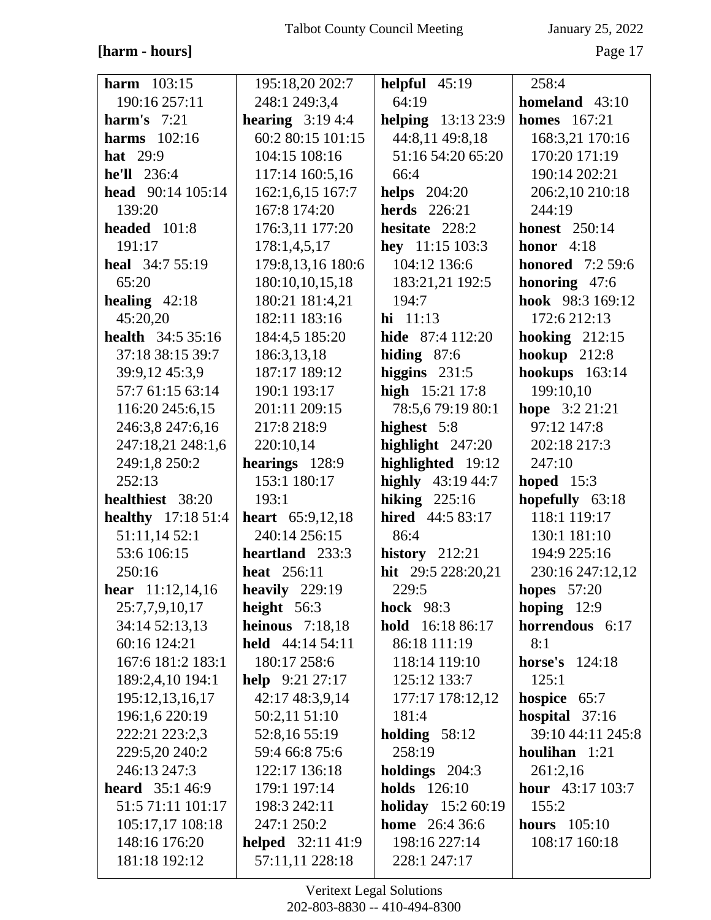**[harm - hours]**

**harm** 103:15 190:16 257:11
**harm's** 7:21
**harms** 102:16
**hat** 29:9
**he'll** 236:4
**head** 90:14 105:14 139:20
**headed** 101:8 191:17
**heal** 34:7 55:19 65:20
**healing** 42:18 45:20,20
**health** 34:5 35:16 37:18 38:15 39:7 39:9,12 45:3,9 57:7 61:15 63:14 116:20 245:6,15 246:3,8 247:6,16 247:18,21 248:1,6 249:1,8 250:2 252:13
**healthiest** 38:20
**healthy** 17:18 51:4 51:11,14 52:1 53:6 106:15 250:16
**hear** 11:12,14,16 25:7,7,9,10,17 34:14 52:13,13 60:16 124:21 167:6 181:2 183:1 189:2,4,10 194:1 195:12,13,16,17 196:1,6 220:19 222:21 223:2,3 229:5,20 240:2 246:13 247:3
**heard** 35:1 46:9 51:5 71:11 101:17 105:17,17 108:18 148:16 176:20 181:18 192:12 195:18,20 202:7 248:1 249:3,4
**hearing** 3:19 4:4 60:2 80:15 101:15 104:15 108:16 117:14 160:5,16 162:1,6,15 167:7 167:8 174:20 176:3,11 177:20 178:1,4,5,17 179:8,13,16 180:6 180:10,10,15,18 180:21 181:4,21 182:11 183:16 184:4,5 185:20 186:3,13,18 187:17 189:12 190:1 193:17 201:11 209:15 217:8 218:9 220:10,14
**hearings** 128:9 153:1 180:17 193:1
**heart** 65:9,12,18 240:14 256:15
**heartland** 233:3
**heat** 256:11
**heavily** 229:19
**height** 56:3
**heinous** 7:18,18
**held** 44:14 54:11 180:17 258:6
**help** 9:21 27:17 42:17 48:3,9,14 50:2,11 51:10 52:8,16 55:19 59:4 66:8 75:6 122:17 136:18 179:1 197:14 198:3 242:11 247:1 250:2
**helped** 32:11 41:9 57:11,11 228:18
**helpful** 45:19 64:19
**helping** 13:13 23:9 44:8,11 49:8,18 51:16 54:20 65:20 66:4
**helps** 204:20
**herds** 226:21
**hesitate** 228:2
**hey** 11:15 103:3 104:12 136:6 183:21,21 192:5 194:7
**hi** 11:13
**hide** 87:4 112:20
**hiding** 87:6
**higgins** 231:5
**high** 15:21 17:8 78:5,6 79:19 80:1
**highest** 5:8
**highlight** 247:20
**highlighted** 19:12
**highly** 43:19 44:7
**hiking** 225:16
**hired** 44:5 83:17 86:4
**history** 212:21
**hit** 29:5 228:20,21 229:5
**hock** 98:3
**hold** 16:18 86:17 86:18 111:19 118:14 119:10 125:12 133:7 177:17 178:12,12 181:4
**holding** 58:12 258:19
**holdings** 204:3
**holds** 126:10
**holiday** 15:2 60:19
**home** 26:4 36:6 198:16 227:14 228:1 247:17
258:4
**homeland** 43:10
**homes** 167:21 168:3,21 170:16 170:20 171:19 190:14 202:21 206:2,10 210:18 244:19
**honest** 250:14
**honor** 4:18
**honored** 7:2 59:6
**honoring** 47:6
**hook** 98:3 169:12 172:6 212:13
**hooking** 212:15
**hookup** 212:8
**hookups** 163:14 199:10,10
**hope** 3:2 21:21 97:12 147:8 202:18 217:3 247:10
**hoped** 15:3
**hopefully** 63:18 118:1 119:17 130:1 181:10 194:9 225:16 230:16 247:12,12
**hopes** 57:20
**hoping** 12:9
**horrendous** 6:17 8:1
**horse's** 124:18 125:1
**hospice** 65:7
**hospital** 37:16 39:10 44:11 245:8
**houlihan** 1:21 261:2,16
**hour** 43:17 103:7 155:2
**hours** 105:10 108:17 160:18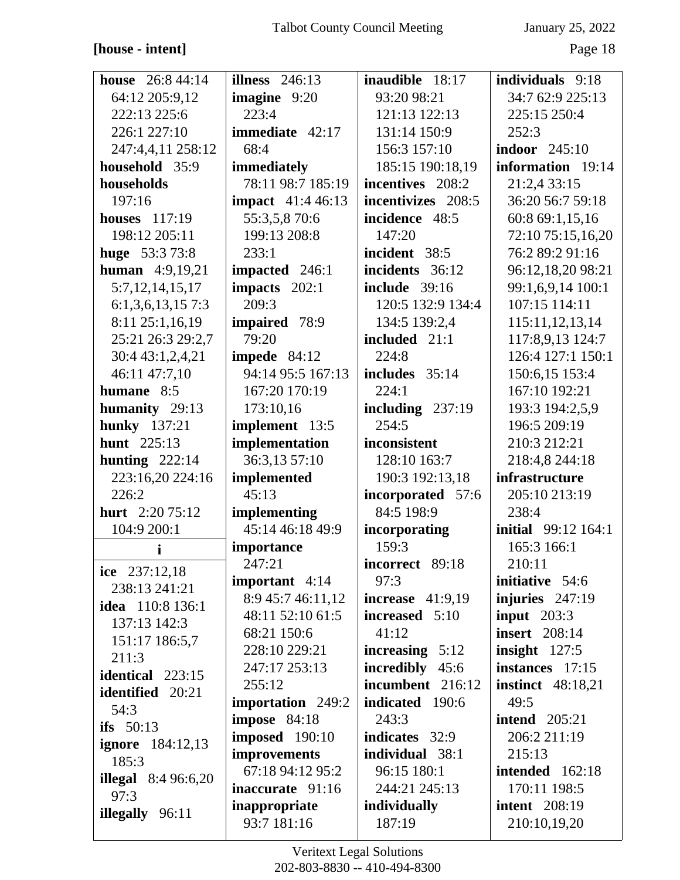**[house - intent]**

**house** 26:8 44:14 64:12 205:9,12 222:13 225:6 226:1 227:10 247:4,4,11 258:12
**household** 35:9
**households** 197:16
**houses** 117:19 198:12 205:11
**huge** 53:3 73:8
**human** 4:9,19,21 5:7,12,14,15,17 6:1,3,6,13,15 7:3 8:11 25:1,16,19 25:21 26:3 29:2,7 30:4 43:1,2,4,21 46:11 47:7,10
**humane** 8:5
**humanity** 29:13
**hunky** 137:21
**hunt** 225:13
**hunting** 222:14 223:16,20 224:16 226:2
**hurt** 2:20 75:12 104:9 200:1

**i**

**ice** 237:12,18 238:13 241:21
**idea** 110:8 136:1 137:13 142:3 151:17 186:5,7 211:3
**identical** 223:15
**identified** 20:21 54:3
**ifs** 50:13
**ignore** 184:12,13 185:3
**illegal** 8:4 96:6,20 97:3
**illegally** 96:11
**illness** 246:13
**imagine** 9:20 223:4
**immediate** 42:17 68:4
**immediately** 78:11 98:7 185:19
**impact** 41:4 46:13 55:3,5,8 70:6 199:13 208:8 233:1
**impacted** 246:1
**impacts** 202:1 209:3
**impaired** 78:9 79:20
**impede** 84:12 94:14 95:5 167:13 167:20 170:19 173:10,16
**implement** 13:5
**implementation** 36:3,13 57:10
**implemented** 45:13
**implementing** 45:14 46:18 49:9
**importance** 247:21
**important** 4:14 8:9 45:7 46:11,12 48:11 52:10 61:5 68:21 150:6 228:10 229:21 247:17 253:13 255:12
**importation** 249:2
**impose** 84:18
**imposed** 190:10
**improvements** 67:18 94:12 95:2
**inaccurate** 91:16
**inappropriate** 93:7 181:16
**inaudible** 18:17 93:20 98:21 121:13 122:13 131:14 150:9 156:3 157:10 185:15 190:18,19
**incentives** 208:2
**incentivizes** 208:5
**incidence** 48:5 147:20
**incident** 38:5
**incidents** 36:12
**include** 39:16 120:5 132:9 134:4 134:5 139:2,4
**included** 21:1 224:8
**includes** 35:14 224:1
**including** 237:19 254:5
**inconsistent** 128:10 163:7 190:3 192:13,18
**incorporated** 57:6 84:5 198:9
**incorporating** 159:3
**incorrect** 89:18 97:3
**increase** 41:9,19
**increased** 5:10 41:12
**increasing** 5:12
**incredibly** 45:6
**incumbent** 216:12
**indicated** 190:6 243:3
**indicates** 32:9
**individual** 38:1 96:15 180:1 244:21 245:13
**individually** 187:19
**individuals** 9:18 34:7 62:9 225:13 225:15 250:4 252:3
**indoor** 245:10
**information** 19:14 21:2,4 33:15 36:20 56:7 59:18 60:8 69:1,15,16 72:10 75:15,16,20 76:2 89:2 91:16 96:12,18,20 98:21 99:1,6,9,14 100:1 107:15 114:11 115:11,12,13,14 117:8,9,13 124:7 126:4 127:1 150:1 150:6,15 153:4 167:10 192:21 193:3 194:2,5,9 196:5 209:19 210:3 212:21 218:4,8 244:18
**infrastructure** 205:10 213:19 238:4
**initial** 99:12 164:1 165:3 166:1 210:11
**initiative** 54:6
**injuries** 247:19
**input** 203:3
**insert** 208:14
**insight** 127:5
**instances** 17:15
**instinct** 48:18,21 49:5
**intend** 205:21 206:2 211:19 215:13
**intended** 162:18 170:11 198:5
**intent** 208:19 210:10,19,20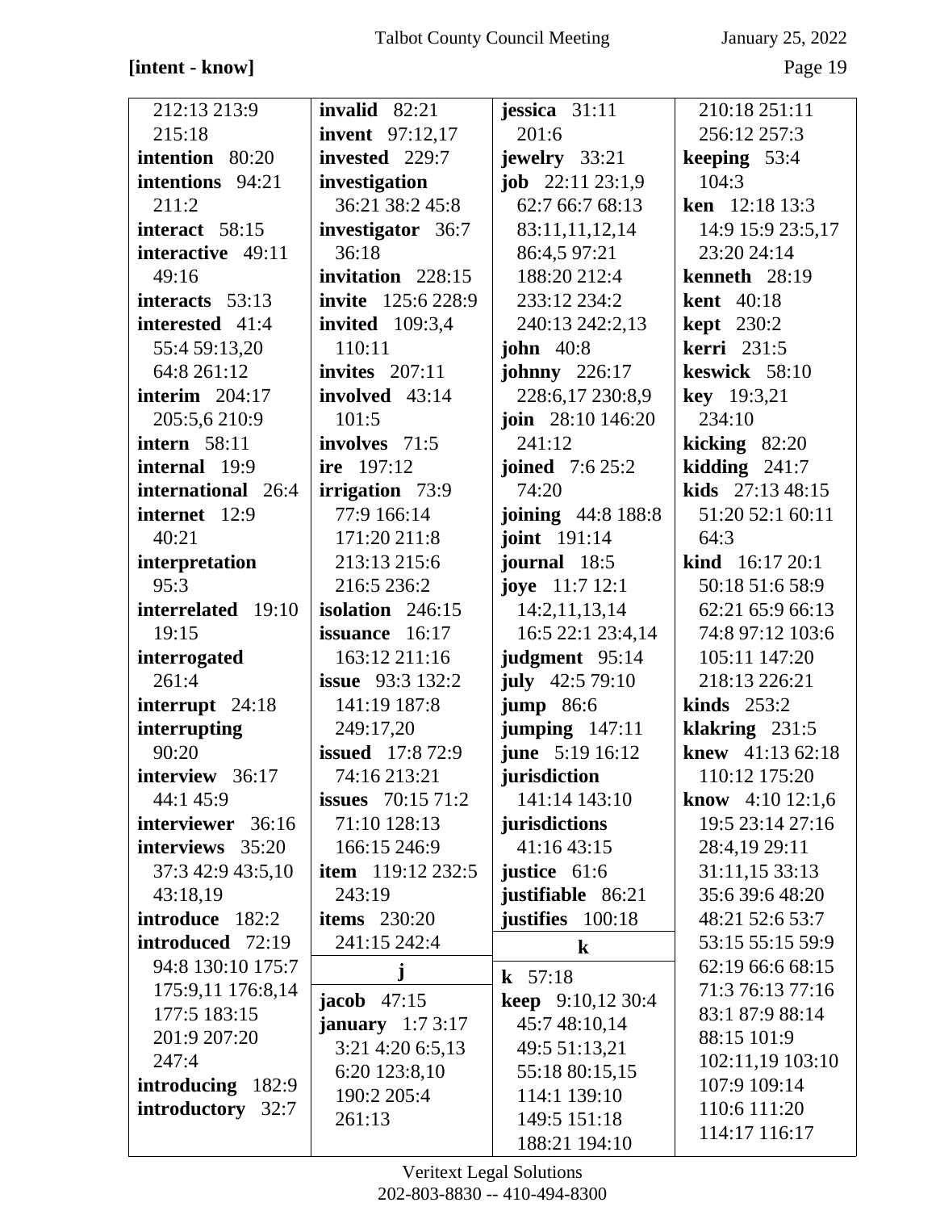**[intent - know]**

212:13 213:9 215:18
**intention** 80:20
**intentions** 94:21 211:2
**interact** 58:15
**interactive** 49:11 49:16
**interacts** 53:13
**interested** 41:4 55:4 59:13,20 64:8 261:12
**interim** 204:17 205:5,6 210:9
**intern** 58:11
**internal** 19:9
**international** 26:4
**internet** 12:9 40:21
**interpretation** 95:3
**interrelated** 19:10 19:15
**interrogated** 261:4
**interrupt** 24:18
**interrupting** 90:20
**interview** 36:17 44:1 45:9
**interviewer** 36:16
**interviews** 35:20 37:3 42:9 43:5,10 43:18,19
**introduce** 182:2
**introduced** 72:19 94:8 130:10 175:7 175:9,11 176:8,14 177:5 183:15 201:9 207:20 247:4
**introducing** 182:9
**introductory** 32:7
**invalid** 82:21
**invent** 97:12,17
**invested** 229:7
**investigation** 36:21 38:2 45:8
**investigator** 36:7 36:18
**invitation** 228:15
**invite** 125:6 228:9
**invited** 109:3,4 110:11
**invites** 207:11
**involved** 43:14 101:5
**involves** 71:5
**ire** 197:12
**irrigation** 73:9 77:9 166:14 171:20 211:8 213:13 215:6 216:5 236:2
**isolation** 246:15
**issuance** 16:17 163:12 211:16
**issue** 93:3 132:2 141:19 187:8 249:17,20
**issued** 17:8 72:9 74:16 213:21
**issues** 70:15 71:2 71:10 128:13 166:15 246:9
**item** 119:12 232:5 243:19
**items** 230:20 241:15 242:4

**j**

**jacob** 47:15
**january** 1:7 3:17 3:21 4:20 6:5,13 6:20 123:8,10 190:2 205:4 261:13
**jessica** 31:11 201:6
**jewelry** 33:21
**job** 22:11 23:1,9 62:7 66:7 68:13 83:11,11,12,14 86:4,5 97:21 188:20 212:4 233:12 234:2 240:13 242:2,13
**john** 40:8
**johnny** 226:17 228:6,17 230:8,9
**join** 28:10 146:20 241:12
**joined** 7:6 25:2 74:20
**joining** 44:8 188:8
**joint** 191:14
**journal** 18:5
**joye** 11:7 12:1 14:2,11,13,14 16:5 22:1 23:4,14
**judgment** 95:14
**july** 42:5 79:10
**jump** 86:6
**jumping** 147:11
**june** 5:19 16:12
**jurisdiction** 141:14 143:10
**jurisdictions** 41:16 43:15
**justice** 61:6
**justifiable** 86:21
**justifies** 100:18

**k**

**k** 57:18
**keep** 9:10,12 30:4 45:7 48:10,14 49:5 51:13,21 55:18 80:15,15 114:1 139:10 149:5 151:18 188:21 194:10 210:18 251:11 256:12 257:3
**keeping** 53:4 104:3
**ken** 12:18 13:3 14:9 15:9 23:5,17 23:20 24:14
**kenneth** 28:19
**kent** 40:18
**kept** 230:2
**kerri** 231:5
**keswick** 58:10
**key** 19:3,21 234:10
**kicking** 82:20
**kidding** 241:7
**kids** 27:13 48:15 51:20 52:1 60:11 64:3
**kind** 16:17 20:1 50:18 51:6 58:9 62:21 65:9 66:13 74:8 97:12 103:6 105:11 147:20 218:13 226:21
**kinds** 253:2
**klakring** 231:5
**knew** 41:13 62:18 110:12 175:20
**know** 4:10 12:1,6 19:5 23:14 27:16 28:4,19 29:11 31:11,15 33:13 35:6 39:6 48:20 48:21 52:6 53:7 53:15 55:15 59:9 62:19 66:6 68:15 71:3 76:13 77:16 83:1 87:9 88:14 88:15 101:9 102:11,19 103:10 107:9 109:14 110:6 111:20 114:17 116:17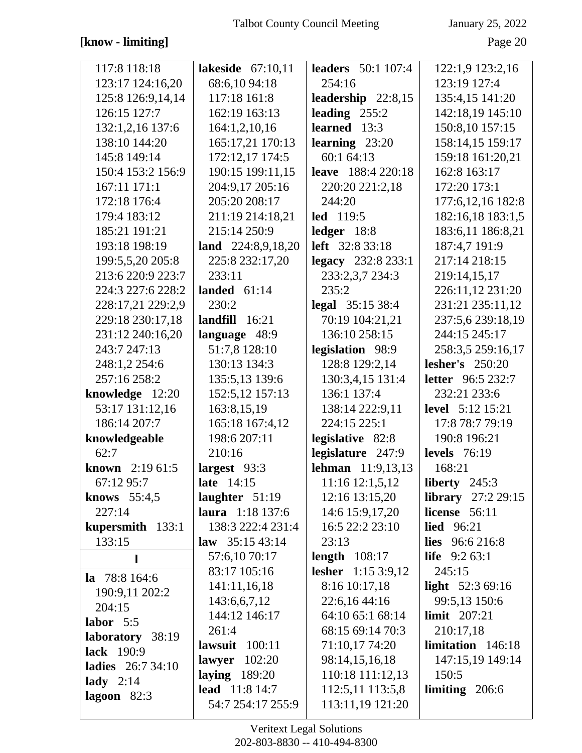**[know - limiting]**

117:8 118:18 123:17 124:16,20 125:8 126:9,14,14 126:15 127:7 132:1,2,16 137:6 138:10 144:20 145:8 149:14 150:4 153:2 156:9 167:11 171:1 172:18 176:4 179:4 183:12 185:21 191:21 193:18 198:19 199:5,5,20 205:8 213:6 220:9 223:7 224:3 227:6 228:2 228:17,21 229:2,9 229:18 230:17,18 231:12 240:16,20 243:7 247:13 248:1,2 254:6 257:16 258:2

**knowledge** 12:20 53:17 131:12,16 186:14 207:7

**knowledgeable** 62:7

**known** 2:19 61:5 67:12 95:7

**knows** 55:4,5 227:14

**kupersmith** 133:1 133:15

**l**

**la** 78:8 164:6 190:9,11 202:2 204:15

**labor** 5:5

**laboratory** 38:19

**lack** 190:9

**ladies** 26:7 34:10

**lady** 2:14

**lagoon** 82:3

**lakeside** 67:10,11 68:6,10 94:18 117:18 161:8 162:19 163:13 164:1,2,10,16 165:17,21 170:13 172:12,17 174:5 190:15 199:11,15 204:9,17 205:16 205:20 208:17 211:19 214:18,21 215:14 250:9

**land** 224:8,9,18,20 225:8 232:17,20 233:11

**landed** 61:14 230:2

**landfill** 16:21

**language** 48:9 51:7,8 128:10 130:13 134:3 135:5,13 139:6 152:5,12 157:13 163:8,15,19 165:18 167:4,12 198:6 207:11 210:16

**largest** 93:3

**late** 14:15

**laughter** 51:19

**laura** 1:18 137:6 138:3 222:4 231:4

**law** 35:15 43:14 57:6,10 70:17 83:17 105:16 141:11,16,18 143:6,6,7,12 144:12 146:17 261:4

**lawsuit** 100:11

**lawyer** 102:20

**laying** 189:20

**lead** 11:8 14:7 54:7 254:17 255:9

**leaders** 50:1 107:4 254:16

**leadership** 22:8,15

**leading** 255:2

**learned** 13:3

**learning** 23:20 60:1 64:13

**leave** 188:4 220:18 220:20 221:2,18 244:20

**led** 119:5

**ledger** 18:8

**left** 32:8 33:18

**legacy** 232:8 233:1 233:2,3,7 234:3 235:2

**legal** 35:15 38:4 70:19 104:21,21 136:10 258:15

**legislation** 98:9 128:8 129:2,14 130:3,4,15 131:4 136:1 137:4 138:14 222:9,11 224:15 225:1

**legislative** 82:8

**legislature** 247:9

**lehman** 11:9,13,13 11:16 12:1,5,12 12:16 13:15,20 14:6 15:9,17,20 16:5 22:2 23:10 23:13

**length** 108:17

**lesher** 1:15 3:9,12 8:16 10:17,18 22:6,16 44:16 64:10 65:1 68:14 68:15 69:14 70:3 71:10,17 74:20 98:14,15,16,18 110:18 111:12,13 112:5,11 113:5,8 113:11,19 121:20 122:1,9 123:2,16 123:19 127:4 135:4,15 141:20 142:18,19 145:10 150:8,10 157:15 158:14,15 159:17 159:18 161:20,21 162:8 163:17 172:20 173:1 177:6,12,16 182:8 182:16,18 183:1,5 183:6,11 186:8,21 187:4,7 191:9 217:14 218:15 219:14,15,17 226:11,12 231:20 231:21 235:11,12 237:5,6 239:18,19 244:15 245:17 258:3,5 259:16,17

**lesher's** 250:20

**letter** 96:5 232:7 232:21 233:6

**level** 5:12 15:21 17:8 78:7 79:19 190:8 196:21

**levels** 76:19 168:21

**liberty** 245:3

**library** 27:2 29:15

**license** 56:11

**lied** 96:21

**lies** 96:6 216:8

**life** 9:2 63:1 245:15

**light** 52:3 69:16 99:5,13 150:6

**limit** 207:21 210:17,18

**limitation** 146:18 147:15,19 149:14 150:5

**limiting** 206:6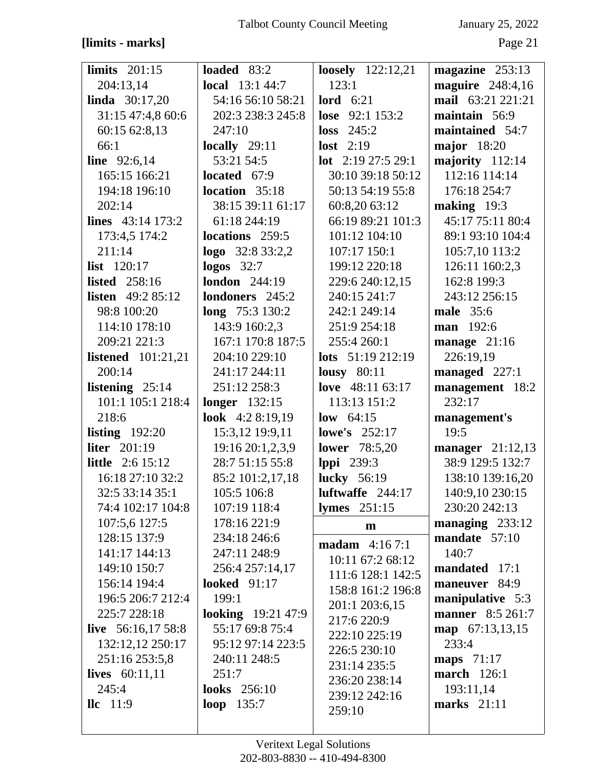**[limits - marks]**

**limits** 201:15 204:13,14
**linda** 30:17,20 31:15 47:4,8 60:6 60:15 62:8,13 66:1
**line** 92:6,14 165:15 166:21 194:18 196:10 202:14
**lines** 43:14 173:2 173:4,5 174:2 211:14
**list** 120:17
**listed** 258:16
**listen** 49:2 85:12 98:8 100:20 114:10 178:10 209:21 221:3
**listened** 101:21,21 200:14
**listening** 25:14 101:1 105:1 218:4 218:6
**listing** 192:20
**liter** 201:19
**little** 2:6 15:12 16:18 27:10 32:2 32:5 33:14 35:1 74:4 102:17 104:8 107:5,6 127:5 128:15 137:9 141:17 144:13 149:10 150:7 156:14 194:4 196:5 206:7 212:4 225:7 228:18
**live** 56:16,17 58:8 132:12,12 250:17 251:16 253:5,8
**lives** 60:11,11 245:4
**llc** 11:9
**loaded** 83:2
**local** 13:1 44:7 54:16 56:10 58:21 202:3 238:3 245:8 247:10
**locally** 29:11 53:21 54:5
**located** 67:9
**location** 35:18 38:15 39:11 61:17 61:18 244:19
**locations** 259:5
**logo** 32:8 33:2,2
**logos** 32:7
**london** 244:19
**londoners** 245:2
**long** 75:3 130:2 143:9 160:2,3 167:1 170:8 187:5 204:10 229:10 241:17 244:11 251:12 258:3
**longer** 132:15
**look** 4:2 8:19,19 15:3,12 19:9,11 19:16 20:1,2,3,9 28:7 51:15 55:8 85:2 101:2,17,18 105:5 106:8 107:19 118:4 178:16 221:9 234:18 246:6 247:11 248:9 256:4 257:14,17
**looked** 91:17 199:1
**looking** 19:21 47:9 55:17 69:8 75:4 95:12 97:14 223:5 240:11 248:5 251:7
**looks** 256:10
**loop** 135:7
**loosely** 122:12,21 123:1
**lord** 6:21
**lose** 92:1 153:2
**loss** 245:2
**lost** 2:19
**lot** 2:19 27:5 29:1 30:10 39:18 50:12 50:13 54:19 55:8 60:8,20 63:12 66:19 89:21 101:3 101:12 104:10 107:17 150:1 199:12 220:18 229:6 240:12,15 240:15 241:7 242:1 249:14 251:9 254:18 255:4 260:1
**lots** 51:19 212:19
**lousy** 80:11
**love** 48:11 63:17 113:13 151:2
**low** 64:15
**lowe's** 252:17
**lower** 78:5,20
**lppi** 239:3
**lucky** 56:19
**luftwaffe** 244:17
**lymes** 251:15

**m**

**madam** 4:16 7:1 10:11 67:2 68:12 111:6 128:1 142:5 158:8 161:2 196:8 201:1 203:6,15 217:6 220:9 222:10 225:19 226:5 230:10 231:14 235:5 236:20 238:14 239:12 242:16 259:10
**magazine** 253:13
**maguire** 248:4,16
**mail** 63:21 221:21
**maintain** 56:9
**maintained** 54:7
**major** 18:20
**majority** 112:14 112:16 114:14 176:18 254:7
**making** 19:3 45:17 75:11 80:4 89:1 93:10 104:4 105:7,10 113:2 126:11 160:2,3 162:8 199:3 243:12 256:15
**male** 35:6
**man** 192:6
**manage** 21:16 226:19,19
**managed** 227:1
**management** 18:2 232:17
**management's** 19:5
**manager** 21:12,13 38:9 129:5 132:7 138:10 139:16,20 140:9,10 230:15 230:20 242:13
**managing** 233:12
**mandate** 57:10 140:7
**mandated** 17:1
**maneuver** 84:9
**manipulative** 5:3
**manner** 8:5 261:7
**map** 67:13,13,15 233:4
**maps** 71:17
**march** 126:1 193:11,14
**marks** 21:11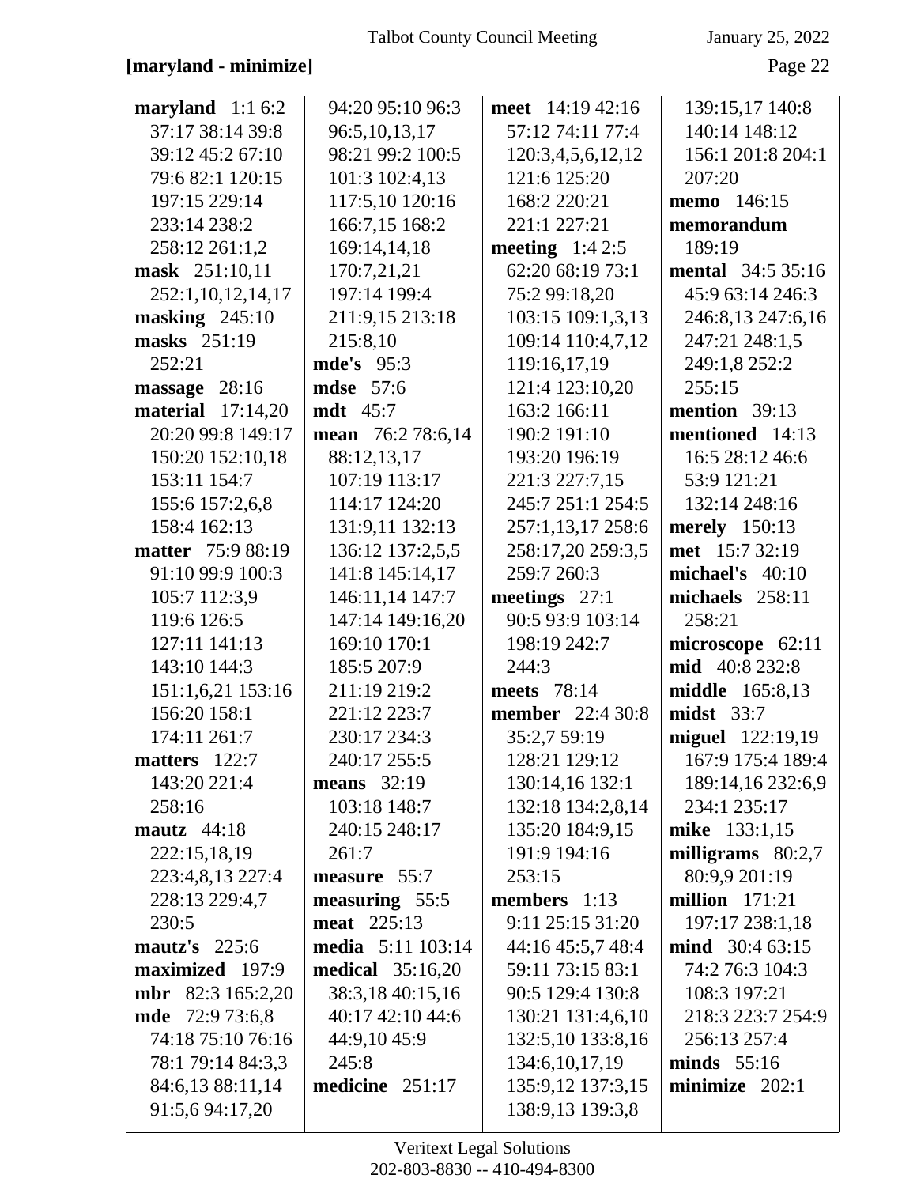**[maryland - minimize]**

**maryland** 1:1 6:2 37:17 38:14 39:8 39:12 45:2 67:10 79:6 82:1 120:15 197:15 229:14 233:14 238:2 258:12 261:1,2
**mask** 251:10,11 252:1,10,12,14,17
**masking** 245:10
**masks** 251:19 252:21
**massage** 28:16
**material** 17:14,20 20:20 99:8 149:17 150:20 152:10,18 153:11 154:7 155:6 157:2,6,8 158:4 162:13
**matter** 75:9 88:19 91:10 99:9 100:3 105:7 112:3,9 119:6 126:5 127:11 141:13 143:10 144:3 151:1,6,21 153:16 156:20 158:1 174:11 261:7
**matters** 122:7 143:20 221:4 258:16
**mautz** 44:18 222:15,18,19 223:4,8,13 227:4 228:13 229:4,7 230:5
**mautz's** 225:6
**maximized** 197:9
**mbr** 82:3 165:2,20
**mde** 72:9 73:6,8 74:18 75:10 76:16 78:1 79:14 84:3,3 84:6,13 88:11,14 91:5,6 94:17,20 94:20 95:10 96:3 96:5,10,13,17 98:21 99:2 100:5 101:3 102:4,13 117:5,10 120:16 166:7,15 168:2 169:14,14,18 170:7,21,21 197:14 199:4 211:9,15 213:18 215:8,10
**mde's** 95:3
**mdse** 57:6
**mdt** 45:7
**mean** 76:2 78:6,14 88:12,13,17 107:19 113:17 114:17 124:20 131:9,11 132:13 136:12 137:2,5,5 141:8 145:14,17 146:11,14 147:7 147:14 149:16,20 169:10 170:1 185:5 207:9 211:19 219:2 221:12 223:7 230:17 234:3 240:17 255:5
**means** 32:19 103:18 148:7 240:15 248:17 261:7
**measure** 55:7
**measuring** 55:5
**meat** 225:13
**media** 5:11 103:14
**medical** 35:16,20 38:3,18 40:15,16 40:17 42:10 44:6 44:9,10 45:9 245:8
**medicine** 251:17
**meet** 14:19 42:16 57:12 74:11 77:4 120:3,4,5,6,12,12 121:6 125:20 168:2 220:21 221:1 227:21
**meeting** 1:4 2:5 62:20 68:19 73:1 75:2 99:18,20 103:15 109:1,3,13 109:14 110:4,7,12 119:16,17,19 121:4 123:10,20 163:2 166:11 190:2 191:10 193:20 196:19 221:3 227:7,15 245:7 251:1 254:5 257:1,13,17 258:6 258:17,20 259:3,5 259:7 260:3
**meetings** 27:1 90:5 93:9 103:14 198:19 242:7 244:3
**meets** 78:14
**member** 22:4 30:8 35:2,7 59:19 128:21 129:12 130:14,16 132:1 132:18 134:2,8,14 135:20 184:9,15 191:9 194:16 253:15
**members** 1:13 9:11 25:15 31:20 44:16 45:5,7 48:4 59:11 73:15 83:1 90:5 129:4 130:8 130:21 131:4,6,10 132:5,10 133:8,16 134:6,10,17,19 135:9,12 137:3,15 138:9,13 139:3,8 139:15,17 140:8 140:14 148:12 156:1 201:8 204:1 207:20
**memo** 146:15
**memorandum** 189:19
**mental** 34:5 35:16 45:9 63:14 246:3 246:8,13 247:6,16 247:21 248:1,5 249:1,8 252:2 255:15
**mention** 39:13
**mentioned** 14:13 16:5 28:12 46:6 53:9 121:21 132:14 248:16
**merely** 150:13
**met** 15:7 32:19
**michael's** 40:10
**michaels** 258:11 258:21
**microscope** 62:11
**mid** 40:8 232:8
**middle** 165:8,13
**midst** 33:7
**miguel** 122:19,19 167:9 175:4 189:4 189:14,16 232:6,9 234:1 235:17
**mike** 133:1,15
**milligrams** 80:2,7 80:9,9 201:19
**million** 171:21 197:17 238:1,18
**mind** 30:4 63:15 74:2 76:3 104:3 108:3 197:21 218:3 223:7 254:9 256:13 257:4
**minds** 55:16
**minimize** 202:1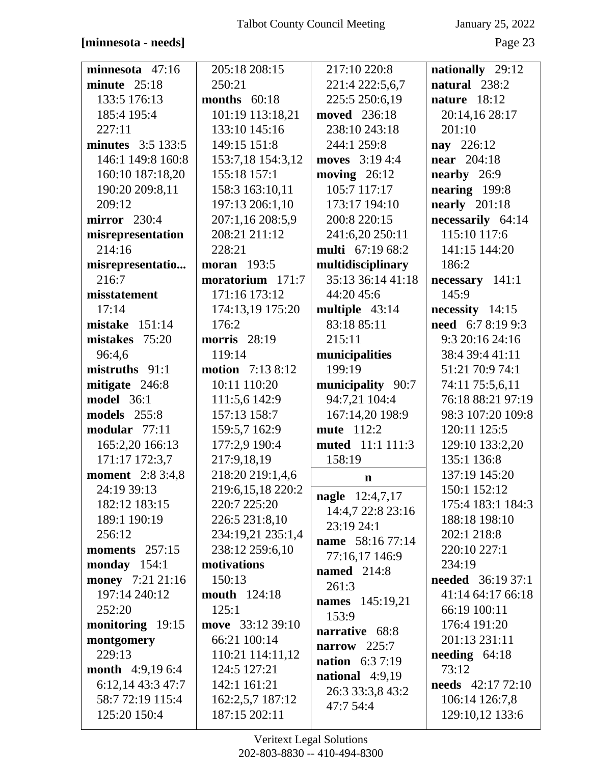**[minnesota - needs]**

**minnesota** 47:16
**minute** 25:18 133:5 176:13 185:4 195:4 227:11
**minutes** 3:5 133:5 146:1 149:8 160:8 160:10 187:18,20 190:20 209:8,11 209:12
**mirror** 230:4
**misrepresentation** 214:16
**misrepresentatio...** 216:7
**misstatement** 17:14
**mistake** 151:14
**mistakes** 75:20 96:4,6
**mistruths** 91:1
**mitigate** 246:8
**model** 36:1
**models** 255:8
**modular** 77:11 165:2,20 166:13 171:17 172:3,7
**moment** 2:8 3:4,8 24:19 39:13 182:12 183:15 189:1 190:19 256:12
**moments** 257:15
**monday** 154:1
**money** 7:21 21:16 197:14 240:12 252:20
**monitoring** 19:15
**montgomery** 229:13
**month** 4:9,19 6:4 6:12,14 43:3 47:7 58:7 72:19 115:4 125:20 150:4 205:18 208:15 250:21
**months** 60:18 101:19 113:18,21 133:10 145:16 149:15 151:8 153:7,18 154:3,12 155:18 157:1 158:3 163:10,11 197:13 206:1,10 207:1,16 208:5,9 208:21 211:12 228:21
**moran** 193:5
**moratorium** 171:7 171:16 173:12 174:13,19 175:20 176:2
**morris** 28:19 119:14
**motion** 7:13 8:12 10:11 110:20 111:5,6 142:9 157:13 158:7 159:5,7 162:9 177:2,9 190:4 217:9,18,19 218:20 219:1,4,6 219:6,15,18 220:2 220:7 225:20 226:5 231:8,10 234:19,21 235:1,4 238:12 259:6,10
**motivations** 150:13
**mouth** 124:18 125:1
**move** 33:12 39:10 66:21 100:14 110:21 114:11,12 124:5 127:21 142:1 161:21 162:2,5,7 187:12 187:15 202:11 217:10 220:8 221:4 222:5,6,7 225:5 250:6,19
**moved** 236:18 238:10 243:18 244:1 259:8
**moves** 3:19 4:4
**moving** 26:12 105:7 117:17 173:17 194:10 200:8 220:15 241:6,20 250:11
**multi** 67:19 68:2
**multidisciplinary** 35:13 36:14 41:18 44:20 45:6
**multiple** 43:14 83:18 85:11 215:11
**municipalities** 199:19
**municipality** 90:7 94:7,21 104:4 167:14,20 198:9
**mute** 112:2
**muted** 11:1 111:3 158:19

**n**

**nagle** 12:4,7,17 14:4,7 22:8 23:16 23:19 24:1
**name** 58:16 77:14 77:16,17 146:9
**named** 214:8 261:3
**names** 145:19,21 153:9
**narrative** 68:8
**narrow** 225:7
**nation** 6:3 7:19
**national** 4:9,19 26:3 33:3,8 43:2 47:7 54:4
**nationally** 29:12
**natural** 238:2
**nature** 18:12 20:14,16 28:17 201:10
**nay** 226:12
**near** 204:18
**nearby** 26:9
**nearing** 199:8
**nearly** 201:18
**necessarily** 64:14 115:10 117:6 141:15 144:20 186:2
**necessary** 141:1 145:9
**necessity** 14:15
**need** 6:7 8:19 9:3 9:3 20:16 24:16 38:4 39:4 41:11 51:21 70:9 74:1 74:11 75:5,6,11 76:18 88:21 97:19 98:3 107:20 109:8 120:11 125:5 129:10 133:2,20 135:1 136:8 137:19 145:20 150:1 152:12 175:4 183:1 184:3 188:18 198:10 202:1 218:8 220:10 227:1 234:19
**needed** 36:19 37:1 41:14 64:17 66:18 66:19 100:11 176:4 191:20 201:13 231:11
**needing** 64:18 73:12
**needs** 42:17 72:10 106:14 126:7,8 129:10,12 133:6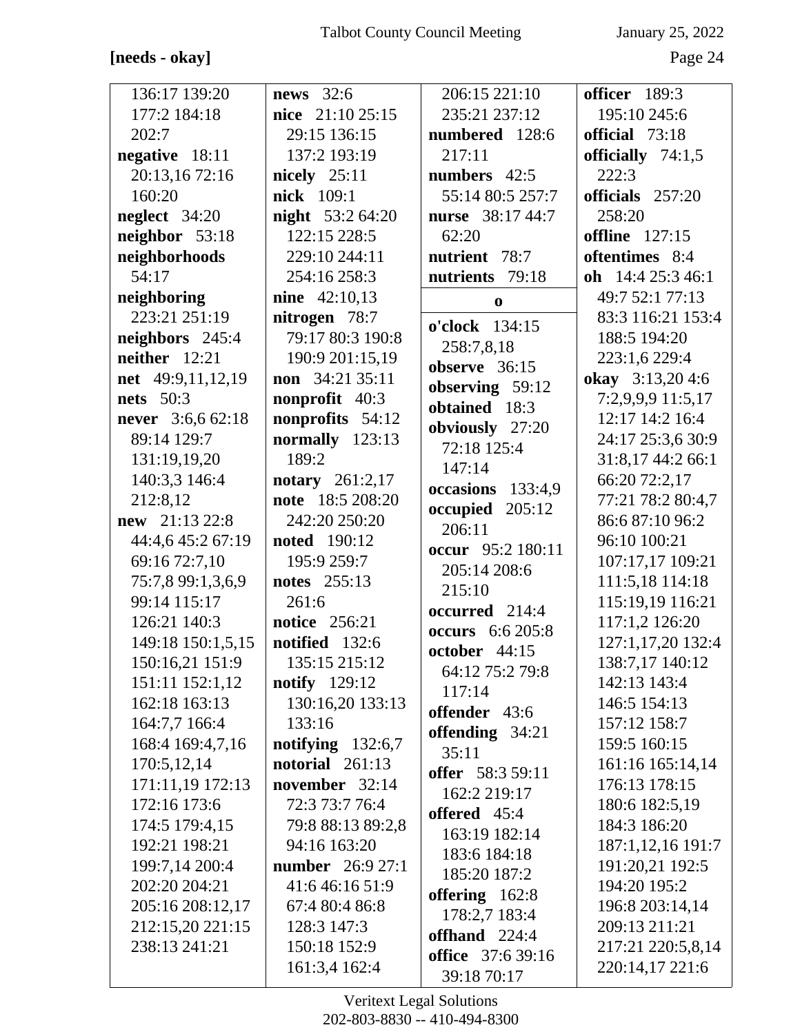**[needs - okay]**

136:17 139:20 177:2 184:18 202:7

**negative** 18:11 20:13,16 72:16 160:20

**neglect** 34:20

**neighbor** 53:18

**neighborhoods** 54:17

**neighboring** 223:21 251:19

**neighbors** 245:4

**neither** 12:21

**net** 49:9,11,12,19

**nets** 50:3

**never** 3:6,6 62:18 89:14 129:7 131:19,19,20 140:3,3 146:4 212:8,12

**new** 21:13 22:8 44:4,6 45:2 67:19 69:16 72:7,10 75:7,8 99:1,3,6,9 99:14 115:17 126:21 140:3 149:18 150:1,5,15 150:16,21 151:9 151:11 152:1,12 162:18 163:13 164:7,7 166:4 168:4 169:4,7,16 170:5,12,14 171:11,19 172:13 172:16 173:6 174:5 179:4,15 192:21 198:21 199:7,14 200:4 202:20 204:21 205:16 208:12,17 212:15,20 221:15 238:13 241:21

**news** 32:6

**nice** 21:10 25:15 29:15 136:15 137:2 193:19

**nicely** 25:11

**nick** 109:1

**night** 53:2 64:20 122:15 228:5 229:10 244:11 254:16 258:3

**nine** 42:10,13

**nitrogen** 78:7 79:17 80:3 190:8 190:9 201:15,19

**non** 34:21 35:11

**nonprofit** 40:3

**nonprofits** 54:12

**normally** 123:13 189:2

**notary** 261:2,17

**note** 18:5 208:20 242:20 250:20

**noted** 190:12 195:9 259:7

**notes** 255:13 261:6

**notice** 256:21

**notified** 132:6 135:15 215:12

**notify** 129:12 130:16,20 133:13 133:16

**notifying** 132:6,7

**notorial** 261:13

**november** 32:14 72:3 73:7 76:4 79:8 88:13 89:2,8 94:16 163:20

**number** 26:9 27:1 41:6 46:16 51:9 67:4 80:4 86:8 128:3 147:3 150:18 152:9 161:3,4 162:4 206:15 221:10 235:21 237:12

**numbered** 128:6 217:11

**numbers** 42:5 55:14 80:5 257:7

**nurse** 38:17 44:7 62:20

**nutrient** 78:7

**nutrients** 79:18

**o**

**o'clock** 134:15 258:7,8,18

**observe** 36:15

**observing** 59:12

**obtained** 18:3

**obviously** 27:20 72:18 125:4 147:14

**occasions** 133:4,9

**occupied** 205:12 206:11

**occur** 95:2 180:11 205:14 208:6 215:10

**occurred** 214:4

**occurs** 6:6 205:8

**october** 44:15 64:12 75:2 79:8 117:14

**offender** 43:6

**offending** 34:21 35:11

**offer** 58:3 59:11 162:2 219:17

**offered** 45:4 163:19 182:14 183:6 184:18 185:20 187:2

**offering** 162:8 178:2,7 183:4

**offhand** 224:4

**office** 37:6 39:16 39:18 70:17

**officer** 189:3 195:10 245:6

**official** 73:18

**officially** 74:1,5 222:3

**officials** 257:20 258:20

**offline** 127:15

**oftentimes** 8:4

**oh** 14:4 25:3 46:1 49:7 52:1 77:13 83:3 116:21 153:4 188:5 194:20 223:1,6 229:4

**okay** 3:13,20 4:6 7:2,9,9,9 11:5,17 12:17 14:2 16:4 24:17 25:3,6 30:9 31:8,17 44:2 66:1 66:20 72:2,17 77:21 78:2 80:4,7 86:6 87:10 96:2 96:10 100:21 107:17,17 109:21 111:5,18 114:18 115:19,19 116:21 117:1,2 126:20 127:1,17,20 132:4 138:7,17 140:12 142:13 143:4 146:5 154:13 157:12 158:7 159:5 160:15 161:16 165:14,14 176:13 178:15 180:6 182:5,19 184:3 186:20 187:1,12,16 191:7 191:20,21 192:5 194:20 195:2 196:8 203:14,14 209:13 211:21 217:21 220:5,8,14 220:14,17 221:6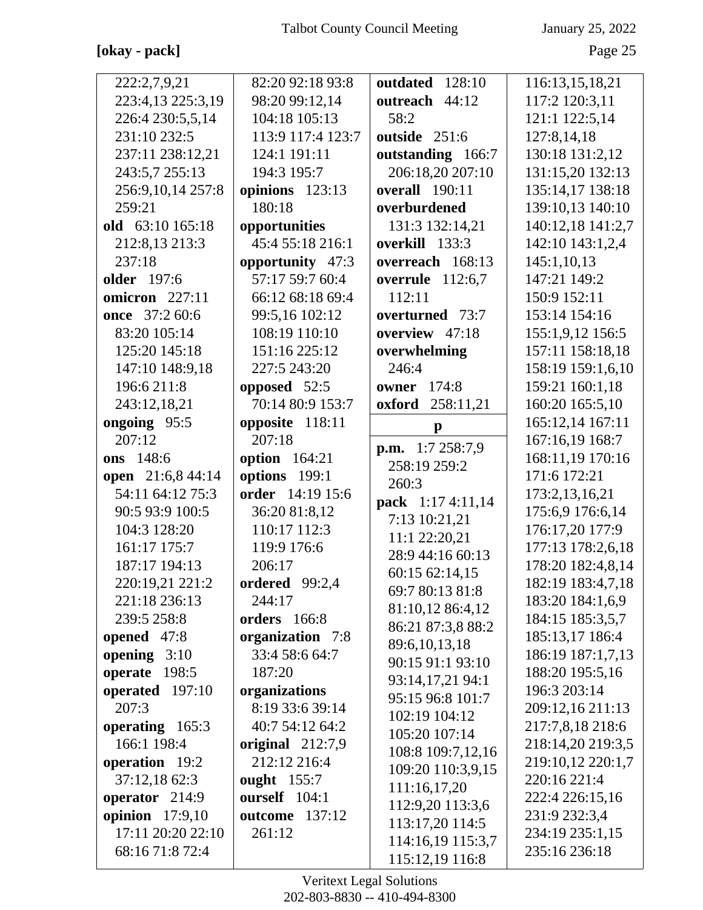**[okay - pack]**

222:2,7,9,21
223:4,13 225:3,19
226:4 230:5,5,14
231:10 232:5
237:11 238:12,21
243:5,7 255:13
256:9,10,14 257:8
259:21

**old** 63:10 165:18
212:8,13 213:3
237:18

**older** 197:6

**omicron** 227:11

**once** 37:2 60:6
83:20 105:14
125:20 145:18
147:10 148:9,18
196:6 211:8
243:12,18,21

**ongoing** 95:5
207:12

**ons** 148:6

**open** 21:6,8 44:14
54:11 64:12 75:3
90:5 93:9 100:5
104:3 128:20
161:17 175:7
187:17 194:13
220:19,21 221:2
221:18 236:13
239:5 258:8

**opened** 47:8

**opening** 3:10

**operate** 198:5

**operated** 197:10
207:3

**operating** 165:3
166:1 198:4

**operation** 19:2
37:12,18 62:3

**operator** 214:9

**opinion** 17:9,10
17:11 20:20 22:10
68:16 71:8 72:4
82:20 92:18 93:8
98:20 99:12,14
104:18 105:13
113:9 117:4 123:7
124:1 191:11
194:3 195:7

**opinions** 123:13
180:18

**opportunities**
45:4 55:18 216:1

**opportunity** 47:3
57:17 59:7 60:4
66:12 68:18 69:4
99:5,16 102:12
108:19 110:10
151:16 225:12
227:5 243:20

**opposed** 52:5
70:14 80:9 153:7

**opposite** 118:11
207:18

**option** 164:21

**options** 199:1

**order** 14:19 15:6
36:20 81:8,12
110:17 112:3
119:9 176:6
206:17

**ordered** 99:2,4
244:17

**orders** 166:8

**organization** 7:8
33:4 58:6 64:7
187:20

**organizations**
8:19 33:6 39:14
40:7 54:12 64:2

**original** 212:7,9
212:12 216:4

**ought** 155:7

**ourself** 104:1

**outcome** 137:12
261:12

**outdated** 128:10

**outreach** 44:12
58:2

**outside** 251:6

**outstanding** 166:7
206:18,20 207:10

**overall** 190:11

**overburdened**
131:3 132:14,21

**overkill** 133:3

**overreach** 168:13

**overrule** 112:6,7
112:11

**overturned** 73:7

**overview** 47:18

**overwhelming**
246:4

**owner** 174:8

**oxford** 258:11,21

**p**

**p.m.** 1:7 258:7,9
258:19 259:2
260:3

**pack** 1:17 4:11,14
7:13 10:21,21
11:1 22:20,21
28:9 44:16 60:13
60:15 62:14,15
69:7 80:13 81:8
81:10,12 86:4,12
86:21 87:3,8 88:2
89:6,10,13,18
90:15 91:1 93:10
93:14,17,21 94:1
95:15 96:8 101:7
102:19 104:12
105:20 107:14
108:8 109:7,12,16
109:20 110:3,9,15
111:16,17,20
112:9,20 113:3,6
113:17,20 114:5
114:16,19 115:3,7
115:12,19 116:8
116:13,15,18,21
117:2 120:3,11
121:1 122:5,14
127:8,14,18
130:18 131:2,12
131:15,20 132:13
135:14,17 138:18
139:10,13 140:10
140:12,18 141:2,7
142:10 143:1,2,4
145:1,10,13
147:21 149:2
150:9 152:11
153:14 154:16
155:1,9,12 156:5
157:11 158:18,18
158:19 159:1,6,10
159:21 160:1,18
160:20 165:5,10
165:12,14 167:11
167:16,19 168:7
168:11,19 170:16
171:6 172:21
173:2,13,16,21
175:6,9 176:6,14
176:17,20 177:9
177:13 178:2,6,18
178:20 182:4,8,14
182:19 183:4,7,18
183:20 184:1,6,9
184:15 185:3,5,7
185:13,17 186:4
186:19 187:1,7,13
188:20 195:5,16
196:3 203:14
209:12,16 211:13
217:7,8,18 218:6
218:14,20 219:3,5
219:10,12 220:1,7
220:16 221:4
222:4 226:15,16
231:9 232:3,4
234:19 235:1,15
235:16 236:18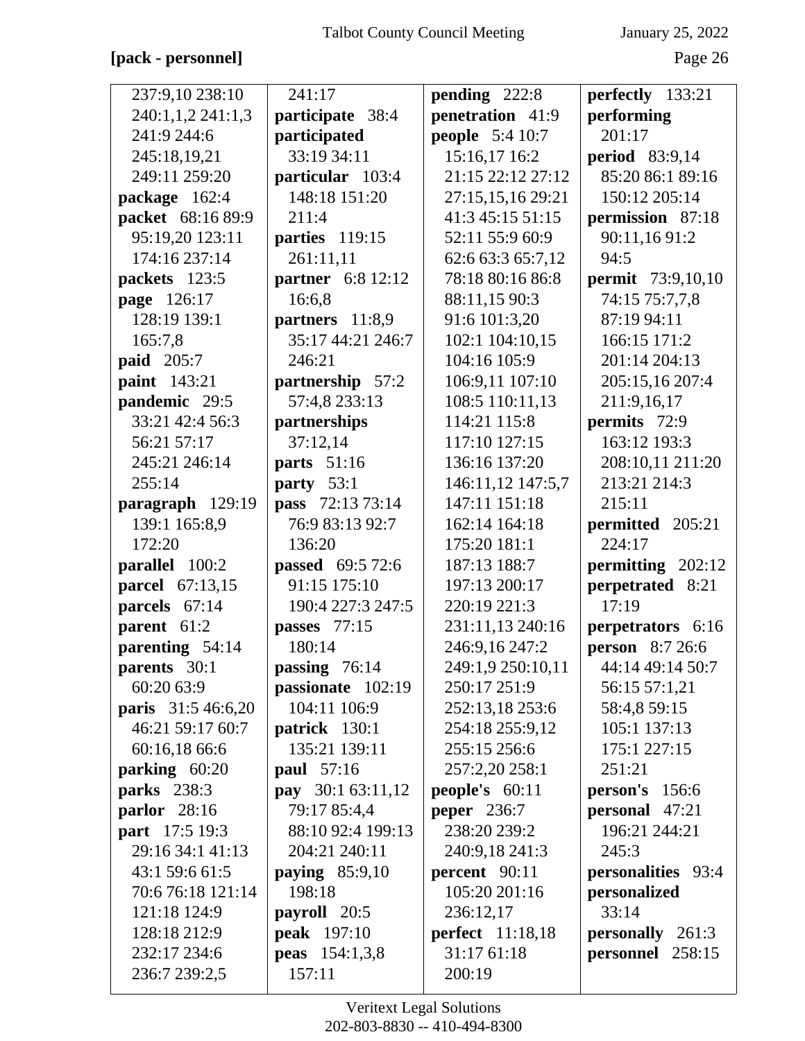**[pack - personnel]**

237:9,10 238:10
240:1,1,2 241:1,3
241:9 244:6
245:18,19,21
249:11 259:20
**package** 162:4
**packet** 68:16 89:9
95:19,20 123:11
174:16 237:14
**packets** 123:5
**page** 126:17
128:19 139:1
165:7,8
**paid** 205:7
**paint** 143:21
**pandemic** 29:5
33:21 42:4 56:3
56:21 57:17
245:21 246:14
255:14
**paragraph** 129:19
139:1 165:8,9
172:20
**parallel** 100:2
**parcel** 67:13,15
**parcels** 67:14
**parent** 61:2
**parenting** 54:14
**parents** 30:1
60:20 63:9
**paris** 31:5 46:6,20
46:21 59:17 60:7
60:16,18 66:6
**parking** 60:20
**parks** 238:3
**parlor** 28:16
**part** 17:5 19:3
29:16 34:1 41:13
43:1 59:6 61:5
70:6 76:18 121:14
121:18 124:9
128:18 212:9
232:17 234:6
236:7 239:2,5
241:17
**participate** 38:4
**participated**
33:19 34:11
**particular** 103:4
148:18 151:20
211:4
**parties** 119:15
261:11,11
**partner** 6:8 12:12
16:6,8
**partners** 11:8,9
35:17 44:21 246:7
246:21
**partnership** 57:2
57:4,8 233:13
**partnerships**
37:12,14
**parts** 51:16
**party** 53:1
**pass** 72:13 73:14
76:9 83:13 92:7
136:20
**passed** 69:5 72:6
91:15 175:10
190:4 227:3 247:5
**passes** 77:15
180:14
**passing** 76:14
**passionate** 102:19
104:11 106:9
**patrick** 130:1
135:21 139:11
**paul** 57:16
**pay** 30:1 63:11,12
79:17 85:4,4
88:10 92:4 199:13
204:21 240:11
**paying** 85:9,10
198:18
**payroll** 20:5
**peak** 197:10
**peas** 154:1,3,8
157:11
**pending** 222:8
**penetration** 41:9
**people** 5:4 10:7
15:16,17 16:2
21:15 22:12 27:12
27:15,15,16 29:21
41:3 45:15 51:15
52:11 55:9 60:9
62:6 63:3 65:7,12
78:18 80:16 86:8
88:11,15 90:3
91:6 101:3,20
102:1 104:10,15
104:16 105:9
106:9,11 107:10
108:5 110:11,13
114:21 115:8
117:10 127:15
136:16 137:20
146:11,12 147:5,7
147:11 151:18
162:14 164:18
175:20 181:1
187:13 188:7
197:13 200:17
220:19 221:3
231:11,13 240:16
246:9,16 247:2
249:1,9 250:10,11
250:17 251:9
252:13,18 253:6
254:18 255:9,12
255:15 256:6
257:2,20 258:1
**people's** 60:11
**peper** 236:7
238:20 239:2
240:9,18 241:3
**percent** 90:11
105:20 201:16
236:12,17
**perfect** 11:18,18
31:17 61:18
200:19
**perfectly** 133:21
**performing**
201:17
**period** 83:9,14
85:20 86:1 89:16
150:12 205:14
**permission** 87:18
90:11,16 91:2
94:5
**permit** 73:9,10,10
74:15 75:7,7,8
87:19 94:11
166:15 171:2
201:14 204:13
205:15,16 207:4
211:9,16,17
**permits** 72:9
163:12 193:3
208:10,11 211:20
213:21 214:3
215:11
**permitted** 205:21
224:17
**permitting** 202:12
**perpetrated** 8:21
17:19
**perpetrators** 6:16
**person** 8:7 26:6
44:14 49:14 50:7
56:15 57:1,21
58:4,8 59:15
105:1 137:13
175:1 227:15
251:21
**person's** 156:6
**personal** 47:21
196:21 244:21
245:3
**personalities** 93:4
**personalized**
33:14
**personally** 261:3
**personnel** 258:15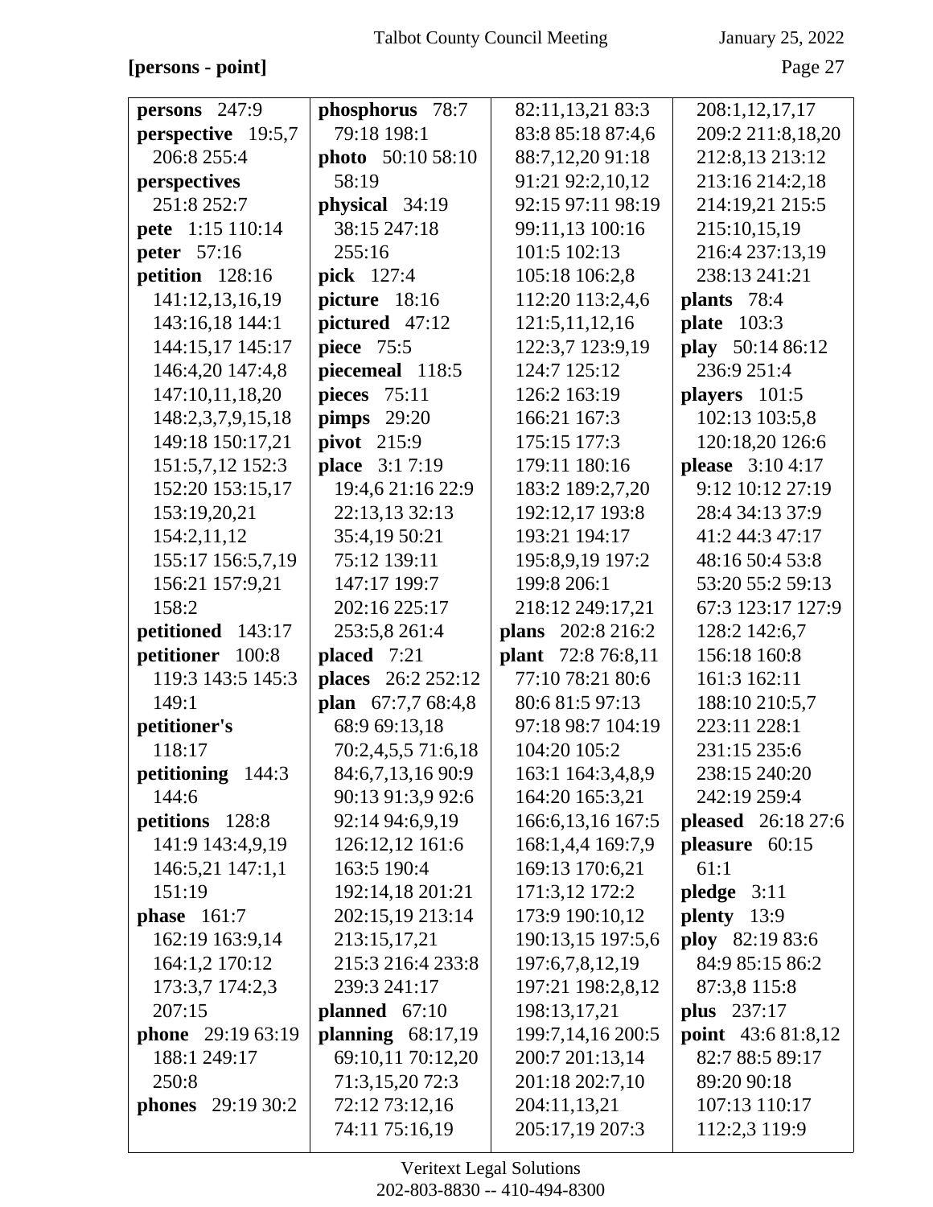**[persons - point]**

**persons** 247:9
**perspective** 19:5,7 206:8 255:4
**perspectives** 251:8 252:7
**pete** 1:15 110:14
**peter** 57:16
**petition** 128:16 141:12,13,16,19 143:16,18 144:1 144:15,17 145:17 146:4,20 147:4,8 147:10,11,18,20 148:2,3,7,9,15,18 149:18 150:17,21 151:5,7,12 152:3 152:20 153:15,17 153:19,20,21 154:2,11,12 155:17 156:5,7,19 156:21 157:9,21 158:2
**petitioned** 143:17
**petitioner** 100:8 119:3 143:5 145:3 149:1
**petitioner's** 118:17
**petitioning** 144:3 144:6
**petitions** 128:8 141:9 143:4,9,19 146:5,21 147:1,1 151:19
**phase** 161:7 162:19 163:9,14 164:1,2 170:12 173:3,7 174:2,3 207:15
**phone** 29:19 63:19 188:1 249:17 250:8
**phones** 29:19 30:2
**phosphorus** 78:7 79:18 198:1
**photo** 50:10 58:10 58:19
**physical** 34:19 38:15 247:18 255:16
**pick** 127:4
**picture** 18:16
**pictured** 47:12
**piece** 75:5
**piecemeal** 118:5
**pieces** 75:11
**pimps** 29:20
**pivot** 215:9
**place** 3:1 7:19 19:4,6 21:16 22:9 22:13,13 32:13 35:4,19 50:21 75:12 139:11 147:17 199:7 202:16 225:17 253:5,8 261:4
**placed** 7:21
**places** 26:2 252:12
**plan** 67:7,7 68:4,8 68:9 69:13,18 70:2,4,5,5 71:6,18 84:6,7,13,16 90:9 90:13 91:3,9 92:6 92:14 94:6,9,19 126:12,12 161:6 163:5 190:4 192:14,18 201:21 202:15,19 213:14 213:15,17,21 215:3 216:4 233:8 239:3 241:17
**planned** 67:10
**planning** 68:17,19 69:10,11 70:12,20 71:3,15,20 72:3 72:12 73:12,16 74:11 75:16,19 82:11,13,21 83:3 83:8 85:18 87:4,6 88:7,12,20 91:18 91:21 92:2,10,12 92:15 97:11 98:19 99:11,13 100:16 101:5 102:13 105:18 106:2,8 112:20 113:2,4,6 121:5,11,12,16 122:3,7 123:9,19 124:7 125:12 126:2 163:19 166:21 167:3 175:15 177:3 179:11 180:16 183:2 189:2,7,20 192:12,17 193:8 193:21 194:17 195:8,9,19 197:2 199:8 206:1 218:12 249:17,21
**plans** 202:8 216:2
**plant** 72:8 76:8,11 77:10 78:21 80:6 80:6 81:5 97:13 97:18 98:7 104:19 104:20 105:2 163:1 164:3,4,8,9 164:20 165:3,21 166:6,13,16 167:5 168:1,4,4 169:7,9 169:13 170:6,21 171:3,12 172:2 173:9 190:10,12 190:13,15 197:5,6 197:6,7,8,12,19 197:21 198:2,8,12 198:13,17,21 199:7,14,16 200:5 200:7 201:13,14 201:18 202:7,10 204:11,13,21 205:17,19 207:3 208:1,12,17,17 209:2 211:8,18,20 212:8,13 213:12 213:16 214:2,18 214:19,21 215:5 215:10,15,19 216:4 237:13,19 238:13 241:21
**plants** 78:4
**plate** 103:3
**play** 50:14 86:12 236:9 251:4
**players** 101:5 102:13 103:5,8 120:18,20 126:6
**please** 3:10 4:17 9:12 10:12 27:19 28:4 34:13 37:9 41:2 44:3 47:17 48:16 50:4 53:8 53:20 55:2 59:13 67:3 123:17 127:9 128:2 142:6,7 156:18 160:8 161:3 162:11 188:10 210:5,7 223:11 228:1 231:15 235:6 238:15 240:20 242:19 259:4
**pleased** 26:18 27:6
**pleasure** 60:15 61:1
**pledge** 3:11
**plenty** 13:9
**ploy** 82:19 83:6 84:9 85:15 86:2 87:3,8 115:8
**plus** 237:17
**point** 43:6 81:8,12 82:7 88:5 89:17 89:20 90:18 107:13 110:17 112:2,3 119:9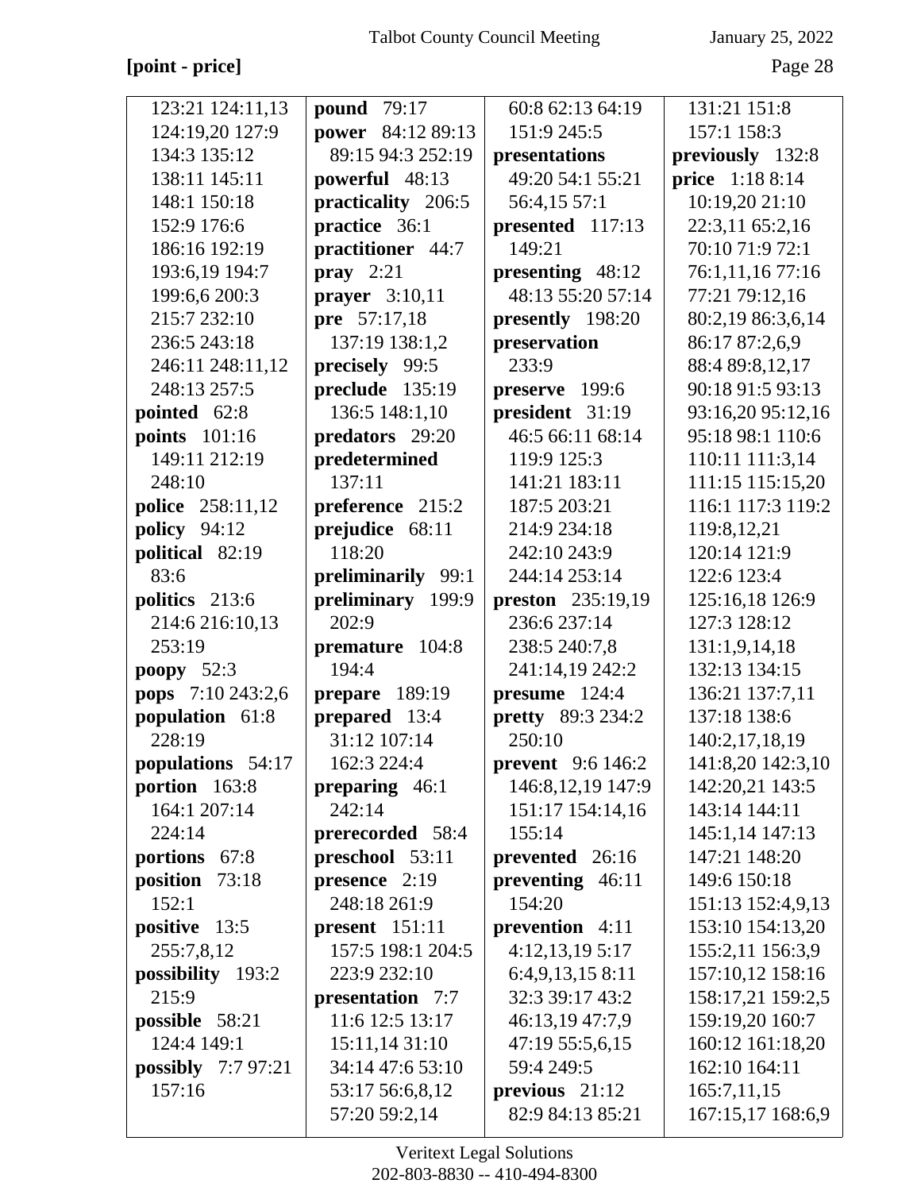**[point - price]**

123:21 124:11,13 124:19,20 127:9 134:3 135:12 138:11 145:11 148:1 150:18 152:9 176:6 186:16 192:19 193:6,19 194:7 199:6,6 200:3 215:7 232:10 236:5 243:18 246:11 248:11,12 248:13 257:5

**pointed** 62:8

**points** 101:16 149:11 212:19 248:10

**police** 258:11,12

**policy** 94:12

**political** 82:19 83:6

**politics** 213:6 214:6 216:10,13 253:19

**poopy** 52:3

**pops** 7:10 243:2,6

**population** 61:8 228:19

**populations** 54:17

**portion** 163:8 164:1 207:14 224:14

**portions** 67:8

**position** 73:18 152:1

**positive** 13:5 255:7,8,12

**possibility** 193:2 215:9

**possible** 58:21 124:4 149:1

**possibly** 7:7 97:21 157:16

**pound** 79:17

**power** 84:12 89:13 89:15 94:3 252:19

**powerful** 48:13

**practicality** 206:5

**practice** 36:1

**practitioner** 44:7

**pray** 2:21

**prayer** 3:10,11

**pre** 57:17,18 137:19 138:1,2

**precisely** 99:5

**preclude** 135:19 136:5 148:1,10

**predators** 29:20

**predetermined** 137:11

**preference** 215:2

**prejudice** 68:11 118:20

**preliminarily** 99:1

**preliminary** 199:9 202:9

**premature** 104:8 194:4

**prepare** 189:19

**prepared** 13:4 31:12 107:14 162:3 224:4

**preparing** 46:1 242:14

**prerecorded** 58:4

**preschool** 53:11

**presence** 2:19 248:18 261:9

**present** 151:11 157:5 198:1 204:5 223:9 232:10

**presentation** 7:7 11:6 12:5 13:17 15:11,14 31:10 34:14 47:6 53:10 53:17 56:6,8,12 57:20 59:2,14 60:8 62:13 64:19 151:9 245:5

**presentations** 49:20 54:1 55:21 56:4,15 57:1

**presented** 117:13 149:21

**presenting** 48:12 48:13 55:20 57:14

**presently** 198:20

**preservation** 233:9

**preserve** 199:6

**president** 31:19 46:5 66:11 68:14 119:9 125:3 141:21 183:11 187:5 203:21 214:9 234:18 242:10 243:9 244:14 253:14

**preston** 235:19,19 236:6 237:14 238:5 240:7,8 241:14,19 242:2

**presume** 124:4

**pretty** 89:3 234:2 250:10

**prevent** 9:6 146:2 146:8,12,19 147:9 151:17 154:14,16 155:14

**prevented** 26:16

**preventing** 46:11 154:20

**prevention** 4:11 4:12,13,19 5:17 6:4,9,13,15 8:11 32:3 39:17 43:2 46:13,19 47:7,9 47:19 55:5,6,15 59:4 249:5

**previous** 21:12 82:9 84:13 85:21 131:21 151:8 157:1 158:3

**previously** 132:8

**price** 1:18 8:14 10:19,20 21:10 22:3,11 65:2,16 70:10 71:9 72:1 76:1,11,16 77:16 77:21 79:12,16 80:2,19 86:3,6,14 86:17 87:2,6,9 88:4 89:8,12,17 90:18 91:5 93:13 93:16,20 95:12,16 95:18 98:1 110:6 110:11 111:3,14 111:15 115:15,20 116:1 117:3 119:2 119:8,12,21 120:14 121:9 122:6 123:4 125:16,18 126:9 127:3 128:12 131:1,9,14,18 132:13 134:15 136:21 137:7,11 137:18 138:6 140:2,17,18,19 141:8,20 142:3,10 142:20,21 143:5 143:14 144:11 145:1,14 147:13 147:21 148:20 149:6 150:18 151:13 152:4,9,13 153:10 154:13,20 155:2,11 156:3,9 157:10,12 158:16 158:17,21 159:2,5 159:19,20 160:7 160:12 161:18,20 162:10 164:11 165:7,11,15 167:15,17 168:6,9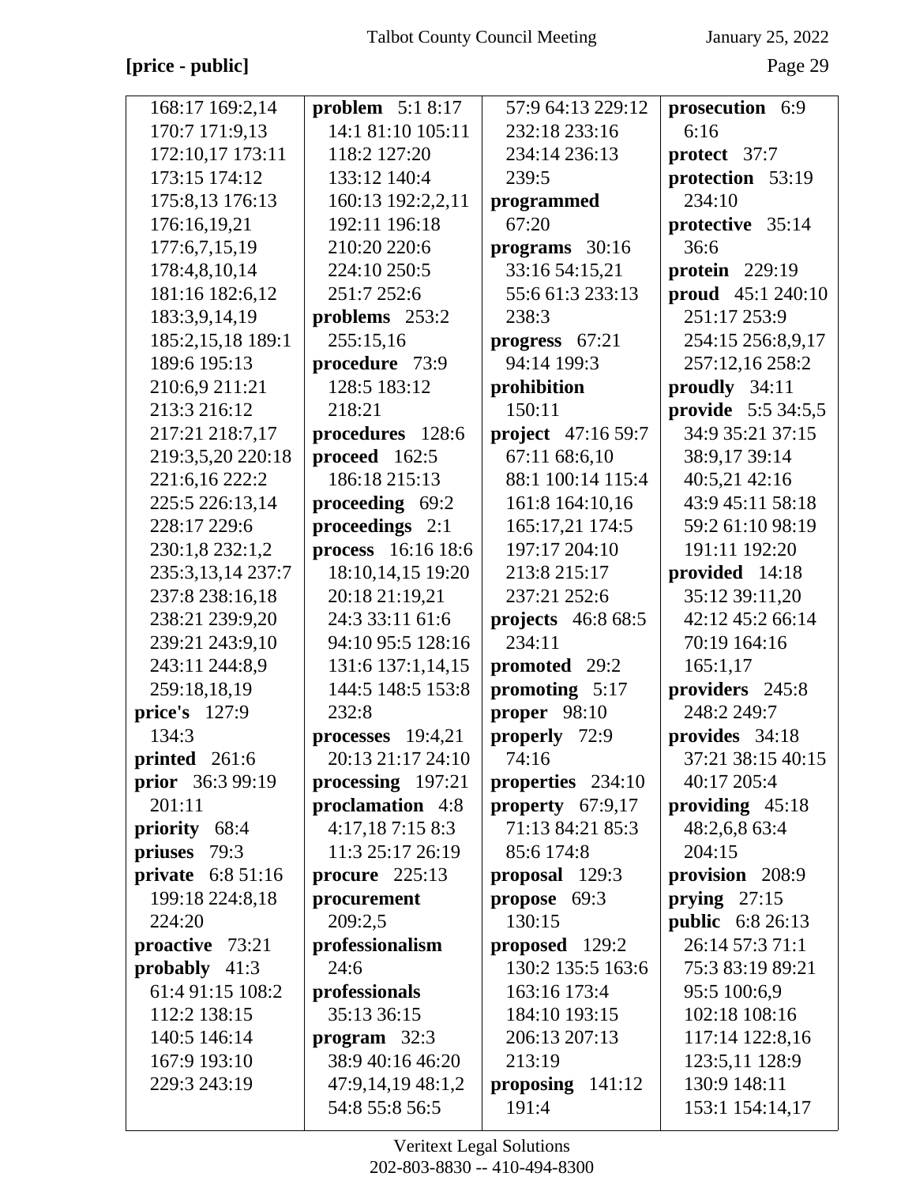**[price - public]**

168:17 169:2,14 170:7 171:9,13 172:10,17 173:11 173:15 174:12 175:8,13 176:13 176:16,19,21 177:6,7,15,19 178:4,8,10,14 181:16 182:6,12 183:3,9,14,19 185:2,15,18 189:1 189:6 195:13 210:6,9 211:21 213:3 216:12 217:21 218:7,17 219:3,5,20 220:18 221:6,16 222:2 225:5 226:13,14 228:17 229:6 230:1,8 232:1,2 235:3,13,14 237:7 237:8 238:16,18 238:21 239:9,20 239:21 243:9,10 243:11 244:8,9 259:18,18,19

**price's** 127:9 134:3

**printed** 261:6

**prior** 36:3 99:19 201:11

**priority** 68:4

**priuses** 79:3

**private** 6:8 51:16 199:18 224:8,18 224:20

**proactive** 73:21

**probably** 41:3 61:4 91:15 108:2 112:2 138:15 140:5 146:14 167:9 193:10 229:3 243:19

**problem** 5:1 8:17 14:1 81:10 105:11 118:2 127:20 133:12 140:4 160:13 192:2,2,11 192:11 196:18 210:20 220:6 224:10 250:5 251:7 252:6

**problems** 253:2 255:15,16

**procedure** 73:9 128:5 183:12 218:21

**procedures** 128:6

**proceed** 162:5 186:18 215:13

**proceeding** 69:2

**proceedings** 2:1

**process** 16:16 18:6 18:10,14,15 19:20 20:18 21:19,21 24:3 33:11 61:6 94:10 95:5 128:16 131:6 137:1,14,15 144:5 148:5 153:8 232:8

**processes** 19:4,21 20:13 21:17 24:10

**processing** 197:21

**proclamation** 4:8 4:17,18 7:15 8:3 11:3 25:17 26:19

**procure** 225:13

**procurement** 209:2,5

**professionalism** 24:6

**professionals** 35:13 36:15

**program** 32:3 38:9 40:16 46:20 47:9,14,19 48:1,2 54:8 55:8 56:5 57:9 64:13 229:12 232:18 233:16 234:14 236:13 239:5

**programmed** 67:20

**programs** 30:16 33:16 54:15,21 55:6 61:3 233:13 238:3

**progress** 67:21 94:14 199:3

**prohibition** 150:11

**project** 47:16 59:7 67:11 68:6,10 88:1 100:14 115:4 161:8 164:10,16 165:17,21 174:5 197:17 204:10 213:8 215:17 237:21 252:6

**projects** 46:8 68:5 234:11

**promoted** 29:2

**promoting** 5:17

**proper** 98:10

**properly** 72:9 74:16

**properties** 234:10

**property** 67:9,17 71:13 84:21 85:3 85:6 174:8

**proposal** 129:3

**propose** 69:3 130:15

**proposed** 129:2 130:2 135:5 163:6 163:16 173:4 184:10 193:15 206:13 207:13 213:19

**proposing** 141:12 191:4

**prosecution** 6:9 6:16

**protect** 37:7

**protection** 53:19 234:10

**protective** 35:14 36:6

**protein** 229:19

**proud** 45:1 240:10 251:17 253:9 254:15 256:8,9,17 257:12,16 258:2

**proudly** 34:11

**provide** 5:5 34:5,5 34:9 35:21 37:15 38:9,17 39:14 40:5,21 42:16 43:9 45:11 58:18 59:2 61:10 98:19 191:11 192:20

**provided** 14:18 35:12 39:11,20 42:12 45:2 66:14 70:19 164:16 165:1,17

**providers** 245:8 248:2 249:7

**provides** 34:18 37:21 38:15 40:15 40:17 205:4

**providing** 45:18 48:2,6,8 63:4 204:15

**provision** 208:9

**prying** 27:15

**public** 6:8 26:13 26:14 57:3 71:1 75:3 83:19 89:21 95:5 100:6,9 102:18 108:16 117:14 122:8,16 123:5,11 128:9 130:9 148:11 153:1 154:14,17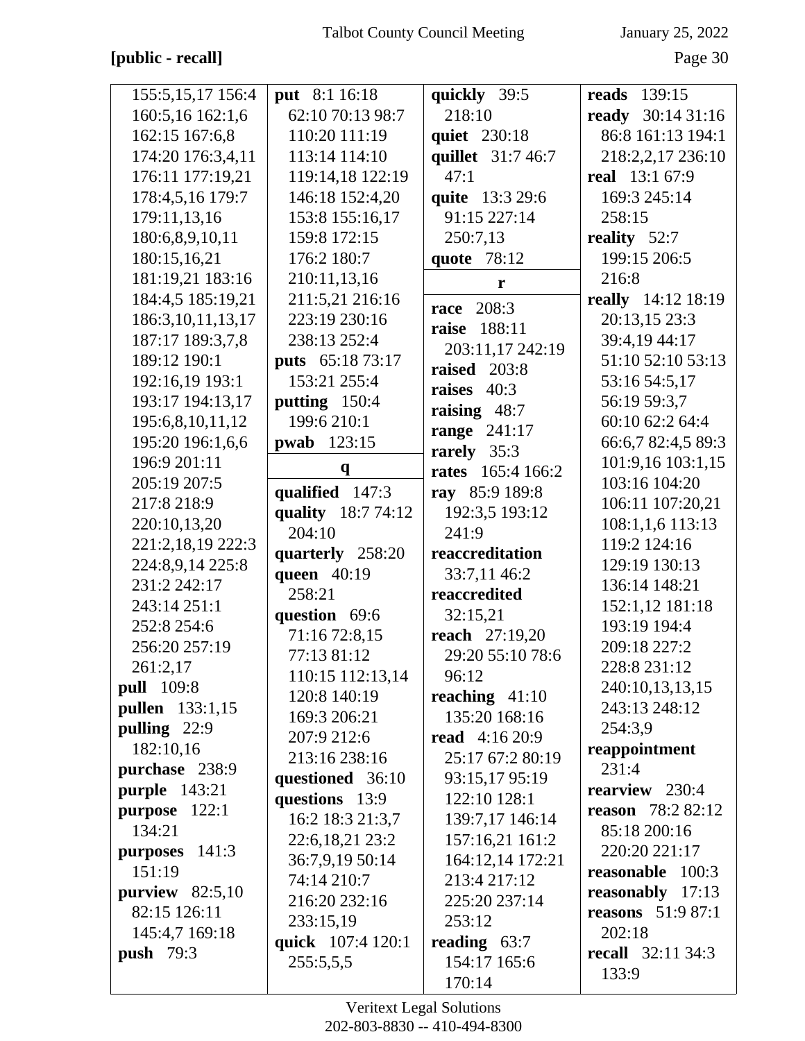[public - recall]

155:5,15,17 156:4 160:5,16 162:1,6 162:15 167:6,8 174:20 176:3,4,11 176:11 177:19,21 178:4,5,16 179:7 179:11,13,16 180:6,8,9,10,11 180:15,16,21 181:19,21 183:16 184:4,5 185:19,21 186:3,10,11,13,17 187:17 189:3,7,8 189:12 190:1 192:16,19 193:1 193:17 194:13,17 195:6,8,10,11,12 195:20 196:1,6,6 196:9 201:11 205:19 207:5 217:8 218:9 220:10,13,20 221:2,18,19 222:3 224:8,9,14 225:8 231:2 242:17 243:14 251:1 252:8 254:6 256:20 257:19 261:2,17

**pull** 109:8

**pullen** 133:1,15

**pulling** 22:9 182:10,16

**purchase** 238:9

**purple** 143:21

**purpose** 122:1 134:21

**purposes** 141:3 151:19

**purview** 82:5,10 82:15 126:11 145:4,7 169:18

**push** 79:3

**put** 8:1 16:18 62:10 70:13 98:7 110:20 111:19 113:14 114:10 119:14,18 122:19 146:18 152:4,20 153:8 155:16,17 159:8 172:15 176:2 180:7 210:11,13,16 211:5,21 216:16 223:19 230:16 238:13 252:4

**puts** 65:18 73:17 153:21 255:4

**putting** 150:4 199:6 210:1

**pwab** 123:15

**q**

**qualified** 147:3

**quality** 18:7 74:12 204:10

**quarterly** 258:20

**queen** 40:19 258:21

**question** 69:6 71:16 72:8,15 77:13 81:12 110:15 112:13,14 120:8 140:19 169:3 206:21 207:9 212:6 213:16 238:16

**questioned** 36:10

**questions** 13:9 16:2 18:3 21:3,7 22:6,18,21 23:2 36:7,9,19 50:14 74:14 210:7 216:20 232:16 233:15,19

**quick** 107:4 120:1 255:5,5,5

**quickly** 39:5 218:10

**quiet** 230:18

**quillet** 31:7 46:7 47:1

**quite** 13:3 29:6 91:15 227:14 250:7,13

**quote** 78:12

**r**

**race** 208:3

**raise** 188:11 203:11,17 242:19

**raised** 203:8

**raises** 40:3

**raising** 48:7

**range** 241:17

**rarely** 35:3

**rates** 165:4 166:2

**ray** 85:9 189:8 192:3,5 193:12 241:9

**reaccreditation** 33:7,11 46:2

**reaccredited** 32:15,21

**reach** 27:19,20 29:20 55:10 78:6 96:12

**reaching** 41:10 135:20 168:16

**read** 4:16 20:9 25:17 67:2 80:19 93:15,17 95:19 122:10 128:1 139:7,17 146:14 157:16,21 161:2 164:12,14 172:21 213:4 217:12 225:20 237:14 253:12

**reading** 63:7 154:17 165:6 170:14

**reads** 139:15

**ready** 30:14 31:16 86:8 161:13 194:1 218:2,2,17 236:10

**real** 13:1 67:9 169:3 245:14 258:15

**reality** 52:7 199:15 206:5 216:8

**really** 14:12 18:19 20:13,15 23:3 39:4,19 44:17 51:10 52:10 53:13 53:16 54:5,17 56:19 59:3,7 60:10 62:2 64:4 66:6,7 82:4,5 89:3 101:9,16 103:1,15 103:16 104:20 106:11 107:20,21 108:1,1,6 113:13 119:2 124:16 129:19 130:13 136:14 148:21 152:1,12 181:18 193:19 194:4 209:18 227:2 228:8 231:12 240:10,13,13,15 243:13 248:12 254:3,9

**reappointment** 231:4

**rearview** 230:4

**reason** 78:2 82:12 85:18 200:16 220:20 221:17

**reasonable** 100:3

**reasonably** 17:13

**reasons** 51:9 87:1 202:18

**recall** 32:11 34:3 133:9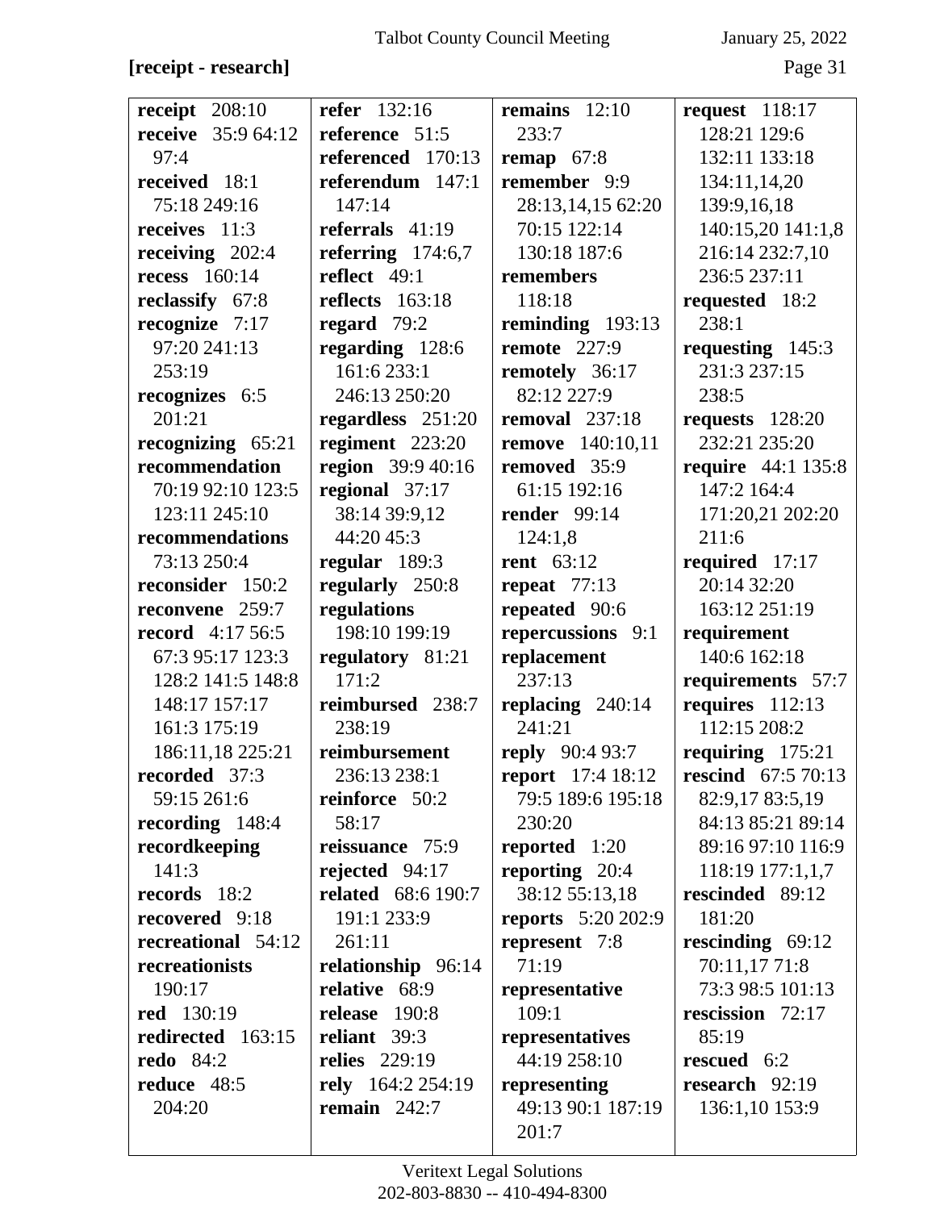**[receipt - research]**

**receipt** 208:10
**receive** 35:9 64:12 97:4
**received** 18:1 75:18 249:16
**receives** 11:3
**receiving** 202:4
**recess** 160:14
**reclassify** 67:8
**recognize** 7:17 97:20 241:13 253:19
**recognizes** 6:5 201:21
**recognizing** 65:21
**recommendation** 70:19 92:10 123:5 123:11 245:10
**recommendations** 73:13 250:4
**reconsider** 150:2
**reconvene** 259:7
**record** 4:17 56:5 67:3 95:17 123:3 128:2 141:5 148:8 148:17 157:17 161:3 175:19 186:11,18 225:21
**recorded** 37:3 59:15 261:6
**recording** 148:4
**recordkeeping** 141:3
**records** 18:2
**recovered** 9:18
**recreational** 54:12
**recreationists** 190:17
**red** 130:19
**redirected** 163:15
**redo** 84:2
**reduce** 48:5 204:20

**refer** 132:16
**reference** 51:5
**referenced** 170:13
**referendum** 147:1 147:14
**referrals** 41:19
**referring** 174:6,7
**reflect** 49:1
**reflects** 163:18
**regard** 79:2
**regarding** 128:6 161:6 233:1 246:13 250:20
**regardless** 251:20
**regiment** 223:20
**region** 39:9 40:16
**regional** 37:17 38:14 39:9,12 44:20 45:3
**regular** 189:3
**regularly** 250:8
**regulations** 198:10 199:19
**regulatory** 81:21 171:2
**reimbursed** 238:7 238:19
**reimbursement** 236:13 238:1
**reinforce** 50:2 58:17
**reissuance** 75:9
**rejected** 94:17
**related** 68:6 190:7 191:1 233:9 261:11
**relationship** 96:14
**relative** 68:9
**release** 190:8
**reliant** 39:3
**relies** 229:19
**rely** 164:2 254:19
**remain** 242:7

**remains** 12:10 233:7
**remap** 67:8
**remember** 9:9 28:13,14,15 62:20 70:15 122:14 130:18 187:6
**remembers** 118:18
**reminding** 193:13
**remote** 227:9
**remotely** 36:17 82:12 227:9
**removal** 237:18
**remove** 140:10,11
**removed** 35:9 61:15 192:16
**render** 99:14 124:1,8
**rent** 63:12
**repeat** 77:13
**repeated** 90:6
**repercussions** 9:1
**replacement** 237:13
**replacing** 240:14 241:21
**reply** 90:4 93:7
**report** 17:4 18:12 79:5 189:6 195:18 230:20
**reported** 1:20
**reporting** 20:4 38:12 55:13,18
**reports** 5:20 202:9
**represent** 7:8 71:19
**representative** 109:1
**representatives** 44:19 258:10
**representing** 49:13 90:1 187:19 201:7

**request** 118:17 128:21 129:6 132:11 133:18 134:11,14,20 139:9,16,18 140:15,20 141:1,8 216:14 232:7,10 236:5 237:11
**requested** 18:2 238:1
**requesting** 145:3 231:3 237:15 238:5
**requests** 128:20 232:21 235:20
**require** 44:1 135:8 147:2 164:4 171:20,21 202:20 211:6
**required** 17:17 20:14 32:20 163:12 251:19
**requirement** 140:6 162:18
**requirements** 57:7
**requires** 112:13 112:15 208:2
**requiring** 175:21
**rescind** 67:5 70:13 82:9,17 83:5,19 84:13 85:21 89:14 89:16 97:10 116:9 118:19 177:1,1,7
**rescinded** 89:12 181:20
**rescinding** 69:12 70:11,17 71:8 73:3 98:5 101:13
**rescission** 72:17 85:19
**rescued** 6:2
**research** 92:19 136:1,10 153:9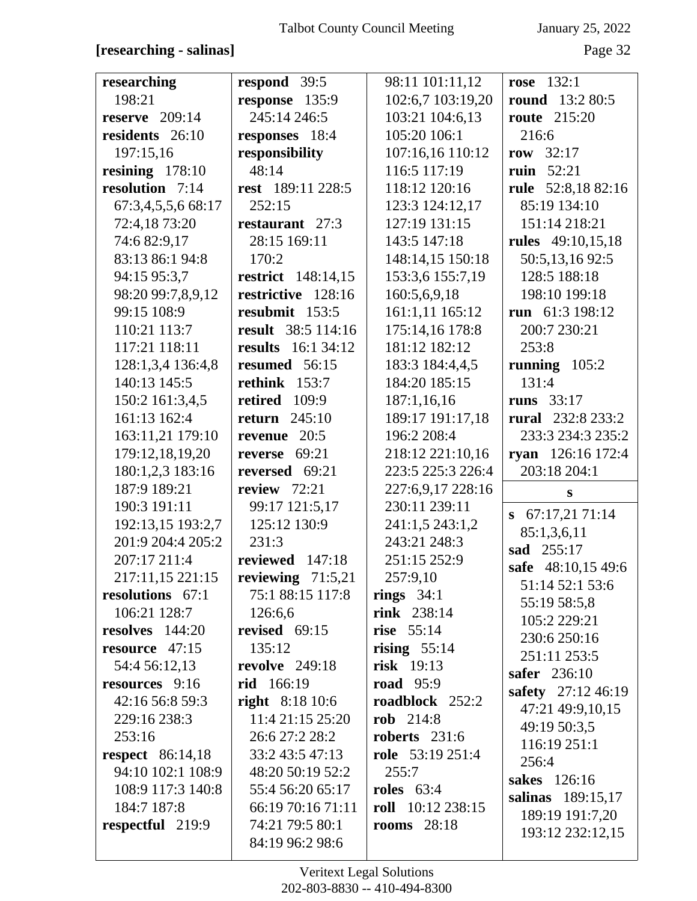**[researching - salinas]**

**researching** 198:21
**reserve** 209:14
**residents** 26:10 197:15,16
**resining** 178:10
**resolution** 7:14 67:3,4,5,5,6 68:17 72:4,18 73:20 74:6 82:9,17 83:13 86:1 94:8 94:15 95:3,7 98:20 99:7,8,9,12 99:15 108:9 110:21 113:7 117:21 118:11 128:1,3,4 136:4,8 140:13 145:5 150:2 161:3,4,5 161:13 162:4 163:11,21 179:10 179:12,18,19,20 180:1,2,3 183:16 187:9 189:21 190:3 191:11 192:13,15 193:2,7 201:9 204:4 205:2 207:17 211:4 217:11,15 221:15
**resolutions** 67:1 106:21 128:7
**resolves** 144:20
**resource** 47:15 54:4 56:12,13
**resources** 9:16 42:16 56:8 59:3 229:16 238:3 253:16
**respect** 86:14,18 94:10 102:1 108:9 108:9 117:3 140:8 184:7 187:8
**respectful** 219:9
**respond** 39:5
**response** 135:9 245:14 246:5
**responses** 18:4
**responsibility** 48:14
**rest** 189:11 228:5 252:15
**restaurant** 27:3 28:15 169:11 170:2
**restrict** 148:14,15
**restrictive** 128:16
**resubmit** 153:5
**result** 38:5 114:16
**results** 16:1 34:12
**resumed** 56:15
**rethink** 153:7
**retired** 109:9
**return** 245:10
**revenue** 20:5
**reverse** 69:21
**reversed** 69:21
**review** 72:21 99:17 121:5,17 125:12 130:9 231:3
**reviewed** 147:18
**reviewing** 71:5,21 75:1 88:15 117:8 126:6,6
**revised** 69:15 135:12
**revolve** 249:18
**rid** 166:19
**right** 8:18 10:6 11:4 21:15 25:20 26:6 27:2 28:2 33:2 43:5 47:13 48:20 50:19 52:2 55:4 56:20 65:17 66:19 70:16 71:11 74:21 79:5 80:1 84:19 96:2 98:6 98:11 101:11,12 102:6,7 103:19,20 103:21 104:6,13 105:20 106:1 107:16,16 110:12 116:5 117:19 118:12 120:16 123:3 124:12,17 127:19 131:15 143:5 147:18 148:14,15 150:18 153:3,6 155:7,19 160:5,6,9,18 161:1,11 165:12 175:14,16 178:8 181:12 182:12 183:3 184:4,4,5 184:20 185:15 187:1,16,16 189:17 191:17,18 196:2 208:4 218:12 221:10,16 223:5 225:3 226:4 227:6,9,17 228:16 230:11 239:11 241:1,5 243:1,2 243:21 248:3 251:15 252:9 257:9,10
**rings** 34:1
**rink** 238:14
**rise** 55:14
**rising** 55:14
**risk** 19:13
**road** 95:9
**roadblock** 252:2
**rob** 214:8
**roberts** 231:6
**role** 53:19 251:4 255:7
**roles** 63:4
**roll** 10:12 238:15
**rooms** 28:18
**rose** 132:1
**round** 13:2 80:5
**route** 215:20 216:6
**row** 32:17
**ruin** 52:21
**rule** 52:8,18 82:16 85:19 134:10 151:14 218:21
**rules** 49:10,15,18 50:5,13,16 92:5 128:5 188:18 198:10 199:18
**run** 61:3 198:12 200:7 230:21 253:8
**running** 105:2 131:4
**runs** 33:17
**rural** 232:8 233:2 233:3 234:3 235:2
**ryan** 126:16 172:4 203:18 204:1

**s**

**s** 67:17,21 71:14 85:1,3,6,11
**sad** 255:17
**safe** 48:10,15 49:6 51:14 52:1 53:6 55:19 58:5,8 105:2 229:21 230:6 250:16 251:11 253:5
**safer** 236:10
**safety** 27:12 46:19 47:21 49:9,10,15 49:19 50:3,5 116:19 251:1 256:4
**sakes** 126:16
**salinas** 189:15,17 189:19 191:7,20 193:12 232:12,15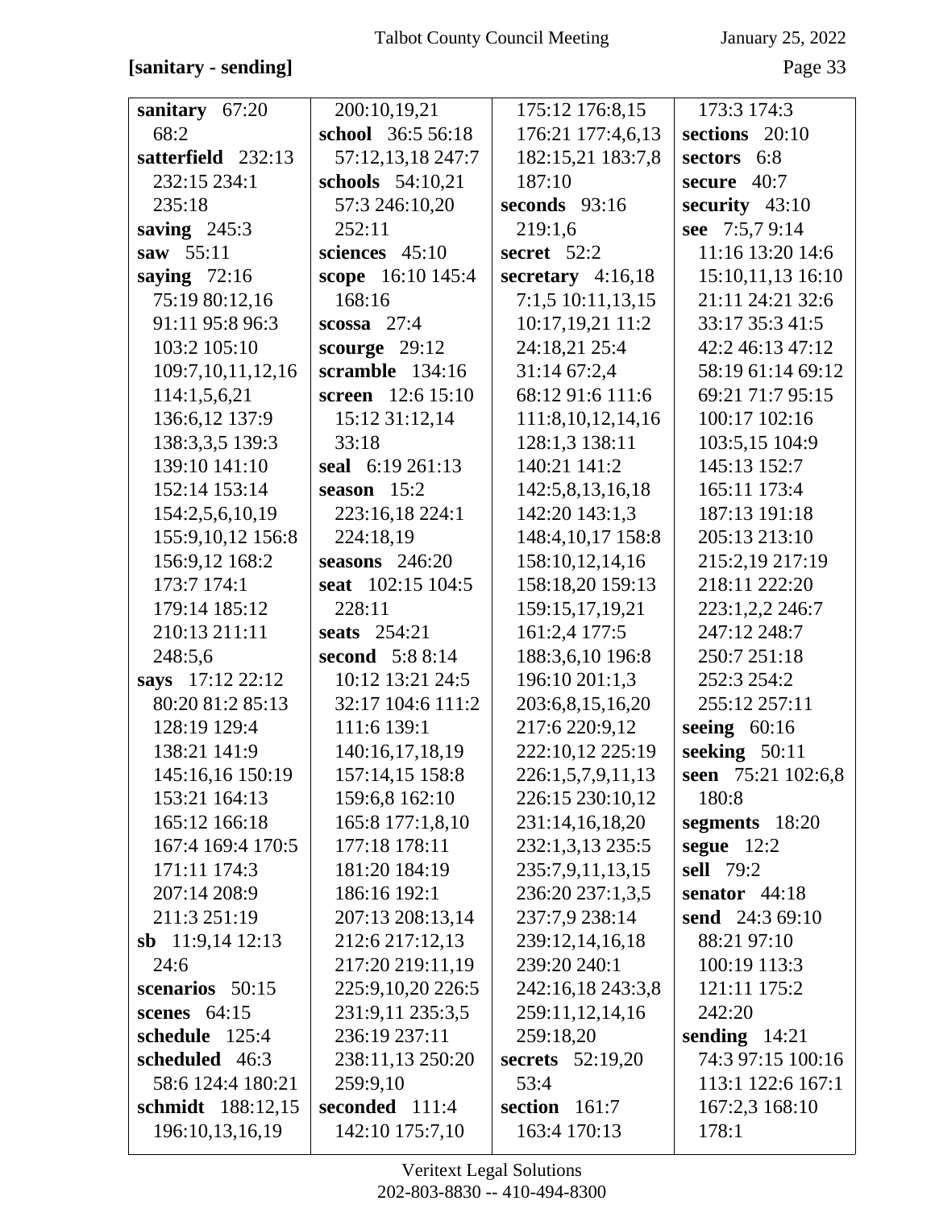**[sanitary - sending]**

**sanitary** 67:20 68:2
**satterfield** 232:13 232:15 234:1 235:18
**saving** 245:3
**saw** 55:11
**saying** 72:16 75:19 80:12,16 91:11 95:8 96:3 103:2 105:10 109:7,10,11,12,16 114:1,5,6,21 136:6,12 137:9 138:3,3,5 139:3 139:10 141:10 152:14 153:14 154:2,5,6,10,19 155:9,10,12 156:8 156:9,12 168:2 173:7 174:1 179:14 185:12 210:13 211:11 248:5,6
**says** 17:12 22:12 80:20 81:2 85:13 128:19 129:4 138:21 141:9 145:16,16 150:19 153:21 164:13 165:12 166:18 167:4 169:4 170:5 171:11 174:3 207:14 208:9 211:3 251:19
**sb** 11:9,14 12:13 24:6
**scenarios** 50:15
**scenes** 64:15
**schedule** 125:4
**scheduled** 46:3 58:6 124:4 180:21
**schmidt** 188:12,15 196:10,13,16,19 200:10,19,21
**school** 36:5 56:18 57:12,13,18 247:7
**schools** 54:10,21 57:3 246:10,20 252:11
**sciences** 45:10
**scope** 16:10 145:4 168:16
**scossa** 27:4
**scourge** 29:12
**scramble** 134:16
**screen** 12:6 15:10 15:12 31:12,14 33:18
**seal** 6:19 261:13
**season** 15:2 223:16,18 224:1 224:18,19
**seasons** 246:20
**seat** 102:15 104:5 228:11
**seats** 254:21
**second** 5:8 8:14 10:12 13:21 24:5 32:17 104:6 111:2 111:6 139:1 140:16,17,18,19 157:14,15 158:8 159:6,8 162:10 165:8 177:1,8,10 177:18 178:11 181:20 184:19 186:16 192:1 207:13 208:13,14 212:6 217:12,13 217:20 219:11,19 225:9,10,20 226:5 231:9,11 235:3,5 236:19 237:11 238:11,13 250:20 259:9,10
**seconded** 111:4 142:10 175:7,10 175:12 176:8,15 176:21 177:4,6,13 182:15,21 183:7,8 187:10
**seconds** 93:16 219:1,6
**secret** 52:2
**secretary** 4:16,18 7:1,5 10:11,13,15 10:17,19,21 11:2 24:18,21 25:4 31:14 67:2,4 68:12 91:6 111:6 111:8,10,12,14,16 128:1,3 138:11 140:21 141:2 142:5,8,13,16,18 142:20 143:1,3 148:4,10,17 158:8 158:10,12,14,16 158:18,20 159:13 159:15,17,19,21 161:2,4 177:5 188:3,6,10 196:8 196:10 201:1,3 203:6,8,15,16,20 217:6 220:9,12 222:10,12 225:19 226:1,5,7,9,11,13 226:15 230:10,12 231:14,16,18,20 232:1,3,13 235:5 235:7,9,11,13,15 236:20 237:1,3,5 237:7,9 238:14 239:12,14,16,18 239:20 240:1 242:16,18 243:3,8 259:11,12,14,16 259:18,20
**secrets** 52:19,20 53:4
**section** 161:7 163:4 170:13 173:3 174:3
**sections** 20:10
**sectors** 6:8
**secure** 40:7
**security** 43:10
**see** 7:5,7 9:14 11:16 13:20 14:6 15:10,11,13 16:10 21:11 24:21 32:6 33:17 35:3 41:5 42:2 46:13 47:12 58:19 61:14 69:12 69:21 71:7 95:15 100:17 102:16 103:5,15 104:9 145:13 152:7 165:11 173:4 187:13 191:18 205:13 213:10 215:2,19 217:19 218:11 222:20 223:1,2,2 246:7 247:12 248:7 250:7 251:18 252:3 254:2 255:12 257:11
**seeing** 60:16
**seeking** 50:11
**seen** 75:21 102:6,8 180:8
**segments** 18:20
**segue** 12:2
**sell** 79:2
**senator** 44:18
**send** 24:3 69:10 88:21 97:10 100:19 113:3 121:11 175:2 242:20
**sending** 14:21 74:3 97:15 100:16 113:1 122:6 167:1 167:2,3 168:10 178:1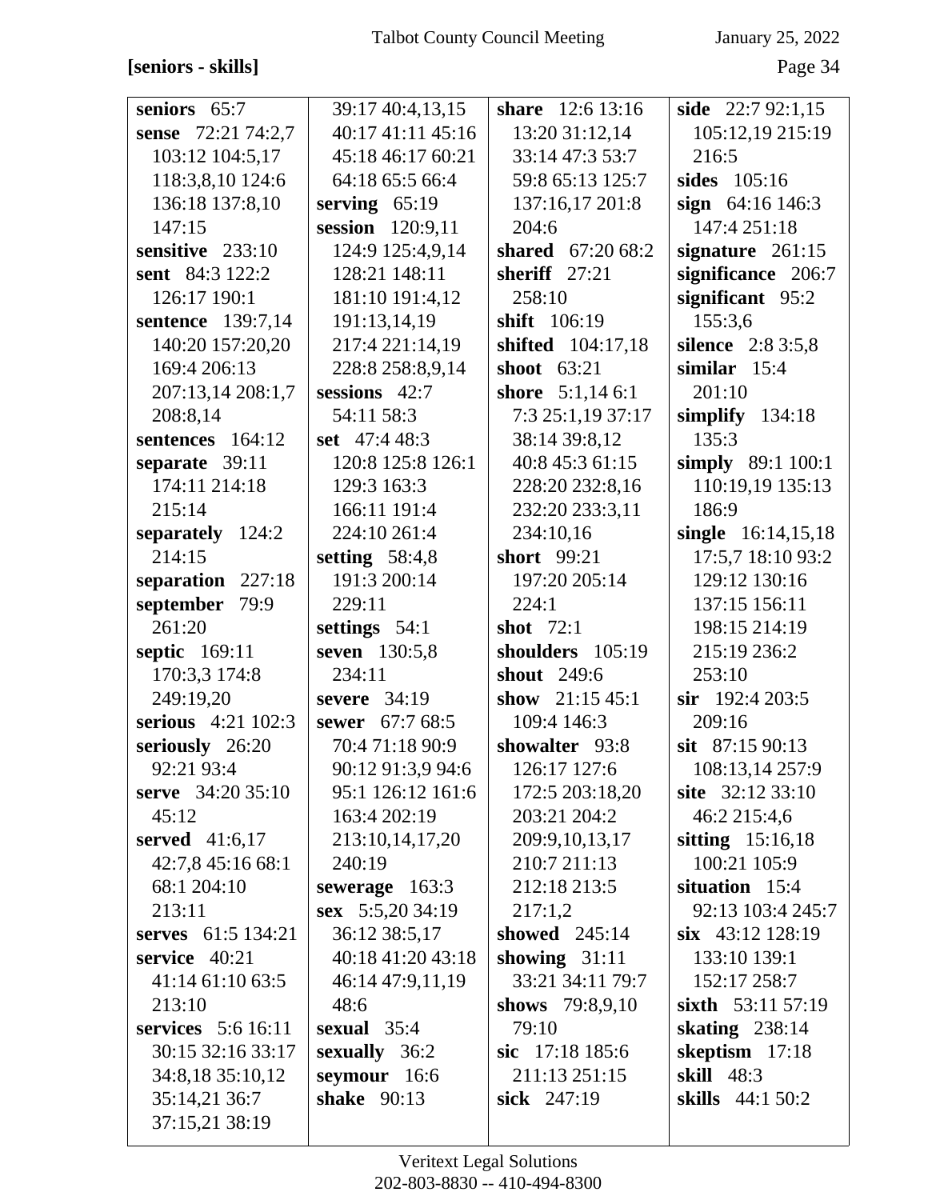**[seniors - skills]**

**seniors** 65:7
**sense** 72:21 74:2,7 103:12 104:5,17 118:3,8,10 124:6 136:18 137:8,10 147:15
**sensitive** 233:10
**sent** 84:3 122:2 126:17 190:1
**sentence** 139:7,14 140:20 157:20,20 169:4 206:13 207:13,14 208:1,7 208:8,14
**sentences** 164:12
**separate** 39:11 174:11 214:18 215:14
**separately** 124:2 214:15
**separation** 227:18
**september** 79:9 261:20
**septic** 169:11 170:3,3 174:8 249:19,20
**serious** 4:21 102:3
**seriously** 26:20 92:21 93:4
**serve** 34:20 35:10 45:12
**served** 41:6,17 42:7,8 45:16 68:1 68:1 204:10 213:11
**serves** 61:5 134:21
**service** 40:21 41:14 61:10 63:5 213:10
**services** 5:6 16:11 30:15 32:16 33:17 34:8,18 35:10,12 35:14,21 36:7 37:15,21 38:19 39:17 40:4,13,15 40:17 41:11 45:16 45:18 46:17 60:21 64:18 65:5 66:4
**serving** 65:19
**session** 120:9,11 124:9 125:4,9,14 128:21 148:11 181:10 191:4,12 191:13,14,19 217:4 221:14,19 228:8 258:8,9,14
**sessions** 42:7 54:11 58:3
**set** 47:4 48:3 120:8 125:8 126:1 129:3 163:3 166:11 191:4 224:10 261:4
**setting** 58:4,8 191:3 200:14 229:11
**settings** 54:1
**seven** 130:5,8 234:11
**severe** 34:19
**sewer** 67:7 68:5 70:4 71:18 90:9 90:12 91:3,9 94:6 95:1 126:12 161:6 163:4 202:19 213:10,14,17,20 240:19
**sewerage** 163:3
**sex** 5:5,20 34:19 36:12 38:5,17 40:18 41:20 43:18 46:14 47:9,11,19 48:6
**sexual** 35:4
**sexually** 36:2
**seymour** 16:6
**shake** 90:13
**share** 12:6 13:16 13:20 31:12,14 33:14 47:3 53:7 59:8 65:13 125:7 137:16,17 201:8 204:6
**shared** 67:20 68:2
**sheriff** 27:21 258:10
**shift** 106:19
**shifted** 104:17,18
**shoot** 63:21
**shore** 5:1,14 6:1 7:3 25:1,19 37:17 38:14 39:8,12 40:8 45:3 61:15 228:20 232:8,16 232:20 233:3,11 234:10,16
**short** 99:21 197:20 205:14 224:1
**shot** 72:1
**shoulders** 105:19
**shout** 249:6
**show** 21:15 45:1 109:4 146:3
**showalter** 93:8 126:17 127:6 172:5 203:18,20 203:21 204:2 209:9,10,13,17 210:7 211:13 212:18 213:5 217:1,2
**showed** 245:14
**showing** 31:11 33:21 34:11 79:7
**shows** 79:8,9,10 79:10
**sic** 17:18 185:6 211:13 251:15
**sick** 247:19
**side** 22:7 92:1,15 105:12,19 215:19 216:5
**sides** 105:16
**sign** 64:16 146:3 147:4 251:18
**signature** 261:15
**significance** 206:7
**significant** 95:2 155:3,6
**silence** 2:8 3:5,8
**similar** 15:4 201:10
**simplify** 134:18 135:3
**simply** 89:1 100:1 110:19,19 135:13 186:9
**single** 16:14,15,18 17:5,7 18:10 93:2 129:12 130:16 137:15 156:11 198:15 214:19 215:19 236:2 253:10
**sir** 192:4 203:5 209:16
**sit** 87:15 90:13 108:13,14 257:9
**site** 32:12 33:10 46:2 215:4,6
**sitting** 15:16,18 100:21 105:9
**situation** 15:4 92:13 103:4 245:7
**six** 43:12 128:19 133:10 139:1 152:17 258:7
**sixth** 53:11 57:19
**skating** 238:14
**skeptism** 17:18
**skill** 48:3
**skills** 44:1 50:2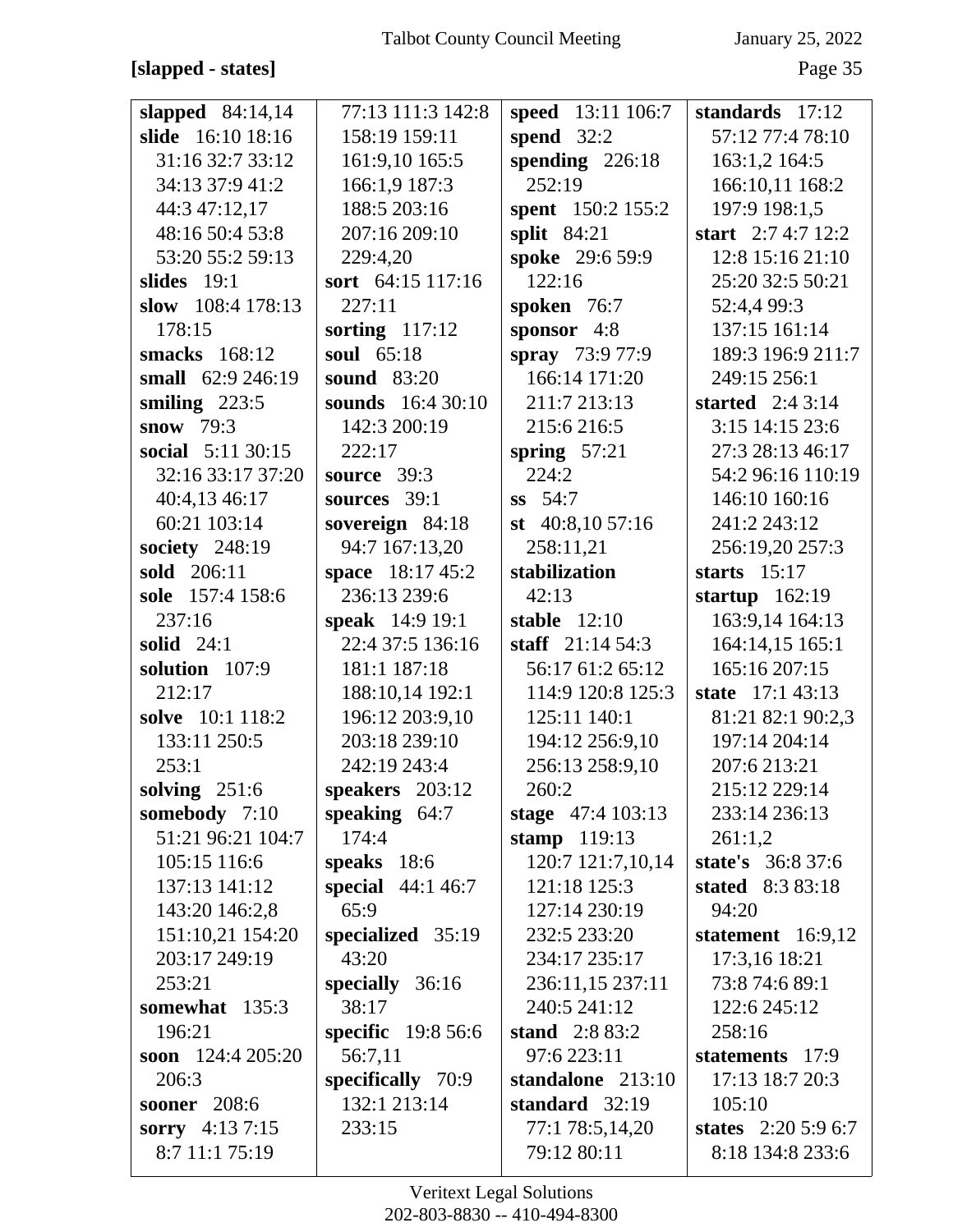**[slapped - states]**

**slapped** 84:14,14
**slide** 16:10 18:16 31:16 32:7 33:12 34:13 37:9 41:2 44:3 47:12,17 48:16 50:4 53:8 53:20 55:2 59:13
**slides** 19:1
**slow** 108:4 178:13 178:15
**smacks** 168:12
**small** 62:9 246:19
**smiling** 223:5
**snow** 79:3
**social** 5:11 30:15 32:16 33:17 37:20 40:4,13 46:17 60:21 103:14
**society** 248:19
**sold** 206:11
**sole** 157:4 158:6 237:16
**solid** 24:1
**solution** 107:9 212:17
**solve** 10:1 118:2 133:11 250:5 253:1
**solving** 251:6
**somebody** 7:10 51:21 96:21 104:7 105:15 116:6 137:13 141:12 143:20 146:2,8 151:10,21 154:20 203:17 249:19 253:21
**somewhat** 135:3 196:21
**soon** 124:4 205:20 206:3
**sooner** 208:6
**sorry** 4:13 7:15 8:7 11:1 75:19 77:13 111:3 142:8 158:19 159:11 161:9,10 165:5 166:1,9 187:3 188:5 203:16 207:16 209:10 229:4,20
**sort** 64:15 117:16 227:11
**sorting** 117:12
**soul** 65:18
**sound** 83:20
**sounds** 16:4 30:10 142:3 200:19 222:17
**source** 39:3
**sources** 39:1
**sovereign** 84:18 94:7 167:13,20
**space** 18:17 45:2 236:13 239:6
**speak** 14:9 19:1 22:4 37:5 136:16 181:1 187:18 188:10,14 192:1 196:12 203:9,10 203:18 239:10 242:19 243:4
**speakers** 203:12
**speaking** 64:7 174:4
**speaks** 18:6
**special** 44:1 46:7 65:9
**specialized** 35:19 43:20
**specially** 36:16 38:17
**specific** 19:8 56:6 56:7,11
**specifically** 70:9 132:1 213:14 233:15
**speed** 13:11 106:7
**spend** 32:2
**spending** 226:18 252:19
**spent** 150:2 155:2
**split** 84:21
**spoke** 29:6 59:9 122:16
**spoken** 76:7
**sponsor** 4:8
**spray** 73:9 77:9 166:14 171:20 211:7 213:13 215:6 216:5
**spring** 57:21 224:2
**ss** 54:7
**st** 40:8,10 57:16 258:11,21
**stabilization** 42:13
**stable** 12:10
**staff** 21:14 54:3 56:17 61:2 65:12 114:9 120:8 125:3 125:11 140:1 194:12 256:9,10 256:13 258:9,10 260:2
**stage** 47:4 103:13
**stamp** 119:13 120:7 121:7,10,14 121:18 125:3 127:14 230:19 232:5 233:20 234:17 235:17 236:11,15 237:11 240:5 241:12
**stand** 2:8 83:2 97:6 223:11
**standalone** 213:10
**standard** 32:19 77:1 78:5,14,20 79:12 80:11
**standards** 17:12 57:12 77:4 78:10 163:1,2 164:5 166:10,11 168:2 197:9 198:1,5
**start** 2:7 4:7 12:2 12:8 15:16 21:10 25:20 32:5 50:21 52:4,4 99:3 137:15 161:14 189:3 196:9 211:7 249:15 256:1
**started** 2:4 3:14 3:15 14:15 23:6 27:3 28:13 46:17 54:2 96:16 110:19 146:10 160:16 241:2 243:12 256:19,20 257:3
**starts** 15:17
**startup** 162:19 163:9,14 164:13 164:14,15 165:1 165:16 207:15
**state** 17:1 43:13 81:21 82:1 90:2,3 197:14 204:14 207:6 213:21 215:12 229:14 233:14 236:13 261:1,2
**state's** 36:8 37:6
**stated** 8:3 83:18 94:20
**statement** 16:9,12 17:3,16 18:21 73:8 74:6 89:1 122:6 245:12 258:16
**statements** 17:9 17:13 18:7 20:3 105:10
**states** 2:20 5:9 6:7 8:18 134:8 233:6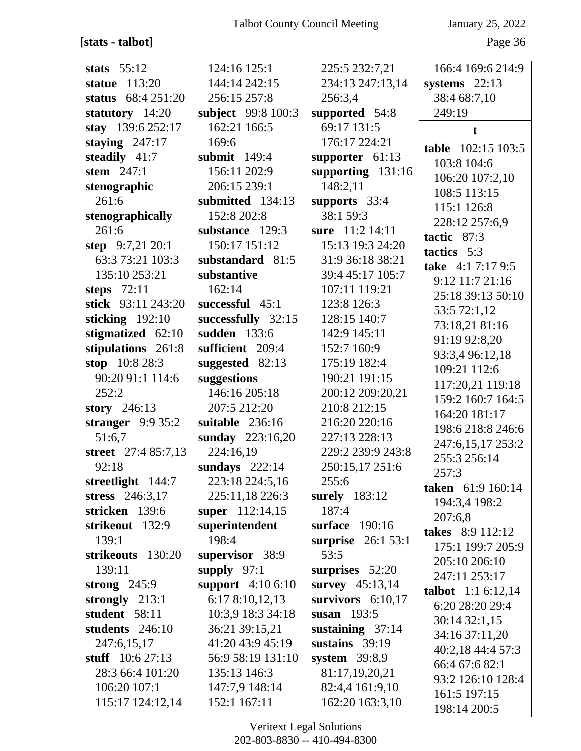**[stats - talbot]**

**stats** 55:12
**statue** 113:20
**status** 68:4 251:20
**statutory** 14:20
**stay** 139:6 252:17
**staying** 247:17
**steadily** 41:7
**stem** 247:1
**stenographic** 261:6
**stenographically** 261:6
**step** 9:7,21 20:1 63:3 73:21 103:3 135:10 253:21
**steps** 72:11
**stick** 93:11 243:20
**sticking** 192:10
**stigmatized** 62:10
**stipulations** 261:8
**stop** 10:8 28:3 90:20 91:1 114:6 252:2
**story** 246:13
**stranger** 9:9 35:2 51:6,7
**street** 27:4 85:7,13 92:18
**streetlight** 144:7
**stress** 246:3,17
**stricken** 139:6
**strikeout** 132:9 139:1
**strikeouts** 130:20 139:11
**strong** 245:9
**strongly** 213:1
**student** 58:11
**students** 246:10 247:6,15,17
**stuff** 10:6 27:13 28:3 66:4 101:20 106:20 107:1 115:17 124:12,14 124:16 125:1 144:14 242:15 256:15 257:8
**subject** 99:8 100:3 162:21 166:5 169:6
**submit** 149:4 156:11 202:9 206:15 239:1
**submitted** 134:13 152:8 202:8
**substance** 129:3 150:17 151:12
**substandard** 81:5
**substantive** 162:14
**successful** 45:1
**successfully** 32:15
**sudden** 133:6
**sufficient** 209:4
**suggested** 82:13
**suggestions** 146:16 205:18 207:5 212:20
**suitable** 236:16
**sunday** 223:16,20 224:16,19
**sundays** 222:14 223:18 224:5,16 225:11,18 226:3
**super** 112:14,15
**superintendent** 198:4
**supervisor** 38:9
**supply** 97:1
**support** 4:10 6:10 6:17 8:10,12,13 10:3,9 18:3 34:18 36:21 39:15,21 41:20 43:9 45:19 56:9 58:19 131:10 135:13 146:3 147:7,9 148:14 152:1 167:11 225:5 232:7,21 234:13 247:13,14 256:3,4
**supported** 54:8 69:17 131:5 176:17 224:21
**supporter** 61:13
**supporting** 131:16 148:2,11
**supports** 33:4 38:1 59:3
**sure** 11:2 14:11 15:13 19:3 24:20 31:9 36:18 38:21 39:4 45:17 105:7 107:11 119:21 123:8 126:3 128:15 140:7 142:9 145:11 152:7 160:9 175:19 182:4 190:21 191:15 200:12 209:20,21 210:8 212:15 216:20 220:16 227:13 228:13 229:2 239:9 243:8 250:15,17 251:6 255:6
**surely** 183:12 187:4
**surface** 190:16
**surprise** 26:1 53:1 53:5
**surprises** 52:20
**survey** 45:13,14
**survivors** 6:10,17
**susan** 193:5
**sustaining** 37:14
**sustains** 39:19
**system** 39:8,9 81:17,19,20,21 82:4,4 161:9,10 162:20 163:3,10 166:4 169:6 214:9
**systems** 22:13 38:4 68:7,10 249:19

### t

**table** 102:15 103:5 103:8 104:6 106:20 107:2,10 108:5 113:15 115:1 126:8 228:12 257:6,9
**tactic** 87:3
**tactics** 5:3
**take** 4:1 7:17 9:5 9:12 11:7 21:16 25:18 39:13 50:10 53:5 72:1,12 73:18,21 81:16 91:19 92:8,20 93:3,4 96:12,18 109:21 112:6 117:20,21 119:18 159:2 160:7 164:5 164:20 181:17 198:6 218:8 246:6 247:6,15,17 253:2 255:3 256:14 257:3
**taken** 61:9 160:14 194:3,4 198:2 207:6,8
**takes** 8:9 112:12 175:1 199:7 205:9 205:10 206:10 247:11 253:17
**talbot** 1:1 6:12,14 6:20 28:20 29:4 30:14 32:1,15 34:16 37:11,20 40:2,18 44:4 57:3 66:4 67:6 82:1 93:2 126:10 128:4 161:5 197:15 198:14 200:5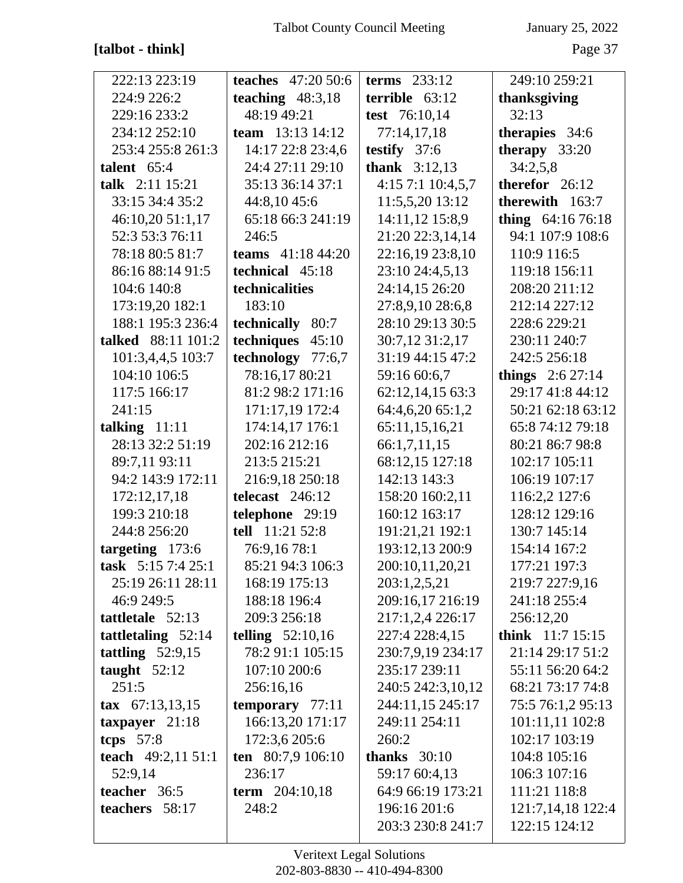**[talbot - think]**

222:13 223:19 224:9 226:2 229:16 233:2 234:12 252:10 253:4 255:8 261:3
**talent** 65:4
**talk** 2:11 15:21 33:15 34:4 35:2 46:10,20 51:1,17 52:3 53:3 76:11 78:18 80:5 81:7 86:16 88:14 91:5 104:6 140:8 173:19,20 182:1 188:1 195:3 236:4
**talked** 88:11 101:2 101:3,4,4,5 103:7 104:10 106:5 117:5 166:17 241:15
**talking** 11:11 28:13 32:2 51:19 89:7,11 93:11 94:2 143:9 172:11 172:12,17,18 199:3 210:18 244:8 256:20
**targeting** 173:6
**task** 5:15 7:4 25:1 25:19 26:11 28:11 46:9 249:5
**tattletale** 52:13
**tattletaling** 52:14
**tattling** 52:9,15
**taught** 52:12 251:5
**tax** 67:13,13,15
**taxpayer** 21:18
**tcps** 57:8
**teach** 49:2,11 51:1 52:9,14
**teacher** 36:5
**teachers** 58:17
**teaches** 47:20 50:6
**teaching** 48:3,18 48:19 49:21
**team** 13:13 14:12 14:17 22:8 23:4,6 24:4 27:11 29:10 35:13 36:14 37:1 44:8,10 45:6 65:18 66:3 241:19 246:5
**teams** 41:18 44:20
**technical** 45:18
**technicalities** 183:10
**technically** 80:7
**techniques** 45:10
**technology** 77:6,7 78:16,17 80:21 81:2 98:2 171:16 171:17,19 172:4 174:14,17 176:1 202:16 212:16 213:5 215:21 216:9,18 250:18
**telecast** 246:12
**telephone** 29:19
**tell** 11:21 52:8 76:9,16 78:1 85:21 94:3 106:3 168:19 175:13 188:18 196:4 209:3 256:18
**telling** 52:10,16 78:2 91:1 105:15 107:10 200:6 256:16,16
**temporary** 77:11 166:13,20 171:17 172:3,6 205:6
**ten** 80:7,9 106:10 236:17
**term** 204:10,18 248:2
**terms** 233:12
**terrible** 63:12
**test** 76:10,14 77:14,17,18
**testify** 37:6
**thank** 3:12,13 4:15 7:1 10:4,5,7 11:5,5,20 13:12 14:11,12 15:8,9 21:20 22:3,14,14 22:16,19 23:8,10 23:10 24:4,5,13 24:14,15 26:20 27:8,9,10 28:6,8 28:10 29:13 30:5 30:7,12 31:2,17 31:19 44:15 47:2 59:16 60:6,7 62:12,14,15 63:3 64:4,6,20 65:1,2 65:11,15,16,21 66:1,7,11,15 68:12,15 127:18 142:13 143:3 158:20 160:2,11 160:12 163:17 191:21,21 192:1 193:12,13 200:9 200:10,11,20,21 203:1,2,5,21 209:16,17 216:19 217:1,2,4 226:17 227:4 228:4,15 230:7,9,19 234:17 235:17 239:11 240:5 242:3,10,12 244:11,15 245:17 249:11 254:11 260:2
**thanks** 30:10 59:17 60:4,13 64:9 66:19 173:21 196:16 201:6 203:3 230:8 241:7 249:10 259:21
**thanksgiving** 32:13
**therapies** 34:6
**therapy** 33:20 34:2,5,8
**therefor** 26:12
**therewith** 163:7
**thing** 64:16 76:18 94:1 107:9 108:6 110:9 116:5 119:18 156:11 208:20 211:12 212:14 227:12 228:6 229:21 230:11 240:7 242:5 256:18
**things** 2:6 27:14 29:17 41:8 44:12 50:21 62:18 63:12 65:8 74:12 79:18 80:21 86:7 98:8 102:17 105:11 106:19 107:17 116:2,2 127:6 128:12 129:16 130:7 145:14 154:14 167:2 177:21 197:3 219:7 227:9,16 241:18 255:4 256:12,20
**think** 11:7 15:15 21:14 29:17 51:2 55:11 56:20 64:2 68:21 73:17 74:8 75:5 76:1,2 95:13 101:11,11 102:8 102:17 103:19 104:8 105:16 106:3 107:16 111:21 118:8 121:7,14,18 122:4 122:15 124:12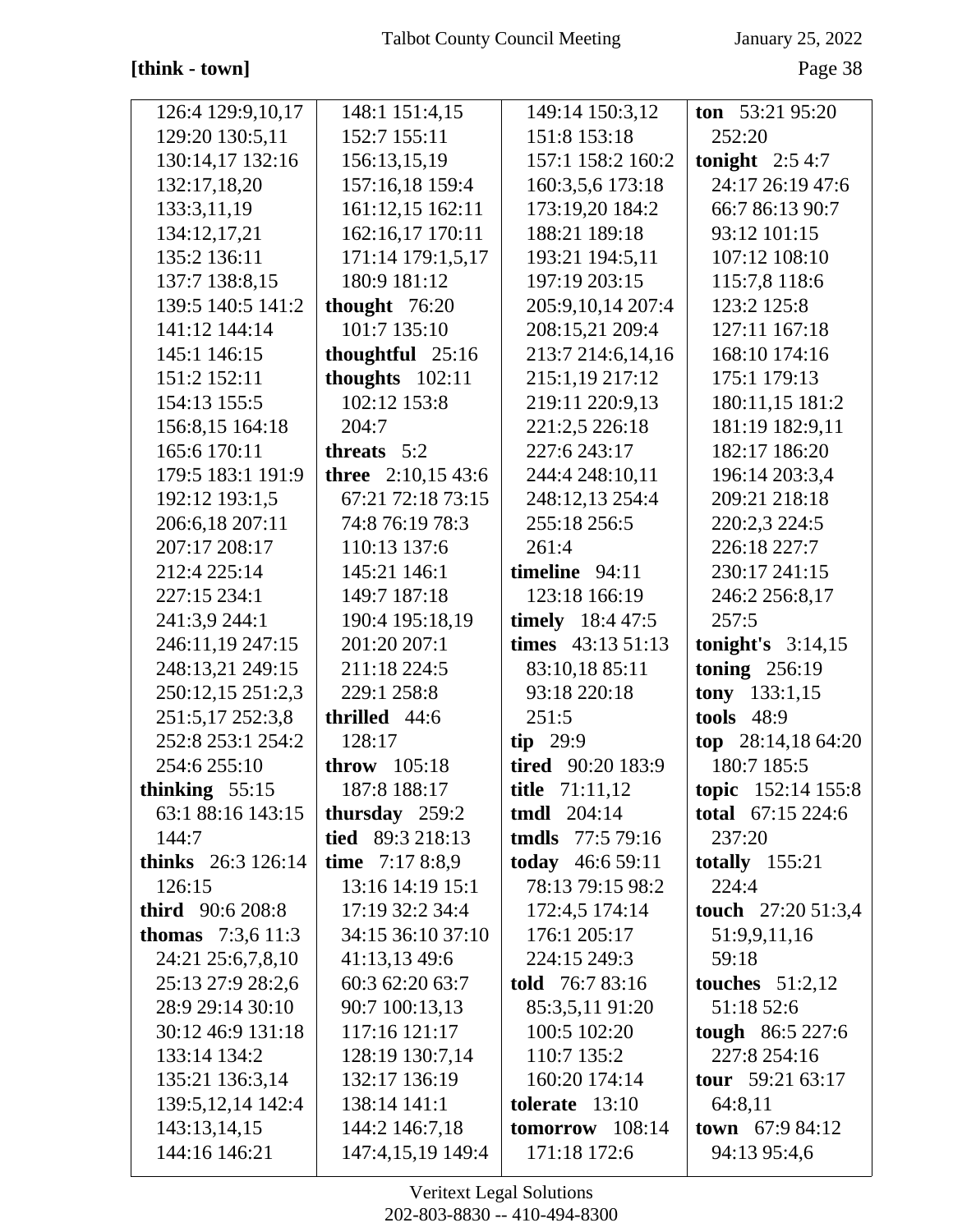**[think - town]**

126:4 129:9,10,17
129:20 130:5,11
130:14,17 132:16
132:17,18,20
133:3,11,19
134:12,17,21
135:2 136:11
137:7 138:8,15
139:5 140:5 141:2
141:12 144:14
145:1 146:15
151:2 152:11
154:13 155:5
156:8,15 164:18
165:6 170:11
179:5 183:1 191:9
192:12 193:1,5
206:6,18 207:11
207:17 208:17
212:4 225:14
227:15 234:1
241:3,9 244:1
246:11,19 247:15
248:13,21 249:15
250:12,15 251:2,3
251:5,17 252:3,8
252:8 253:1 254:2
254:6 255:10

**thinking** 55:15
63:1 88:16 143:15
144:7

**thinks** 26:3 126:14
126:15

**third** 90:6 208:8

**thomas** 7:3,6 11:3
24:21 25:6,7,8,10
25:13 27:9 28:2,6
28:9 29:14 30:10
30:12 46:9 131:18
133:14 134:2
135:21 136:3,14
139:5,12,14 142:4
143:13,14,15
144:16 146:21
148:1 151:4,15
152:7 155:11
156:13,15,19
157:16,18 159:4
161:12,15 162:11
162:16,17 170:11
171:14 179:1,5,17
180:9 181:12

**thought** 76:20
101:7 135:10

**thoughtful** 25:16

**thoughts** 102:11
102:12 153:8
204:7

**threats** 5:2

**three** 2:10,15 43:6
67:21 72:18 73:15
74:8 76:19 78:3
110:13 137:6
145:21 146:1
149:7 187:18
190:4 195:18,19
201:20 207:1
211:18 224:5
229:1 258:8

**thrilled** 44:6
128:17

**throw** 105:18
187:8 188:17

**thursday** 259:2

**tied** 89:3 218:13

**time** 7:17 8:8,9
13:16 14:19 15:1
17:19 32:2 34:4
34:15 36:10 37:10
41:13,13 49:6
60:3 62:20 63:7
90:7 100:13,13
117:16 121:17
128:19 130:7,14
132:17 136:19
138:14 141:1
144:2 146:7,18
147:4,15,19 149:4
149:14 150:3,12
151:8 153:18
157:1 158:2 160:2
160:3,5,6 173:18
173:19,20 184:2
188:21 189:18
193:21 194:5,11
197:19 203:15
205:9,10,14 207:4
208:15,21 209:4
213:7 214:6,14,16
215:1,19 217:12
219:11 220:9,13
221:2,5 226:18
227:6 243:17
244:4 248:10,11
248:12,13 254:4
255:18 256:5
261:4

**timeline** 94:11
123:18 166:19

**timely** 18:4 47:5

**times** 43:13 51:13
83:10,18 85:11
93:18 220:18
251:5

**tip** 29:9

**tired** 90:20 183:9

**title** 71:11,12

**tmdl** 204:14

**tmdls** 77:5 79:16

**today** 46:6 59:11
78:13 79:15 98:2
172:4,5 174:14
176:1 205:17
224:15 249:3

**told** 76:7 83:16
85:3,5,11 91:20
100:5 102:20
110:7 135:2
160:20 174:14

**tolerate** 13:10

**tomorrow** 108:14
171:18 172:6

**ton** 53:21 95:20
252:20

**tonight** 2:5 4:7
24:17 26:19 47:6
66:7 86:13 90:7
93:12 101:15
107:12 108:10
115:7,8 118:6
123:2 125:8
127:11 167:18
168:10 174:16
175:1 179:13
180:11,15 181:2
181:19 182:9,11
182:17 186:20
196:14 203:3,4
209:21 218:18
220:2,3 224:5
226:18 227:7
230:17 241:15
246:2 256:8,17
257:5

**tonight's** 3:14,15

**toning** 256:19

**tony** 133:1,15

**tools** 48:9

**top** 28:14,18 64:20
180:7 185:5

**topic** 152:14 155:8

**total** 67:15 224:6
237:20

**totally** 155:21
224:4

**touch** 27:20 51:3,4
51:9,9,11,16
59:18

**touches** 51:2,12
51:18 52:6

**tough** 86:5 227:6
227:8 254:16

**tour** 59:21 63:17
64:8,11

**town** 67:9 84:12
94:13 95:4,6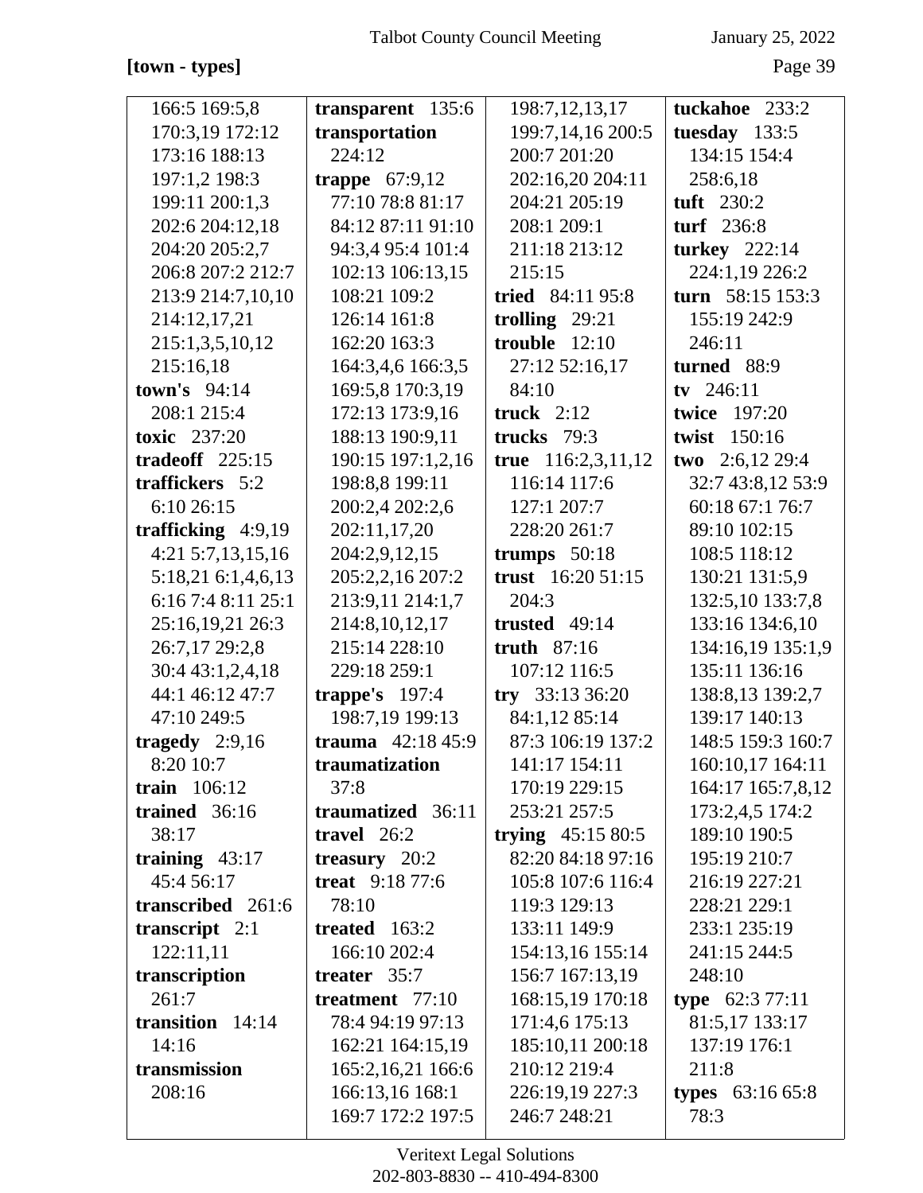**[town - types]**

166:5 169:5,8 170:3,19 172:12 173:16 188:13 197:1,2 198:3 199:11 200:1,3 202:6 204:12,18 204:20 205:2,7 206:8 207:2 212:7 213:9 214:7,10,10 214:12,17,21 215:1,3,5,10,12 215:16,18

**town's** 94:14 208:1 215:4

**toxic** 237:20

**tradeoff** 225:15

**traffickers** 5:2 6:10 26:15

**trafficking** 4:9,19 4:21 5:7,13,15,16 5:18,21 6:1,4,6,13 6:16 7:4 8:11 25:1 25:16,19,21 26:3 26:7,17 29:2,8 30:4 43:1,2,4,18 44:1 46:12 47:7 47:10 249:5

**tragedy** 2:9,16 8:20 10:7

**train** 106:12

**trained** 36:16 38:17

**training** 43:17 45:4 56:17

**transcribed** 261:6

**transcript** 2:1 122:11,11

**transcription** 261:7

**transition** 14:14 14:16

**transmission** 208:16

**transparent** 135:6

**transportation** 224:12

**trappe** 67:9,12 77:10 78:8 81:17 84:12 87:11 91:10 94:3,4 95:4 101:4 102:13 106:13,15 108:21 109:2 126:14 161:8 162:20 163:3 164:3,4,6 166:3,5 169:5,8 170:3,19 172:13 173:9,16 188:13 190:9,11 190:15 197:1,2,16 198:8,8 199:11 200:2,4 202:2,6 202:11,17,20 204:2,9,12,15 205:2,2,16 207:2 213:9,11 214:1,7 214:8,10,12,17 215:14 228:10 229:18 259:1

**trappe's** 197:4 198:7,19 199:13

**trauma** 42:18 45:9

**traumatization** 37:8

**traumatized** 36:11

**travel** 26:2

**treasury** 20:2

**treat** 9:18 77:6 78:10

**treated** 163:2 166:10 202:4

**treater** 35:7

**treatment** 77:10 78:4 94:19 97:13 162:21 164:15,19 165:2,16,21 166:6 166:13,16 168:1 169:7 172:2 197:5 198:7,12,13,17 199:7,14,16 200:5 200:7 201:20 202:16,20 204:11 204:21 205:19 208:1 209:1 211:18 213:12 215:15

**tried** 84:11 95:8

**trolling** 29:21

**trouble** 12:10 27:12 52:16,17 84:10

**truck** 2:12

**trucks** 79:3

**true** 116:2,3,11,12 116:14 117:6 127:1 207:7 228:20 261:7

**trumps** 50:18

**trust** 16:20 51:15 204:3

**trusted** 49:14

**truth** 87:16 107:12 116:5

**try** 33:13 36:20 84:1,12 85:14 87:3 106:19 137:2 141:17 154:11 170:19 229:15 253:21 257:5

**trying** 45:15 80:5 82:20 84:18 97:16 105:8 107:6 116:4 119:3 129:13 133:11 149:9 154:13,16 155:14 156:7 167:13,19 168:15,19 170:18 171:4,6 175:13 185:10,11 200:18 210:12 219:4 226:19,19 227:3 246:7 248:21

**tuckahoe** 233:2

**tuesday** 133:5 134:15 154:4 258:6,18

**tuft** 230:2

**turf** 236:8

**turkey** 222:14 224:1,19 226:2

**turn** 58:15 153:3 155:19 242:9 246:11

**turned** 88:9

**tv** 246:11

**twice** 197:20

**twist** 150:16

**two** 2:6,12 29:4 32:7 43:8,12 53:9 60:18 67:1 76:7 89:10 102:15 108:5 118:12 130:21 131:5,9 132:5,10 133:7,8 133:16 134:6,10 134:16,19 135:1,9 135:11 136:16 138:8,13 139:2,7 139:17 140:13 148:5 159:3 160:7 160:10,17 164:11 164:17 165:7,8,12 173:2,4,5 174:2 189:10 190:5 195:19 210:7 216:19 227:21 228:21 229:1 233:1 235:19 241:15 244:5 248:10

**type** 62:3 77:11 81:5,17 133:17 137:19 176:1 211:8

**types** 63:16 65:8 78:3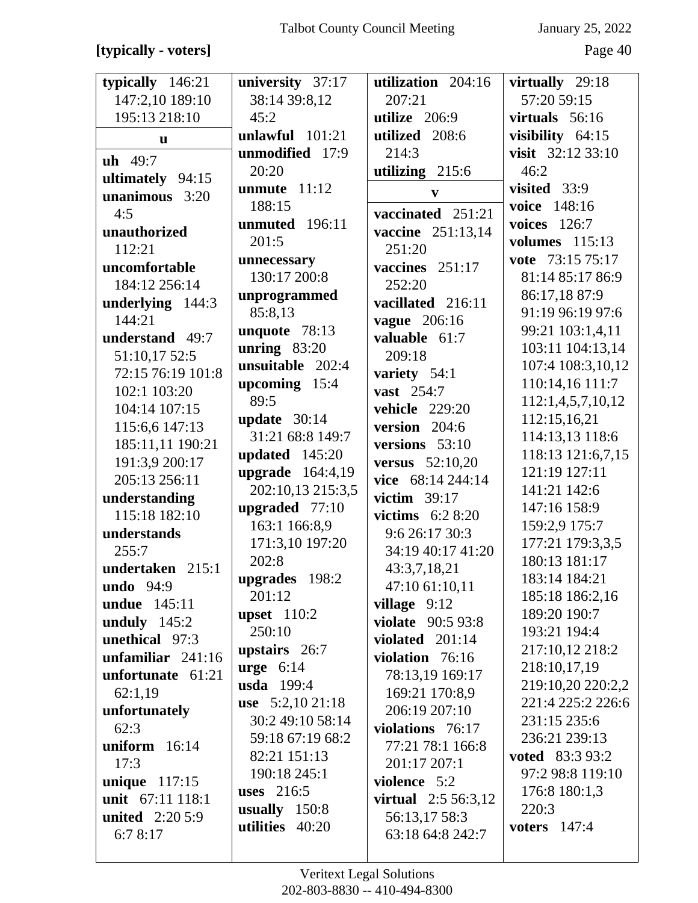**[typically - voters]**

**typically** 146:21 147:2,10 189:10 195:13 218:10

**u**

**uh** 49:7
**ultimately** 94:15
**unanimous** 3:20 4:5
**unauthorized** 112:21
**uncomfortable** 184:12 256:14
**underlying** 144:3 144:21
**understand** 49:7 51:10,17 52:5 72:15 76:19 101:8 102:1 103:20 104:14 107:15 115:6,6 147:13 185:11,11 190:21 191:3,9 200:17 205:13 256:11
**understanding** 115:18 182:10
**understands** 255:7
**undertaken** 215:1
**undo** 94:9
**undue** 145:11
**unduly** 145:2
**unethical** 97:3
**unfamiliar** 241:16
**unfortunate** 61:21 62:1,19
**unfortunately** 62:3
**uniform** 16:14 17:3
**unique** 117:15
**unit** 67:11 118:1
**united** 2:20 5:9 6:7 8:17
**university** 37:17 38:14 39:8,12 45:2
**unlawful** 101:21
**unmodified** 17:9 20:20
**unmute** 11:12 188:15
**unmuted** 196:11 201:5
**unnecessary** 130:17 200:8
**unprogrammed** 85:8,13
**unquote** 78:13
**unring** 83:20
**unsuitable** 202:4
**upcoming** 15:4 89:5
**update** 30:14 31:21 68:8 149:7
**updated** 145:20
**upgrade** 164:4,19 202:10,13 215:3,5
**upgraded** 77:10 163:1 166:8,9 171:3,10 197:20 202:8
**upgrades** 198:2 201:12
**upset** 110:2 250:10
**upstairs** 26:7
**urge** 6:14
**usda** 199:4
**use** 5:2,10 21:18 30:2 49:10 58:14 59:18 67:19 68:2 82:21 151:13 190:18 245:1
**uses** 216:5
**usually** 150:8
**utilities** 40:20
**utilization** 204:16 207:21
**utilize** 206:9
**utilized** 208:6 214:3
**utilizing** 215:6

**v**

**vaccinated** 251:21
**vaccine** 251:13,14 251:20
**vaccines** 251:17 252:20
**vacillated** 216:11
**vague** 206:16
**valuable** 61:7 209:18
**variety** 54:1
**vast** 254:7
**vehicle** 229:20
**version** 204:6
**versions** 53:10
**versus** 52:10,20
**vice** 68:14 244:14
**victim** 39:17
**victims** 6:2 8:20 9:6 26:17 30:3 34:19 40:17 41:20 43:3,7,18,21 47:10 61:10,11
**village** 9:12
**violate** 90:5 93:8
**violated** 201:14
**violation** 76:16 78:13,19 169:17 169:21 170:8,9 206:19 207:10
**violations** 76:17 77:21 78:1 166:8 201:17 207:1
**violence** 5:2
**virtual** 2:5 56:3,12 56:13,17 58:3 63:18 64:8 242:7
**virtually** 29:18 57:20 59:15
**virtuals** 56:16
**visibility** 64:15
**visit** 32:12 33:10 46:2
**visited** 33:9
**voice** 148:16
**voices** 126:7
**volumes** 115:13
**vote** 73:15 75:17 81:14 85:17 86:9 86:17,18 87:9 91:19 96:19 97:6 99:21 103:1,4,11 103:11 104:13,14 107:4 108:3,10,12 110:14,16 111:7 112:1,4,5,7,10,12 112:15,16,21 114:13,13 118:6 118:13 121:6,7,15 121:19 127:11 141:21 142:6 147:16 158:9 159:2,9 175:7 177:21 179:3,3,5 180:13 181:17 183:14 184:21 185:18 186:2,16 189:20 190:7 193:21 194:4 217:10,12 218:2 218:10,17,19 219:10,20 220:2,2 221:4 225:2 226:6 231:15 235:6 236:21 239:13
**voted** 83:3 93:2 97:2 98:8 119:10 176:8 180:1,3 220:3
**voters** 147:4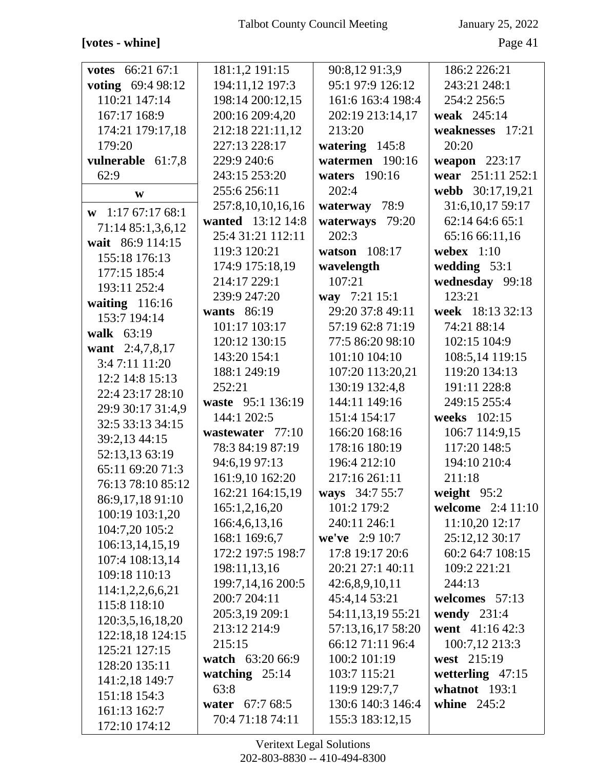**[votes - whine]**

**votes** 66:21 67:1
**voting** 69:4 98:12 110:21 147:14 167:17 168:9 174:21 179:17,18 179:20
**vulnerable** 61:7,8 62:9

**w**

**w** 1:17 67:17 68:1 71:14 85:1,3,6,12
**wait** 86:9 114:15 155:18 176:13 177:15 185:4 193:11 252:4
**waiting** 116:16 153:7 194:14
**walk** 63:19
**want** 2:4,7,8,17 3:4 7:11 11:20 12:2 14:8 15:13 22:4 23:17 28:10 29:9 30:17 31:4,9 32:5 33:13 34:15 39:2,13 44:15 52:13,13 63:19 65:11 69:20 71:3 76:13 78:10 85:12 86:9,17,18 91:10 100:19 103:1,20 104:7,20 105:2 106:13,14,15,19 107:4 108:13,14 109:18 110:13 114:1,2,2,6,6,21 115:8 118:10 120:3,5,16,18,20 122:18,18 124:15 125:21 127:15 128:20 135:11 141:2,18 149:7 151:18 154:3 161:13 162:7 172:10 174:12 181:1,2 191:15 194:11,12 197:3 198:14 200:12,15 200:16 209:4,20 212:18 221:11,12 227:13 228:17 229:9 240:6 243:15 253:20 255:6 256:11 257:8,10,10,16,16
**wanted** 13:12 14:8 25:4 31:21 112:11 119:3 120:21 174:9 175:18,19 214:17 229:1 239:9 247:20
**wants** 86:19 101:17 103:17 120:12 130:15 143:20 154:1 188:1 249:19 252:21
**waste** 95:1 136:19 144:1 202:5
**wastewater** 77:10 78:3 84:19 87:19 94:6,19 97:13 161:9,10 162:20 162:21 164:15,19 165:1,2,16,20 166:4,6,13,16 168:1 169:6,7 172:2 197:5 198:7 198:11,13,16 199:7,14,16 200:5 200:7 204:11 205:3,19 209:1 213:12 214:9 215:15
**watch** 63:20 66:9
**watching** 25:14 63:8
**water** 67:7 68:5 70:4 71:18 74:11 90:8,12 91:3,9 95:1 97:9 126:12 161:6 163:4 198:4 202:19 213:14,17 213:20
**watering** 145:8
**watermen** 190:16
**waters** 190:16 202:4
**waterway** 78:9
**waterways** 79:20 202:3
**watson** 108:17
**wavelength** 107:21
**way** 7:21 15:1 29:20 37:8 49:11 57:19 62:8 71:19 77:5 86:20 98:10 101:10 104:10 107:20 113:20,21 130:19 132:4,8 144:11 149:16 151:4 154:17 166:20 168:16 178:16 180:19 196:4 212:10 217:16 261:11
**ways** 34:7 55:7 101:2 179:2 240:11 246:1
**we've** 2:9 10:7 17:8 19:17 20:6 20:21 27:1 40:11 42:6,8,9,10,11 45:4,14 53:21 54:11,13,19 55:21 57:13,16,17 58:20 66:12 71:11 96:4 100:2 101:19 103:7 115:21 119:9 129:7,7 130:6 140:3 146:4 155:3 183:12,15 186:2 226:21 243:21 248:1 254:2 256:5
**weak** 245:14
**weaknesses** 17:21 20:20
**weapon** 223:17
**wear** 251:11 252:1
**webb** 30:17,19,21 31:6,10,17 59:17 62:14 64:6 65:1 65:16 66:11,16
**webex** 1:10
**wedding** 53:1
**wednesday** 99:18 123:21
**week** 18:13 32:13 74:21 88:14 102:15 104:9 108:5,14 119:15 119:20 134:13 191:11 228:8 249:15 255:4
**weeks** 102:15 106:7 114:9,15 117:20 148:5 194:10 210:4 211:18
**weight** 95:2
**welcome** 2:4 11:10 11:10,20 12:17 25:12,12 30:17 60:2 64:7 108:15 109:2 221:21 244:13
**welcomes** 57:13
**wendy** 231:4
**went** 41:16 42:3 100:7,12 213:3
**west** 215:19
**wetterling** 47:15
**whatnot** 193:1
**whine** 245:2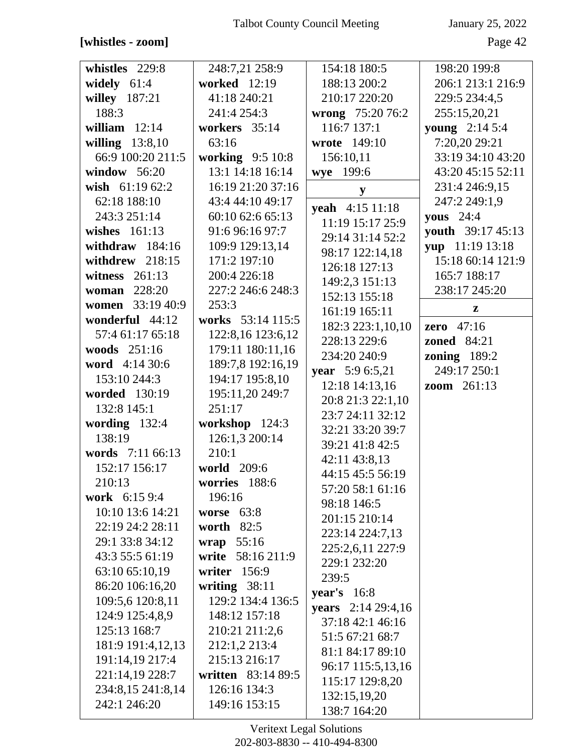**[whistles - zoom]**

**whistles** 229:8
**widely** 61:4
**willey** 187:21 188:3
**william** 12:14
**willing** 13:8,10 66:9 100:20 211:5
**window** 56:20
**wish** 61:19 62:2 62:18 188:10 243:3 251:14
**wishes** 161:13
**withdraw** 184:16
**withdrew** 218:15
**witness** 261:13
**woman** 228:20
**women** 33:19 40:9
**wonderful** 44:12 57:4 61:17 65:18
**woods** 251:16
**word** 4:14 30:6 153:10 244:3
**worded** 130:19 132:8 145:1
**wording** 132:4 138:19
**words** 7:11 66:13 152:17 156:17 210:13
**work** 6:15 9:4 10:10 13:6 14:21 22:19 24:2 28:11 29:1 33:8 34:12 43:3 55:5 61:19 63:10 65:10,19 86:20 106:16,20 109:5,6 120:8,11 124:9 125:4,8,9 125:13 168:7 181:9 191:4,12,13 191:14,19 217:4 221:14,19 228:7 234:8,15 241:8,14 242:1 246:20 248:7,21 258:9
**worked** 12:19 41:18 240:21 241:4 254:3
**workers** 35:14 63:16
**working** 9:5 10:8 13:1 14:18 16:14 16:19 21:20 37:16 43:4 44:10 49:17 60:10 62:6 65:13 91:6 96:16 97:7 109:9 129:13,14 171:2 197:10 200:4 226:18 227:2 246:6 248:3 253:3
**works** 53:14 115:5 122:8,16 123:6,12 179:11 180:11,16 189:7,8 192:16,19 194:17 195:8,10 195:11,20 249:7 251:17
**workshop** 124:3 126:1,3 200:14 210:1
**world** 209:6
**worries** 188:6 196:16
**worse** 63:8
**worth** 82:5
**wrap** 55:16
**write** 58:16 211:9
**writer** 156:9
**writing** 38:11 129:2 134:4 136:5 148:12 157:18 210:21 211:2,6 212:1,2 213:4 215:13 216:17
**written** 83:14 89:5 126:16 134:3 149:16 153:15 154:18 180:5 188:13 200:2 210:17 220:20
**wrong** 75:20 76:2 116:7 137:1
**wrote** 149:10 156:10,11
**wye** 199:6

**y**

**yeah** 4:15 11:18 11:19 15:17 25:9 29:14 31:14 52:2 98:17 122:14,18 126:18 127:13 149:2,3 151:13 152:13 155:18 161:19 165:11 182:3 223:1,10,10 228:13 229:6 234:20 240:9
**year** 5:9 6:5,21 12:18 14:13,16 20:8 21:3 22:1,10 23:7 24:11 32:12 32:21 33:20 39:7 39:21 41:8 42:5 42:11 43:8,13 44:15 45:5 56:19 57:20 58:1 61:16 98:18 146:5 201:15 210:14 223:14 224:7,13 225:2,6,11 227:9 229:1 232:20 239:5
**year's** 16:8
**years** 2:14 29:4,16 37:18 42:1 46:16 51:5 67:21 68:7 81:1 84:17 89:10 96:17 115:5,13,16 115:17 129:8,20 132:15,19,20 138:7 164:20 198:20 199:8 206:1 213:1 216:9 229:5 234:4,5 255:15,20,21
**young** 2:14 5:4 7:20,20 29:21 33:19 34:10 43:20 43:20 45:15 52:11 231:4 246:9,15 247:2 249:1,9
**yous** 24:4
**youth** 39:17 45:13
**yup** 11:19 13:18 15:18 60:14 121:9 165:7 188:17 238:17 245:20

**z**

**zero** 47:16
**zoned** 84:21
**zoning** 189:2 249:17 250:1
**zoom** 261:13